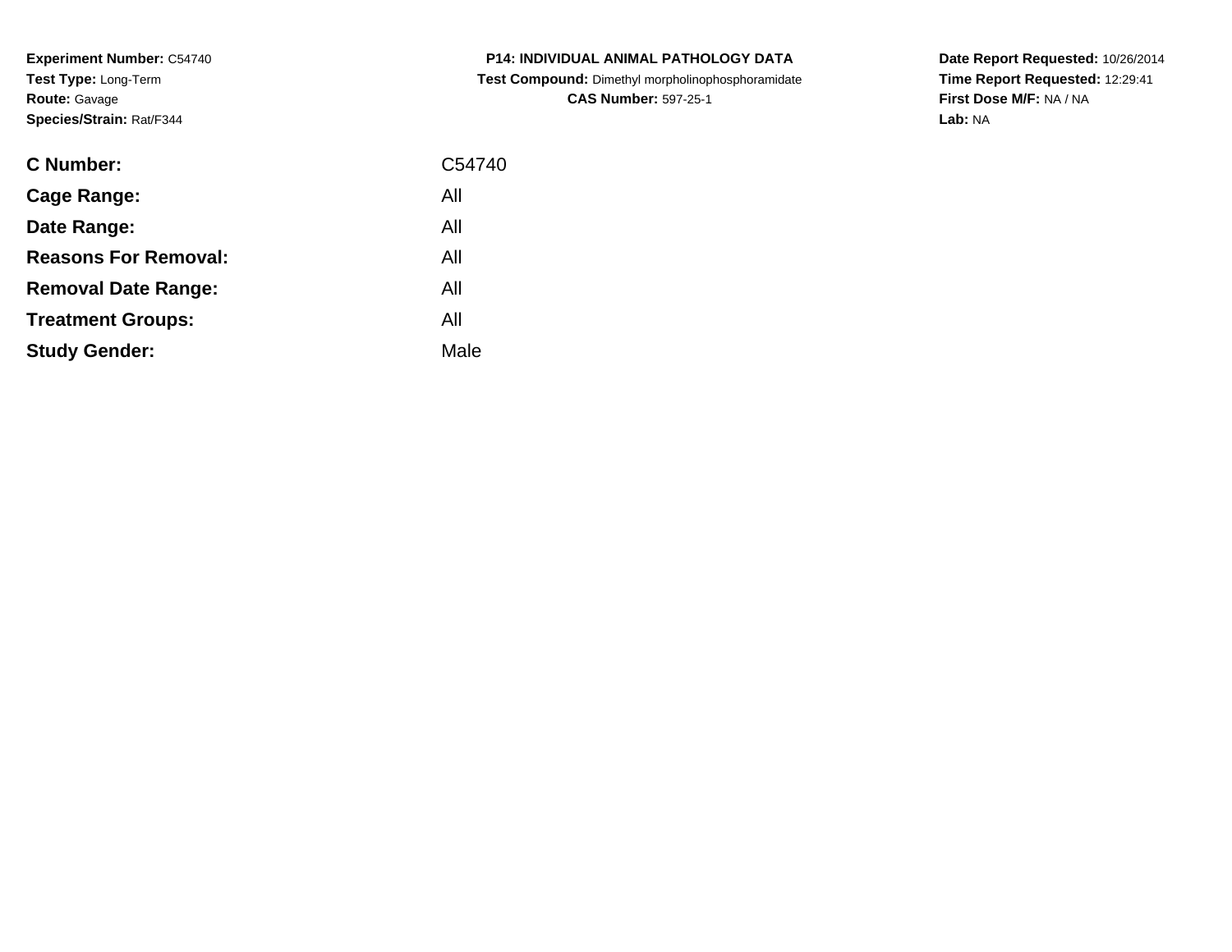**Experiment Number:** C54740
**Test Type:** Long-Term
**Route:** Gavage
**Species/Strain:** Rat/F344

**P14: INDIVIDUAL ANIMAL PATHOLOGY DATA**
**Test Compound:** Dimethyl morpholinophosphoramidate
**CAS Number:** 597-25-1

**Date Report Requested:** 10/26/2014
**Time Report Requested:** 12:29:41
**First Dose M/F:** NA / NA
**Lab:** NA

| | |
|---|---|
| **C Number:** | C54740 |
| **Cage Range:** | All |
| **Date Range:** | All |
| **Reasons For Removal:** | All |
| **Removal Date Range:** | All |
| **Treatment Groups:** | All |
| **Study Gender:** | Male |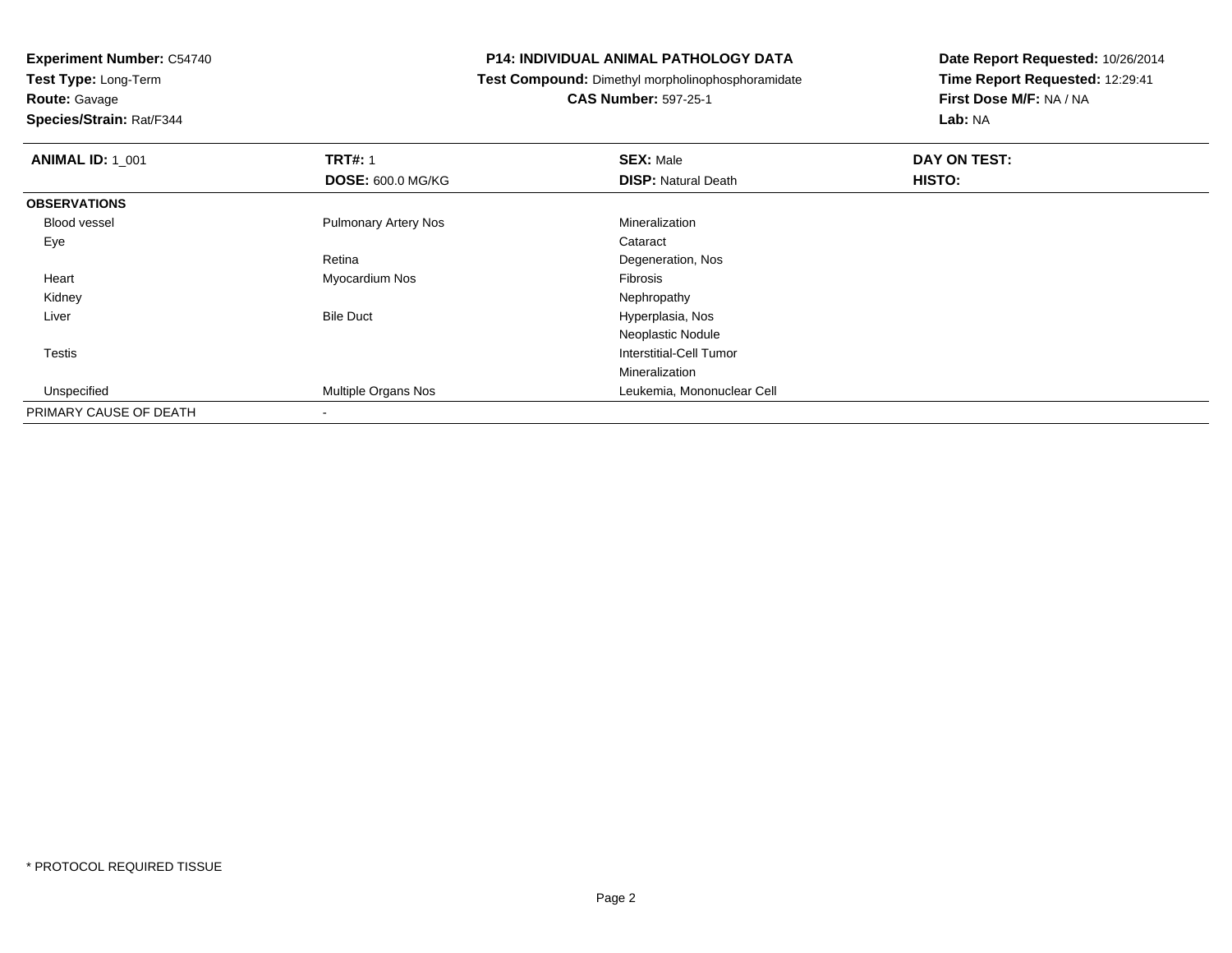**Experiment Number:** C54740
**Test Type:** Long-Term
**Route:** Gavage
**Species/Strain:** Rat/F344

**P14: INDIVIDUAL ANIMAL PATHOLOGY DATA**
**Test Compound:** Dimethyl morpholinophosphoramidate
**CAS Number:** 597-25-1

**Date Report Requested:** 10/26/2014
**Time Report Requested:** 12:29:41
**First Dose M/F:** NA / NA
**Lab:** NA

| **ANIMAL ID:** 1_001 | **TRT#:** 1 | **SEX:** Male | **DAY ON TEST:** |
|---|---|---|---|
| | **DOSE:** 600.0 MG/KG | **DISP:** Natural Death | **HISTO:** |
| **OBSERVATIONS** | | | |
| Blood vessel | Pulmonary Artery Nos | Mineralization | |
| Eye | | Cataract | |
| | Retina | Degeneration, Nos | |
| Heart | Myocardium Nos | Fibrosis | |
| Kidney | | Nephropathy | |
| Liver | Bile Duct | Hyperplasia, Nos | |
| | | Neoplastic Nodule | |
| Testis | | Interstitial-Cell Tumor | |
| | | Mineralization | |
| Unspecified | Multiple Organs Nos | Leukemia, Mononuclear Cell | |
| PRIMARY CAUSE OF DEATH | - | | |

* PROTOCOL REQUIRED TISSUE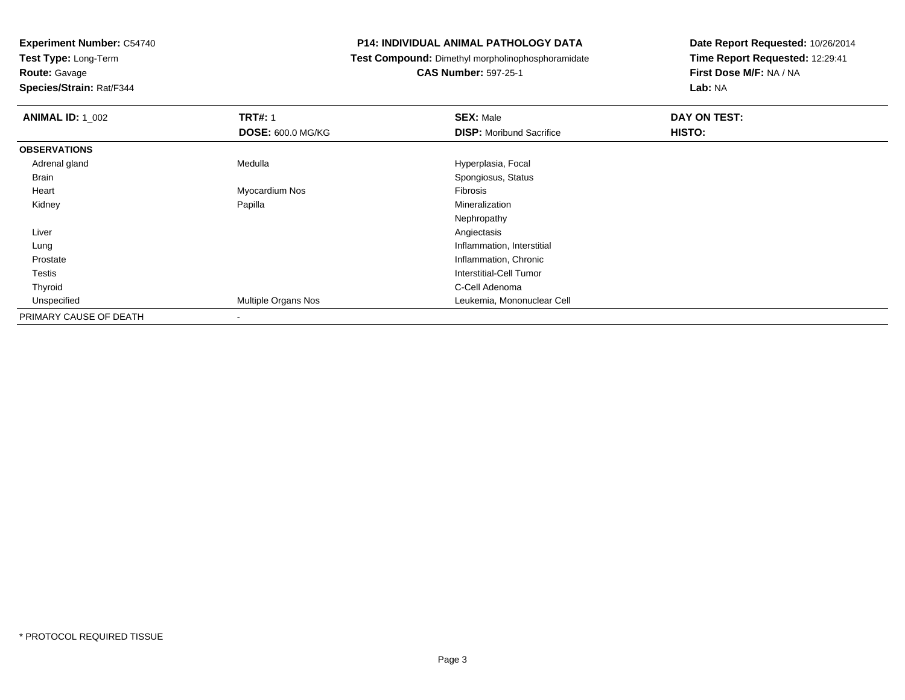**Experiment Number:** C54740
**Test Type:** Long-Term
**Route:** Gavage
**Species/Strain:** Rat/F344

**P14: INDIVIDUAL ANIMAL PATHOLOGY DATA**
**Test Compound:** Dimethyl morpholinophosphoramidate
**CAS Number:** 597-25-1

**Date Report Requested:** 10/26/2014
**Time Report Requested:** 12:29:41
**First Dose M/F:** NA / NA
**Lab:** NA

| **ANIMAL ID:** 1_002 | **TRT#:** 1 | **SEX:** Male | **DAY ON TEST:** |
|---|---|---|---|
| | **DOSE:** 600.0 MG/KG | **DISP:** Moribund Sacrifice | **HISTO:** |
| **OBSERVATIONS** | | | |
| Adrenal gland | Medulla | Hyperplasia, Focal | |
| Brain | | Spongiosus, Status | |
| Heart | Myocardium Nos | Fibrosis | |
| Kidney | Papilla | Mineralization | |
| | | Nephropathy | |
| Liver | | Angiectasis | |
| Lung | | Inflammation, Interstitial | |
| Prostate | | Inflammation, Chronic | |
| Testis | | Interstitial-Cell Tumor | |
| Thyroid | | C-Cell Adenoma | |
| Unspecified | Multiple Organs Nos | Leukemia, Mononuclear Cell | |
| PRIMARY CAUSE OF DEATH | - | | |

* PROTOCOL REQUIRED TISSUE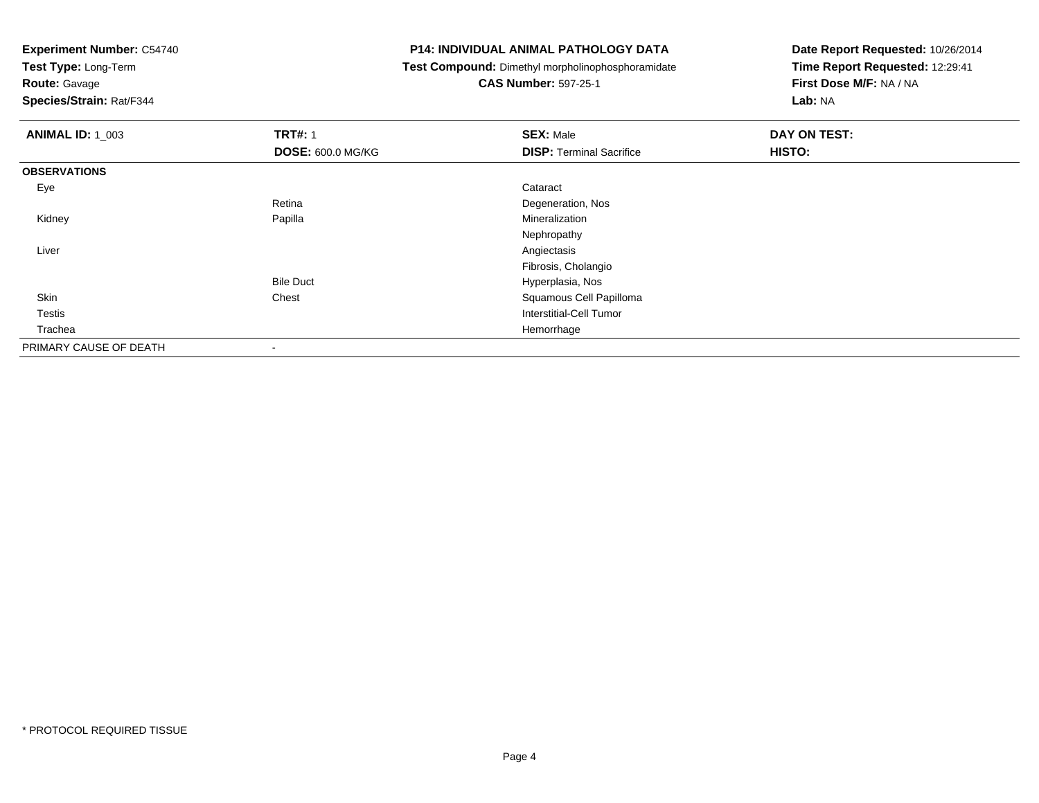**Experiment Number:** C54740
**Test Type:** Long-Term
**Route:** Gavage
**Species/Strain:** Rat/F344

**P14: INDIVIDUAL ANIMAL PATHOLOGY DATA**
**Test Compound:** Dimethyl morpholinophosphoramidate
**CAS Number:** 597-25-1

**Date Report Requested:** 10/26/2014
**Time Report Requested:** 12:29:41
**First Dose M/F:** NA / NA
**Lab:** NA

| **ANIMAL ID:** 1_003 | **TRT#:** 1 | **SEX:** Male | **DAY ON TEST:** |
|---|---|---|---|
| | **DOSE:** 600.0 MG/KG | **DISP:** Terminal Sacrifice | **HISTO:** |
| **OBSERVATIONS** | | | |
| Eye | | Cataract | |
| | Retina | Degeneration, Nos | |
| Kidney | Papilla | Mineralization | |
| | | Nephropathy | |
| Liver | | Angiectasis | |
| | | Fibrosis, Cholangio | |
| | Bile Duct | Hyperplasia, Nos | |
| Skin | Chest | Squamous Cell Papilloma | |
| Testis | | Interstitial-Cell Tumor | |
| Trachea | | Hemorrhage | |
| PRIMARY CAUSE OF DEATH | - | | |

* PROTOCOL REQUIRED TISSUE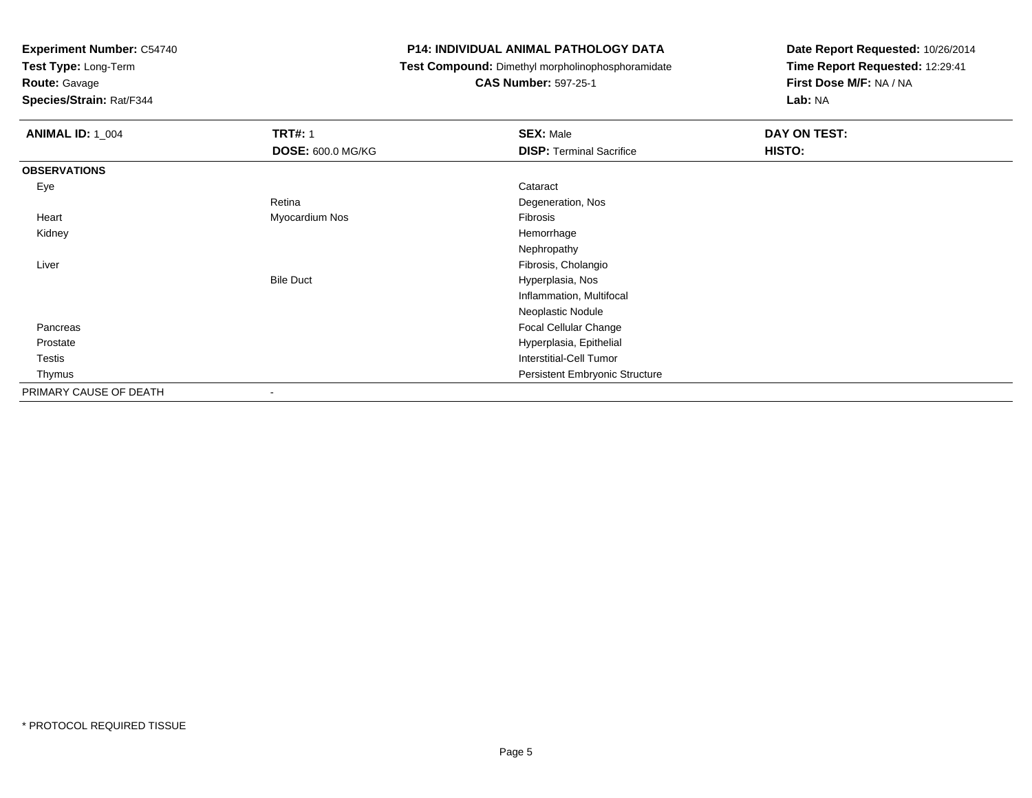**Experiment Number:** C54740
**Test Type:** Long-Term
**Route:** Gavage
**Species/Strain:** Rat/F344

## P14: INDIVIDUAL ANIMAL PATHOLOGY DATA

**Test Compound:** Dimethyl morpholinophosphoramidate
**CAS Number:** 597-25-1

**Date Report Requested:** 10/26/2014
**Time Report Requested:** 12:29:41
**First Dose M/F:** NA / NA
**Lab:** NA

| **ANIMAL ID:** 1_004 | **TRT#:** 1 | **SEX:** Male | **DAY ON TEST:** |
|---|---|---|---|
| | **DOSE:** 600.0 MG/KG | **DISP:** Terminal Sacrifice | **HISTO:** |
| **OBSERVATIONS** | | | |
| Eye | | Cataract | |
| | Retina | Degeneration, Nos | |
| Heart | Myocardium Nos | Fibrosis | |
| Kidney | | Hemorrhage | |
| | | Nephropathy | |
| Liver | | Fibrosis, Cholangio | |
| | Bile Duct | Hyperplasia, Nos | |
| | | Inflammation, Multifocal | |
| | | Neoplastic Nodule | |
| Pancreas | | Focal Cellular Change | |
| Prostate | | Hyperplasia, Epithelial | |
| Testis | | Interstitial-Cell Tumor | |
| Thymus | | Persistent Embryonic Structure | |
| PRIMARY CAUSE OF DEATH | - | | |

* PROTOCOL REQUIRED TISSUE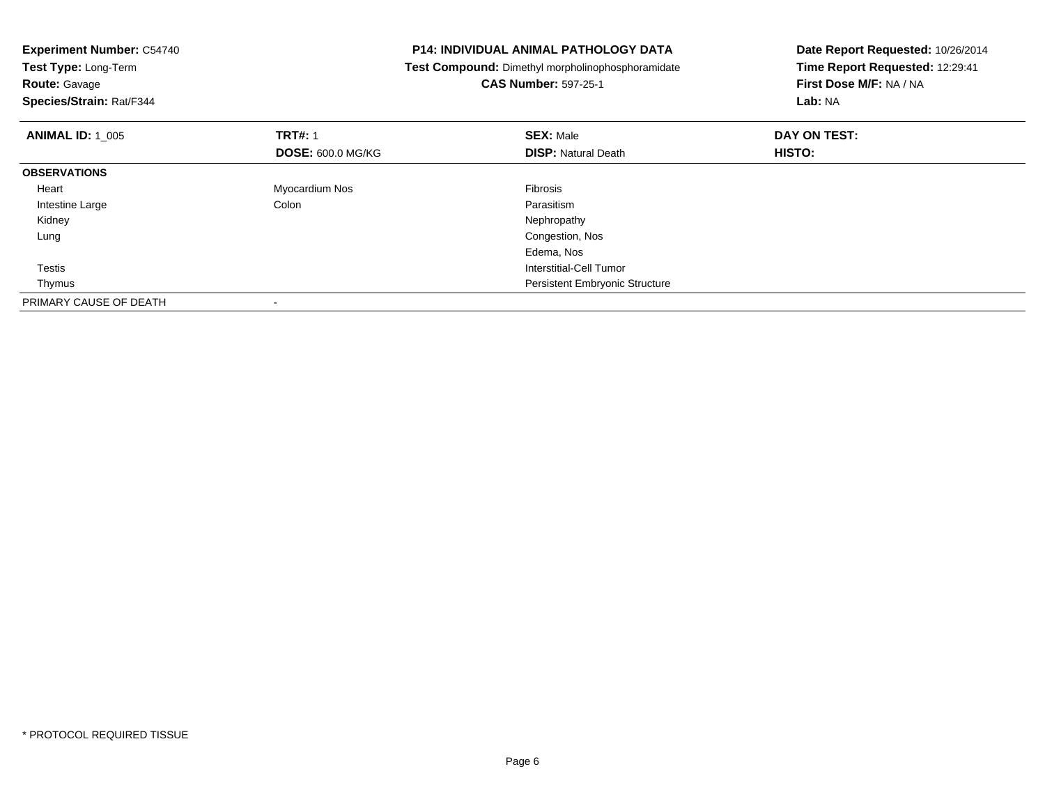**Experiment Number:** C54740
**Test Type:** Long-Term
**Route:** Gavage
**Species/Strain:** Rat/F344

**P14: INDIVIDUAL ANIMAL PATHOLOGY DATA**
**Test Compound:** Dimethyl morpholinophosphoramidate
**CAS Number:** 597-25-1

**Date Report Requested:** 10/26/2014
**Time Report Requested:** 12:29:41
**First Dose M/F:** NA / NA
**Lab:** NA

| **ANIMAL ID:** 1_005 | **TRT#:** 1<br>**DOSE:** 600.0 MG/KG | **SEX:** Male<br>**DISP:** Natural Death | **DAY ON TEST:**<br>**HISTO:** |
|---|---|---|---|
| **OBSERVATIONS** | | | |
| Heart | Myocardium Nos | Fibrosis | |
| Intestine Large | Colon | Parasitism | |
| Kidney | | Nephropathy | |
| Lung | | Congestion, Nos | |
| | | Edema, Nos | |
| Testis | | Interstitial-Cell Tumor | |
| Thymus | | Persistent Embryonic Structure | |
| PRIMARY CAUSE OF DEATH | - | | |

* PROTOCOL REQUIRED TISSUE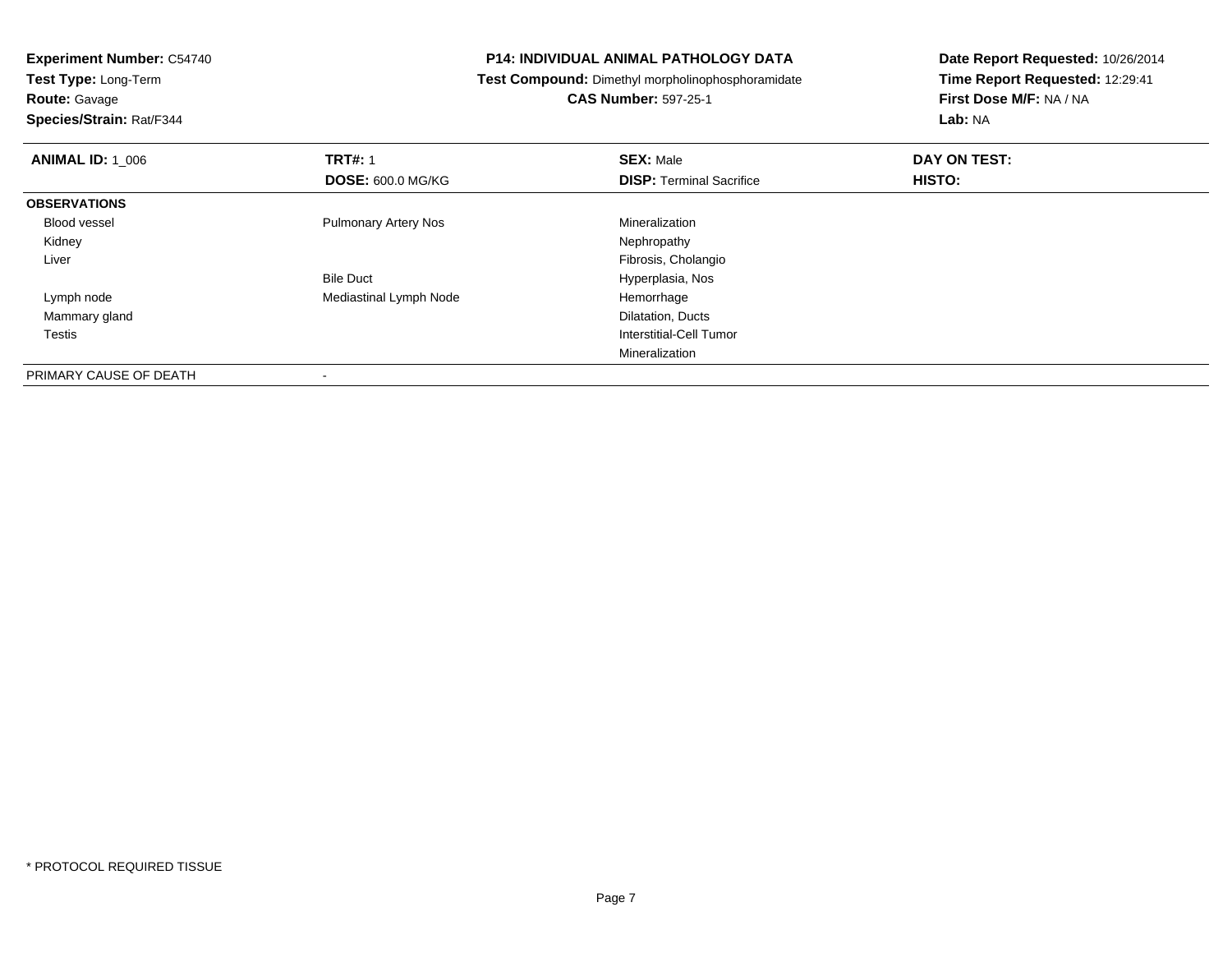**Experiment Number:** C54740
**Test Type:** Long-Term
**Route:** Gavage
**Species/Strain:** Rat/F344

**P14: INDIVIDUAL ANIMAL PATHOLOGY DATA**
**Test Compound:** Dimethyl morpholinophosphoramidate
**CAS Number:** 597-25-1

**Date Report Requested:** 10/26/2014
**Time Report Requested:** 12:29:41
**First Dose M/F:** NA / NA
**Lab:** NA

| **ANIMAL ID:** 1_006 | **TRT#:** 1 | **SEX:** Male | **DAY ON TEST:** |
|---|---|---|---|
| | **DOSE:** 600.0 MG/KG | **DISP:** Terminal Sacrifice | **HISTO:** |
| **OBSERVATIONS** | | | |
| Blood vessel | Pulmonary Artery Nos | Mineralization | |
| Kidney | | Nephropathy | |
| Liver | | Fibrosis, Cholangio | |
| | Bile Duct | Hyperplasia, Nos | |
| Lymph node | Mediastinal Lymph Node | Hemorrhage | |
| Mammary gland | | Dilatation, Ducts | |
| Testis | | Interstitial-Cell Tumor | |
| | | Mineralization | |
| PRIMARY CAUSE OF DEATH | - | | |

* PROTOCOL REQUIRED TISSUE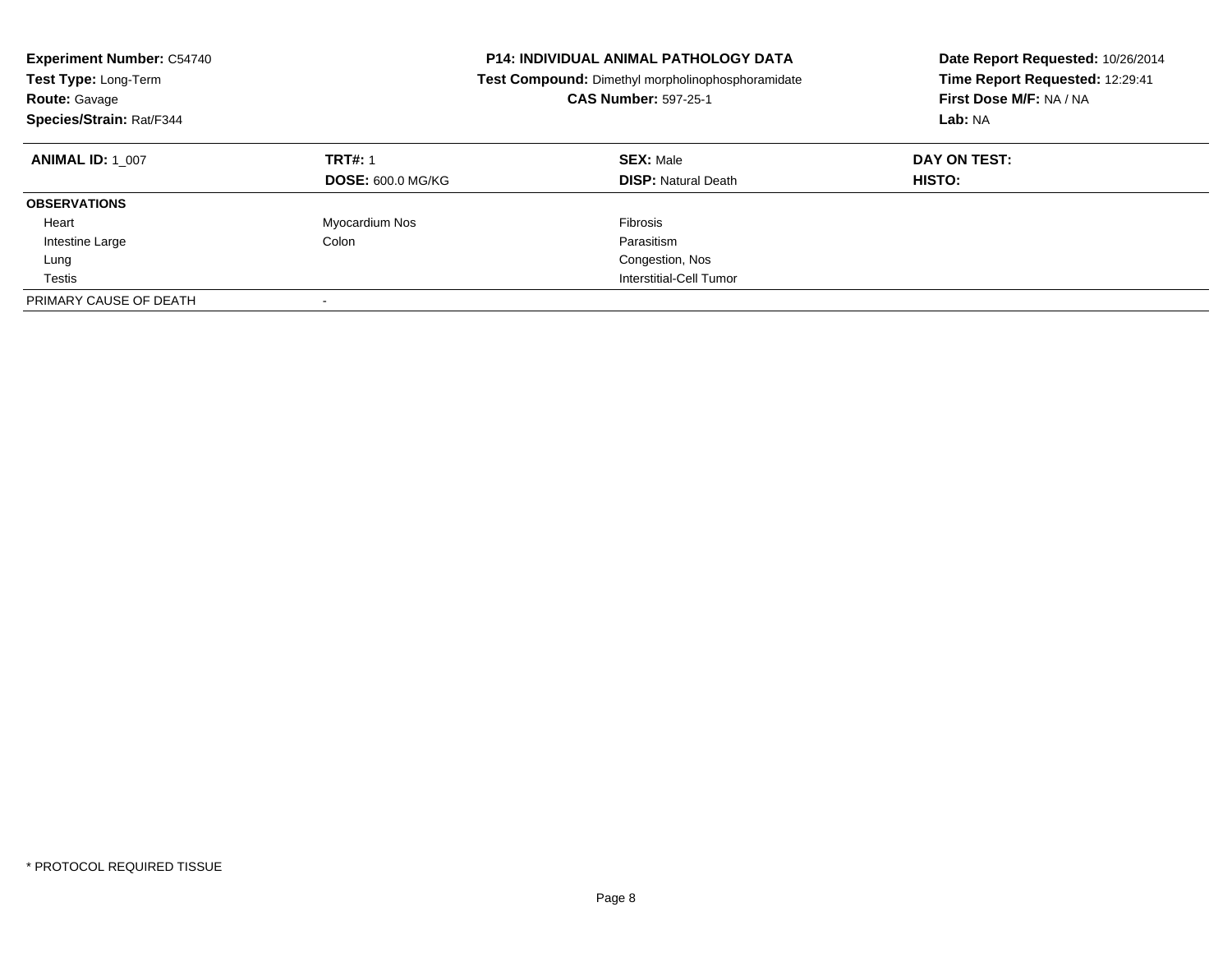**Experiment Number:** C54740
**Test Type:** Long-Term
**Route:** Gavage
**Species/Strain:** Rat/F344

**P14: INDIVIDUAL ANIMAL PATHOLOGY DATA**
**Test Compound:** Dimethyl morpholinophosphoramidate
**CAS Number:** 597-25-1

**Date Report Requested:** 10/26/2014
**Time Report Requested:** 12:29:41
**First Dose M/F:** NA / NA
**Lab:** NA

| **ANIMAL ID:** 1_007 | **TRT#:** 1 | **SEX:** Male | **DAY ON TEST:** |
|---|---|---|---|
| | **DOSE:** 600.0 MG/KG | **DISP:** Natural Death | **HISTO:** |
| **OBSERVATIONS** | | | |
| Heart | Myocardium Nos | Fibrosis | |
| Intestine Large | Colon | Parasitism | |
| Lung | | Congestion, Nos | |
| Testis | | Interstitial-Cell Tumor | |
| PRIMARY CAUSE OF DEATH | - | | |

* PROTOCOL REQUIRED TISSUE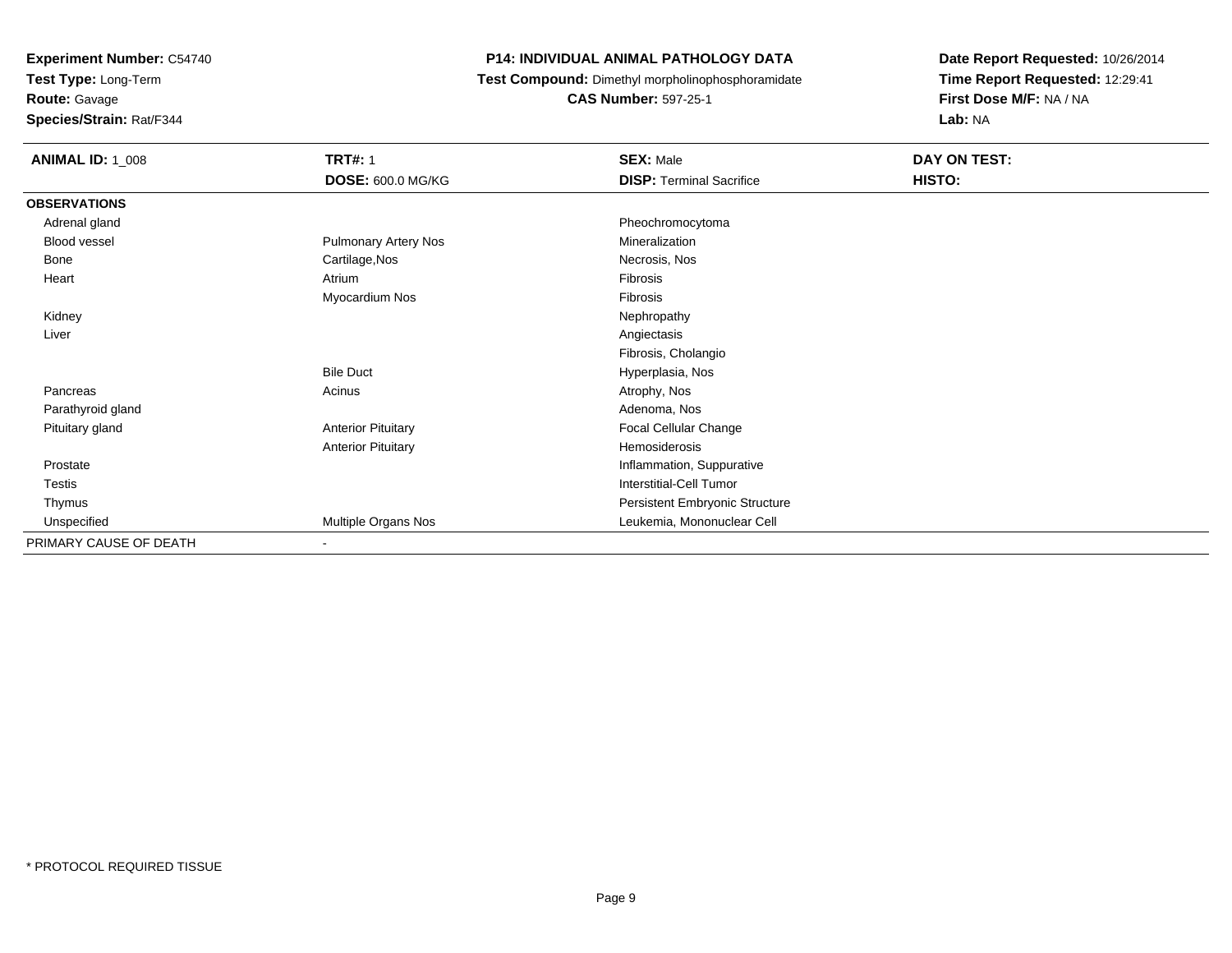**Experiment Number:** C54740
**Test Type:** Long-Term
**Route:** Gavage
**Species/Strain:** Rat/F344

# P14: INDIVIDUAL ANIMAL PATHOLOGY DATA

**Test Compound:** Dimethyl morpholinophosphoramidate
**CAS Number:** 597-25-1

**Date Report Requested:** 10/26/2014
**Time Report Requested:** 12:29:41
**First Dose M/F:** NA / NA
**Lab:** NA

| **ANIMAL ID:** 1_008 | **TRT#:** 1 | **SEX:** Male | **DAY ON TEST:** |
|---|---|---|---|
| | **DOSE:** 600.0 MG/KG | **DISP:** Terminal Sacrifice | **HISTO:** |
| **OBSERVATIONS** | | | |
| Adrenal gland | | Pheochromocytoma | |
| Blood vessel | Pulmonary Artery Nos | Mineralization | |
| Bone | Cartilage,Nos | Necrosis, Nos | |
| Heart | Atrium | Fibrosis | |
| | Myocardium Nos | Fibrosis | |
| Kidney | | Nephropathy | |
| Liver | | Angiectasis | |
| | | Fibrosis, Cholangio | |
| | Bile Duct | Hyperplasia, Nos | |
| Pancreas | Acinus | Atrophy, Nos | |
| Parathyroid gland | | Adenoma, Nos | |
| Pituitary gland | Anterior Pituitary | Focal Cellular Change | |
| | Anterior Pituitary | Hemosiderosis | |
| Prostate | | Inflammation, Suppurative | |
| Testis | | Interstitial-Cell Tumor | |
| Thymus | | Persistent Embryonic Structure | |
| Unspecified | Multiple Organs Nos | Leukemia, Mononuclear Cell | |
| PRIMARY CAUSE OF DEATH | - | | |

* PROTOCOL REQUIRED TISSUE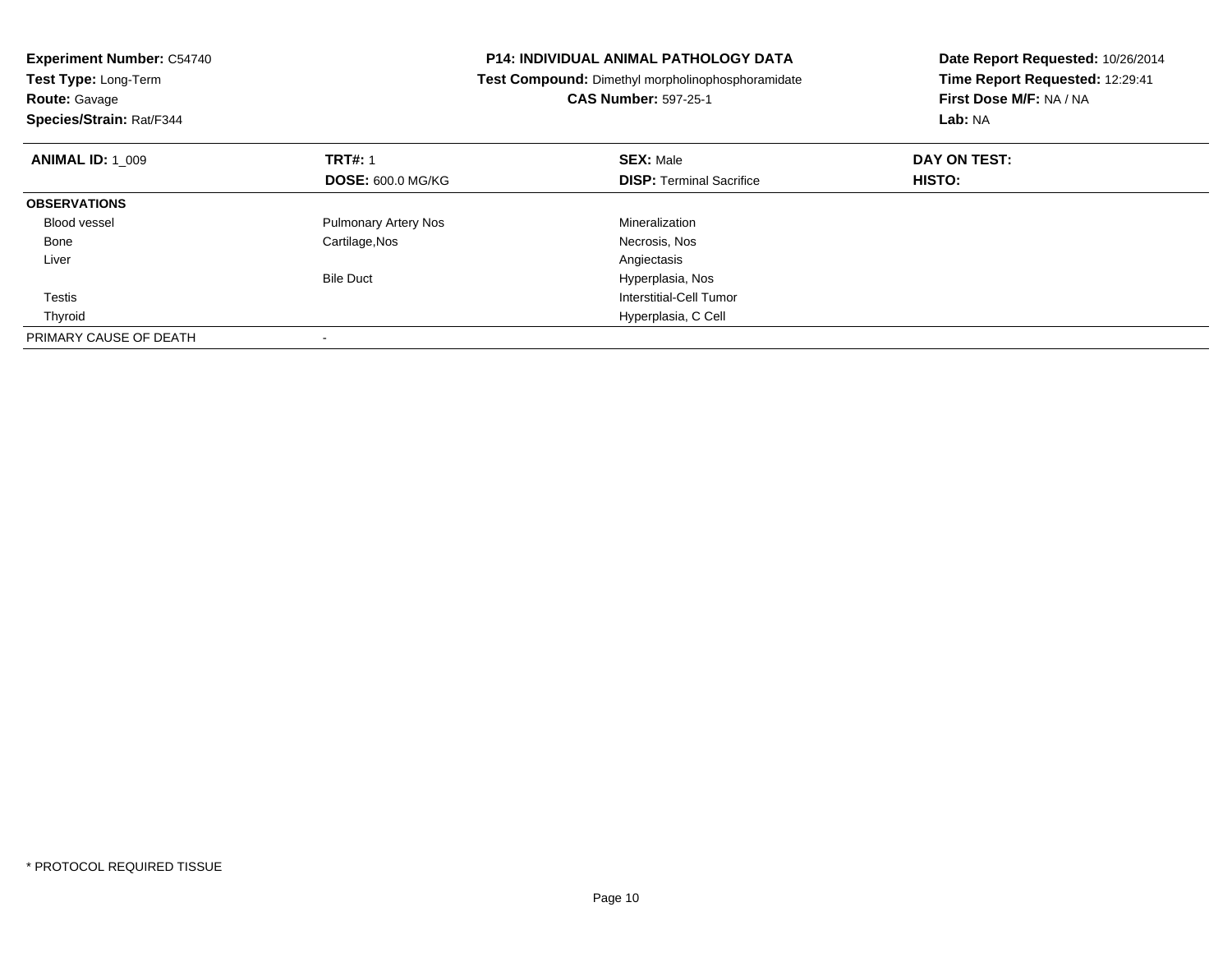**Experiment Number:** C54740
**Test Type:** Long-Term
**Route:** Gavage
**Species/Strain:** Rat/F344

**P14: INDIVIDUAL ANIMAL PATHOLOGY DATA**
**Test Compound:** Dimethyl morpholinophosphoramidate
**CAS Number:** 597-25-1

**Date Report Requested:** 10/26/2014
**Time Report Requested:** 12:29:41
**First Dose M/F:** NA / NA
**Lab:** NA

| **ANIMAL ID:** 1_009 | **TRT#:** 1 | **SEX:** Male | **DAY ON TEST:** |
|---|---|---|---|
| | **DOSE:** 600.0 MG/KG | **DISP:** Terminal Sacrifice | **HISTO:** |
| **OBSERVATIONS** | | | |
| Blood vessel | Pulmonary Artery Nos | Mineralization | |
| Bone | Cartilage,Nos | Necrosis, Nos | |
| Liver | | Angiectasis | |
| | Bile Duct | Hyperplasia, Nos | |
| Testis | | Interstitial-Cell Tumor | |
| Thyroid | | Hyperplasia, C Cell | |
| PRIMARY CAUSE OF DEATH | - | | |

* PROTOCOL REQUIRED TISSUE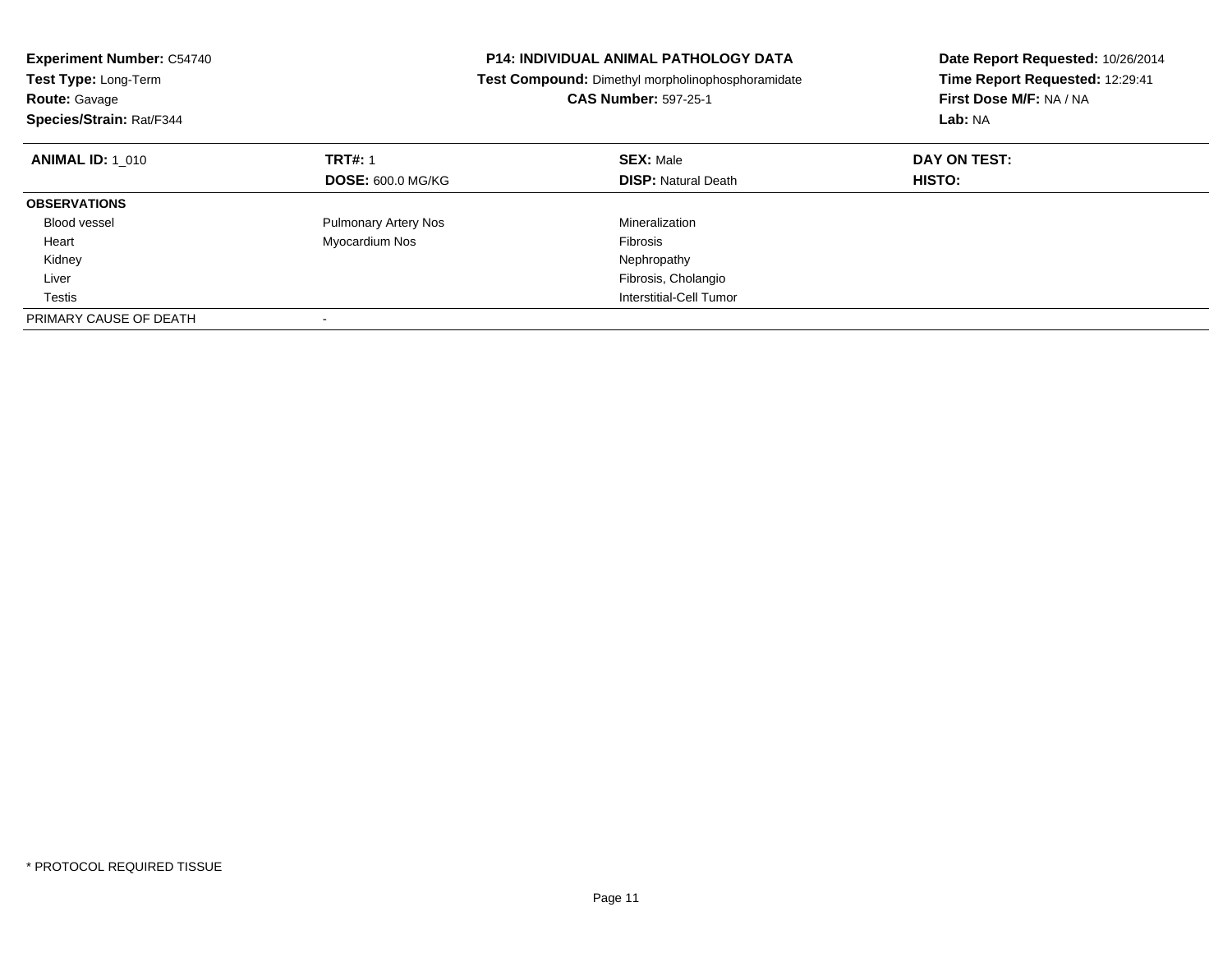**Experiment Number:** C54740
**Test Type:** Long-Term
**Route:** Gavage
**Species/Strain:** Rat/F344

**P14: INDIVIDUAL ANIMAL PATHOLOGY DATA**
**Test Compound:** Dimethyl morpholinophosphoramidate
**CAS Number:** 597-25-1

**Date Report Requested:** 10/26/2014
**Time Report Requested:** 12:29:41
**First Dose M/F:** NA / NA
**Lab:** NA

| **ANIMAL ID:** 1_010 | **TRT#:** 1 | **SEX:** Male | **DAY ON TEST:** |
|---|---|---|---|
| | **DOSE:** 600.0 MG/KG | **DISP:** Natural Death | **HISTO:** |
| **OBSERVATIONS** | | | |
| Blood vessel | Pulmonary Artery Nos | Mineralization | |
| Heart | Myocardium Nos | Fibrosis | |
| Kidney | | Nephropathy | |
| Liver | | Fibrosis, Cholangio | |
| Testis | | Interstitial-Cell Tumor | |
| PRIMARY CAUSE OF DEATH | - | | |

* PROTOCOL REQUIRED TISSUE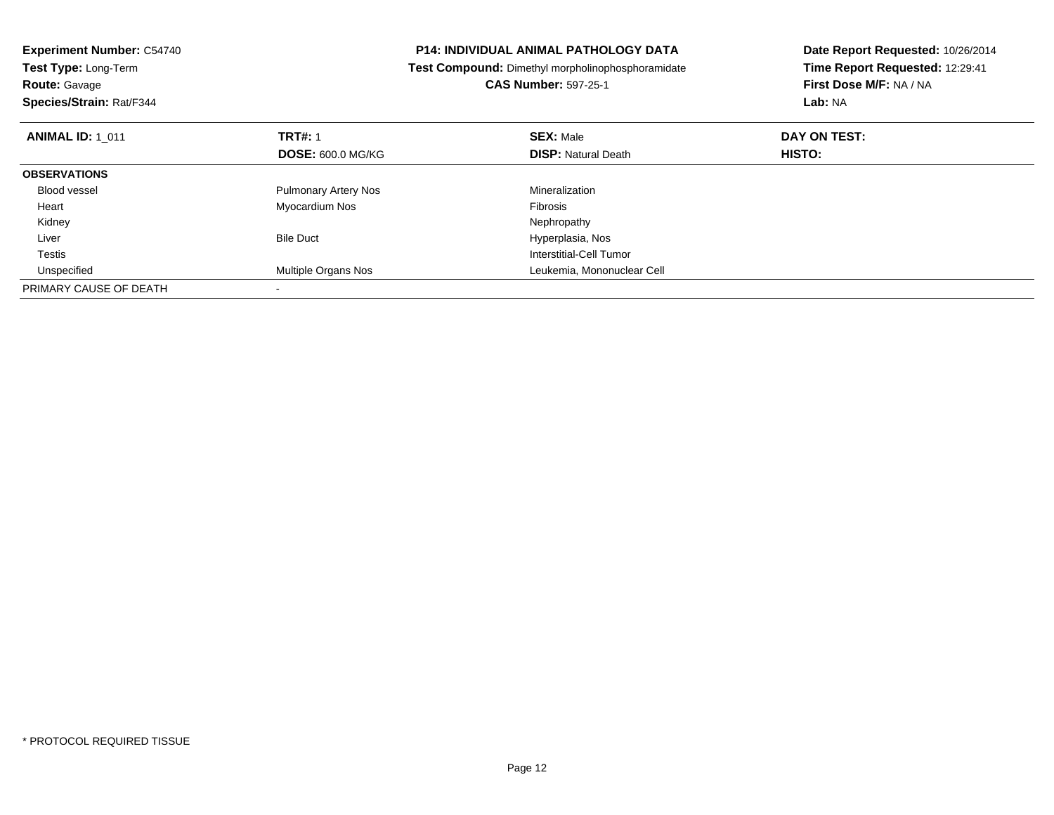**Experiment Number:** C54740
**Test Type:** Long-Term
**Route:** Gavage
**Species/Strain:** Rat/F344

**P14: INDIVIDUAL ANIMAL PATHOLOGY DATA**
**Test Compound:** Dimethyl morpholinophosphoramidate
**CAS Number:** 597-25-1

**Date Report Requested:** 10/26/2014
**Time Report Requested:** 12:29:41
**First Dose M/F:** NA / NA
**Lab:** NA

| **ANIMAL ID:** 1_011 | **TRT#:** 1<br>**DOSE:** 600.0 MG/KG | **SEX:** Male<br>**DISP:** Natural Death | **DAY ON TEST:**<br>**HISTO:** |
|---|---|---|---|
| **OBSERVATIONS** | | | |
| Blood vessel | Pulmonary Artery Nos | Mineralization | |
| Heart | Myocardium Nos | Fibrosis | |
| Kidney | | Nephropathy | |
| Liver | Bile Duct | Hyperplasia, Nos | |
| Testis | | Interstitial-Cell Tumor | |
| Unspecified | Multiple Organs Nos | Leukemia, Mononuclear Cell | |
| PRIMARY CAUSE OF DEATH | - | | |

* PROTOCOL REQUIRED TISSUE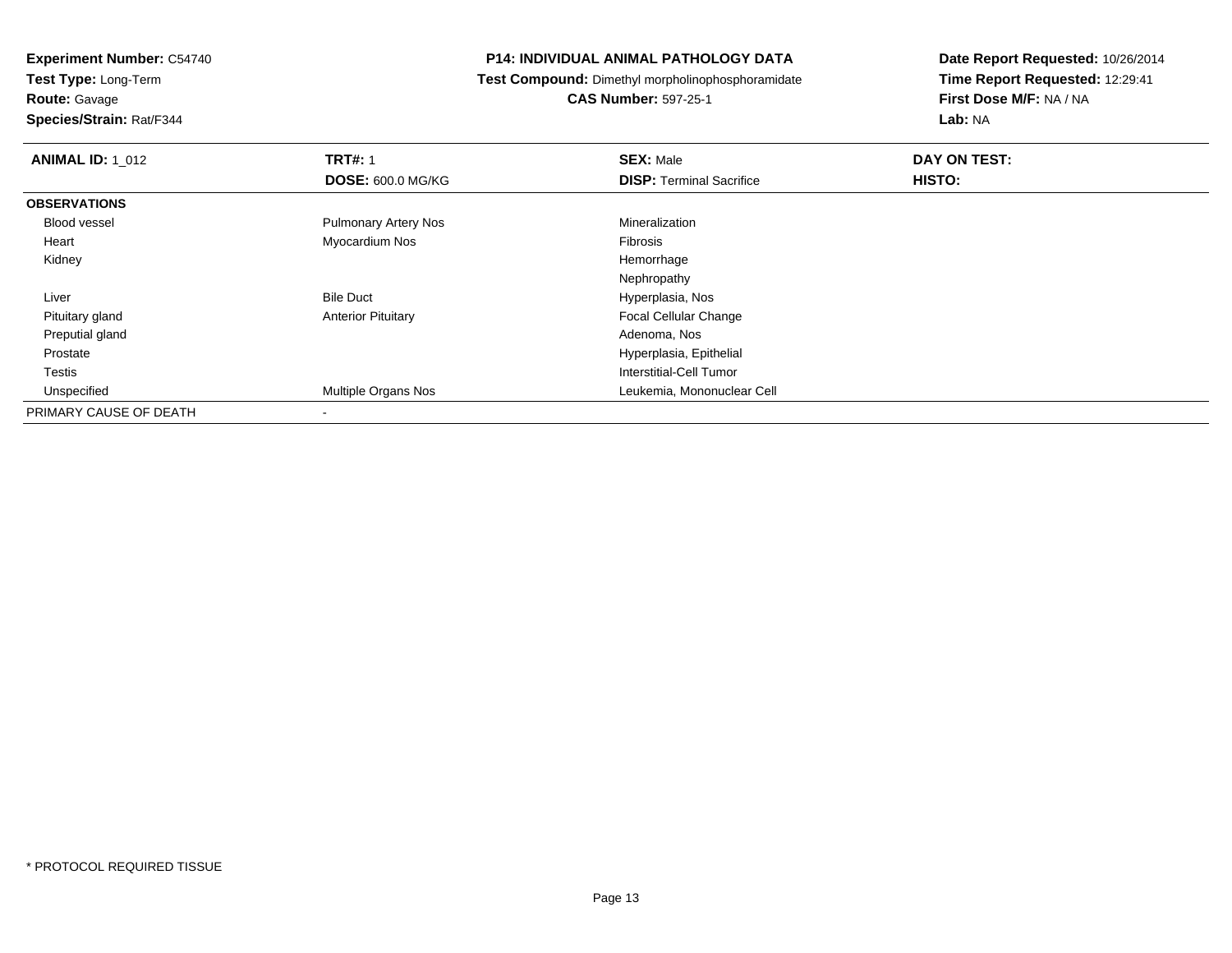**Experiment Number:** C54740
**Test Type:** Long-Term
**Route:** Gavage
**Species/Strain:** Rat/F344

## P14: INDIVIDUAL ANIMAL PATHOLOGY DATA

**Test Compound:** Dimethyl morpholinophosphoramidate
**CAS Number:** 597-25-1

**Date Report Requested:** 10/26/2014
**Time Report Requested:** 12:29:41
**First Dose M/F:** NA / NA
**Lab:** NA

| **ANIMAL ID:** 1_012 | **TRT#:** 1 | **SEX:** Male | **DAY ON TEST:** |
|---|---|---|---|
| | **DOSE:** 600.0 MG/KG | **DISP:** Terminal Sacrifice | **HISTO:** |
| **OBSERVATIONS** | | | |
| Blood vessel | Pulmonary Artery Nos | Mineralization | |
| Heart | Myocardium Nos | Fibrosis | |
| Kidney | | Hemorrhage | |
| | | Nephropathy | |
| Liver | Bile Duct | Hyperplasia, Nos | |
| Pituitary gland | Anterior Pituitary | Focal Cellular Change | |
| Preputial gland | | Adenoma, Nos | |
| Prostate | | Hyperplasia, Epithelial | |
| Testis | | Interstitial-Cell Tumor | |
| Unspecified | Multiple Organs Nos | Leukemia, Mononuclear Cell | |
| PRIMARY CAUSE OF DEATH | - | | |

* PROTOCOL REQUIRED TISSUE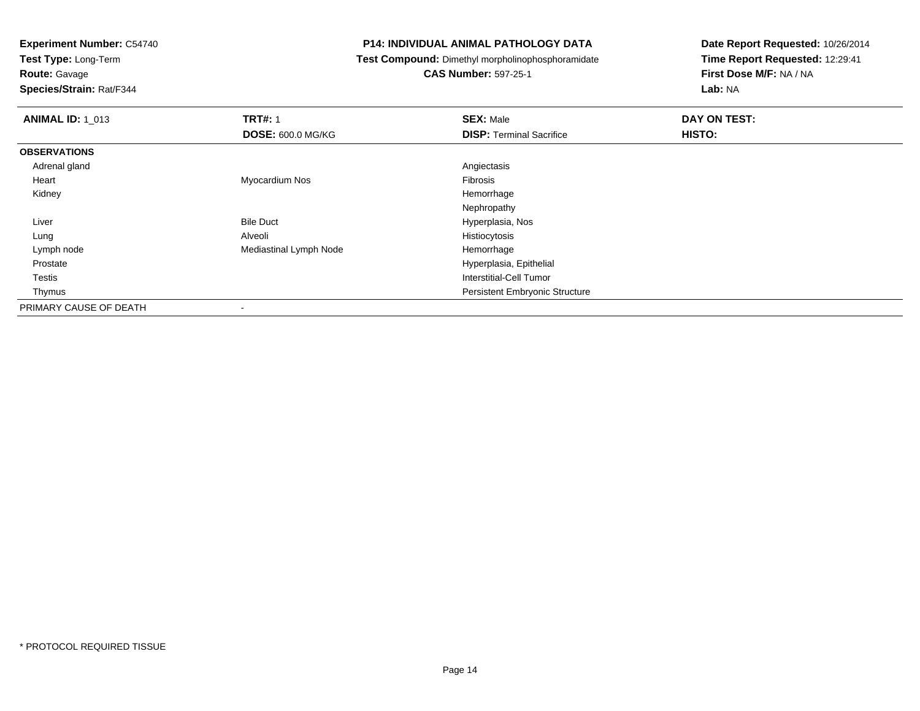**Experiment Number:** C54740
**Test Type:** Long-Term
**Route:** Gavage
**Species/Strain:** Rat/F344

**P14: INDIVIDUAL ANIMAL PATHOLOGY DATA**
**Test Compound:** Dimethyl morpholinophosphoramidate
**CAS Number:** 597-25-1

**Date Report Requested:** 10/26/2014
**Time Report Requested:** 12:29:41
**First Dose M/F:** NA / NA
**Lab:** NA

| **ANIMAL ID:** 1_013 | **TRT#:** 1 | **SEX:** Male | **DAY ON TEST:** |
|---|---|---|---|
| | **DOSE:** 600.0 MG/KG | **DISP:** Terminal Sacrifice | **HISTO:** |
| **OBSERVATIONS** | | | |
| Adrenal gland | | Angiectasis | |
| Heart | Myocardium Nos | Fibrosis | |
| Kidney | | Hemorrhage | |
| | | Nephropathy | |
| Liver | Bile Duct | Hyperplasia, Nos | |
| Lung | Alveoli | Histiocytosis | |
| Lymph node | Mediastinal Lymph Node | Hemorrhage | |
| Prostate | | Hyperplasia, Epithelial | |
| Testis | | Interstitial-Cell Tumor | |
| Thymus | | Persistent Embryonic Structure | |
| PRIMARY CAUSE OF DEATH | - | | |

* PROTOCOL REQUIRED TISSUE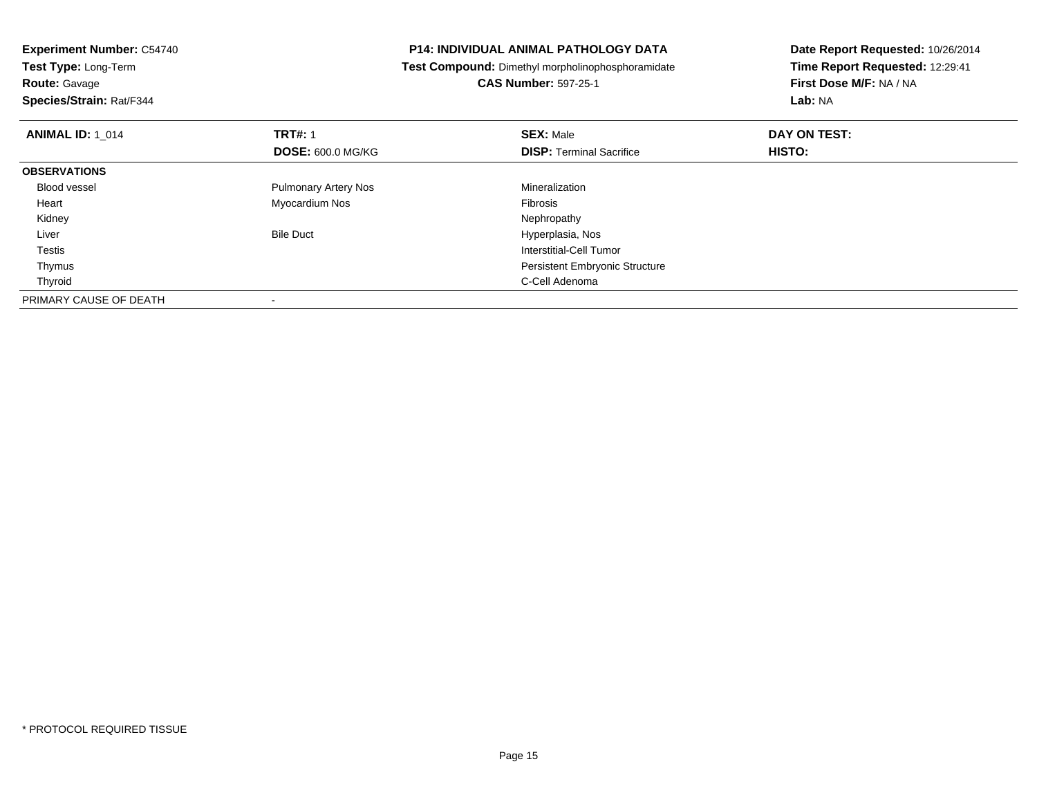**Experiment Number:** C54740
**Test Type:** Long-Term
**Route:** Gavage
**Species/Strain:** Rat/F344

**P14: INDIVIDUAL ANIMAL PATHOLOGY DATA**
**Test Compound:** Dimethyl morpholinophosphoramidate
**CAS Number:** 597-25-1

**Date Report Requested:** 10/26/2014
**Time Report Requested:** 12:29:41
**First Dose M/F:** NA / NA
**Lab:** NA

| **ANIMAL ID:** 1_014 | **TRT#:** 1 | **SEX:** Male | **DAY ON TEST:** |
|---|---|---|---|
| | **DOSE:** 600.0 MG/KG | **DISP:** Terminal Sacrifice | **HISTO:** |
| **OBSERVATIONS** | | | |
| Blood vessel | Pulmonary Artery Nos | Mineralization | |
| Heart | Myocardium Nos | Fibrosis | |
| Kidney | | Nephropathy | |
| Liver | Bile Duct | Hyperplasia, Nos | |
| Testis | | Interstitial-Cell Tumor | |
| Thymus | | Persistent Embryonic Structure | |
| Thyroid | | C-Cell Adenoma | |
| PRIMARY CAUSE OF DEATH | - | | |

* PROTOCOL REQUIRED TISSUE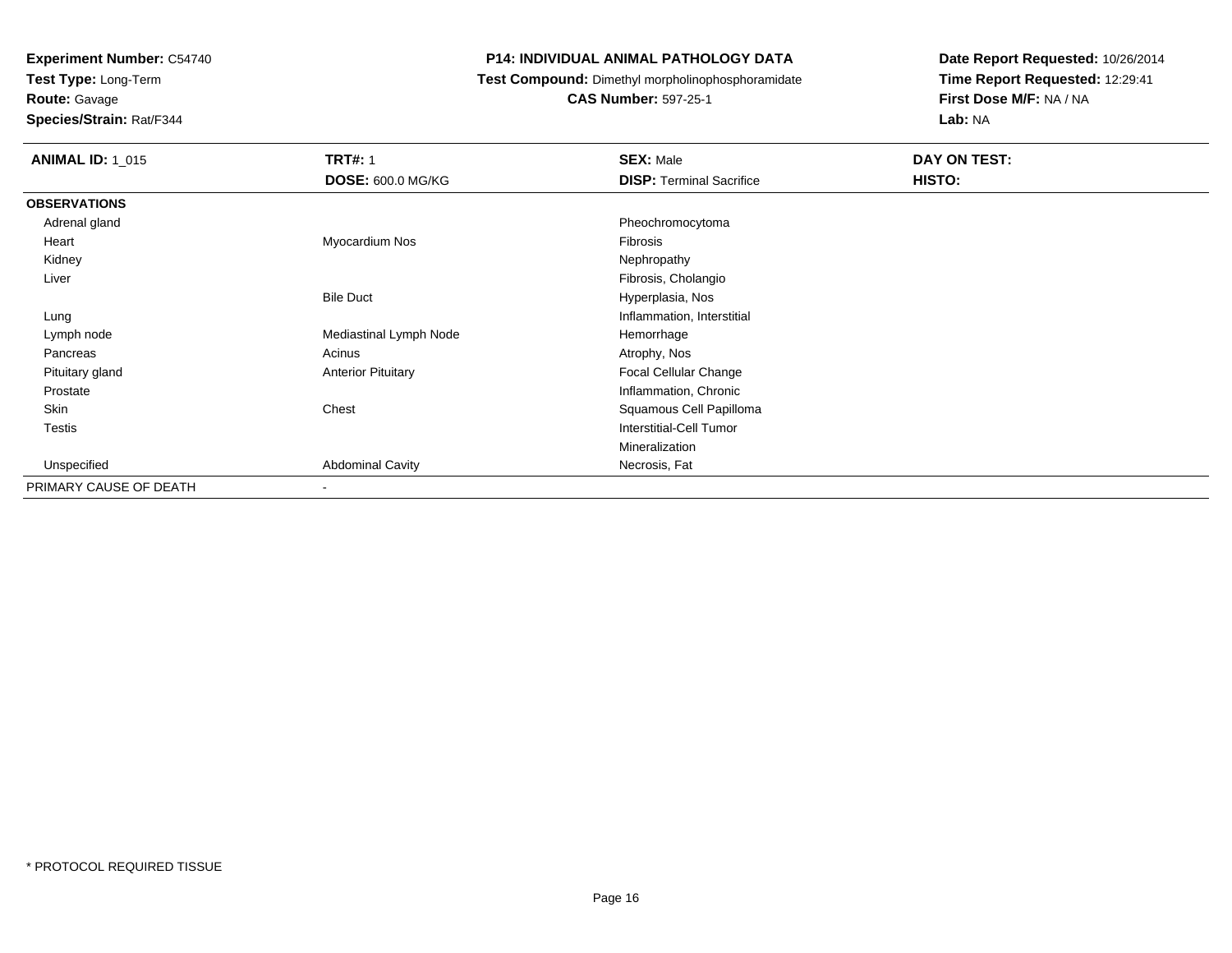**Experiment Number:** C54740
**Test Type:** Long-Term
**Route:** Gavage
**Species/Strain:** Rat/F344

**P14: INDIVIDUAL ANIMAL PATHOLOGY DATA**
**Test Compound:** Dimethyl morpholinophosphoramidate
**CAS Number:** 597-25-1

**Date Report Requested:** 10/26/2014
**Time Report Requested:** 12:29:41
**First Dose M/F:** NA / NA
**Lab:** NA

| **ANIMAL ID:** 1_015 | **TRT#:** 1 | **SEX:** Male | **DAY ON TEST:** |
|---|---|---|---|
| | **DOSE:** 600.0 MG/KG | **DISP:** Terminal Sacrifice | **HISTO:** |
| **OBSERVATIONS** | | | |
| Adrenal gland | | Pheochromocytoma | |
| Heart | Myocardium Nos | Fibrosis | |
| Kidney | | Nephropathy | |
| Liver | | Fibrosis, Cholangio | |
| | Bile Duct | Hyperplasia, Nos | |
| Lung | | Inflammation, Interstitial | |
| Lymph node | Mediastinal Lymph Node | Hemorrhage | |
| Pancreas | Acinus | Atrophy, Nos | |
| Pituitary gland | Anterior Pituitary | Focal Cellular Change | |
| Prostate | | Inflammation, Chronic | |
| Skin | Chest | Squamous Cell Papilloma | |
| Testis | | Interstitial-Cell Tumor | |
| | | Mineralization | |
| Unspecified | Abdominal Cavity | Necrosis, Fat | |
| PRIMARY CAUSE OF DEATH | - | | |

* PROTOCOL REQUIRED TISSUE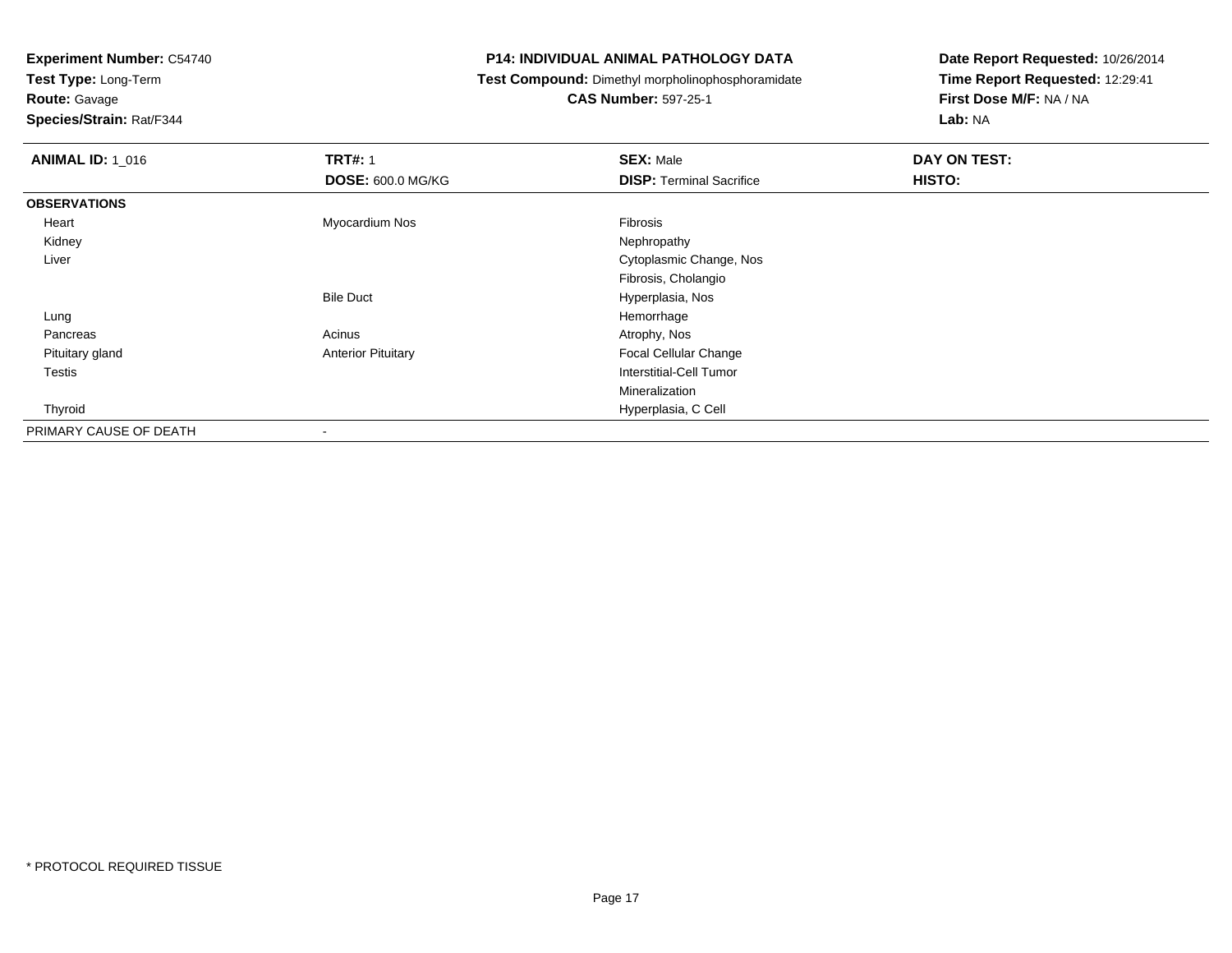**Experiment Number:** C54740
**Test Type:** Long-Term
**Route:** Gavage
**Species/Strain:** Rat/F344

# P14: INDIVIDUAL ANIMAL PATHOLOGY DATA

**Test Compound:** Dimethyl morpholinophosphoramidate
**CAS Number:** 597-25-1

**Date Report Requested:** 10/26/2014
**Time Report Requested:** 12:29:41
**First Dose M/F:** NA / NA
**Lab:** NA

| **ANIMAL ID:** 1_016 | **TRT#:** 1 | **SEX:** Male | **DAY ON TEST:** |
|---|---|---|---|
| | **DOSE:** 600.0 MG/KG | **DISP:** Terminal Sacrifice | **HISTO:** |
| **OBSERVATIONS** | | | |
| Heart | Myocardium Nos | Fibrosis | |
| Kidney | | Nephropathy | |
| Liver | | Cytoplasmic Change, Nos | |
| | | Fibrosis, Cholangio | |
| | Bile Duct | Hyperplasia, Nos | |
| Lung | | Hemorrhage | |
| Pancreas | Acinus | Atrophy, Nos | |
| Pituitary gland | Anterior Pituitary | Focal Cellular Change | |
| Testis | | Interstitial-Cell Tumor | |
| | | Mineralization | |
| Thyroid | | Hyperplasia, C Cell | |
| PRIMARY CAUSE OF DEATH | - | | |

* PROTOCOL REQUIRED TISSUE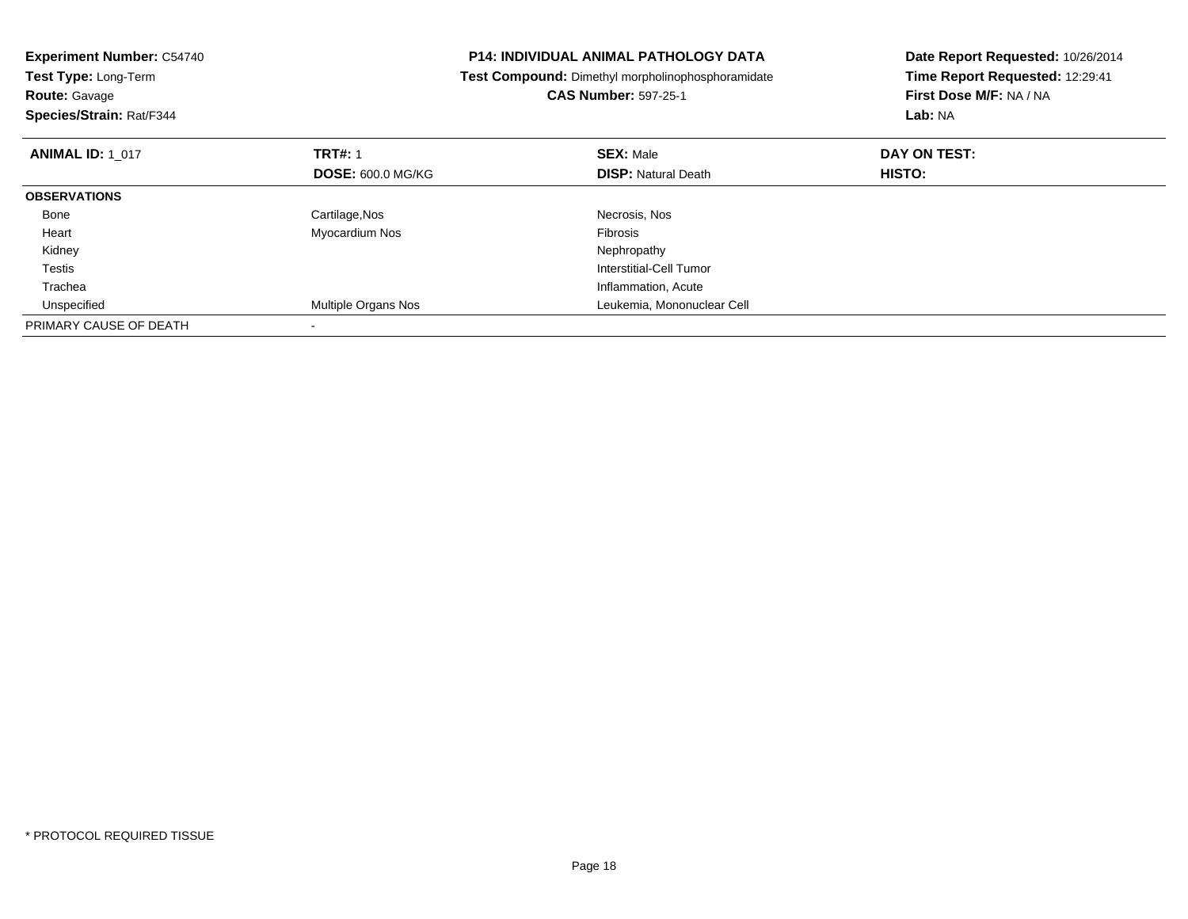**Experiment Number:** C54740
**Test Type:** Long-Term
**Route:** Gavage
**Species/Strain:** Rat/F344

**P14: INDIVIDUAL ANIMAL PATHOLOGY DATA**
**Test Compound:** Dimethyl morpholinophosphoramidate
**CAS Number:** 597-25-1

**Date Report Requested:** 10/26/2014
**Time Report Requested:** 12:29:41
**First Dose M/F:** NA / NA
**Lab:** NA

| **ANIMAL ID:** 1_017 | **TRT#:** 1 | **SEX:** Male | **DAY ON TEST:** |
|---|---|---|---|
| | **DOSE:** 600.0 MG/KG | **DISP:** Natural Death | **HISTO:** |
| **OBSERVATIONS** | | | |
| Bone | Cartilage,Nos | Necrosis, Nos | |
| Heart | Myocardium Nos | Fibrosis | |
| Kidney | | Nephropathy | |
| Testis | | Interstitial-Cell Tumor | |
| Trachea | | Inflammation, Acute | |
| Unspecified | Multiple Organs Nos | Leukemia, Mononuclear Cell | |
| PRIMARY CAUSE OF DEATH | - | | |

* PROTOCOL REQUIRED TISSUE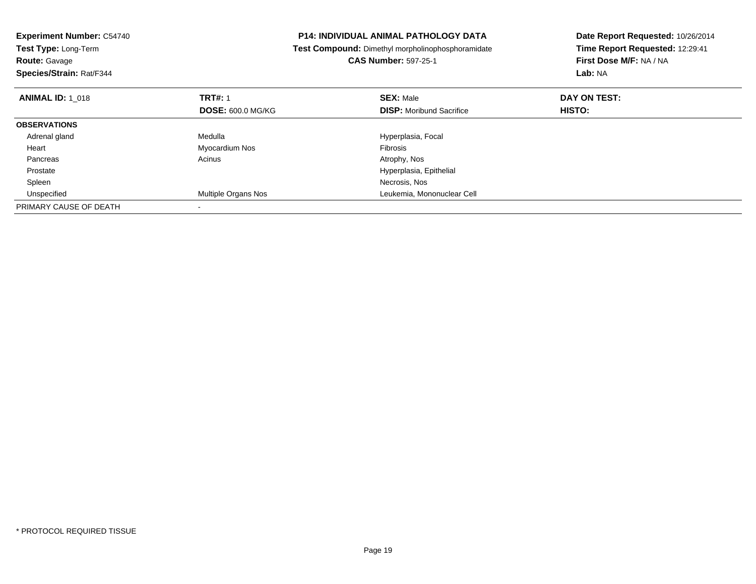**Experiment Number:** C54740
**Test Type:** Long-Term
**Route:** Gavage
**Species/Strain:** Rat/F344

**P14: INDIVIDUAL ANIMAL PATHOLOGY DATA**
**Test Compound:** Dimethyl morpholinophosphoramidate
**CAS Number:** 597-25-1

**Date Report Requested:** 10/26/2014
**Time Report Requested:** 12:29:41
**First Dose M/F:** NA / NA
**Lab:** NA

| **ANIMAL ID:** 1_018 | **TRT#:** 1 | **SEX:** Male | **DAY ON TEST:** |
|---|---|---|---|
| | **DOSE:** 600.0 MG/KG | **DISP:** Moribund Sacrifice | **HISTO:** |
| **OBSERVATIONS** | | | |
| Adrenal gland | Medulla | Hyperplasia, Focal | |
| Heart | Myocardium Nos | Fibrosis | |
| Pancreas | Acinus | Atrophy, Nos | |
| Prostate | | Hyperplasia, Epithelial | |
| Spleen | | Necrosis, Nos | |
| Unspecified | Multiple Organs Nos | Leukemia, Mononuclear Cell | |
| PRIMARY CAUSE OF DEATH | - | | |

* PROTOCOL REQUIRED TISSUE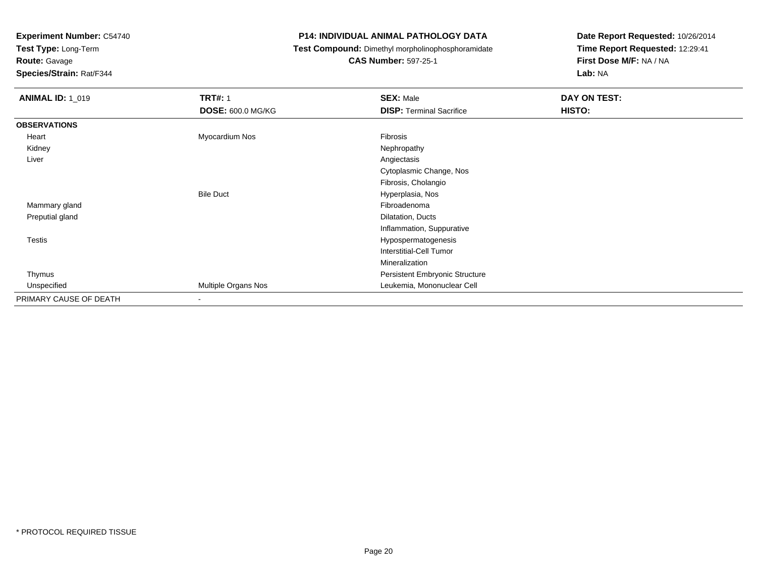**Experiment Number:** C54740

**Test Type:** Long-Term

**Route:** Gavage

**Species/Strain:** Rat/F344

**P14: INDIVIDUAL ANIMAL PATHOLOGY DATA**

**Test Compound:** Dimethyl morpholinophosphoramidate

**CAS Number:** 597-25-1

**Date Report Requested:** 10/26/2014

**Time Report Requested:** 12:29:41

**First Dose M/F:** NA / NA

**Lab:** NA

| **ANIMAL ID:** 1_019 | **TRT#:** 1 | **SEX:** Male | **DAY ON TEST:** |
|---|---|---|---|
| | **DOSE:** 600.0 MG/KG | **DISP:** Terminal Sacrifice | **HISTO:** |
| **OBSERVATIONS** | | | |
| Heart | Myocardium Nos | Fibrosis | |
| Kidney | | Nephropathy | |
| Liver | | Angiectasis | |
| | | Cytoplasmic Change, Nos | |
| | | Fibrosis, Cholangio | |
| | Bile Duct | Hyperplasia, Nos | |
| Mammary gland | | Fibroadenoma | |
| Preputial gland | | Dilatation, Ducts | |
| | | Inflammation, Suppurative | |
| Testis | | Hypospermatogenesis | |
| | | Interstitial-Cell Tumor | |
| | | Mineralization | |
| Thymus | | Persistent Embryonic Structure | |
| Unspecified | Multiple Organs Nos | Leukemia, Mononuclear Cell | |
| PRIMARY CAUSE OF DEATH | - | | |

* PROTOCOL REQUIRED TISSUE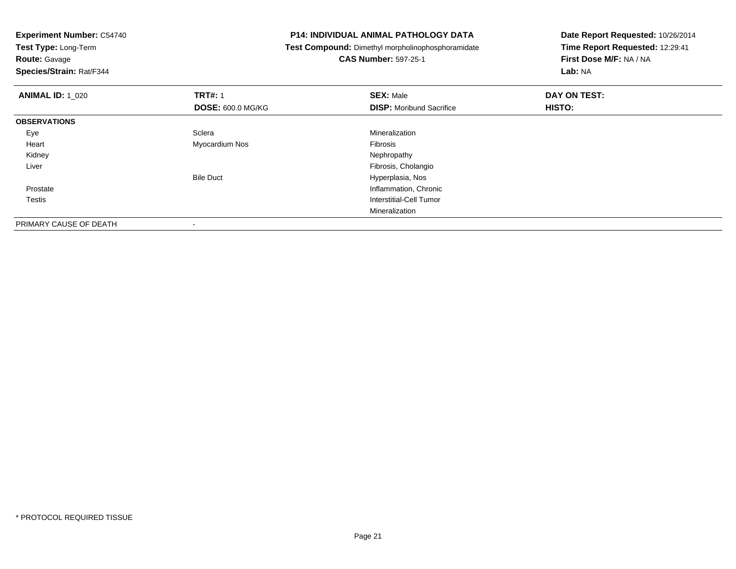**Experiment Number:** C54740
**Test Type:** Long-Term
**Route:** Gavage
**Species/Strain:** Rat/F344

# P14: INDIVIDUAL ANIMAL PATHOLOGY DATA

**Test Compound:** Dimethyl morpholinophosphoramidate
**CAS Number:** 597-25-1

**Date Report Requested:** 10/26/2014
**Time Report Requested:** 12:29:41
**First Dose M/F:** NA / NA
**Lab:** NA

| **ANIMAL ID:** 1_020 | **TRT#:** 1 | **SEX:** Male | **DAY ON TEST:** |
|---|---|---|---|
| | **DOSE:** 600.0 MG/KG | **DISP:** Moribund Sacrifice | **HISTO:** |
| **OBSERVATIONS** | | | |
| Eye | Sclera | Mineralization | |
| Heart | Myocardium Nos | Fibrosis | |
| Kidney | | Nephropathy | |
| Liver | | Fibrosis, Cholangio | |
| | Bile Duct | Hyperplasia, Nos | |
| Prostate | | Inflammation, Chronic | |
| Testis | | Interstitial-Cell Tumor | |
| | | Mineralization | |
| PRIMARY CAUSE OF DEATH | - | | |

* PROTOCOL REQUIRED TISSUE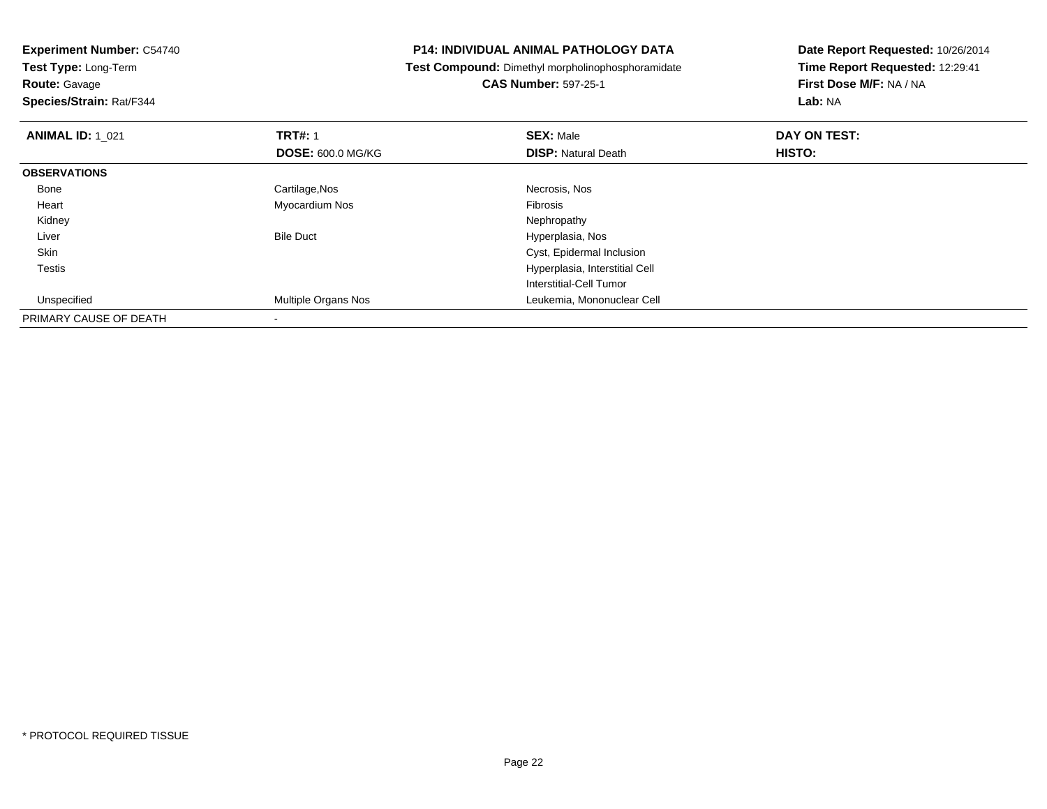**Experiment Number:** C54740
**Test Type:** Long-Term
**Route:** Gavage
**Species/Strain:** Rat/F344

**P14: INDIVIDUAL ANIMAL PATHOLOGY DATA**
**Test Compound:** Dimethyl morpholinophosphoramidate
**CAS Number:** 597-25-1

**Date Report Requested:** 10/26/2014
**Time Report Requested:** 12:29:41
**First Dose M/F:** NA / NA
**Lab:** NA

| **ANIMAL ID:** 1_021 | **TRT#:** 1 | **SEX:** Male | **DAY ON TEST:** |
|---|---|---|---|
| | **DOSE:** 600.0 MG/KG | **DISP:** Natural Death | **HISTO:** |
| **OBSERVATIONS** | | | |
| Bone | Cartilage,Nos | Necrosis, Nos | |
| Heart | Myocardium Nos | Fibrosis | |
| Kidney | | Nephropathy | |
| Liver | Bile Duct | Hyperplasia, Nos | |
| Skin | | Cyst, Epidermal Inclusion | |
| Testis | | Hyperplasia, Interstitial Cell | |
| | | Interstitial-Cell Tumor | |
| Unspecified | Multiple Organs Nos | Leukemia, Mononuclear Cell | |
| PRIMARY CAUSE OF DEATH | - | | |

* PROTOCOL REQUIRED TISSUE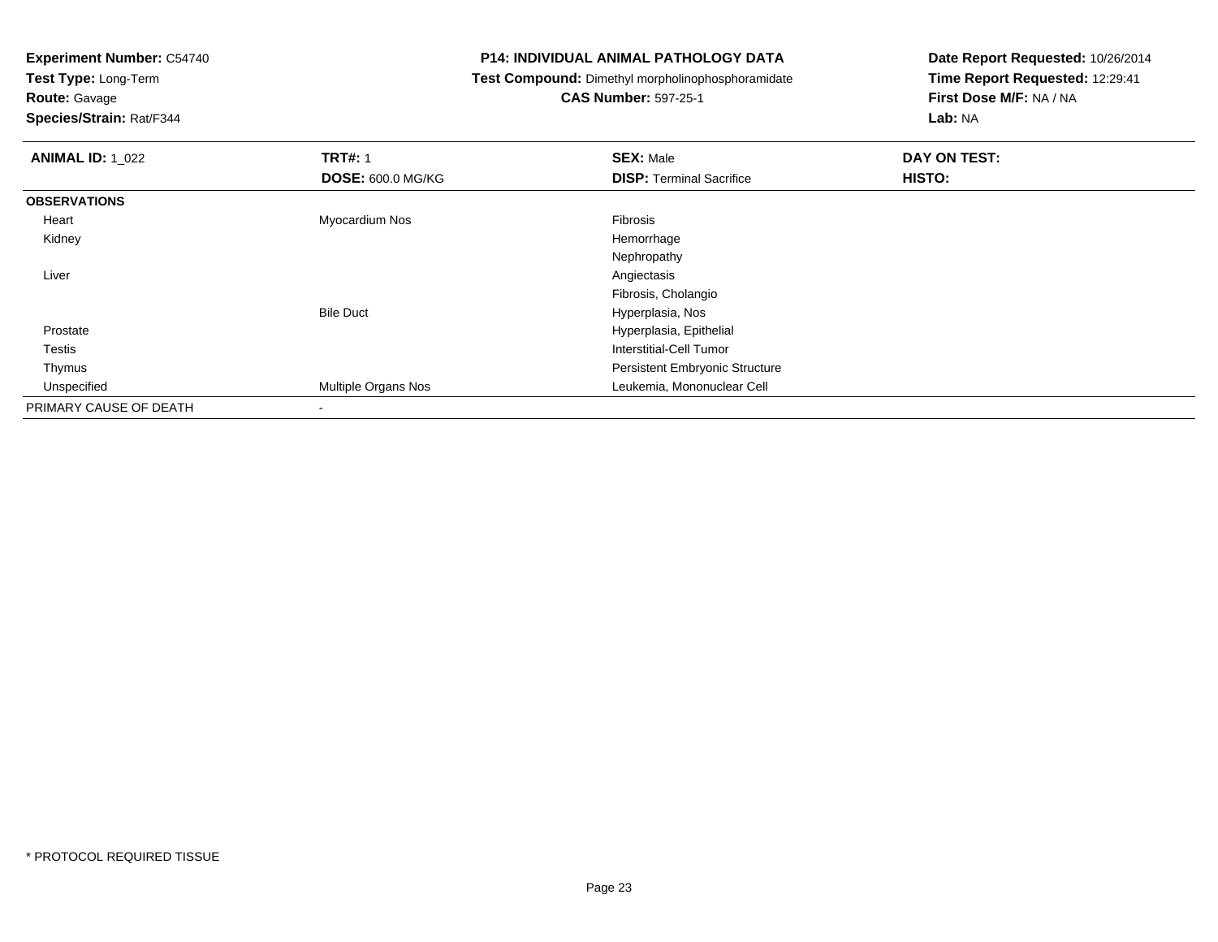**Experiment Number:** C54740
**Test Type:** Long-Term
**Route:** Gavage
**Species/Strain:** Rat/F344

**P14: INDIVIDUAL ANIMAL PATHOLOGY DATA**
**Test Compound:** Dimethyl morpholinophosphoramidate
**CAS Number:** 597-25-1

**Date Report Requested:** 10/26/2014
**Time Report Requested:** 12:29:41
**First Dose M/F:** NA / NA
**Lab:** NA

| **ANIMAL ID:** 1_022 | **TRT#:** 1 | **SEX:** Male | **DAY ON TEST:** |
|---|---|---|---|
| | **DOSE:** 600.0 MG/KG | **DISP:** Terminal Sacrifice | **HISTO:** |
| **OBSERVATIONS** | | | |
| Heart | Myocardium Nos | Fibrosis | |
| Kidney | | Hemorrhage | |
| | | Nephropathy | |
| Liver | | Angiectasis | |
| | | Fibrosis, Cholangio | |
| | Bile Duct | Hyperplasia, Nos | |
| Prostate | | Hyperplasia, Epithelial | |
| Testis | | Interstitial-Cell Tumor | |
| Thymus | | Persistent Embryonic Structure | |
| Unspecified | Multiple Organs Nos | Leukemia, Mononuclear Cell | |
| PRIMARY CAUSE OF DEATH | - | | |

* PROTOCOL REQUIRED TISSUE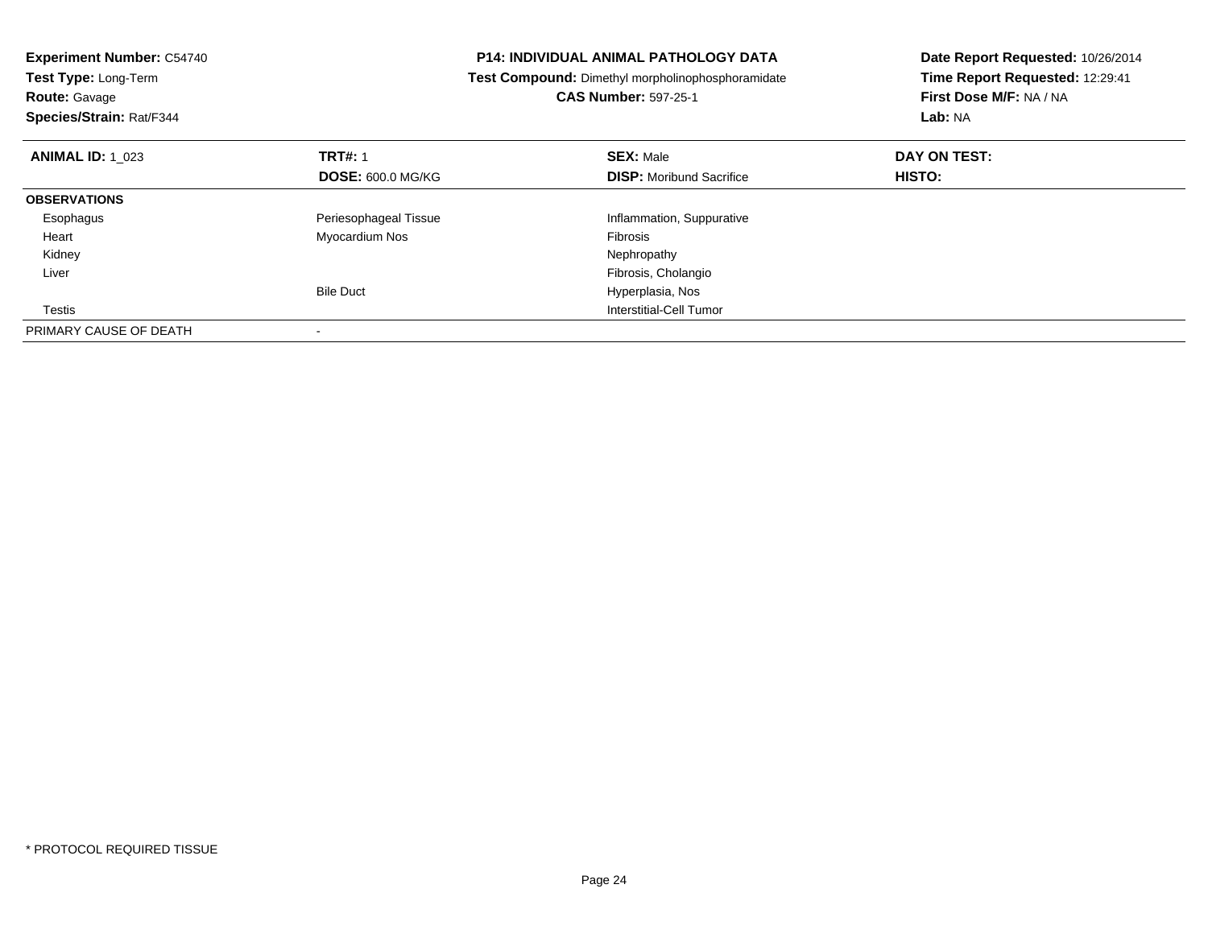**Experiment Number:** C54740
**Test Type:** Long-Term
**Route:** Gavage
**Species/Strain:** Rat/F344

**P14: INDIVIDUAL ANIMAL PATHOLOGY DATA**
**Test Compound:** Dimethyl morpholinophosphoramidate
**CAS Number:** 597-25-1

**Date Report Requested:** 10/26/2014
**Time Report Requested:** 12:29:41
**First Dose M/F:** NA / NA
**Lab:** NA

| **ANIMAL ID:** 1_023 | **TRT#:** 1 | **SEX:** Male | **DAY ON TEST:** |
|---|---|---|---|
| | **DOSE:** 600.0 MG/KG | **DISP:** Moribund Sacrifice | **HISTO:** |
| **OBSERVATIONS** | | | |
| Esophagus | Periesophageal Tissue | Inflammation, Suppurative | |
| Heart | Myocardium Nos | Fibrosis | |
| Kidney | | Nephropathy | |
| Liver | | Fibrosis, Cholangio | |
| | Bile Duct | Hyperplasia, Nos | |
| Testis | | Interstitial-Cell Tumor | |
| PRIMARY CAUSE OF DEATH | - | | |

* PROTOCOL REQUIRED TISSUE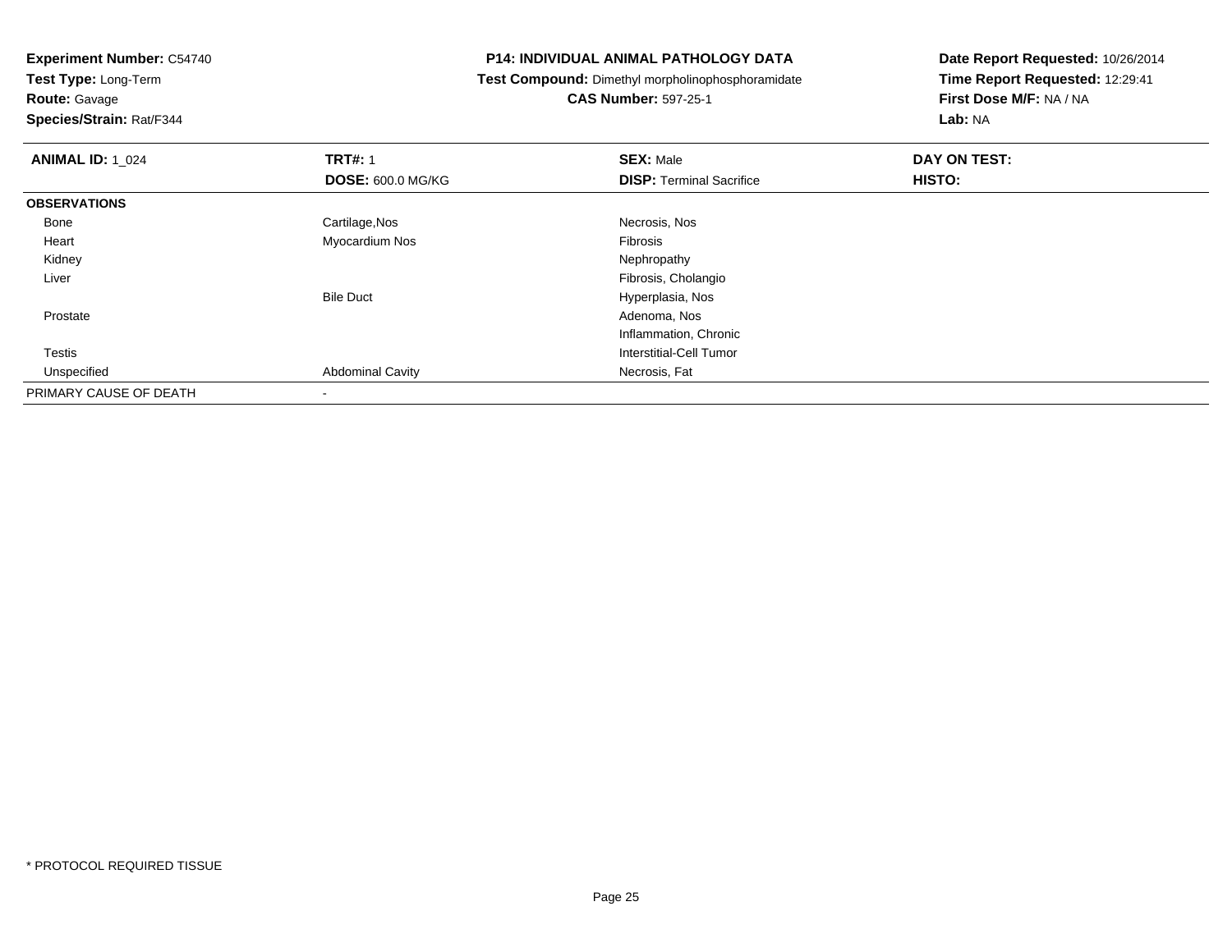**Experiment Number:** C54740
**Test Type:** Long-Term
**Route:** Gavage
**Species/Strain:** Rat/F344

**P14: INDIVIDUAL ANIMAL PATHOLOGY DATA**
**Test Compound:** Dimethyl morpholinophosphoramidate
**CAS Number:** 597-25-1

**Date Report Requested:** 10/26/2014
**Time Report Requested:** 12:29:41
**First Dose M/F:** NA / NA
**Lab:** NA

| **ANIMAL ID:** 1_024 | **TRT#:** 1 | **SEX:** Male | **DAY ON TEST:** |
|---|---|---|---|
| | **DOSE:** 600.0 MG/KG | **DISP:** Terminal Sacrifice | **HISTO:** |
| **OBSERVATIONS** | | | |
| Bone | Cartilage,Nos | Necrosis, Nos | |
| Heart | Myocardium Nos | Fibrosis | |
| Kidney | | Nephropathy | |
| Liver | | Fibrosis, Cholangio | |
| | Bile Duct | Hyperplasia, Nos | |
| Prostate | | Adenoma, Nos | |
| | | Inflammation, Chronic | |
| Testis | | Interstitial-Cell Tumor | |
| Unspecified | Abdominal Cavity | Necrosis, Fat | |
| PRIMARY CAUSE OF DEATH | - | | |

* PROTOCOL REQUIRED TISSUE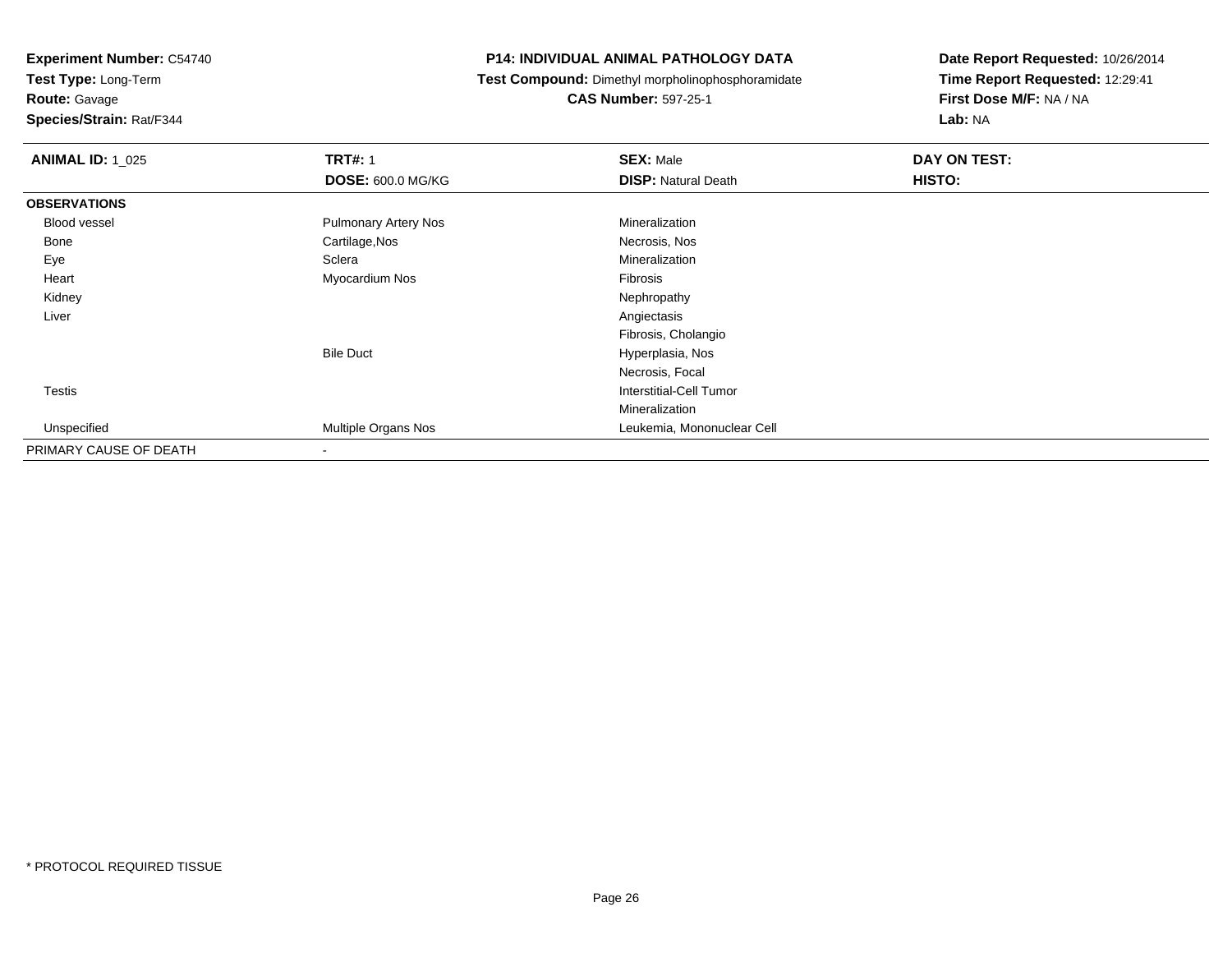**Experiment Number:** C54740
**Test Type:** Long-Term
**Route:** Gavage
**Species/Strain:** Rat/F344

**P14: INDIVIDUAL ANIMAL PATHOLOGY DATA**
**Test Compound:** Dimethyl morpholinophosphoramidate
**CAS Number:** 597-25-1

**Date Report Requested:** 10/26/2014
**Time Report Requested:** 12:29:41
**First Dose M/F:** NA / NA
**Lab:** NA

| **ANIMAL ID:** 1_025 | **TRT#:** 1 | **SEX:** Male | **DAY ON TEST:** |
|---|---|---|---|
| | **DOSE:** 600.0 MG/KG | **DISP:** Natural Death | **HISTO:** |
| **OBSERVATIONS** | | | |
| Blood vessel | Pulmonary Artery Nos | Mineralization | |
| Bone | Cartilage,Nos | Necrosis, Nos | |
| Eye | Sclera | Mineralization | |
| Heart | Myocardium Nos | Fibrosis | |
| Kidney | | Nephropathy | |
| Liver | | Angiectasis | |
| | | Fibrosis, Cholangio | |
| | Bile Duct | Hyperplasia, Nos | |
| | | Necrosis, Focal | |
| Testis | | Interstitial-Cell Tumor | |
| | | Mineralization | |
| Unspecified | Multiple Organs Nos | Leukemia, Mononuclear Cell | |
| PRIMARY CAUSE OF DEATH | - | | |

* PROTOCOL REQUIRED TISSUE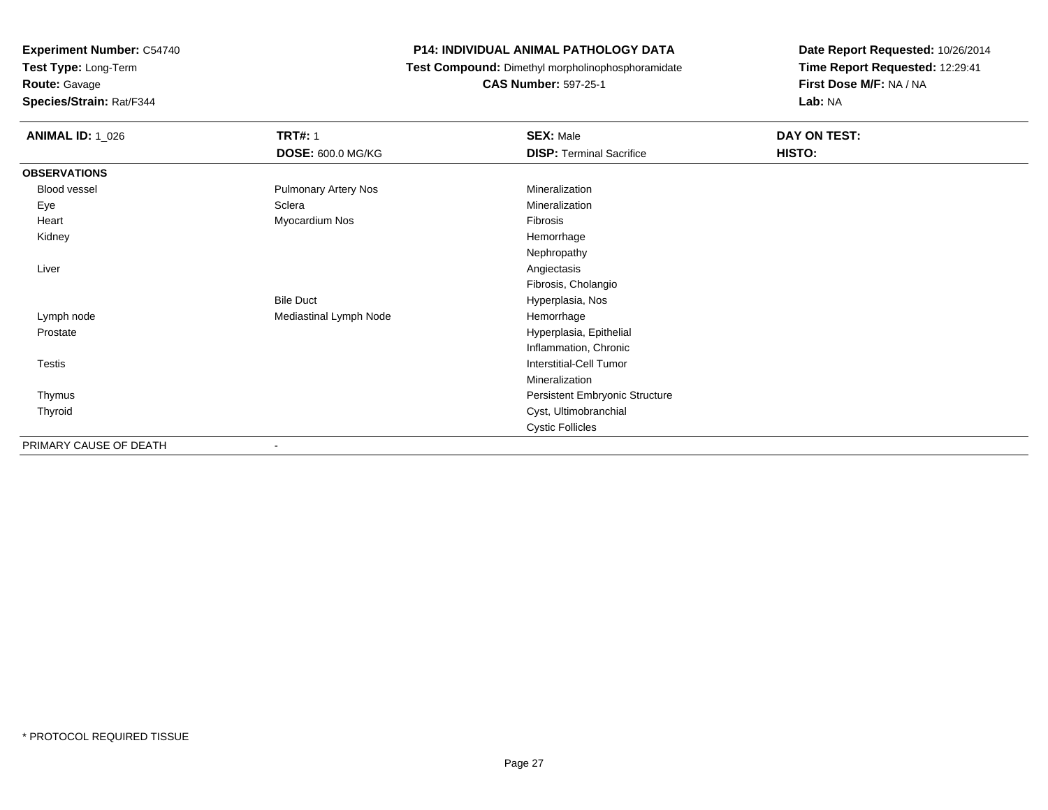**Experiment Number:** C54740
**Test Type:** Long-Term
**Route:** Gavage
**Species/Strain:** Rat/F344

**P14: INDIVIDUAL ANIMAL PATHOLOGY DATA**
**Test Compound:** Dimethyl morpholinophosphoramidate
**CAS Number:** 597-25-1

**Date Report Requested:** 10/26/2014
**Time Report Requested:** 12:29:41
**First Dose M/F:** NA / NA
**Lab:** NA

| **ANIMAL ID:** 1_026 | **TRT#:** 1 | **SEX:** Male | **DAY ON TEST:** |
|---|---|---|---|
| | **DOSE:** 600.0 MG/KG | **DISP:** Terminal Sacrifice | **HISTO:** |
| **OBSERVATIONS** | | | |
| Blood vessel | Pulmonary Artery Nos | Mineralization | |
| Eye | Sclera | Mineralization | |
| Heart | Myocardium Nos | Fibrosis | |
| Kidney | | Hemorrhage | |
| | | Nephropathy | |
| Liver | | Angiectasis | |
| | | Fibrosis, Cholangio | |
| | Bile Duct | Hyperplasia, Nos | |
| Lymph node | Mediastinal Lymph Node | Hemorrhage | |
| Prostate | | Hyperplasia, Epithelial | |
| | | Inflammation, Chronic | |
| Testis | | Interstitial-Cell Tumor | |
| | | Mineralization | |
| Thymus | | Persistent Embryonic Structure | |
| Thyroid | | Cyst, Ultimobranchial | |
| | | Cystic Follicles | |
| PRIMARY CAUSE OF DEATH | - | | |

* PROTOCOL REQUIRED TISSUE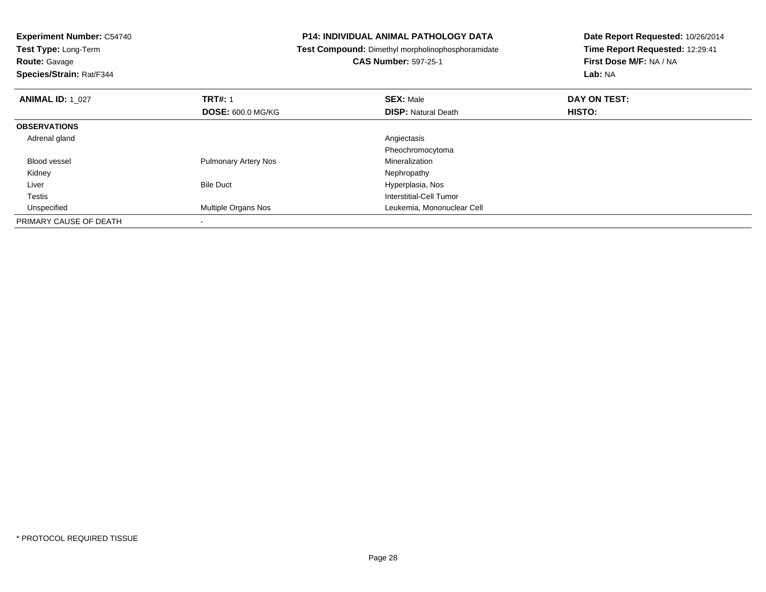**Experiment Number:** C54740
**Test Type:** Long-Term
**Route:** Gavage
**Species/Strain:** Rat/F344

**P14: INDIVIDUAL ANIMAL PATHOLOGY DATA**
**Test Compound:** Dimethyl morpholinophosphoramidate
**CAS Number:** 597-25-1

**Date Report Requested:** 10/26/2014
**Time Report Requested:** 12:29:41
**First Dose M/F:** NA / NA
**Lab:** NA

| **ANIMAL ID:** 1_027 | **TRT#:** 1 | **SEX:** Male | **DAY ON TEST:** |
|---|---|---|---|
| | **DOSE:** 600.0 MG/KG | **DISP:** Natural Death | **HISTO:** |
| **OBSERVATIONS** | | | |
| Adrenal gland | | Angiectasis | |
| | | Pheochromocytoma | |
| Blood vessel | Pulmonary Artery Nos | Mineralization | |
| Kidney | | Nephropathy | |
| Liver | Bile Duct | Hyperplasia, Nos | |
| Testis | | Interstitial-Cell Tumor | |
| Unspecified | Multiple Organs Nos | Leukemia, Mononuclear Cell | |
| PRIMARY CAUSE OF DEATH | - | | |

* PROTOCOL REQUIRED TISSUE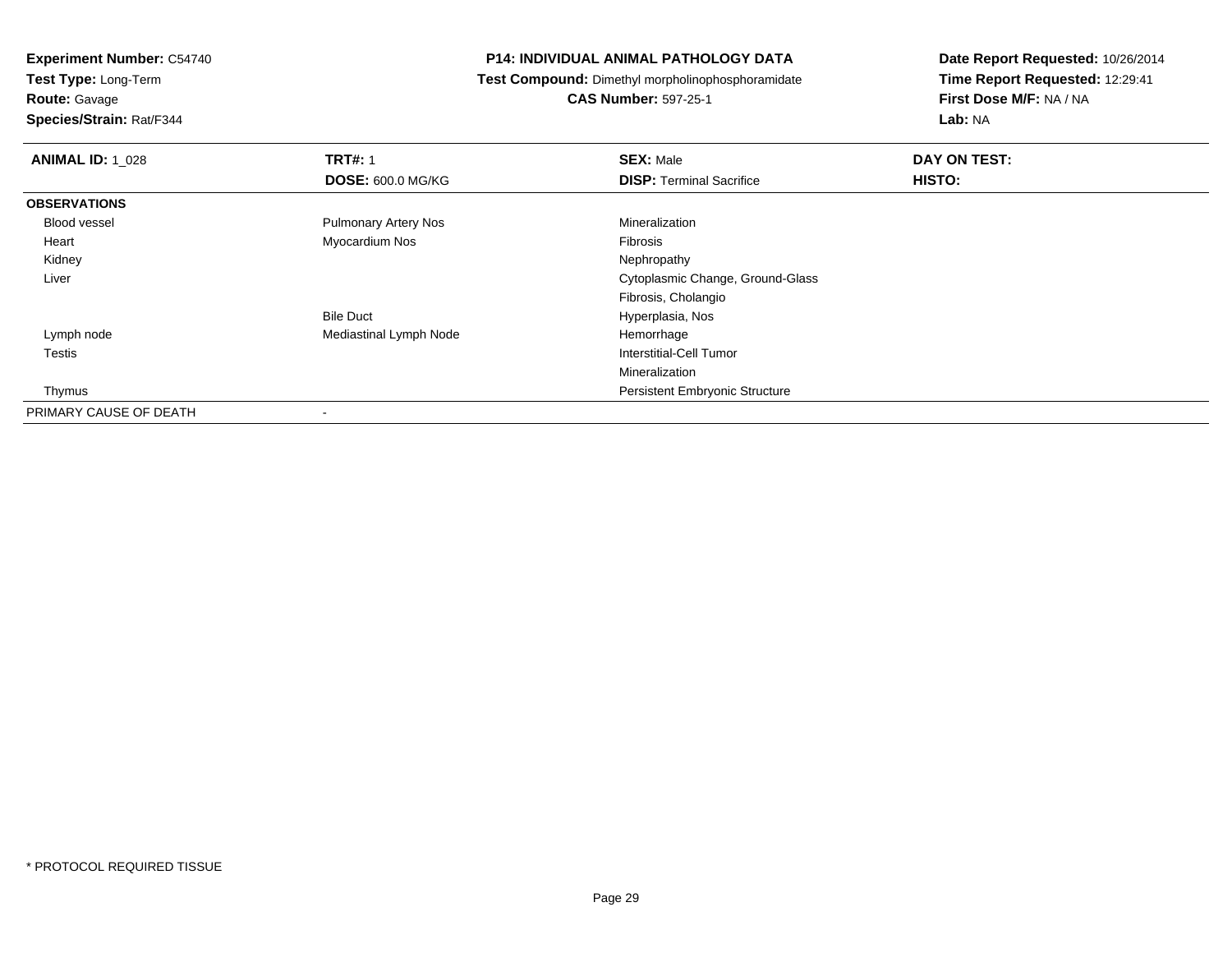**Experiment Number:** C54740
**Test Type:** Long-Term
**Route:** Gavage
**Species/Strain:** Rat/F344

**P14: INDIVIDUAL ANIMAL PATHOLOGY DATA**
**Test Compound:** Dimethyl morpholinophosphoramidate
**CAS Number:** 597-25-1

**Date Report Requested:** 10/26/2014
**Time Report Requested:** 12:29:41
**First Dose M/F:** NA / NA
**Lab:** NA

| **ANIMAL ID:** 1_028 | **TRT#:** 1 | **SEX:** Male | **DAY ON TEST:** |
|---|---|---|---|
| | **DOSE:** 600.0 MG/KG | **DISP:** Terminal Sacrifice | **HISTO:** |
| **OBSERVATIONS** | | | |
| Blood vessel | Pulmonary Artery Nos | Mineralization | |
| Heart | Myocardium Nos | Fibrosis | |
| Kidney | | Nephropathy | |
| Liver | | Cytoplasmic Change, Ground-Glass | |
| | | Fibrosis, Cholangio | |
| | Bile Duct | Hyperplasia, Nos | |
| Lymph node | Mediastinal Lymph Node | Hemorrhage | |
| Testis | | Interstitial-Cell Tumor | |
| | | Mineralization | |
| Thymus | | Persistent Embryonic Structure | |
| PRIMARY CAUSE OF DEATH | - | | |

* PROTOCOL REQUIRED TISSUE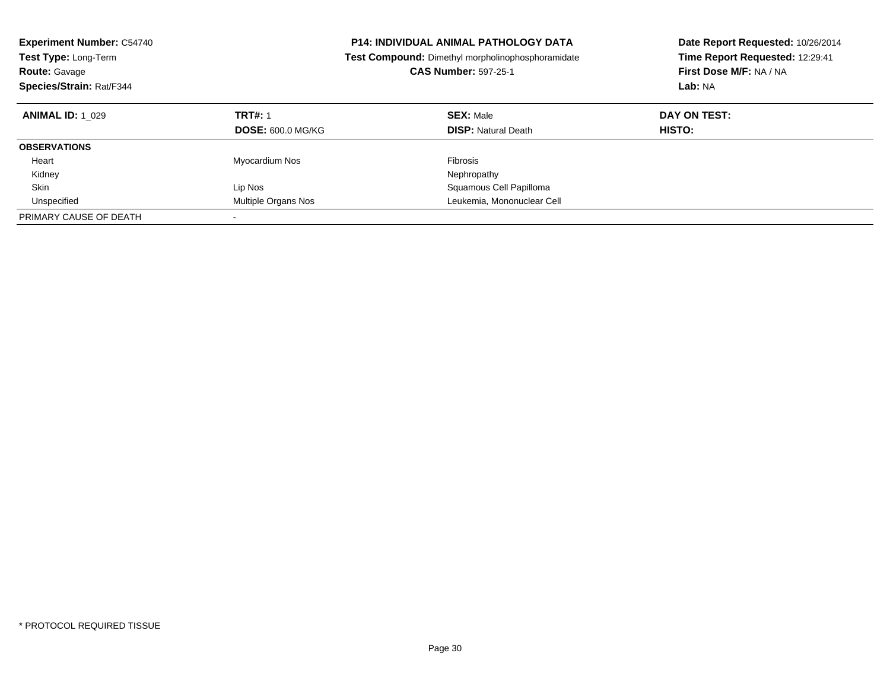**Experiment Number:** C54740
**Test Type:** Long-Term
**Route:** Gavage
**Species/Strain:** Rat/F344

**P14: INDIVIDUAL ANIMAL PATHOLOGY DATA**
**Test Compound:** Dimethyl morpholinophosphoramidate
**CAS Number:** 597-25-1

**Date Report Requested:** 10/26/2014
**Time Report Requested:** 12:29:41
**First Dose M/F:** NA / NA
**Lab:** NA

| **ANIMAL ID:** 1_029 | **TRT#:** 1 | **SEX:** Male | **DAY ON TEST:** |
|---|---|---|---|
| | **DOSE:** 600.0 MG/KG | **DISP:** Natural Death | **HISTO:** |
| **OBSERVATIONS** | | | |
| Heart | Myocardium Nos | Fibrosis | |
| Kidney | | Nephropathy | |
| Skin | Lip Nos | Squamous Cell Papilloma | |
| Unspecified | Multiple Organs Nos | Leukemia, Mononuclear Cell | |
| PRIMARY CAUSE OF DEATH | - | | |

* PROTOCOL REQUIRED TISSUE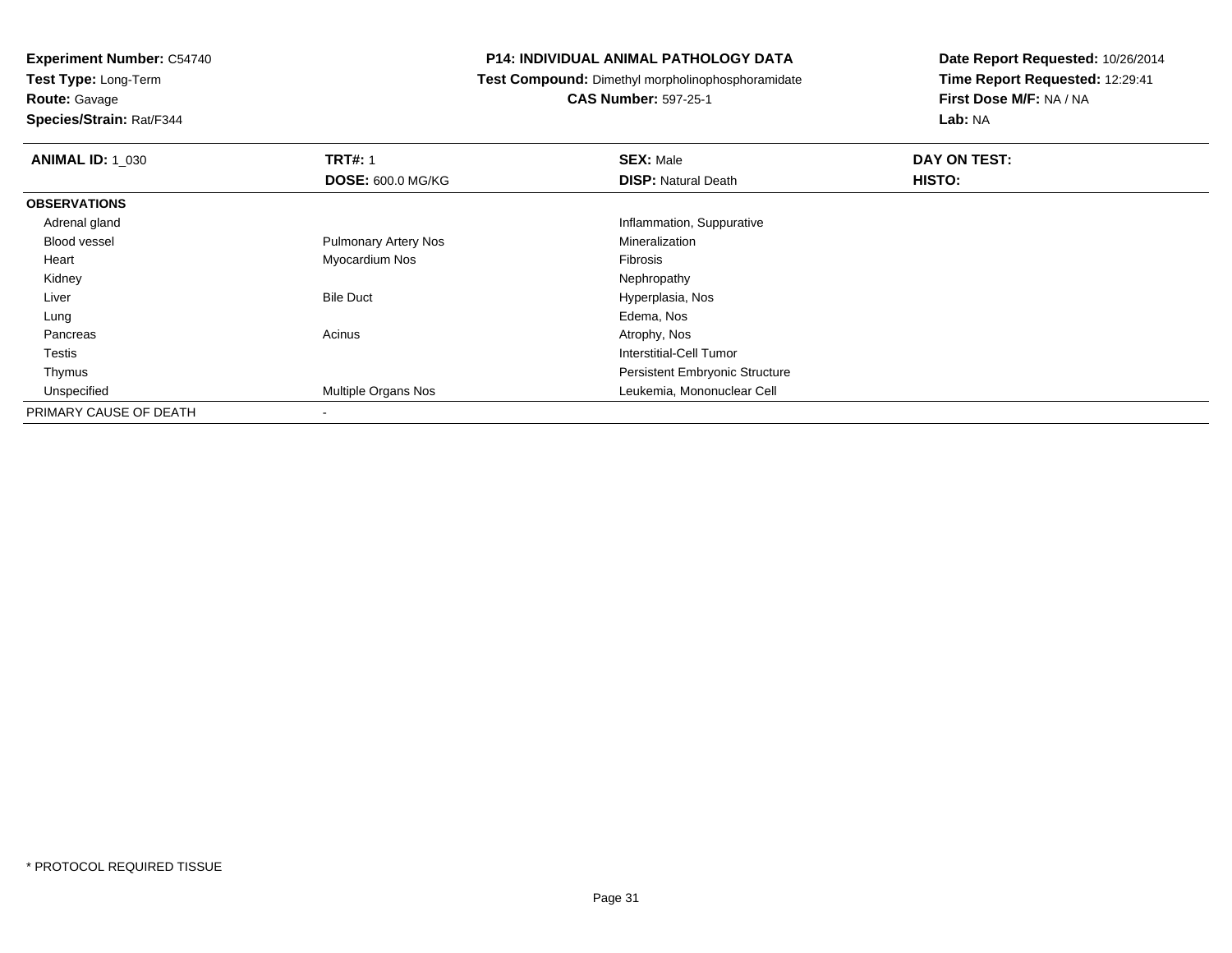**Experiment Number:** C54740
**Test Type:** Long-Term
**Route:** Gavage
**Species/Strain:** Rat/F344

**P14: INDIVIDUAL ANIMAL PATHOLOGY DATA**
**Test Compound:** Dimethyl morpholinophosphoramidate
**CAS Number:** 597-25-1

**Date Report Requested:** 10/26/2014
**Time Report Requested:** 12:29:41
**First Dose M/F:** NA / NA
**Lab:** NA

| **ANIMAL ID:** 1_030 | **TRT#:** 1 | **SEX:** Male | **DAY ON TEST:** |
|---|---|---|---|
| | **DOSE:** 600.0 MG/KG | **DISP:** Natural Death | **HISTO:** |
| **OBSERVATIONS** | | | |
| Adrenal gland | | Inflammation, Suppurative | |
| Blood vessel | Pulmonary Artery Nos | Mineralization | |
| Heart | Myocardium Nos | Fibrosis | |
| Kidney | | Nephropathy | |
| Liver | Bile Duct | Hyperplasia, Nos | |
| Lung | | Edema, Nos | |
| Pancreas | Acinus | Atrophy, Nos | |
| Testis | | Interstitial-Cell Tumor | |
| Thymus | | Persistent Embryonic Structure | |
| Unspecified | Multiple Organs Nos | Leukemia, Mononuclear Cell | |
| PRIMARY CAUSE OF DEATH | - | | |

* PROTOCOL REQUIRED TISSUE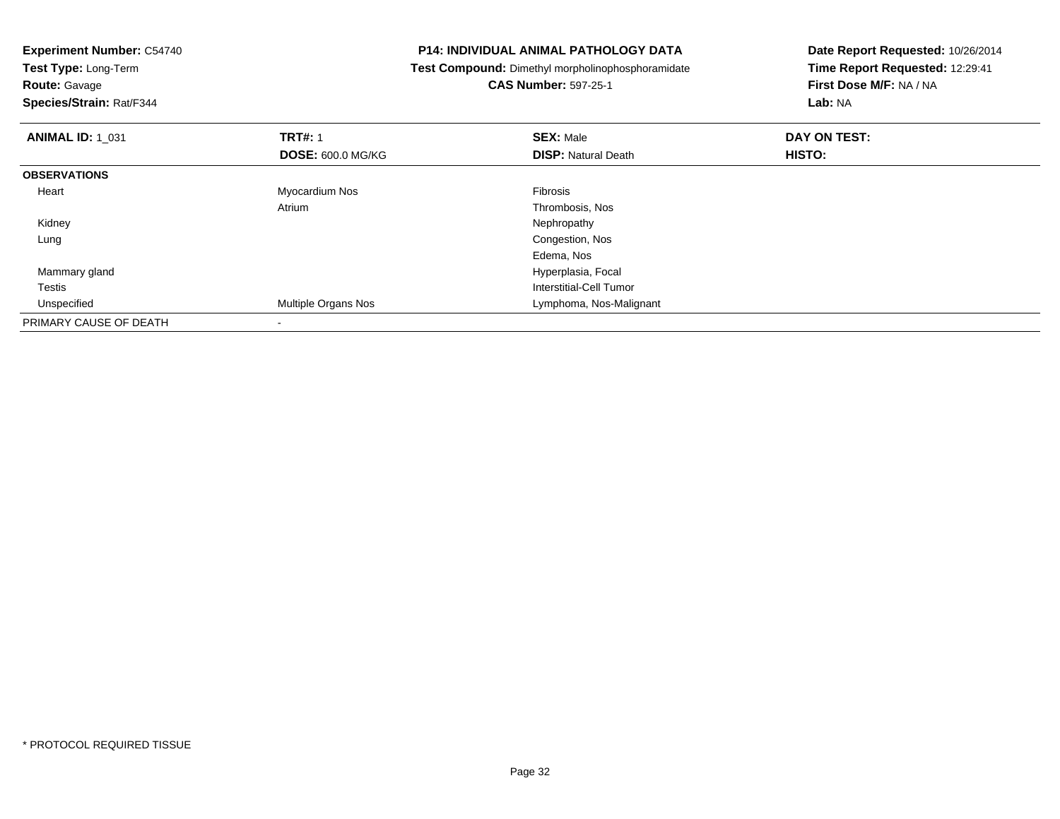**Experiment Number:** C54740
**Test Type:** Long-Term
**Route:** Gavage
**Species/Strain:** Rat/F344

**P14: INDIVIDUAL ANIMAL PATHOLOGY DATA**
**Test Compound:** Dimethyl morpholinophosphoramidate
**CAS Number:** 597-25-1

**Date Report Requested:** 10/26/2014
**Time Report Requested:** 12:29:41
**First Dose M/F:** NA / NA
**Lab:** NA

| **ANIMAL ID:** 1_031 | **TRT#:** 1 | **SEX:** Male | **DAY ON TEST:** |
|---|---|---|---|
| | **DOSE:** 600.0 MG/KG | **DISP:** Natural Death | **HISTO:** |
| **OBSERVATIONS** | | | |
| Heart | Myocardium Nos | Fibrosis | |
| | Atrium | Thrombosis, Nos | |
| Kidney | | Nephropathy | |
| Lung | | Congestion, Nos | |
| | | Edema, Nos | |
| Mammary gland | | Hyperplasia, Focal | |
| Testis | | Interstitial-Cell Tumor | |
| Unspecified | Multiple Organs Nos | Lymphoma, Nos-Malignant | |
| PRIMARY CAUSE OF DEATH | - | | |

* PROTOCOL REQUIRED TISSUE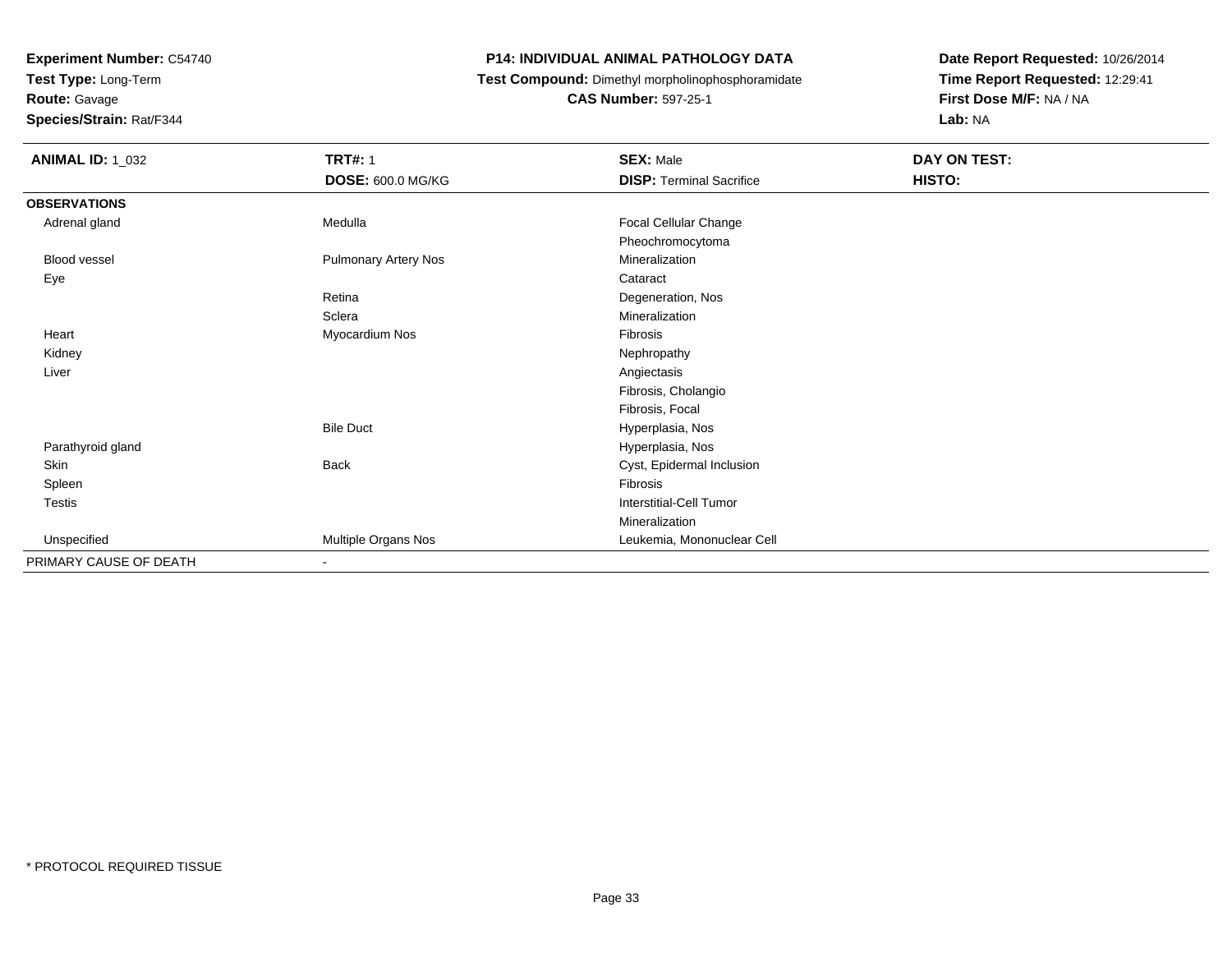**Experiment Number:** C54740
**Test Type:** Long-Term
**Route:** Gavage
**Species/Strain:** Rat/F344

**P14: INDIVIDUAL ANIMAL PATHOLOGY DATA**
**Test Compound:** Dimethyl morpholinophosphoramidate
**CAS Number:** 597-25-1

**Date Report Requested:** 10/26/2014
**Time Report Requested:** 12:29:41
**First Dose M/F:** NA / NA
**Lab:** NA

| **ANIMAL ID:** 1_032 | **TRT#:** 1 | **SEX:** Male | **DAY ON TEST:** |
|---|---|---|---|
| | **DOSE:** 600.0 MG/KG | **DISP:** Terminal Sacrifice | **HISTO:** |
| **OBSERVATIONS** | | | |
| Adrenal gland | Medulla | Focal Cellular Change | |
| | | Pheochromocytoma | |
| Blood vessel | Pulmonary Artery Nos | Mineralization | |
| Eye | | Cataract | |
| | Retina | Degeneration, Nos | |
| | Sclera | Mineralization | |
| Heart | Myocardium Nos | Fibrosis | |
| Kidney | | Nephropathy | |
| Liver | | Angiectasis | |
| | | Fibrosis, Cholangio | |
| | | Fibrosis, Focal | |
| | Bile Duct | Hyperplasia, Nos | |
| Parathyroid gland | | Hyperplasia, Nos | |
| Skin | Back | Cyst, Epidermal Inclusion | |
| Spleen | | Fibrosis | |
| Testis | | Interstitial-Cell Tumor | |
| | | Mineralization | |
| Unspecified | Multiple Organs Nos | Leukemia, Mononuclear Cell | |
| PRIMARY CAUSE OF DEATH | - | | |

* PROTOCOL REQUIRED TISSUE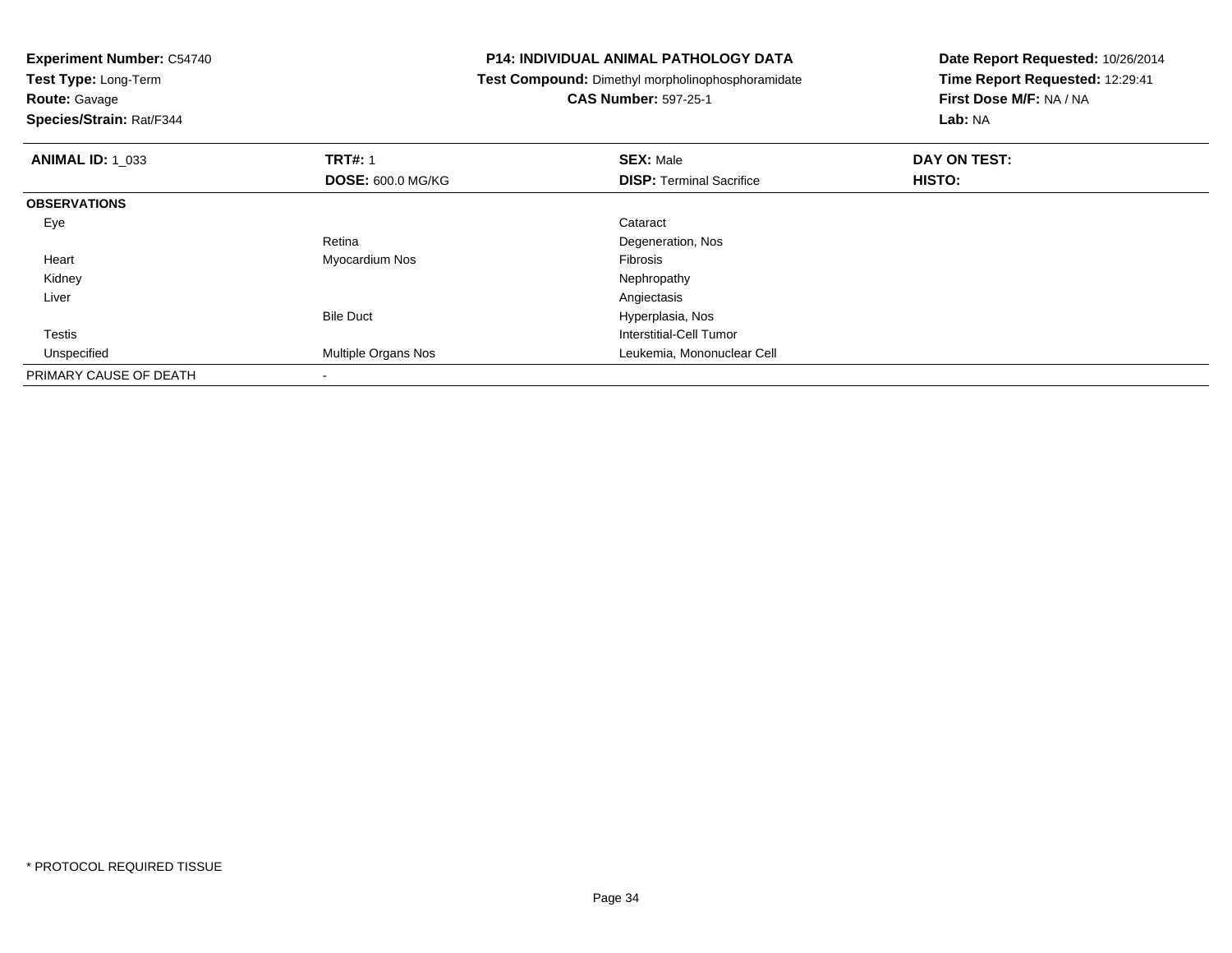**Experiment Number:** C54740
**Test Type:** Long-Term
**Route:** Gavage
**Species/Strain:** Rat/F344

**P14: INDIVIDUAL ANIMAL PATHOLOGY DATA**
**Test Compound:** Dimethyl morpholinophosphoramidate
**CAS Number:** 597-25-1

**Date Report Requested:** 10/26/2014
**Time Report Requested:** 12:29:41
**First Dose M/F:** NA / NA
**Lab:** NA

| **ANIMAL ID:** 1_033 | **TRT#:** 1 | **SEX:** Male | **DAY ON TEST:** |
|---|---|---|---|
| | **DOSE:** 600.0 MG/KG | **DISP:** Terminal Sacrifice | **HISTO:** |
| **OBSERVATIONS** | | | |
| Eye | | Cataract | |
| | Retina | Degeneration, Nos | |
| Heart | Myocardium Nos | Fibrosis | |
| Kidney | | Nephropathy | |
| Liver | | Angiectasis | |
| | Bile Duct | Hyperplasia, Nos | |
| Testis | | Interstitial-Cell Tumor | |
| Unspecified | Multiple Organs Nos | Leukemia, Mononuclear Cell | |
| PRIMARY CAUSE OF DEATH | - | | |

* PROTOCOL REQUIRED TISSUE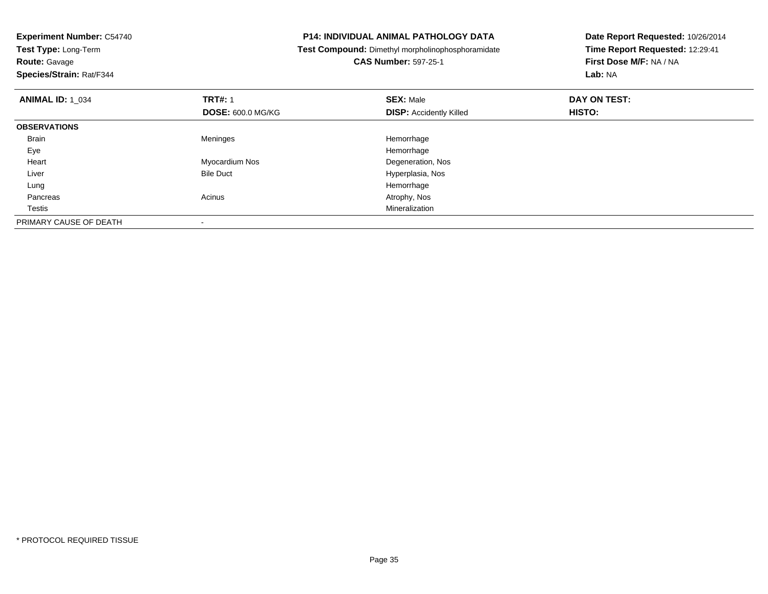**Experiment Number:** C54740
**Test Type:** Long-Term
**Route:** Gavage
**Species/Strain:** Rat/F344

**P14: INDIVIDUAL ANIMAL PATHOLOGY DATA**
**Test Compound:** Dimethyl morpholinophosphoramidate
**CAS Number:** 597-25-1

**Date Report Requested:** 10/26/2014
**Time Report Requested:** 12:29:41
**First Dose M/F:** NA / NA
**Lab:** NA

| **ANIMAL ID:** 1_034 | **TRT#:** 1 | **SEX:** Male | **DAY ON TEST:** |
|---|---|---|---|
| | **DOSE:** 600.0 MG/KG | **DISP:** Accidently Killed | **HISTO:** |
| **OBSERVATIONS** | | | |
| Brain | Meninges | Hemorrhage | |
| Eye | | Hemorrhage | |
| Heart | Myocardium Nos | Degeneration, Nos | |
| Liver | Bile Duct | Hyperplasia, Nos | |
| Lung | | Hemorrhage | |
| Pancreas | Acinus | Atrophy, Nos | |
| Testis | | Mineralization | |
| PRIMARY CAUSE OF DEATH | - | | |

* PROTOCOL REQUIRED TISSUE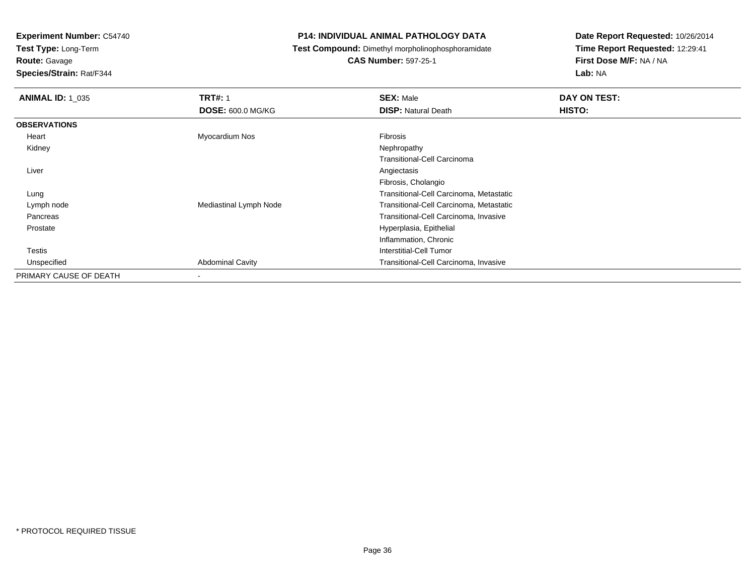**Experiment Number:** C54740
**Test Type:** Long-Term
**Route:** Gavage
**Species/Strain:** Rat/F344

**P14: INDIVIDUAL ANIMAL PATHOLOGY DATA**
**Test Compound:** Dimethyl morpholinophosphoramidate
**CAS Number:** 597-25-1

**Date Report Requested:** 10/26/2014
**Time Report Requested:** 12:29:41
**First Dose M/F:** NA / NA
**Lab:** NA

| **ANIMAL ID:** 1_035 | **TRT#:** 1 | **SEX:** Male | **DAY ON TEST:** |
|---|---|---|---|
| | **DOSE:** 600.0 MG/KG | **DISP:** Natural Death | **HISTO:** |
| **OBSERVATIONS** | | | |
| Heart | Myocardium Nos | Fibrosis | |
| Kidney | | Nephropathy | |
| | | Transitional-Cell Carcinoma | |
| Liver | | Angiectasis | |
| | | Fibrosis, Cholangio | |
| Lung | | Transitional-Cell Carcinoma, Metastatic | |
| Lymph node | Mediastinal Lymph Node | Transitional-Cell Carcinoma, Metastatic | |
| Pancreas | | Transitional-Cell Carcinoma, Invasive | |
| Prostate | | Hyperplasia, Epithelial | |
| | | Inflammation, Chronic | |
| Testis | | Interstitial-Cell Tumor | |
| Unspecified | Abdominal Cavity | Transitional-Cell Carcinoma, Invasive | |
| PRIMARY CAUSE OF DEATH | - | | |

* PROTOCOL REQUIRED TISSUE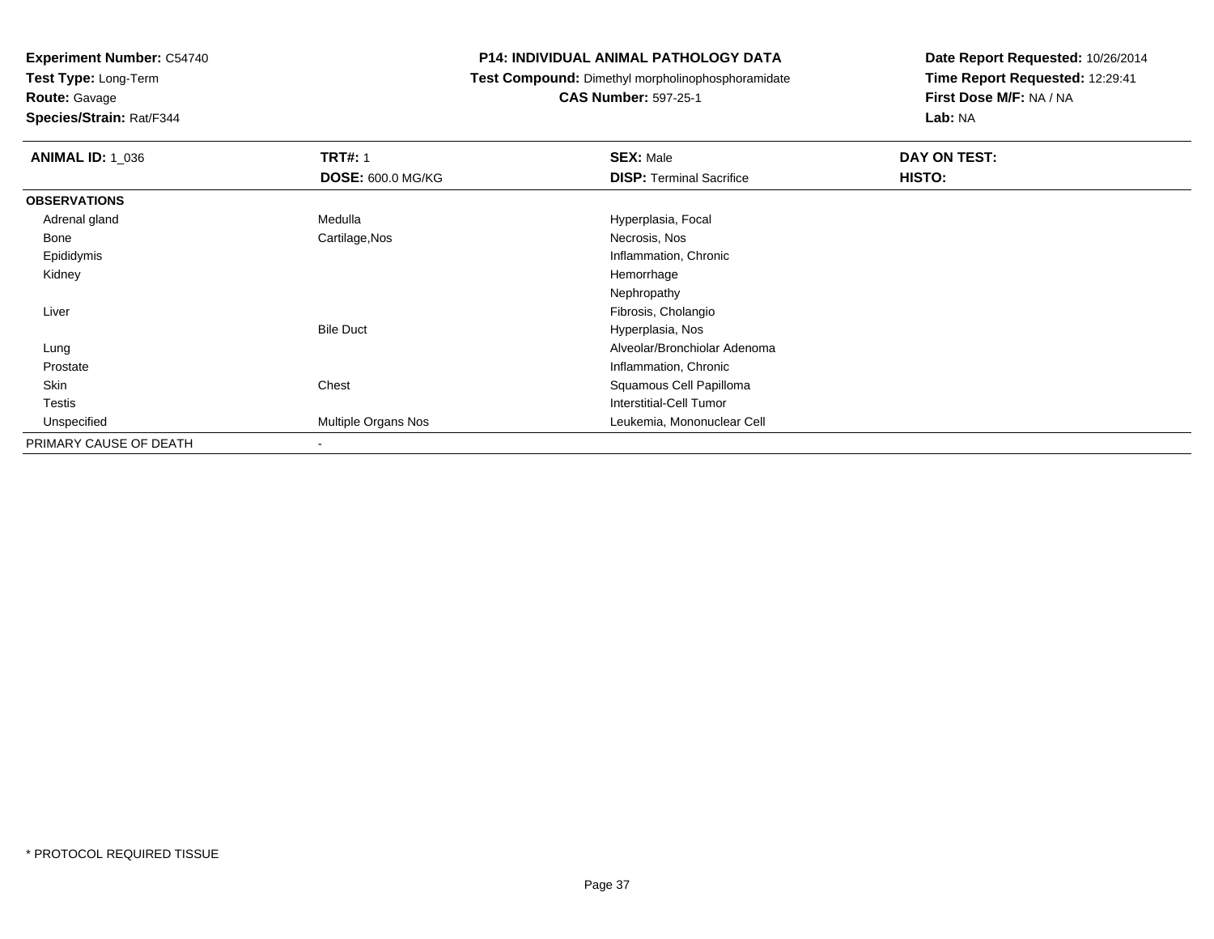**Experiment Number:** C54740
**Test Type:** Long-Term
**Route:** Gavage
**Species/Strain:** Rat/F344

**P14: INDIVIDUAL ANIMAL PATHOLOGY DATA**
**Test Compound:** Dimethyl morpholinophosphoramidate
**CAS Number:** 597-25-1

**Date Report Requested:** 10/26/2014
**Time Report Requested:** 12:29:41
**First Dose M/F:** NA / NA
**Lab:** NA

| **ANIMAL ID:** 1_036 | **TRT#:** 1 | **SEX:** Male | **DAY ON TEST:** |
|---|---|---|---|
| | **DOSE:** 600.0 MG/KG | **DISP:** Terminal Sacrifice | **HISTO:** |
| **OBSERVATIONS** | | | |
| Adrenal gland | Medulla | Hyperplasia, Focal | |
| Bone | Cartilage,Nos | Necrosis, Nos | |
| Epididymis | | Inflammation, Chronic | |
| Kidney | | Hemorrhage | |
| | | Nephropathy | |
| Liver | | Fibrosis, Cholangio | |
| | Bile Duct | Hyperplasia, Nos | |
| Lung | | Alveolar/Bronchiolar Adenoma | |
| Prostate | | Inflammation, Chronic | |
| Skin | Chest | Squamous Cell Papilloma | |
| Testis | | Interstitial-Cell Tumor | |
| Unspecified | Multiple Organs Nos | Leukemia, Mononuclear Cell | |
| PRIMARY CAUSE OF DEATH | - | | |

* PROTOCOL REQUIRED TISSUE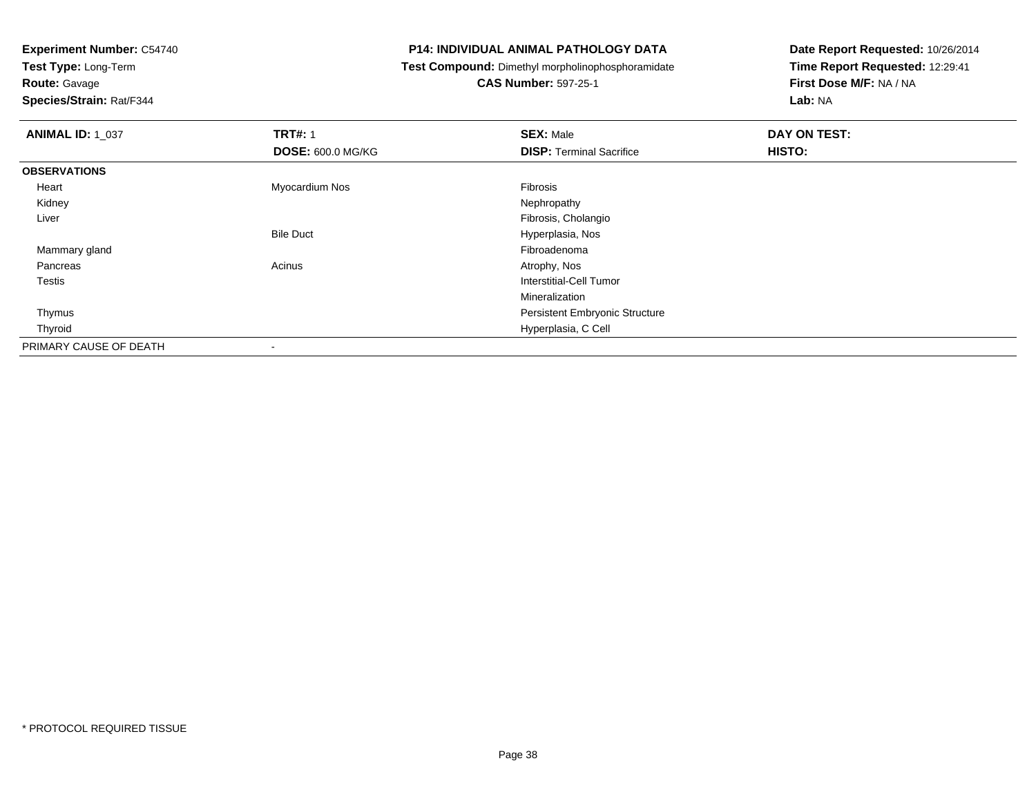**Experiment Number:** C54740
**Test Type:** Long-Term
**Route:** Gavage
**Species/Strain:** Rat/F344

**P14: INDIVIDUAL ANIMAL PATHOLOGY DATA**
**Test Compound:** Dimethyl morpholinophosphoramidate
**CAS Number:** 597-25-1

**Date Report Requested:** 10/26/2014
**Time Report Requested:** 12:29:41
**First Dose M/F:** NA / NA
**Lab:** NA

| **ANIMAL ID:** 1_037 | **TRT#:** 1 | **SEX:** Male | **DAY ON TEST:** |
|---|---|---|---|
| | **DOSE:** 600.0 MG/KG | **DISP:** Terminal Sacrifice | **HISTO:** |
| **OBSERVATIONS** | | | |
| Heart | Myocardium Nos | Fibrosis | |
| Kidney | | Nephropathy | |
| Liver | | Fibrosis, Cholangio | |
| | Bile Duct | Hyperplasia, Nos | |
| Mammary gland | | Fibroadenoma | |
| Pancreas | Acinus | Atrophy, Nos | |
| Testis | | Interstitial-Cell Tumor | |
| | | Mineralization | |
| Thymus | | Persistent Embryonic Structure | |
| Thyroid | | Hyperplasia, C Cell | |
| PRIMARY CAUSE OF DEATH | - | | |

* PROTOCOL REQUIRED TISSUE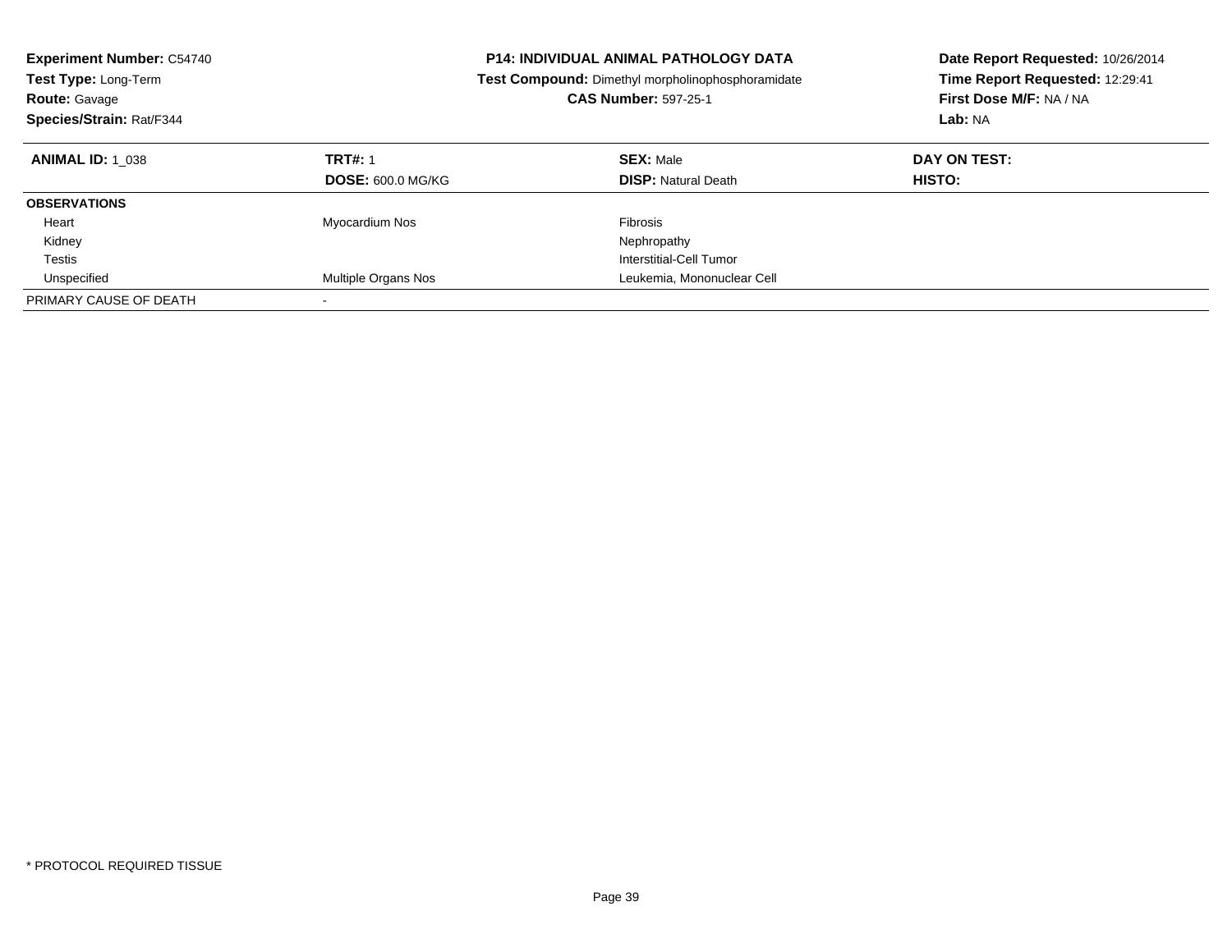**Experiment Number:** C54740
**Test Type:** Long-Term
**Route:** Gavage
**Species/Strain:** Rat/F344

**P14: INDIVIDUAL ANIMAL PATHOLOGY DATA**
**Test Compound:** Dimethyl morpholinophosphoramidate
**CAS Number:** 597-25-1

**Date Report Requested:** 10/26/2014
**Time Report Requested:** 12:29:41
**First Dose M/F:** NA / NA
**Lab:** NA

| **ANIMAL ID:** 1_038 | **TRT#:** 1 | **SEX:** Male | **DAY ON TEST:** |
|---|---|---|---|
| | **DOSE:** 600.0 MG/KG | **DISP:** Natural Death | **HISTO:** |
| **OBSERVATIONS** | | | |
| Heart | Myocardium Nos | Fibrosis | |
| Kidney | | Nephropathy | |
| Testis | | Interstitial-Cell Tumor | |
| Unspecified | Multiple Organs Nos | Leukemia, Mononuclear Cell | |
| PRIMARY CAUSE OF DEATH | - | | |

* PROTOCOL REQUIRED TISSUE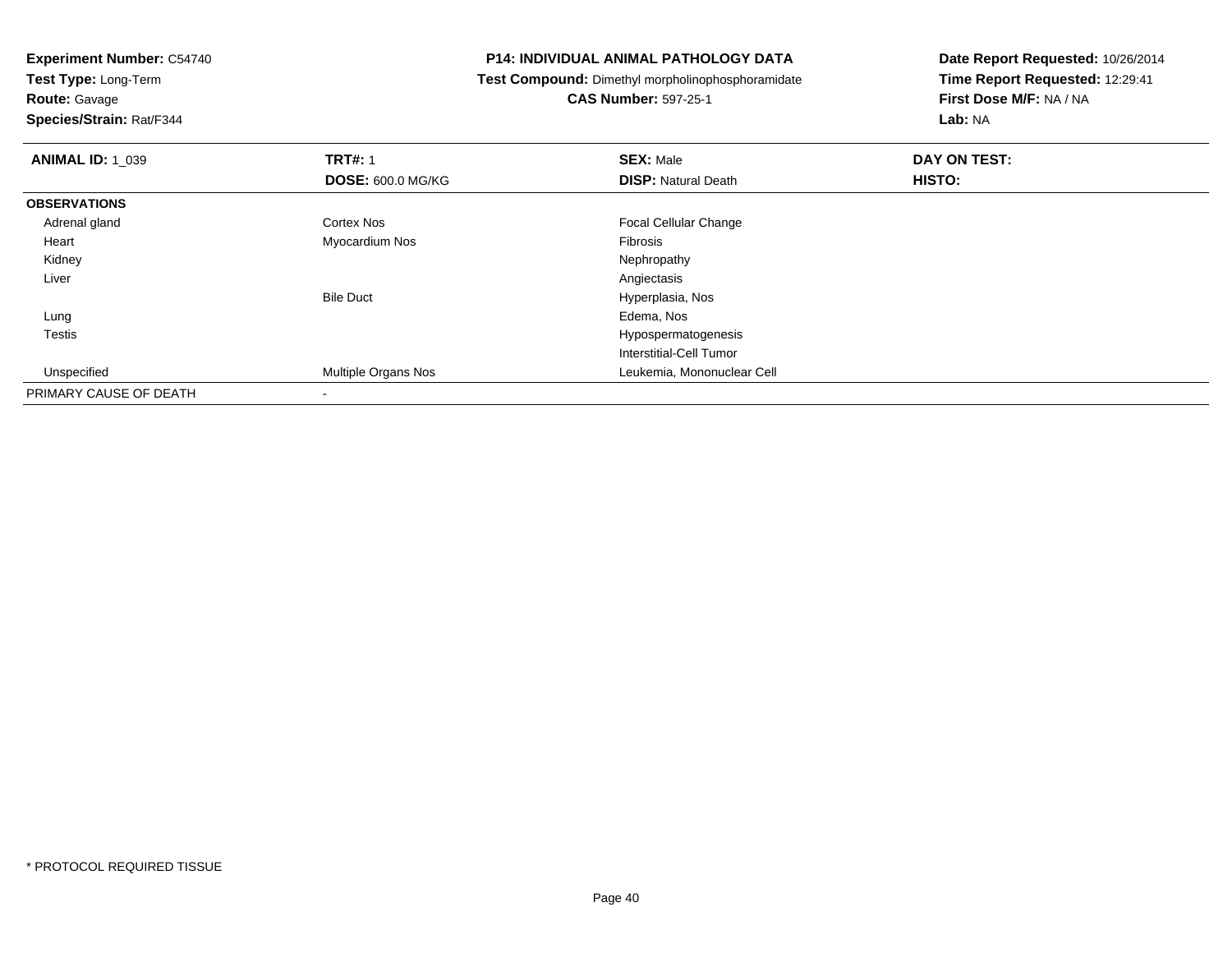**Experiment Number:** C54740
**Test Type:** Long-Term
**Route:** Gavage
**Species/Strain:** Rat/F344

**P14: INDIVIDUAL ANIMAL PATHOLOGY DATA**
**Test Compound:** Dimethyl morpholinophosphoramidate
**CAS Number:** 597-25-1

**Date Report Requested:** 10/26/2014
**Time Report Requested:** 12:29:41
**First Dose M/F:** NA / NA
**Lab:** NA

| **ANIMAL ID:** 1_039 | **TRT#:** 1 | **SEX:** Male | **DAY ON TEST:** |
|---|---|---|---|
| | **DOSE:** 600.0 MG/KG | **DISP:** Natural Death | **HISTO:** |
| **OBSERVATIONS** | | | |
| Adrenal gland | Cortex Nos | Focal Cellular Change | |
| Heart | Myocardium Nos | Fibrosis | |
| Kidney | | Nephropathy | |
| Liver | | Angiectasis | |
| | Bile Duct | Hyperplasia, Nos | |
| Lung | | Edema, Nos | |
| Testis | | Hypospermatogenesis | |
| | | Interstitial-Cell Tumor | |
| Unspecified | Multiple Organs Nos | Leukemia, Mononuclear Cell | |
| PRIMARY CAUSE OF DEATH | - | | |

* PROTOCOL REQUIRED TISSUE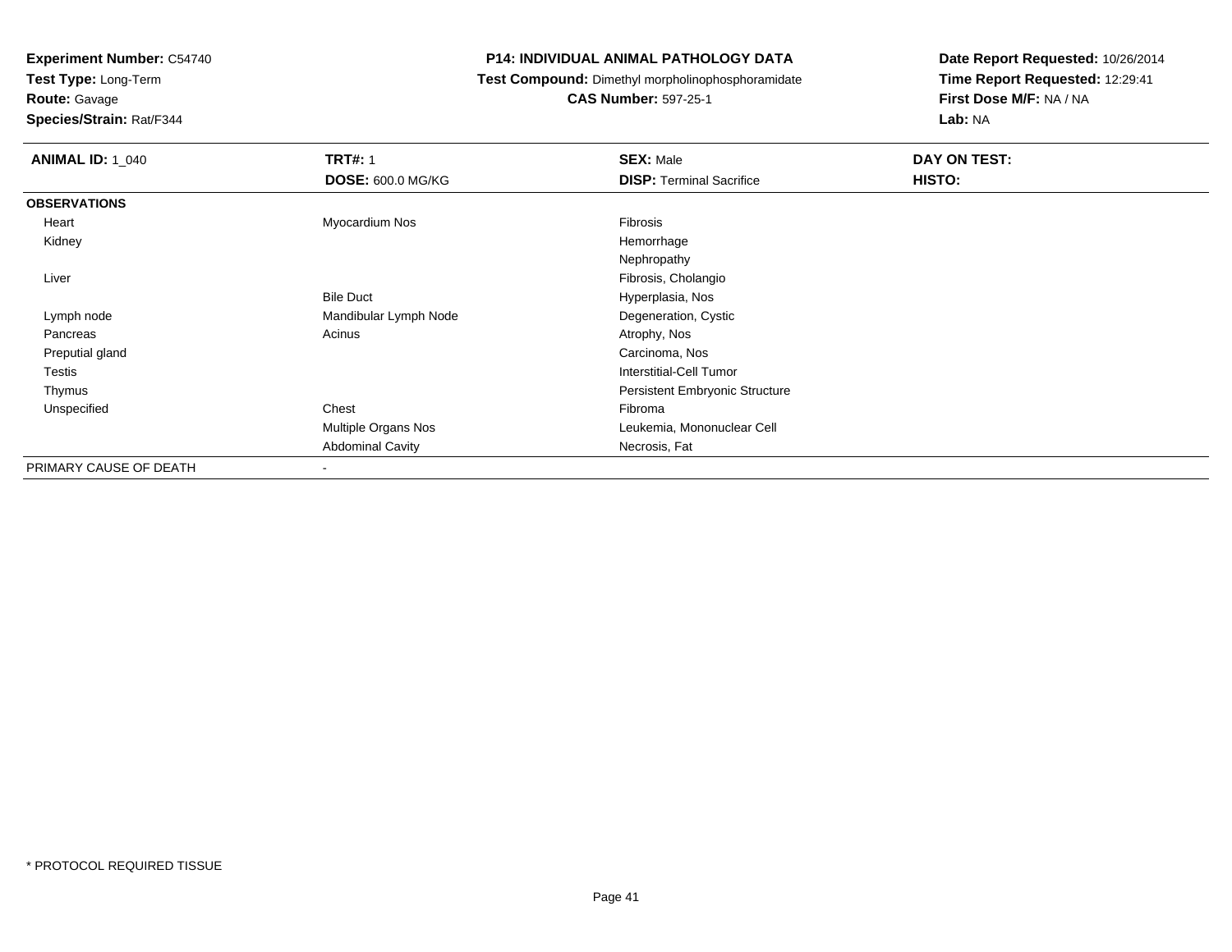**Experiment Number:** C54740
**Test Type:** Long-Term
**Route:** Gavage
**Species/Strain:** Rat/F344

**P14: INDIVIDUAL ANIMAL PATHOLOGY DATA**
**Test Compound:** Dimethyl morpholinophosphoramidate
**CAS Number:** 597-25-1

**Date Report Requested:** 10/26/2014
**Time Report Requested:** 12:29:41
**First Dose M/F:** NA / NA
**Lab:** NA

| **ANIMAL ID:** 1_040 | **TRT#:** 1 | **SEX:** Male | **DAY ON TEST:** |
|---|---|---|---|
| | **DOSE:** 600.0 MG/KG | **DISP:** Terminal Sacrifice | **HISTO:** |
| **OBSERVATIONS** | | | |
| Heart | Myocardium Nos | Fibrosis | |
| Kidney | | Hemorrhage | |
| | | Nephropathy | |
| Liver | | Fibrosis, Cholangio | |
| | Bile Duct | Hyperplasia, Nos | |
| Lymph node | Mandibular Lymph Node | Degeneration, Cystic | |
| Pancreas | Acinus | Atrophy, Nos | |
| Preputial gland | | Carcinoma, Nos | |
| Testis | | Interstitial-Cell Tumor | |
| Thymus | | Persistent Embryonic Structure | |
| Unspecified | Chest | Fibroma | |
| | Multiple Organs Nos | Leukemia, Mononuclear Cell | |
| | Abdominal Cavity | Necrosis, Fat | |
| PRIMARY CAUSE OF DEATH | - | | |

* PROTOCOL REQUIRED TISSUE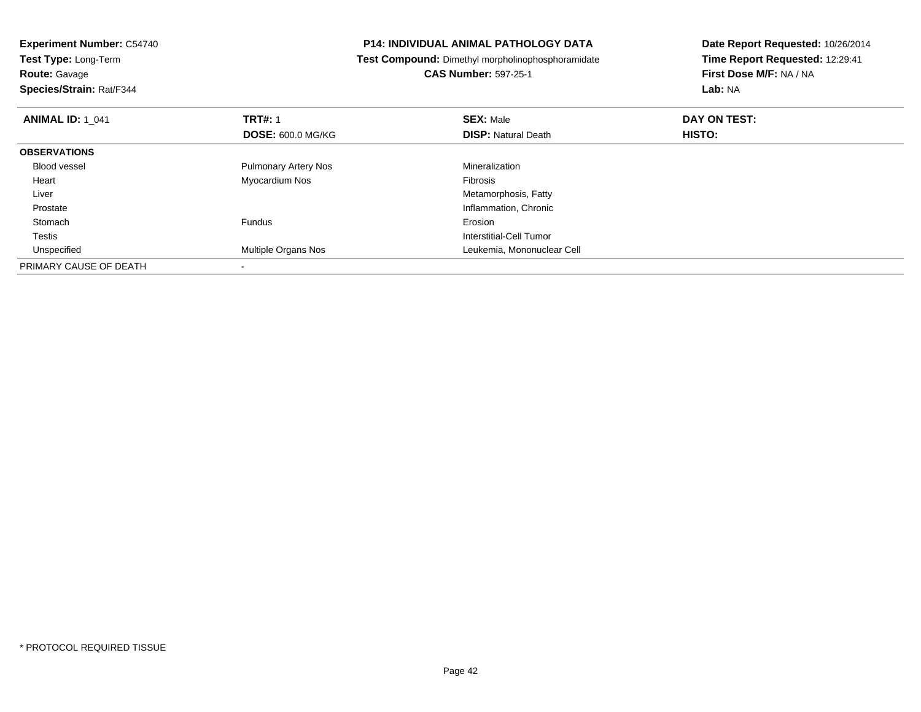**Experiment Number:** C54740
**Test Type:** Long-Term
**Route:** Gavage
**Species/Strain:** Rat/F344

**P14: INDIVIDUAL ANIMAL PATHOLOGY DATA**
**Test Compound:** Dimethyl morpholinophosphoramidate
**CAS Number:** 597-25-1

**Date Report Requested:** 10/26/2014
**Time Report Requested:** 12:29:41
**First Dose M/F:** NA / NA
**Lab:** NA

| **ANIMAL ID:** 1_041 | **TRT#:** 1 | **SEX:** Male | **DAY ON TEST:** |
|---|---|---|---|
| | **DOSE:** 600.0 MG/KG | **DISP:** Natural Death | **HISTO:** |
| **OBSERVATIONS** | | | |
| Blood vessel | Pulmonary Artery Nos | Mineralization | |
| Heart | Myocardium Nos | Fibrosis | |
| Liver | | Metamorphosis, Fatty | |
| Prostate | | Inflammation, Chronic | |
| Stomach | Fundus | Erosion | |
| Testis | | Interstitial-Cell Tumor | |
| Unspecified | Multiple Organs Nos | Leukemia, Mononuclear Cell | |
| PRIMARY CAUSE OF DEATH | - | | |

* PROTOCOL REQUIRED TISSUE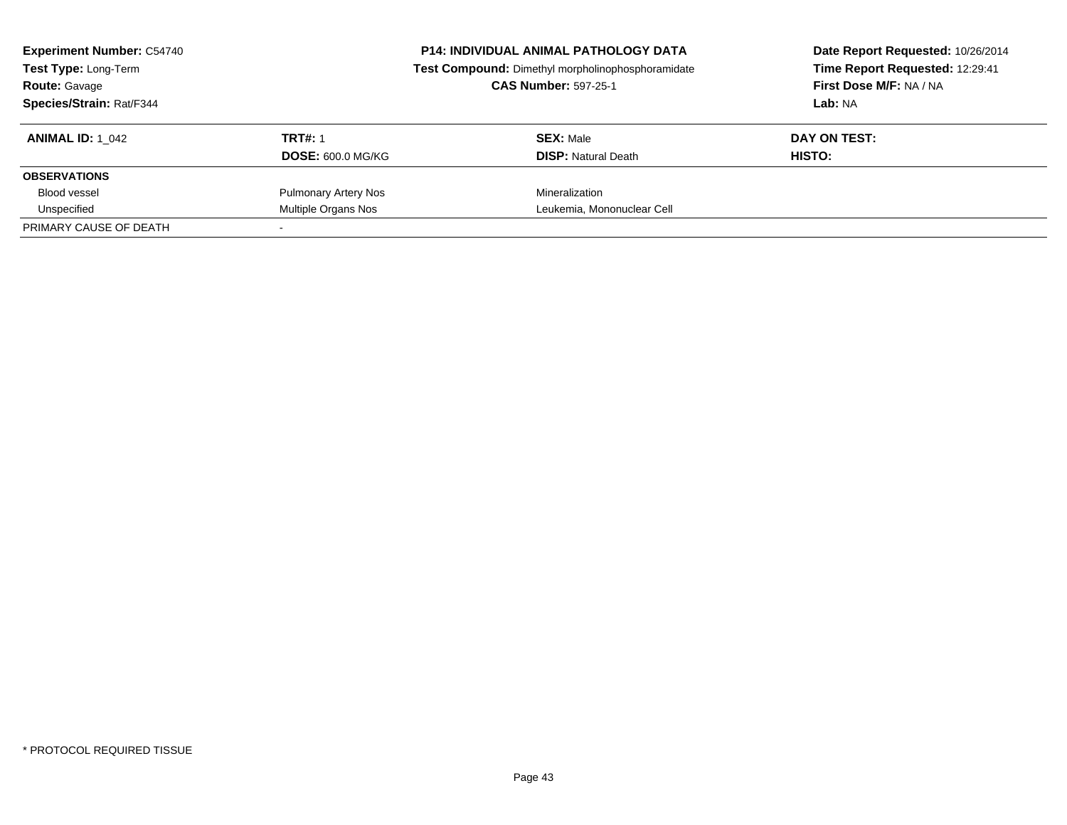**Experiment Number:** C54740
**Test Type:** Long-Term
**Route:** Gavage
**Species/Strain:** Rat/F344

**P14: INDIVIDUAL ANIMAL PATHOLOGY DATA**
**Test Compound:** Dimethyl morpholinophosphoramidate
**CAS Number:** 597-25-1

**Date Report Requested:** 10/26/2014
**Time Report Requested:** 12:29:41
**First Dose M/F:** NA / NA
**Lab:** NA

| **ANIMAL ID:** 1_042 | **TRT#:** 1 | **SEX:** Male | **DAY ON TEST:** |
|---|---|---|---|
| | **DOSE:** 600.0 MG/KG | **DISP:** Natural Death | **HISTO:** |
| **OBSERVATIONS** | | | |
| Blood vessel | Pulmonary Artery Nos | Mineralization | |
| Unspecified | Multiple Organs Nos | Leukemia, Mononuclear Cell | |
| PRIMARY CAUSE OF DEATH | - | | |

\* PROTOCOL REQUIRED TISSUE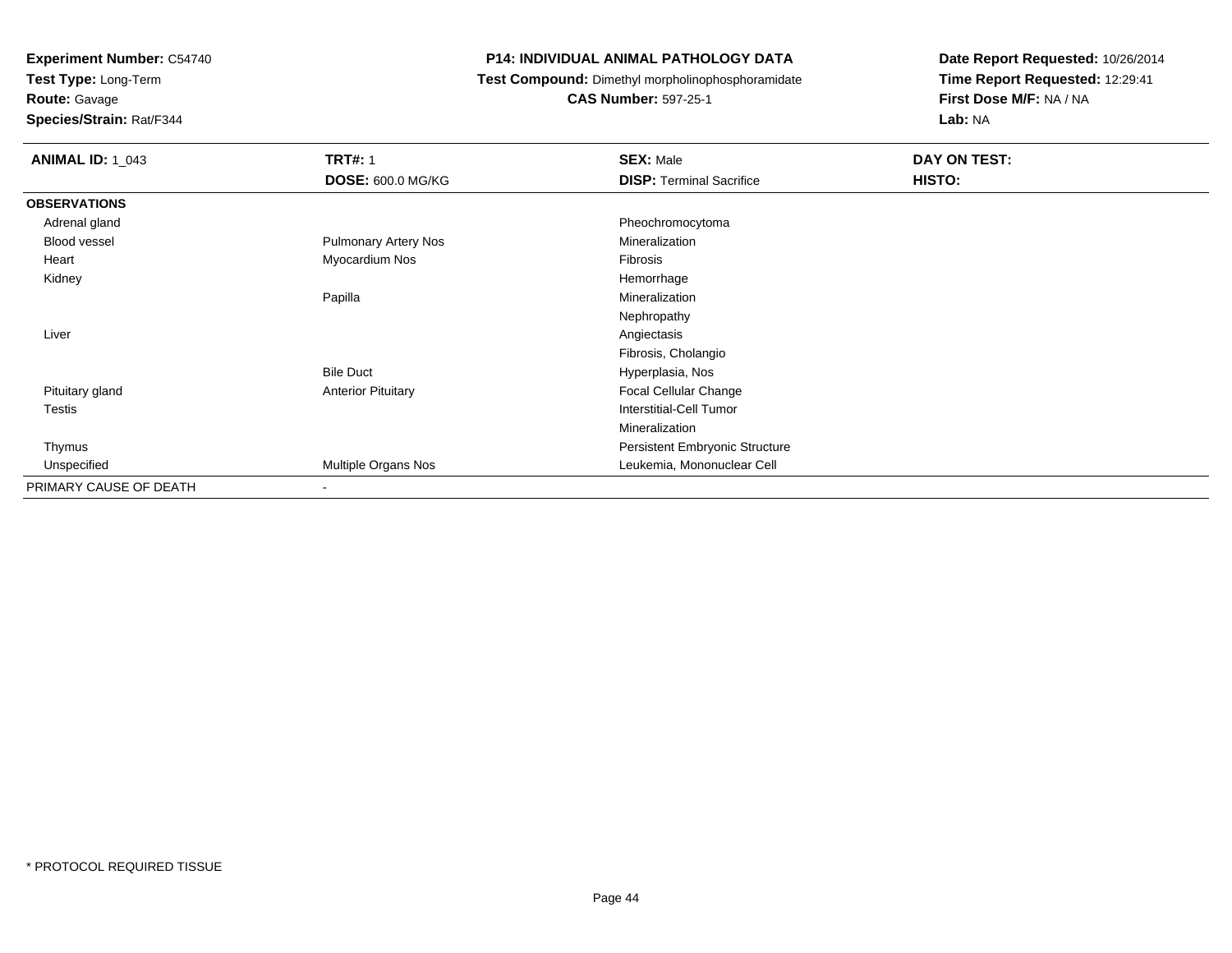**Experiment Number:** C54740
**Test Type:** Long-Term
**Route:** Gavage
**Species/Strain:** Rat/F344

## P14: INDIVIDUAL ANIMAL PATHOLOGY DATA

**Test Compound:** Dimethyl morpholinophosphoramidate
**CAS Number:** 597-25-1

**Date Report Requested:** 10/26/2014
**Time Report Requested:** 12:29:41
**First Dose M/F:** NA / NA
**Lab:** NA

| **ANIMAL ID:** 1_043 | **TRT#:** 1 | **SEX:** Male | **DAY ON TEST:** |
|---|---|---|---|
| | **DOSE:** 600.0 MG/KG | **DISP:** Terminal Sacrifice | **HISTO:** |
| **OBSERVATIONS** | | | |
| Adrenal gland | | Pheochromocytoma | |
| Blood vessel | Pulmonary Artery Nos | Mineralization | |
| Heart | Myocardium Nos | Fibrosis | |
| Kidney | | Hemorrhage | |
| | Papilla | Mineralization | |
| | | Nephropathy | |
| Liver | | Angiectasis | |
| | | Fibrosis, Cholangio | |
| | Bile Duct | Hyperplasia, Nos | |
| Pituitary gland | Anterior Pituitary | Focal Cellular Change | |
| Testis | | Interstitial-Cell Tumor | |
| | | Mineralization | |
| Thymus | | Persistent Embryonic Structure | |
| Unspecified | Multiple Organs Nos | Leukemia, Mononuclear Cell | |
| PRIMARY CAUSE OF DEATH | - | | |

* PROTOCOL REQUIRED TISSUE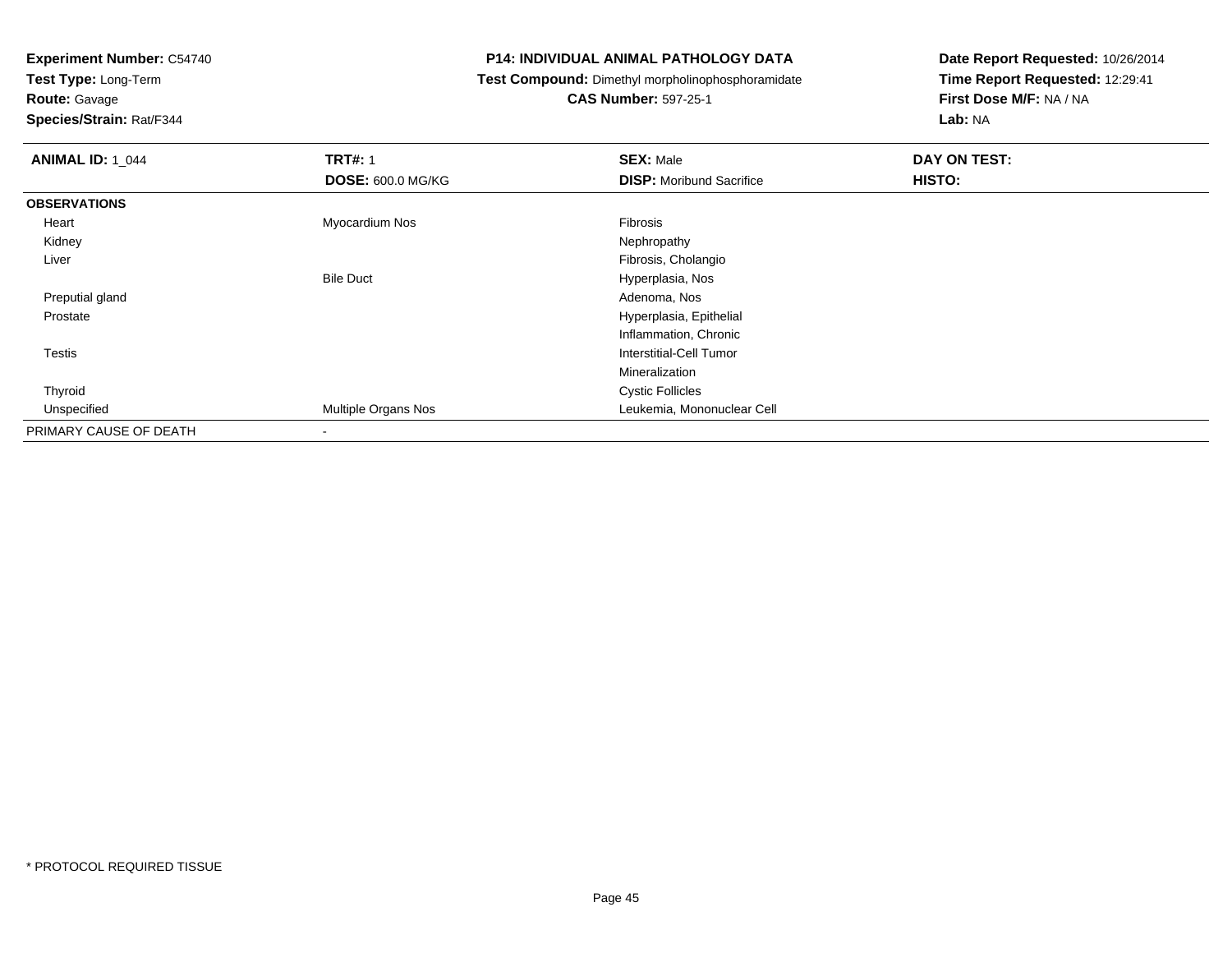**Experiment Number:** C54740
**Test Type:** Long-Term
**Route:** Gavage
**Species/Strain:** Rat/F344

# P14: INDIVIDUAL ANIMAL PATHOLOGY DATA

**Test Compound:** Dimethyl morpholinophosphoramidate
**CAS Number:** 597-25-1

**Date Report Requested:** 10/26/2014
**Time Report Requested:** 12:29:41
**First Dose M/F:** NA / NA
**Lab:** NA

| ANIMAL ID: 1_044 | TRT#: 1<br>DOSE: 600.0 MG/KG | SEX: Male<br>DISP: Moribund Sacrifice | DAY ON TEST:<br>HISTO: |
|---|---|---|---|
| **OBSERVATIONS** | | | |
| Heart | Myocardium Nos | Fibrosis | |
| Kidney | | Nephropathy | |
| Liver | | Fibrosis, Cholangio | |
| | Bile Duct | Hyperplasia, Nos | |
| Preputial gland | | Adenoma, Nos | |
| Prostate | | Hyperplasia, Epithelial | |
| | | Inflammation, Chronic | |
| Testis | | Interstitial-Cell Tumor | |
| | | Mineralization | |
| Thyroid | | Cystic Follicles | |
| Unspecified | Multiple Organs Nos | Leukemia, Mononuclear Cell | |
| PRIMARY CAUSE OF DEATH | - | | |

* PROTOCOL REQUIRED TISSUE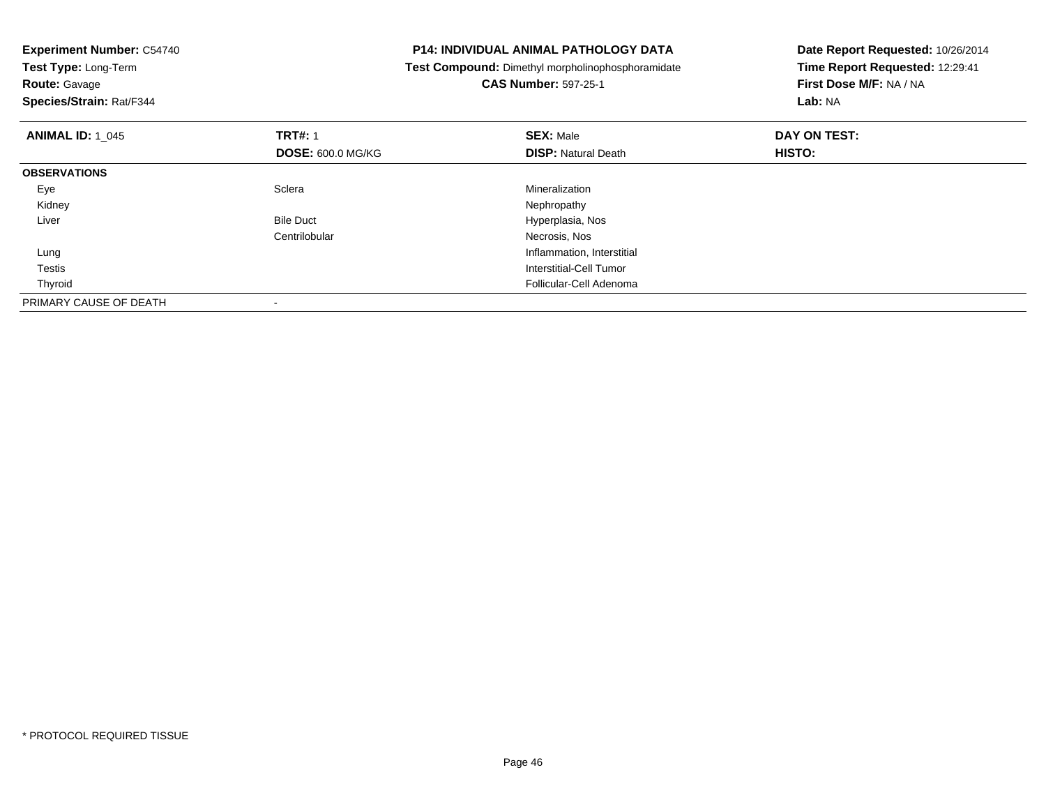**Experiment Number:** C54740
**Test Type:** Long-Term
**Route:** Gavage
**Species/Strain:** Rat/F344

**P14: INDIVIDUAL ANIMAL PATHOLOGY DATA**
**Test Compound:** Dimethyl morpholinophosphoramidate
**CAS Number:** 597-25-1

**Date Report Requested:** 10/26/2014
**Time Report Requested:** 12:29:41
**First Dose M/F:** NA / NA
**Lab:** NA

| **ANIMAL ID:** 1_045 | **TRT#:** 1 | **SEX:** Male | **DAY ON TEST:** |
|---|---|---|---|
| | **DOSE:** 600.0 MG/KG | **DISP:** Natural Death | **HISTO:** |
| **OBSERVATIONS** | | | |
| Eye | Sclera | Mineralization | |
| Kidney | | Nephropathy | |
| Liver | Bile Duct | Hyperplasia, Nos | |
| | Centrilobular | Necrosis, Nos | |
| Lung | | Inflammation, Interstitial | |
| Testis | | Interstitial-Cell Tumor | |
| Thyroid | | Follicular-Cell Adenoma | |
| PRIMARY CAUSE OF DEATH | - | | |

* PROTOCOL REQUIRED TISSUE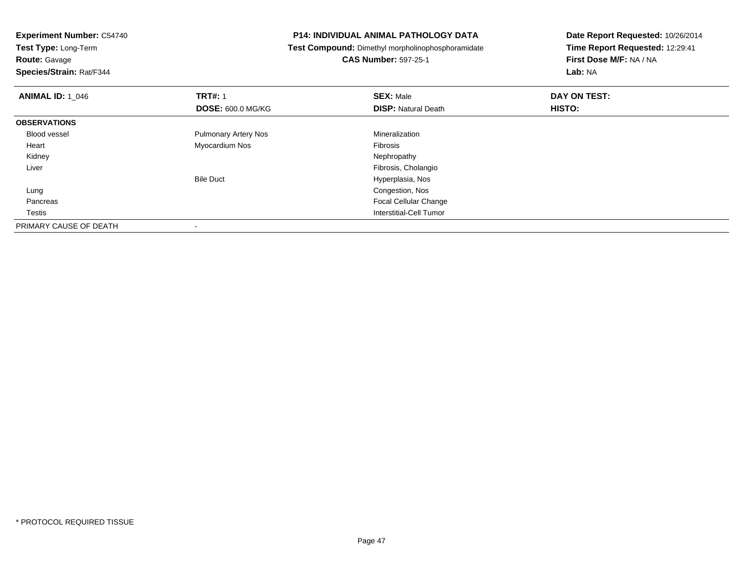**Experiment Number:** C54740
**Test Type:** Long-Term
**Route:** Gavage
**Species/Strain:** Rat/F344

**P14: INDIVIDUAL ANIMAL PATHOLOGY DATA**
**Test Compound:** Dimethyl morpholinophosphoramidate
**CAS Number:** 597-25-1

**Date Report Requested:** 10/26/2014
**Time Report Requested:** 12:29:41
**First Dose M/F:** NA / NA
**Lab:** NA

| **ANIMAL ID:** 1_046 | **TRT#:** 1 | **SEX:** Male | **DAY ON TEST:** |
|---|---|---|---|
| | **DOSE:** 600.0 MG/KG | **DISP:** Natural Death | **HISTO:** |
| **OBSERVATIONS** | | | |
| Blood vessel | Pulmonary Artery Nos | Mineralization | |
| Heart | Myocardium Nos | Fibrosis | |
| Kidney | | Nephropathy | |
| Liver | | Fibrosis, Cholangio | |
| | Bile Duct | Hyperplasia, Nos | |
| Lung | | Congestion, Nos | |
| Pancreas | | Focal Cellular Change | |
| Testis | | Interstitial-Cell Tumor | |
| PRIMARY CAUSE OF DEATH | - | | |

* PROTOCOL REQUIRED TISSUE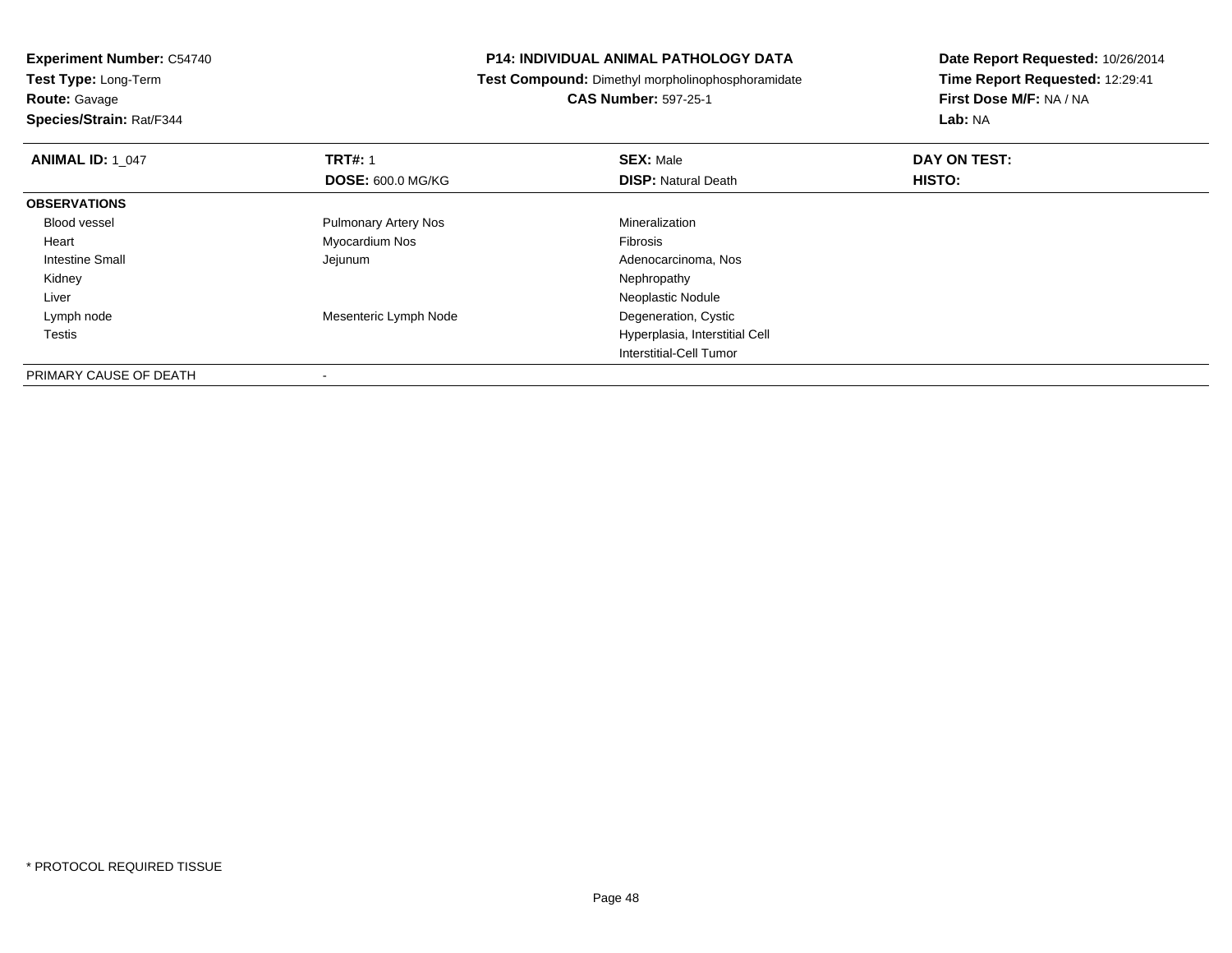**Experiment Number:** C54740
**Test Type:** Long-Term
**Route:** Gavage
**Species/Strain:** Rat/F344

**P14: INDIVIDUAL ANIMAL PATHOLOGY DATA**
**Test Compound:** Dimethyl morpholinophosphoramidate
**CAS Number:** 597-25-1

**Date Report Requested:** 10/26/2014
**Time Report Requested:** 12:29:41
**First Dose M/F:** NA / NA
**Lab:** NA

| **ANIMAL ID:** 1_047 | **TRT#:** 1 | **SEX:** Male | **DAY ON TEST:** |
|---|---|---|---|
| | **DOSE:** 600.0 MG/KG | **DISP:** Natural Death | **HISTO:** |
| **OBSERVATIONS** | | | |
| Blood vessel | Pulmonary Artery Nos | Mineralization | |
| Heart | Myocardium Nos | Fibrosis | |
| Intestine Small | Jejunum | Adenocarcinoma, Nos | |
| Kidney | | Nephropathy | |
| Liver | | Neoplastic Nodule | |
| Lymph node | Mesenteric Lymph Node | Degeneration, Cystic | |
| Testis | | Hyperplasia, Interstitial Cell | |
| | | Interstitial-Cell Tumor | |
| PRIMARY CAUSE OF DEATH | - | | |

* PROTOCOL REQUIRED TISSUE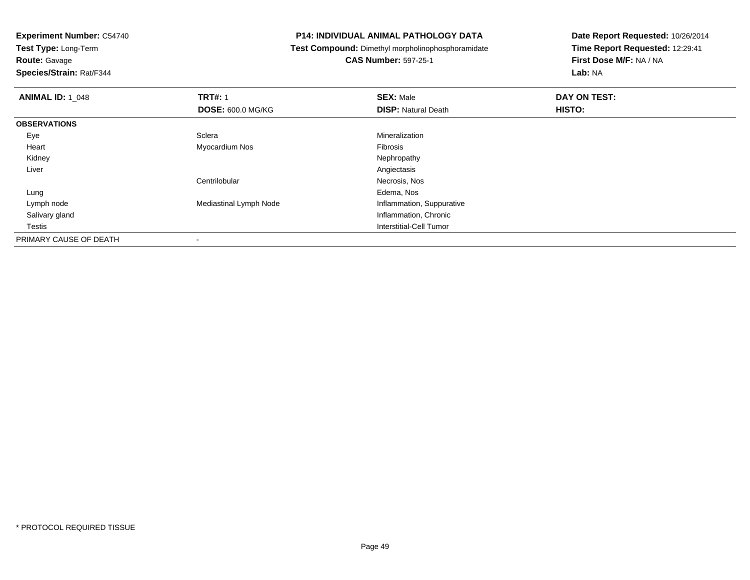**Experiment Number:** C54740
**Test Type:** Long-Term
**Route:** Gavage
**Species/Strain:** Rat/F344

**P14: INDIVIDUAL ANIMAL PATHOLOGY DATA**
**Test Compound:** Dimethyl morpholinophosphoramidate
**CAS Number:** 597-25-1

**Date Report Requested:** 10/26/2014
**Time Report Requested:** 12:29:41
**First Dose M/F:** NA / NA
**Lab:** NA

| **ANIMAL ID:** 1_048 | **TRT#:** 1 | **SEX:** Male | **DAY ON TEST:** |
|---|---|---|---|
| | **DOSE:** 600.0 MG/KG | **DISP:** Natural Death | **HISTO:** |
| **OBSERVATIONS** | | | |
| Eye | Sclera | Mineralization | |
| Heart | Myocardium Nos | Fibrosis | |
| Kidney | | Nephropathy | |
| Liver | | Angiectasis | |
| | Centrilobular | Necrosis, Nos | |
| Lung | | Edema, Nos | |
| Lymph node | Mediastinal Lymph Node | Inflammation, Suppurative | |
| Salivary gland | | Inflammation, Chronic | |
| Testis | | Interstitial-Cell Tumor | |
| PRIMARY CAUSE OF DEATH | - | | |

* PROTOCOL REQUIRED TISSUE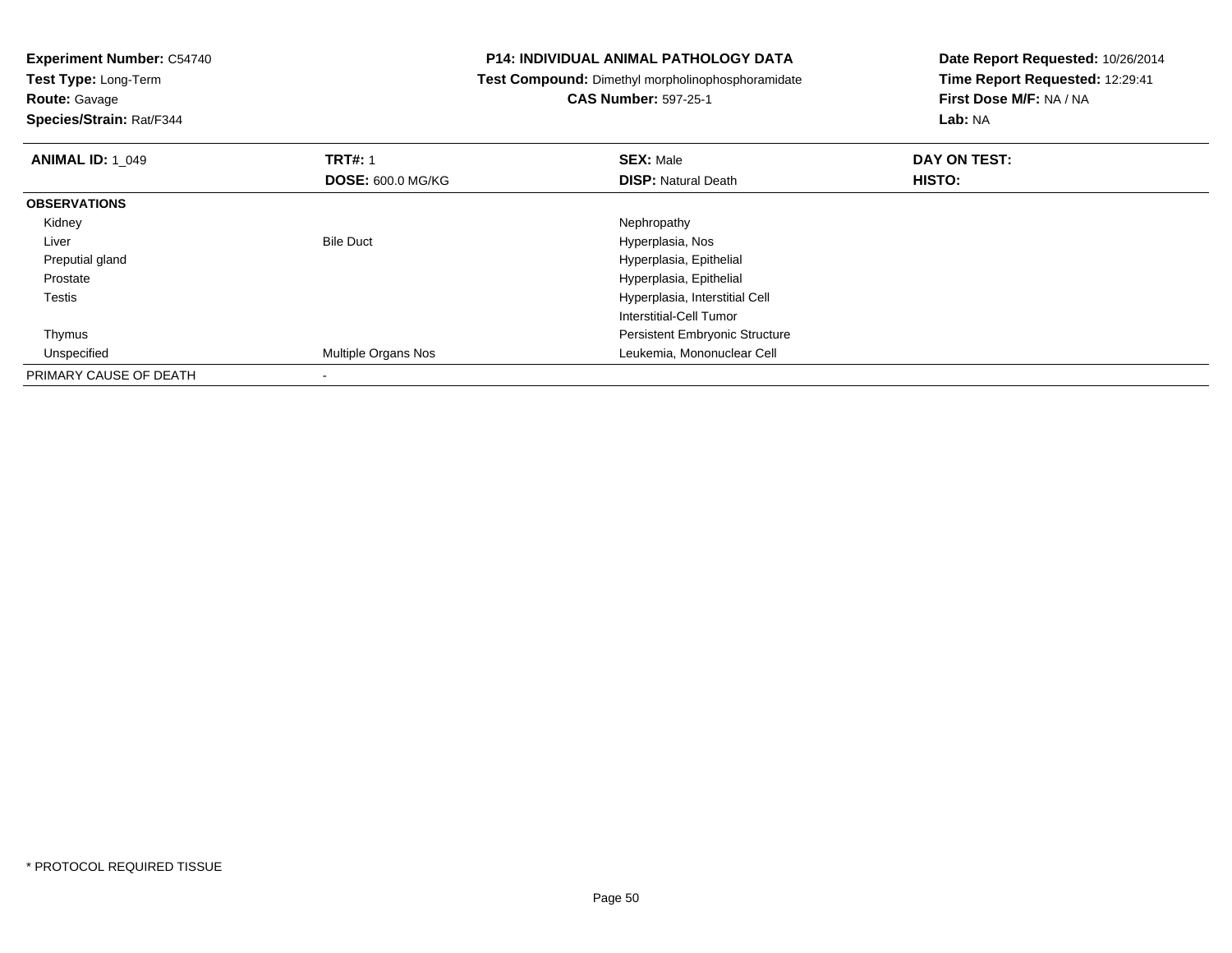**Experiment Number:** C54740
**Test Type:** Long-Term
**Route:** Gavage
**Species/Strain:** Rat/F344

**P14: INDIVIDUAL ANIMAL PATHOLOGY DATA**
**Test Compound:** Dimethyl morpholinophosphoramidate
**CAS Number:** 597-25-1

**Date Report Requested:** 10/26/2014
**Time Report Requested:** 12:29:41
**First Dose M/F:** NA / NA
**Lab:** NA

| **ANIMAL ID:** 1_049 | **TRT#:** 1 | **SEX:** Male | **DAY ON TEST:** |
|---|---|---|---|
| | **DOSE:** 600.0 MG/KG | **DISP:** Natural Death | **HISTO:** |
| **OBSERVATIONS** | | | |
| Kidney | | Nephropathy | |
| Liver | Bile Duct | Hyperplasia, Nos | |
| Preputial gland | | Hyperplasia, Epithelial | |
| Prostate | | Hyperplasia, Epithelial | |
| Testis | | Hyperplasia, Interstitial Cell | |
| | | Interstitial-Cell Tumor | |
| Thymus | | Persistent Embryonic Structure | |
| Unspecified | Multiple Organs Nos | Leukemia, Mononuclear Cell | |
| PRIMARY CAUSE OF DEATH | - | | |

* PROTOCOL REQUIRED TISSUE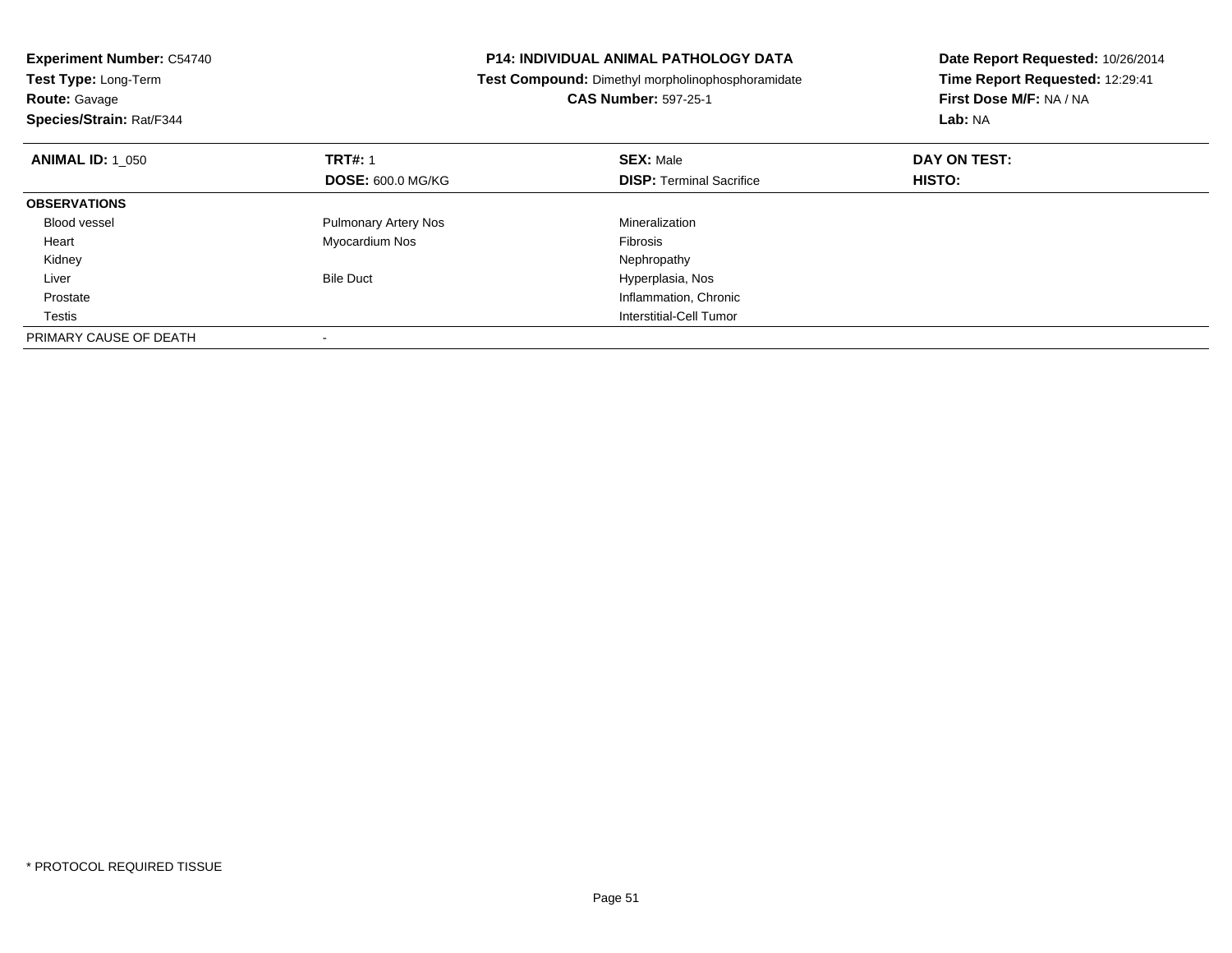**Experiment Number:** C54740
**Test Type:** Long-Term
**Route:** Gavage
**Species/Strain:** Rat/F344

**P14: INDIVIDUAL ANIMAL PATHOLOGY DATA**
**Test Compound:** Dimethyl morpholinophosphoramidate
**CAS Number:** 597-25-1

**Date Report Requested:** 10/26/2014
**Time Report Requested:** 12:29:41
**First Dose M/F:** NA / NA
**Lab:** NA

| **ANIMAL ID:** 1_050 | **TRT#:** 1 | **SEX:** Male | **DAY ON TEST:** |
|---|---|---|---|
| | **DOSE:** 600.0 MG/KG | **DISP:** Terminal Sacrifice | **HISTO:** |
| **OBSERVATIONS** | | | |
| Blood vessel | Pulmonary Artery Nos | Mineralization | |
| Heart | Myocardium Nos | Fibrosis | |
| Kidney | | Nephropathy | |
| Liver | Bile Duct | Hyperplasia, Nos | |
| Prostate | | Inflammation, Chronic | |
| Testis | | Interstitial-Cell Tumor | |
| PRIMARY CAUSE OF DEATH | - | | |

* PROTOCOL REQUIRED TISSUE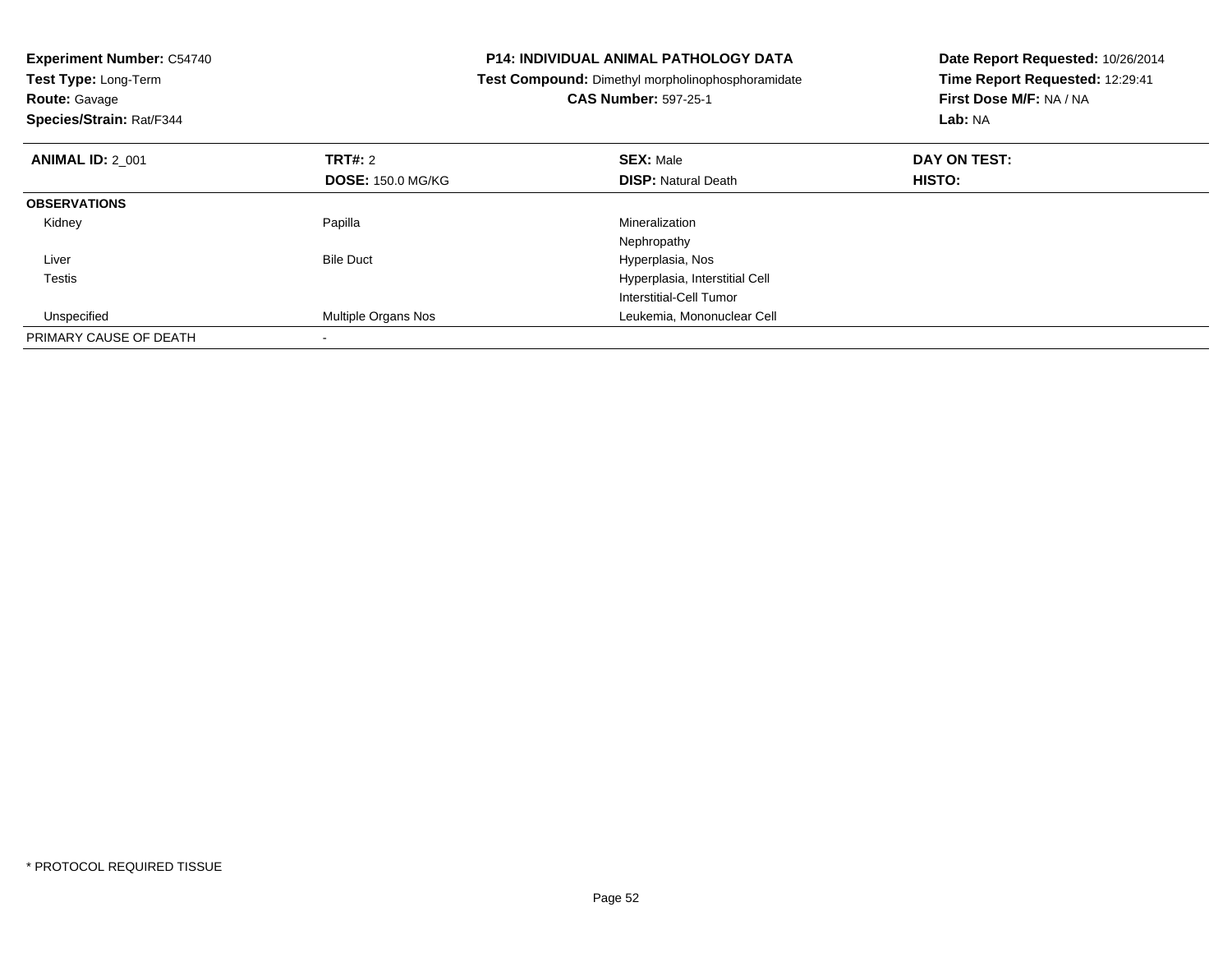**Experiment Number:** C54740
**Test Type:** Long-Term
**Route:** Gavage
**Species/Strain:** Rat/F344

**P14: INDIVIDUAL ANIMAL PATHOLOGY DATA**
**Test Compound:** Dimethyl morpholinophosphoramidate
**CAS Number:** 597-25-1

**Date Report Requested:** 10/26/2014
**Time Report Requested:** 12:29:41
**First Dose M/F:** NA / NA
**Lab:** NA

| **ANIMAL ID:** 2_001 | **TRT#:** 2 | **SEX:** Male | **DAY ON TEST:** |
|---|---|---|---|
| | **DOSE:** 150.0 MG/KG | **DISP:** Natural Death | **HISTO:** |
| **OBSERVATIONS** | | | |
| Kidney | Papilla | Mineralization | |
| | | Nephropathy | |
| Liver | Bile Duct | Hyperplasia, Nos | |
| Testis | | Hyperplasia, Interstitial Cell | |
| | | Interstitial-Cell Tumor | |
| Unspecified | Multiple Organs Nos | Leukemia, Mononuclear Cell | |
| PRIMARY CAUSE OF DEATH | - | | |

* PROTOCOL REQUIRED TISSUE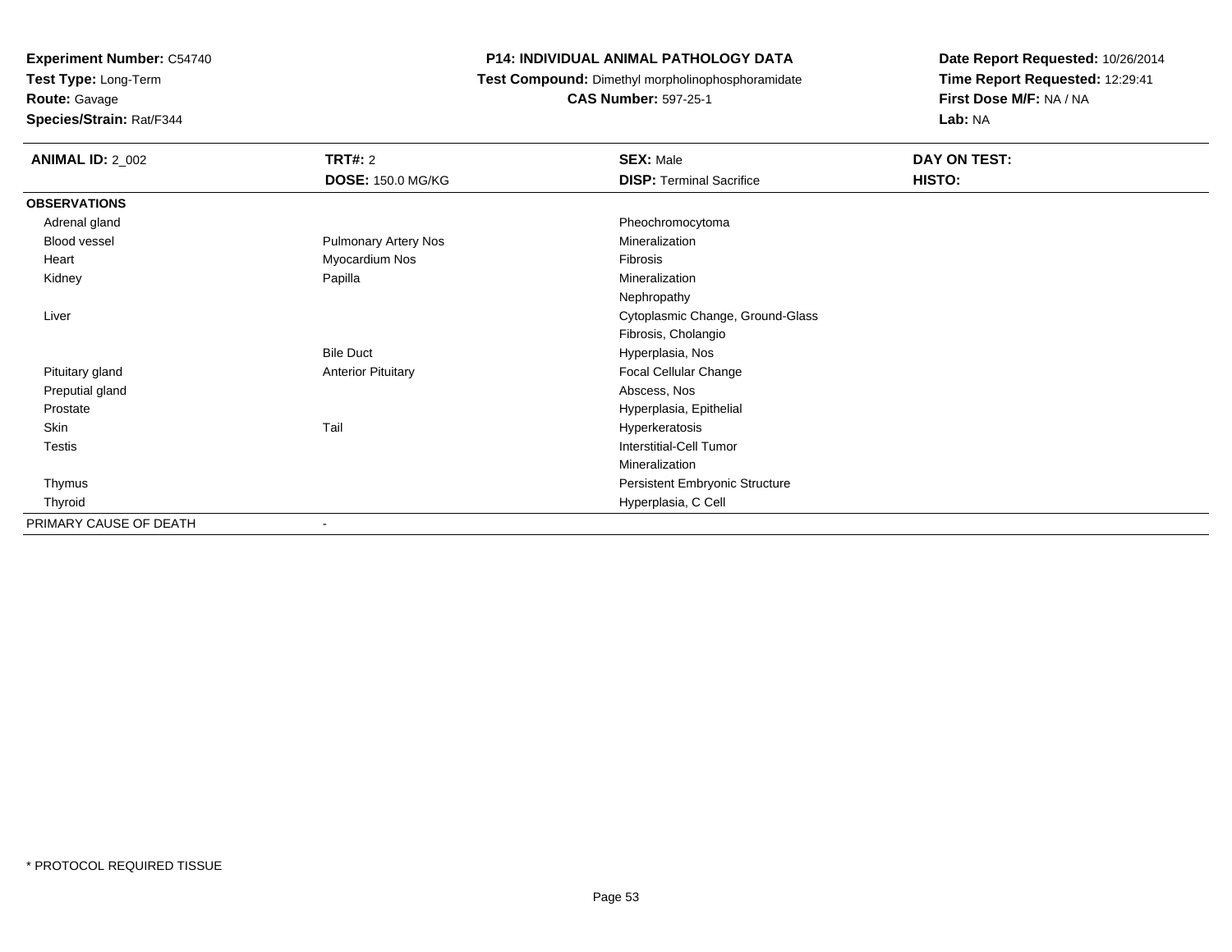**Experiment Number:** C54740
**Test Type:** Long-Term
**Route:** Gavage
**Species/Strain:** Rat/F344

**P14: INDIVIDUAL ANIMAL PATHOLOGY DATA**
**Test Compound:** Dimethyl morpholinophosphoramidate
**CAS Number:** 597-25-1

**Date Report Requested:** 10/26/2014
**Time Report Requested:** 12:29:41
**First Dose M/F:** NA / NA
**Lab:** NA

| **ANIMAL ID:** 2_002 | **TRT#:** 2 | **SEX:** Male | **DAY ON TEST:** |
|---|---|---|---|
| | **DOSE:** 150.0 MG/KG | **DISP:** Terminal Sacrifice | **HISTO:** |
| **OBSERVATIONS** | | | |
| Adrenal gland | | Pheochromocytoma | |
| Blood vessel | Pulmonary Artery Nos | Mineralization | |
| Heart | Myocardium Nos | Fibrosis | |
| Kidney | Papilla | Mineralization | |
| | | Nephropathy | |
| Liver | | Cytoplasmic Change, Ground-Glass | |
| | | Fibrosis, Cholangio | |
| | Bile Duct | Hyperplasia, Nos | |
| Pituitary gland | Anterior Pituitary | Focal Cellular Change | |
| Preputial gland | | Abscess, Nos | |
| Prostate | | Hyperplasia, Epithelial | |
| Skin | Tail | Hyperkeratosis | |
| Testis | | Interstitial-Cell Tumor | |
| | | Mineralization | |
| Thymus | | Persistent Embryonic Structure | |
| Thyroid | | Hyperplasia, C Cell | |
| PRIMARY CAUSE OF DEATH | - | | |

* PROTOCOL REQUIRED TISSUE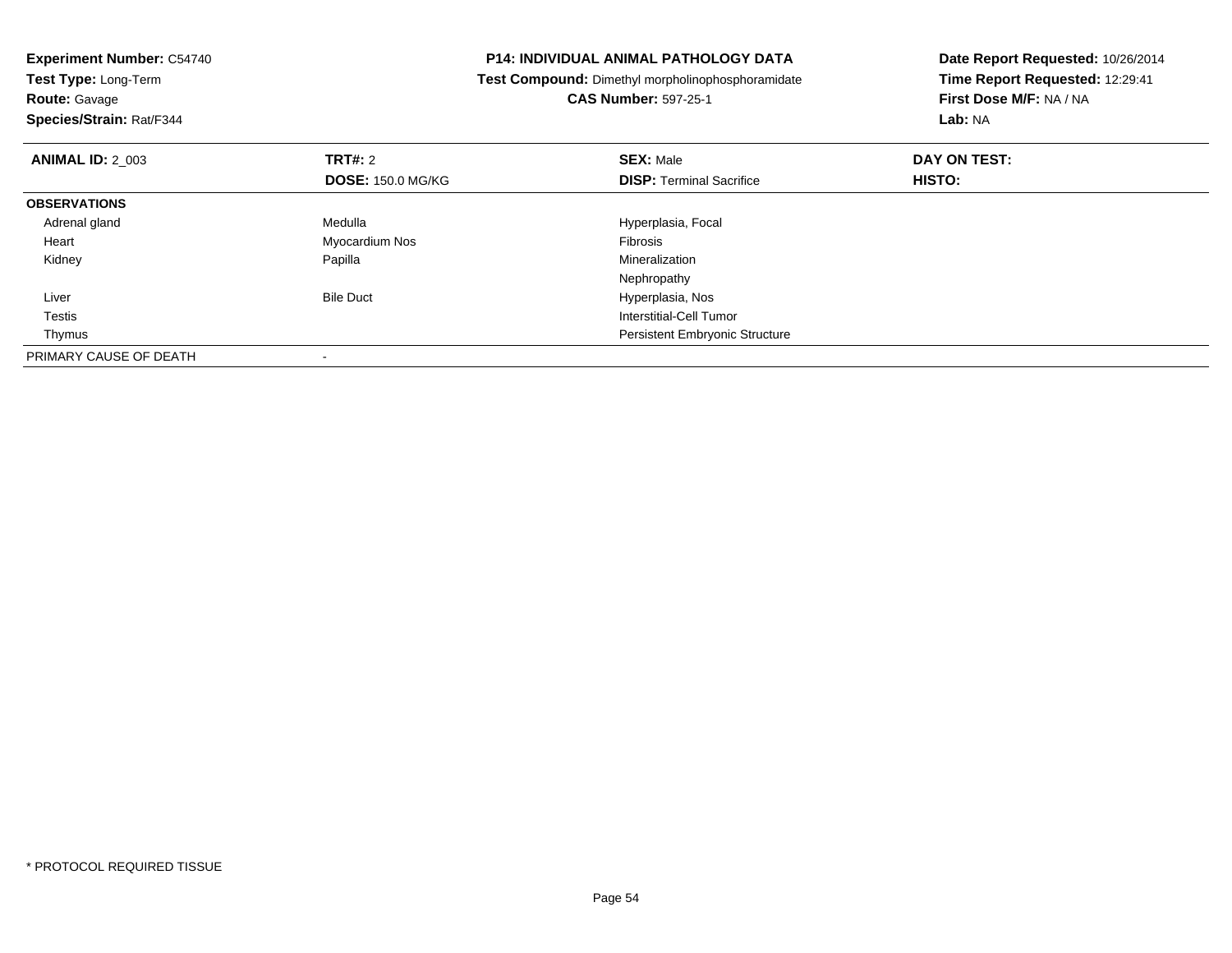**Experiment Number:** C54740
**Test Type:** Long-Term
**Route:** Gavage
**Species/Strain:** Rat/F344

**P14: INDIVIDUAL ANIMAL PATHOLOGY DATA**
**Test Compound:** Dimethyl morpholinophosphoramidate
**CAS Number:** 597-25-1

**Date Report Requested:** 10/26/2014
**Time Report Requested:** 12:29:41
**First Dose M/F:** NA / NA
**Lab:** NA

| **ANIMAL ID:** 2_003 | **TRT#:** 2 | **SEX:** Male | **DAY ON TEST:** |
|---|---|---|---|
| | **DOSE:** 150.0 MG/KG | **DISP:** Terminal Sacrifice | **HISTO:** |
| **OBSERVATIONS** | | | |
| Adrenal gland | Medulla | Hyperplasia, Focal | |
| Heart | Myocardium Nos | Fibrosis | |
| Kidney | Papilla | Mineralization | |
| | | Nephropathy | |
| Liver | Bile Duct | Hyperplasia, Nos | |
| Testis | | Interstitial-Cell Tumor | |
| Thymus | | Persistent Embryonic Structure | |
| PRIMARY CAUSE OF DEATH | - | | |

\* PROTOCOL REQUIRED TISSUE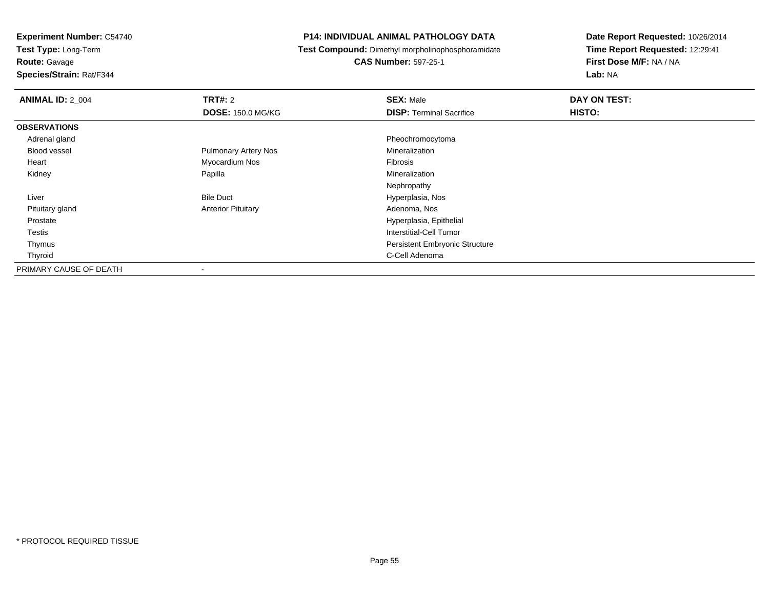**Experiment Number:** C54740
**Test Type:** Long-Term
**Route:** Gavage
**Species/Strain:** Rat/F344

**P14: INDIVIDUAL ANIMAL PATHOLOGY DATA**
**Test Compound:** Dimethyl morpholinophosphoramidate
**CAS Number:** 597-25-1

**Date Report Requested:** 10/26/2014
**Time Report Requested:** 12:29:41
**First Dose M/F:** NA / NA
**Lab:** NA

| **ANIMAL ID:** 2_004 | **TRT#:** 2 | **SEX:** Male | **DAY ON TEST:** |
|---|---|---|---|
| | **DOSE:** 150.0 MG/KG | **DISP:** Terminal Sacrifice | **HISTO:** |
| **OBSERVATIONS** | | | |
| Adrenal gland | | Pheochromocytoma | |
| Blood vessel | Pulmonary Artery Nos | Mineralization | |
| Heart | Myocardium Nos | Fibrosis | |
| Kidney | Papilla | Mineralization | |
| | | Nephropathy | |
| Liver | Bile Duct | Hyperplasia, Nos | |
| Pituitary gland | Anterior Pituitary | Adenoma, Nos | |
| Prostate | | Hyperplasia, Epithelial | |
| Testis | | Interstitial-Cell Tumor | |
| Thymus | | Persistent Embryonic Structure | |
| Thyroid | | C-Cell Adenoma | |
| PRIMARY CAUSE OF DEATH | - | | |

* PROTOCOL REQUIRED TISSUE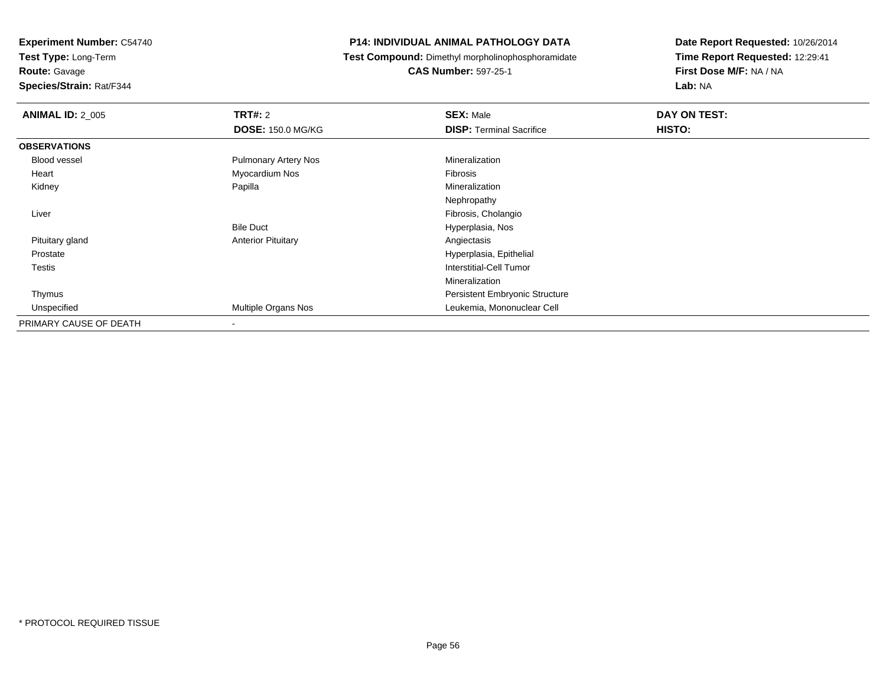**Experiment Number:** C54740
**Test Type:** Long-Term
**Route:** Gavage
**Species/Strain:** Rat/F344

**P14: INDIVIDUAL ANIMAL PATHOLOGY DATA**
**Test Compound:** Dimethyl morpholinophosphoramidate
**CAS Number:** 597-25-1

**Date Report Requested:** 10/26/2014
**Time Report Requested:** 12:29:41
**First Dose M/F:** NA / NA
**Lab:** NA

| **ANIMAL ID:** 2_005 | **TRT#:** 2 | **SEX:** Male | **DAY ON TEST:** |
|---|---|---|---|
| | **DOSE:** 150.0 MG/KG | **DISP:** Terminal Sacrifice | **HISTO:** |
| **OBSERVATIONS** | | | |
| Blood vessel | Pulmonary Artery Nos | Mineralization | |
| Heart | Myocardium Nos | Fibrosis | |
| Kidney | Papilla | Mineralization | |
| | | Nephropathy | |
| Liver | | Fibrosis, Cholangio | |
| | Bile Duct | Hyperplasia, Nos | |
| Pituitary gland | Anterior Pituitary | Angiectasis | |
| Prostate | | Hyperplasia, Epithelial | |
| Testis | | Interstitial-Cell Tumor | |
| | | Mineralization | |
| Thymus | | Persistent Embryonic Structure | |
| Unspecified | Multiple Organs Nos | Leukemia, Mononuclear Cell | |
| PRIMARY CAUSE OF DEATH | - | | |

* PROTOCOL REQUIRED TISSUE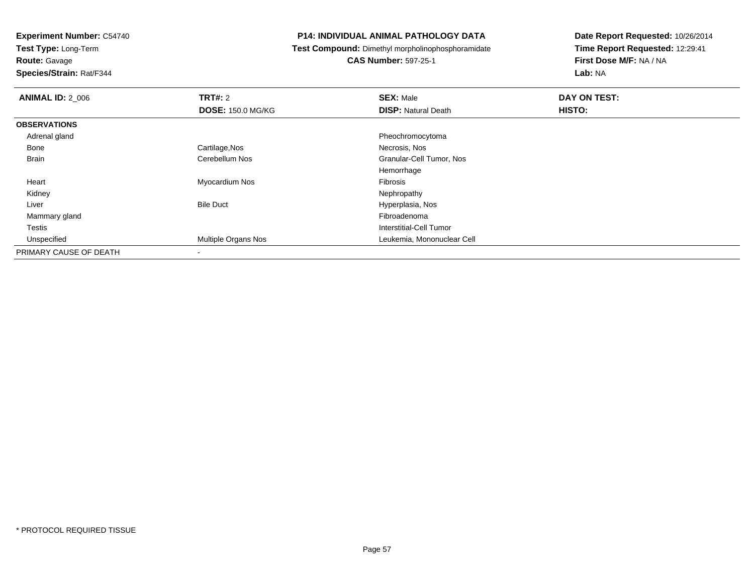**Experiment Number:** C54740
**Test Type:** Long-Term
**Route:** Gavage
**Species/Strain:** Rat/F344

**P14: INDIVIDUAL ANIMAL PATHOLOGY DATA**
**Test Compound:** Dimethyl morpholinophosphoramidate
**CAS Number:** 597-25-1

**Date Report Requested:** 10/26/2014
**Time Report Requested:** 12:29:41
**First Dose M/F:** NA / NA
**Lab:** NA

| **ANIMAL ID:** 2_006 | **TRT#:** 2 | **SEX:** Male | **DAY ON TEST:** |
|---|---|---|---|
| | **DOSE:** 150.0 MG/KG | **DISP:** Natural Death | **HISTO:** |
| **OBSERVATIONS** | | | |
| Adrenal gland | | Pheochromocytoma | |
| Bone | Cartilage,Nos | Necrosis, Nos | |
| Brain | Cerebellum Nos | Granular-Cell Tumor, Nos | |
| | | Hemorrhage | |
| Heart | Myocardium Nos | Fibrosis | |
| Kidney | | Nephropathy | |
| Liver | Bile Duct | Hyperplasia, Nos | |
| Mammary gland | | Fibroadenoma | |
| Testis | | Interstitial-Cell Tumor | |
| Unspecified | Multiple Organs Nos | Leukemia, Mononuclear Cell | |
| PRIMARY CAUSE OF DEATH | - | | |

* PROTOCOL REQUIRED TISSUE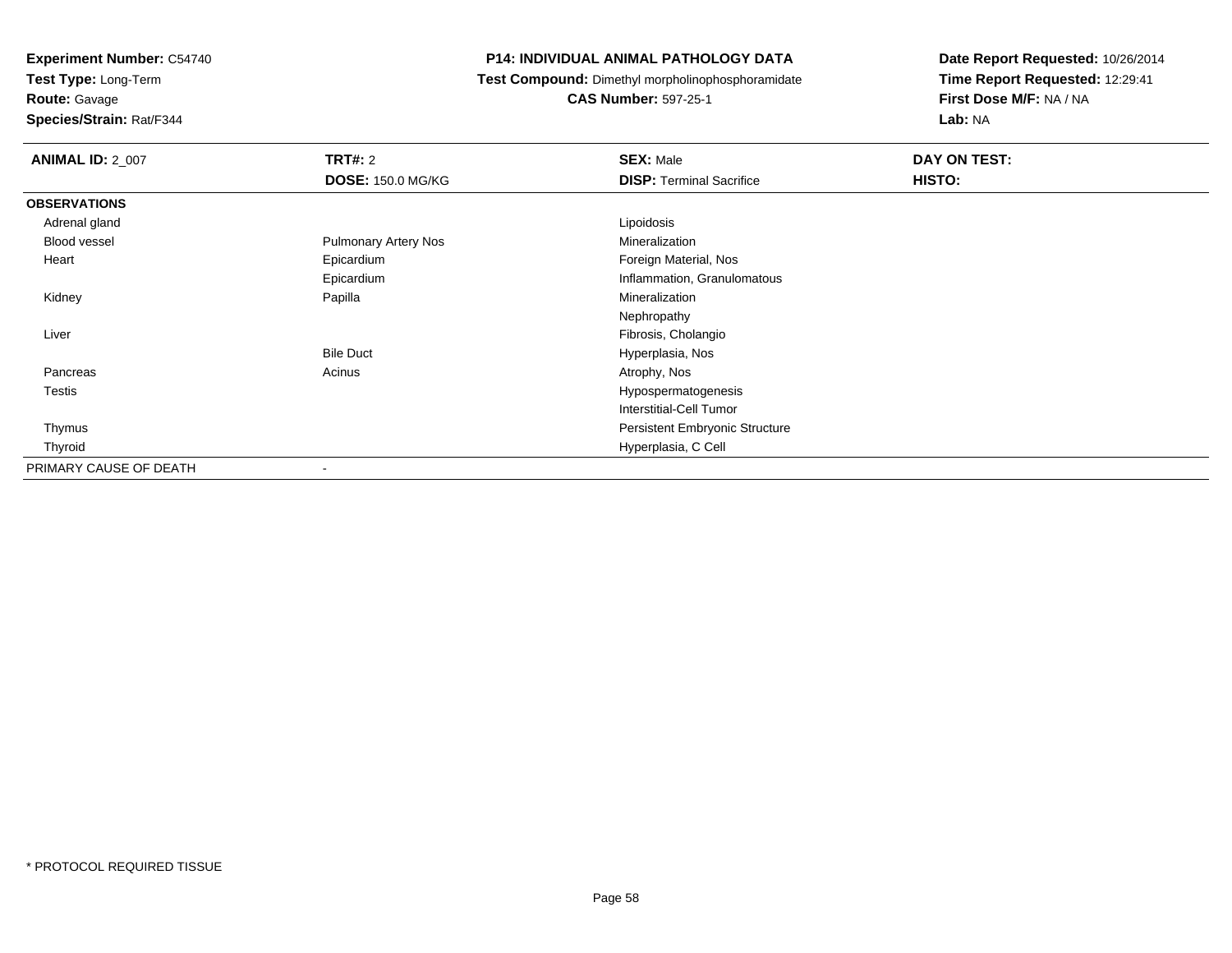**Experiment Number:** C54740
**Test Type:** Long-Term
**Route:** Gavage
**Species/Strain:** Rat/F344

**P14: INDIVIDUAL ANIMAL PATHOLOGY DATA**
**Test Compound:** Dimethyl morpholinophosphoramidate
**CAS Number:** 597-25-1

**Date Report Requested:** 10/26/2014
**Time Report Requested:** 12:29:41
**First Dose M/F:** NA / NA
**Lab:** NA

| **ANIMAL ID:** 2_007 | **TRT#:** 2 | **SEX:** Male | **DAY ON TEST:** |
|---|---|---|---|
| | **DOSE:** 150.0 MG/KG | **DISP:** Terminal Sacrifice | **HISTO:** |
| **OBSERVATIONS** | | | |
| Adrenal gland | | Lipoidosis | |
| Blood vessel | Pulmonary Artery Nos | Mineralization | |
| Heart | Epicardium | Foreign Material, Nos | |
| | Epicardium | Inflammation, Granulomatous | |
| Kidney | Papilla | Mineralization | |
| | | Nephropathy | |
| Liver | | Fibrosis, Cholangio | |
| | Bile Duct | Hyperplasia, Nos | |
| Pancreas | Acinus | Atrophy, Nos | |
| Testis | | Hypospermatogenesis | |
| | | Interstitial-Cell Tumor | |
| Thymus | | Persistent Embryonic Structure | |
| Thyroid | | Hyperplasia, C Cell | |
| PRIMARY CAUSE OF DEATH | - | | |

\* PROTOCOL REQUIRED TISSUE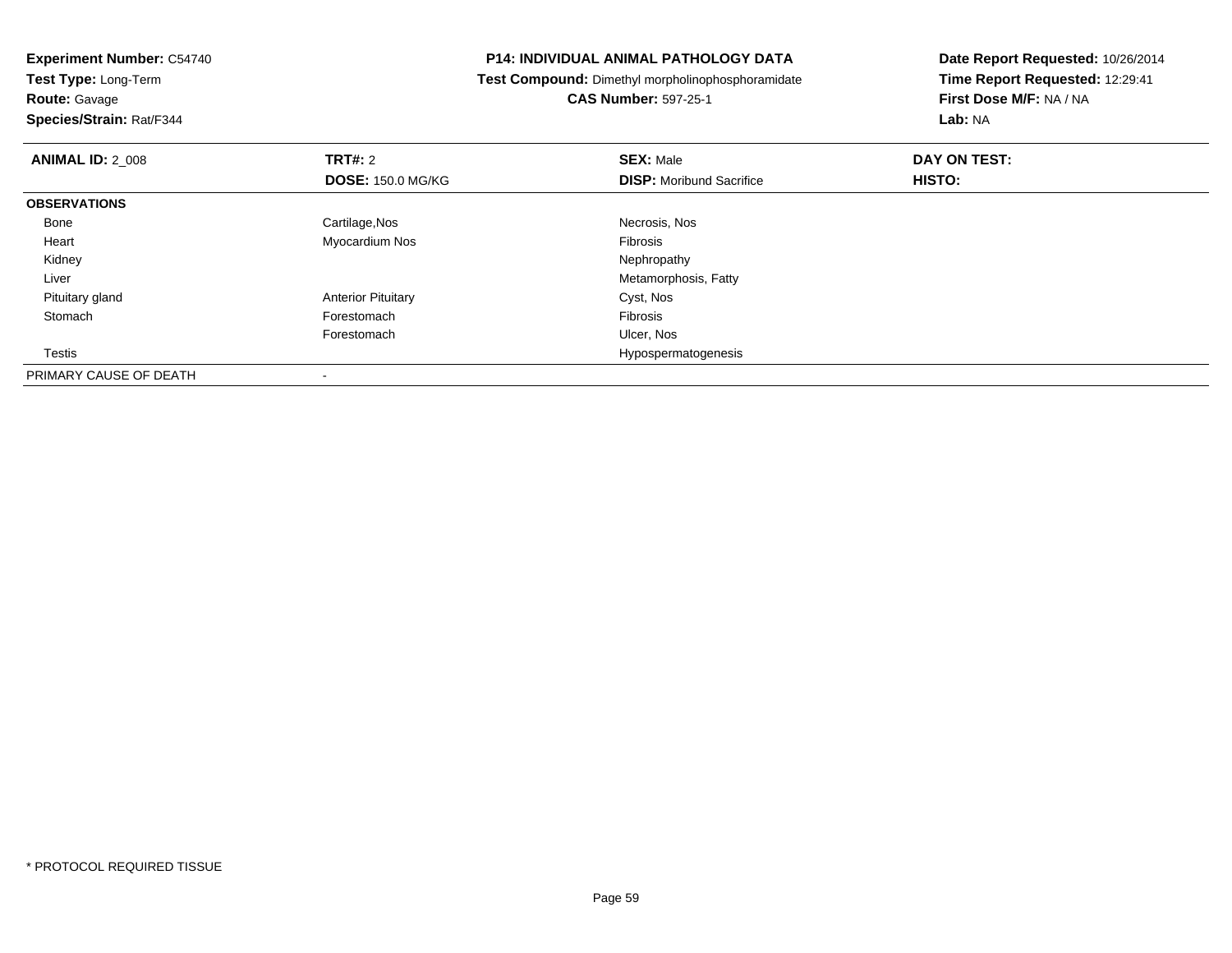**Experiment Number:** C54740
**Test Type:** Long-Term
**Route:** Gavage
**Species/Strain:** Rat/F344

**P14: INDIVIDUAL ANIMAL PATHOLOGY DATA**
**Test Compound:** Dimethyl morpholinophosphoramidate
**CAS Number:** 597-25-1

**Date Report Requested:** 10/26/2014
**Time Report Requested:** 12:29:41
**First Dose M/F:** NA / NA
**Lab:** NA

| **ANIMAL ID:** 2_008 | **TRT#:** 2 | **SEX:** Male | **DAY ON TEST:** |
|---|---|---|---|
| | **DOSE:** 150.0 MG/KG | **DISP:** Moribund Sacrifice | **HISTO:** |
| **OBSERVATIONS** | | | |
| Bone | Cartilage,Nos | Necrosis, Nos | |
| Heart | Myocardium Nos | Fibrosis | |
| Kidney | | Nephropathy | |
| Liver | | Metamorphosis, Fatty | |
| Pituitary gland | Anterior Pituitary | Cyst, Nos | |
| Stomach | Forestomach | Fibrosis | |
| | Forestomach | Ulcer, Nos | |
| Testis | | Hypospermatogenesis | |
| PRIMARY CAUSE OF DEATH | - | | |

* PROTOCOL REQUIRED TISSUE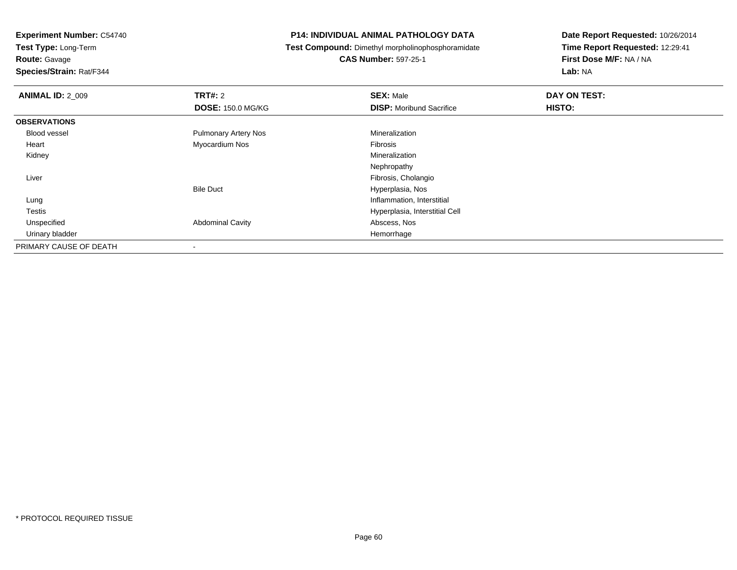**Experiment Number:** C54740
**Test Type:** Long-Term
**Route:** Gavage
**Species/Strain:** Rat/F344

**P14: INDIVIDUAL ANIMAL PATHOLOGY DATA**
**Test Compound:** Dimethyl morpholinophosphoramidate
**CAS Number:** 597-25-1

**Date Report Requested:** 10/26/2014
**Time Report Requested:** 12:29:41
**First Dose M/F:** NA / NA
**Lab:** NA

| **ANIMAL ID:** 2_009 | **TRT#:** 2 | **SEX:** Male | **DAY ON TEST:** |
|---|---|---|---|
| | **DOSE:** 150.0 MG/KG | **DISP:** Moribund Sacrifice | **HISTO:** |
| **OBSERVATIONS** | | | |
| Blood vessel | Pulmonary Artery Nos | Mineralization | |
| Heart | Myocardium Nos | Fibrosis | |
| Kidney | | Mineralization | |
| | | Nephropathy | |
| Liver | | Fibrosis, Cholangio | |
| | Bile Duct | Hyperplasia, Nos | |
| Lung | | Inflammation, Interstitial | |
| Testis | | Hyperplasia, Interstitial Cell | |
| Unspecified | Abdominal Cavity | Abscess, Nos | |
| Urinary bladder | | Hemorrhage | |
| PRIMARY CAUSE OF DEATH | - | | |

* PROTOCOL REQUIRED TISSUE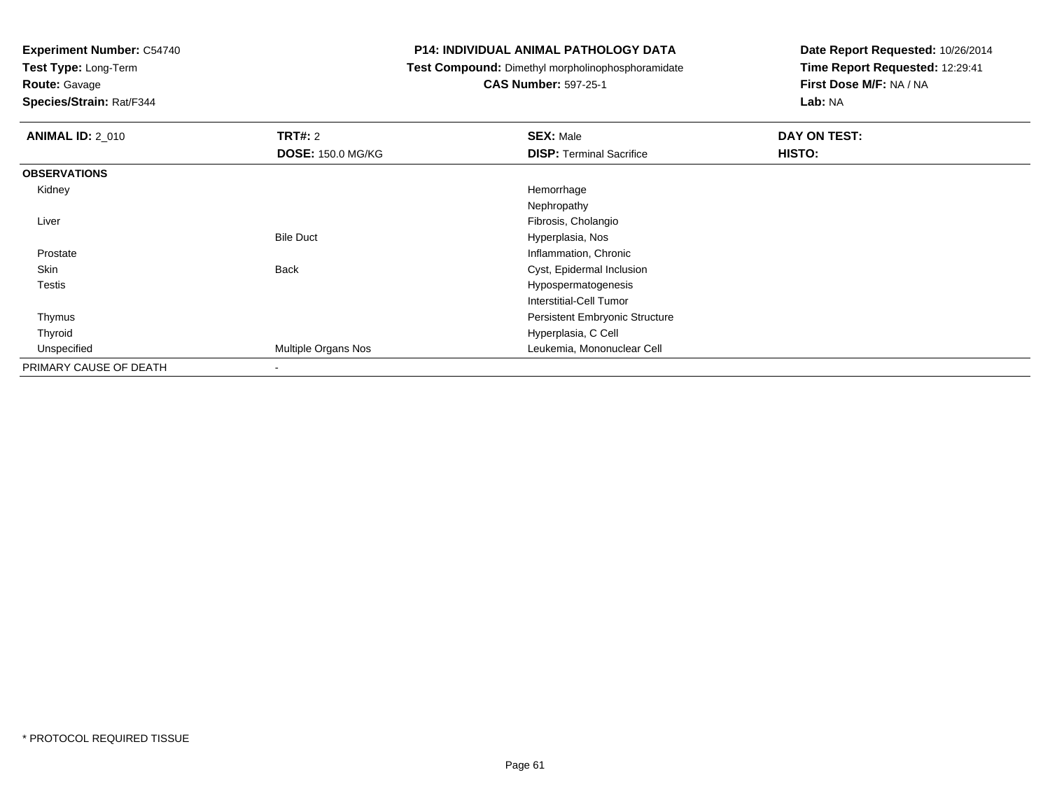**Experiment Number:** C54740
**Test Type:** Long-Term
**Route:** Gavage
**Species/Strain:** Rat/F344

**P14: INDIVIDUAL ANIMAL PATHOLOGY DATA**
**Test Compound:** Dimethyl morpholinophosphoramidate
**CAS Number:** 597-25-1

**Date Report Requested:** 10/26/2014
**Time Report Requested:** 12:29:41
**First Dose M/F:** NA / NA
**Lab:** NA

| **ANIMAL ID:** 2_010 | **TRT#:** 2 | **SEX:** Male | **DAY ON TEST:** |
|---|---|---|---|
| | **DOSE:** 150.0 MG/KG | **DISP:** Terminal Sacrifice | **HISTO:** |
| **OBSERVATIONS** | | | |
| Kidney | | Hemorrhage | |
| | | Nephropathy | |
| Liver | | Fibrosis, Cholangio | |
| | Bile Duct | Hyperplasia, Nos | |
| Prostate | | Inflammation, Chronic | |
| Skin | Back | Cyst, Epidermal Inclusion | |
| Testis | | Hypospermatogenesis | |
| | | Interstitial-Cell Tumor | |
| Thymus | | Persistent Embryonic Structure | |
| Thyroid | | Hyperplasia, C Cell | |
| Unspecified | Multiple Organs Nos | Leukemia, Mononuclear Cell | |
| PRIMARY CAUSE OF DEATH | - | | |

\* PROTOCOL REQUIRED TISSUE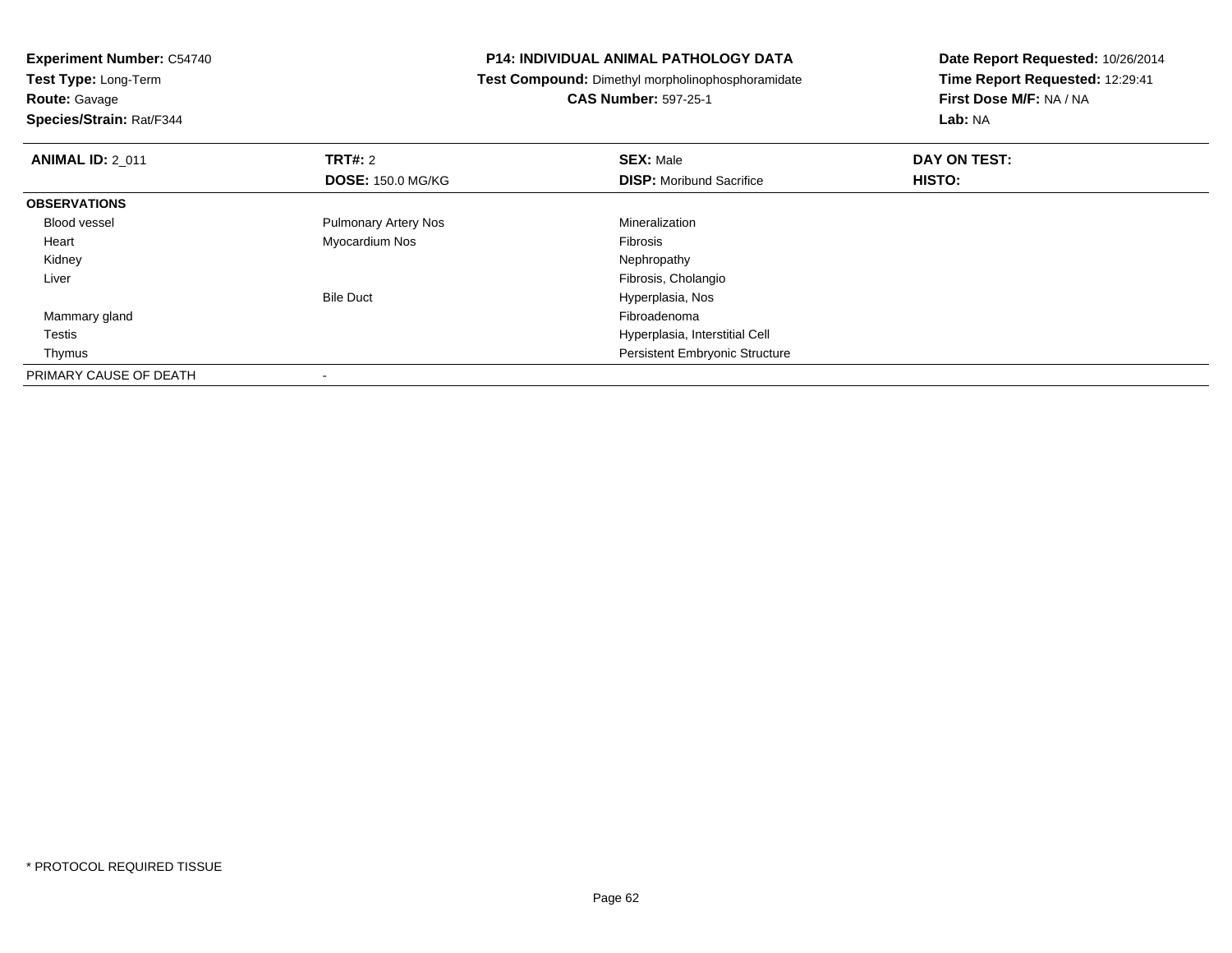**Experiment Number:** C54740
**Test Type:** Long-Term
**Route:** Gavage
**Species/Strain:** Rat/F344

**P14: INDIVIDUAL ANIMAL PATHOLOGY DATA**
**Test Compound:** Dimethyl morpholinophosphoramidate
**CAS Number:** 597-25-1

**Date Report Requested:** 10/26/2014
**Time Report Requested:** 12:29:41
**First Dose M/F:** NA / NA
**Lab:** NA

| **ANIMAL ID:** 2_011 | **TRT#:** 2 | **SEX:** Male | **DAY ON TEST:** |
|---|---|---|---|
| | **DOSE:** 150.0 MG/KG | **DISP:** Moribund Sacrifice | **HISTO:** |
| **OBSERVATIONS** | | | |
| Blood vessel | Pulmonary Artery Nos | Mineralization | |
| Heart | Myocardium Nos | Fibrosis | |
| Kidney | | Nephropathy | |
| Liver | | Fibrosis, Cholangio | |
| | Bile Duct | Hyperplasia, Nos | |
| Mammary gland | | Fibroadenoma | |
| Testis | | Hyperplasia, Interstitial Cell | |
| Thymus | | Persistent Embryonic Structure | |
| PRIMARY CAUSE OF DEATH | - | | |

* PROTOCOL REQUIRED TISSUE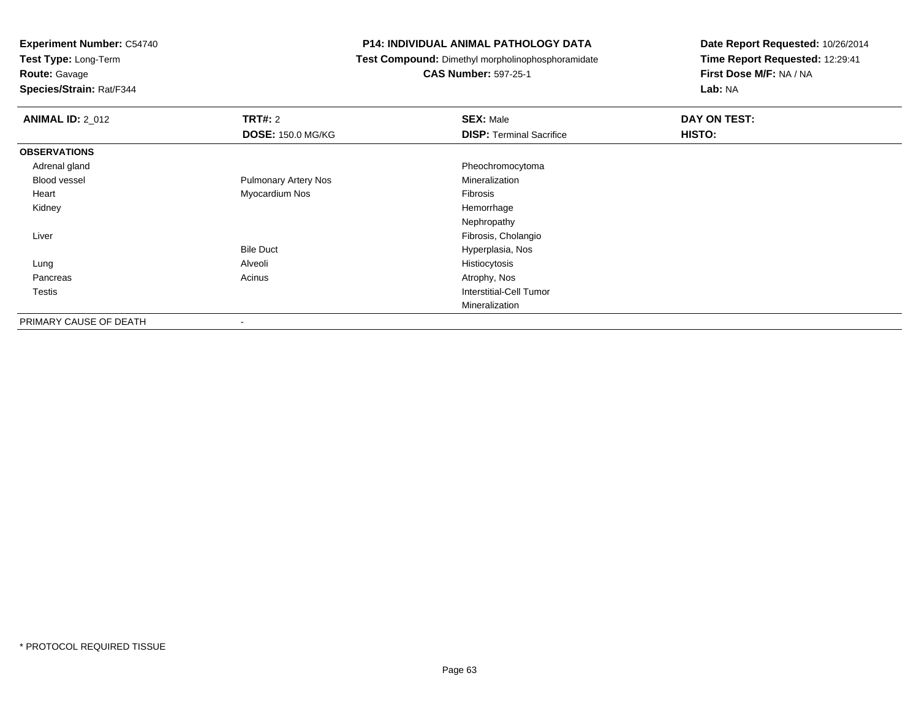**Experiment Number:** C54740
**Test Type:** Long-Term
**Route:** Gavage
**Species/Strain:** Rat/F344

**P14: INDIVIDUAL ANIMAL PATHOLOGY DATA**
**Test Compound:** Dimethyl morpholinophosphoramidate
**CAS Number:** 597-25-1

**Date Report Requested:** 10/26/2014
**Time Report Requested:** 12:29:41
**First Dose M/F:** NA / NA
**Lab:** NA

| **ANIMAL ID:** 2_012 | **TRT#:** 2 | **SEX:** Male | **DAY ON TEST:** |
|---|---|---|---|
| | **DOSE:** 150.0 MG/KG | **DISP:** Terminal Sacrifice | **HISTO:** |
| **OBSERVATIONS** | | | |
| Adrenal gland | | Pheochromocytoma | |
| Blood vessel | Pulmonary Artery Nos | Mineralization | |
| Heart | Myocardium Nos | Fibrosis | |
| Kidney | | Hemorrhage | |
| | | Nephropathy | |
| Liver | | Fibrosis, Cholangio | |
| | Bile Duct | Hyperplasia, Nos | |
| Lung | Alveoli | Histiocytosis | |
| Pancreas | Acinus | Atrophy, Nos | |
| Testis | | Interstitial-Cell Tumor | |
| | | Mineralization | |
| PRIMARY CAUSE OF DEATH | - | | |

* PROTOCOL REQUIRED TISSUE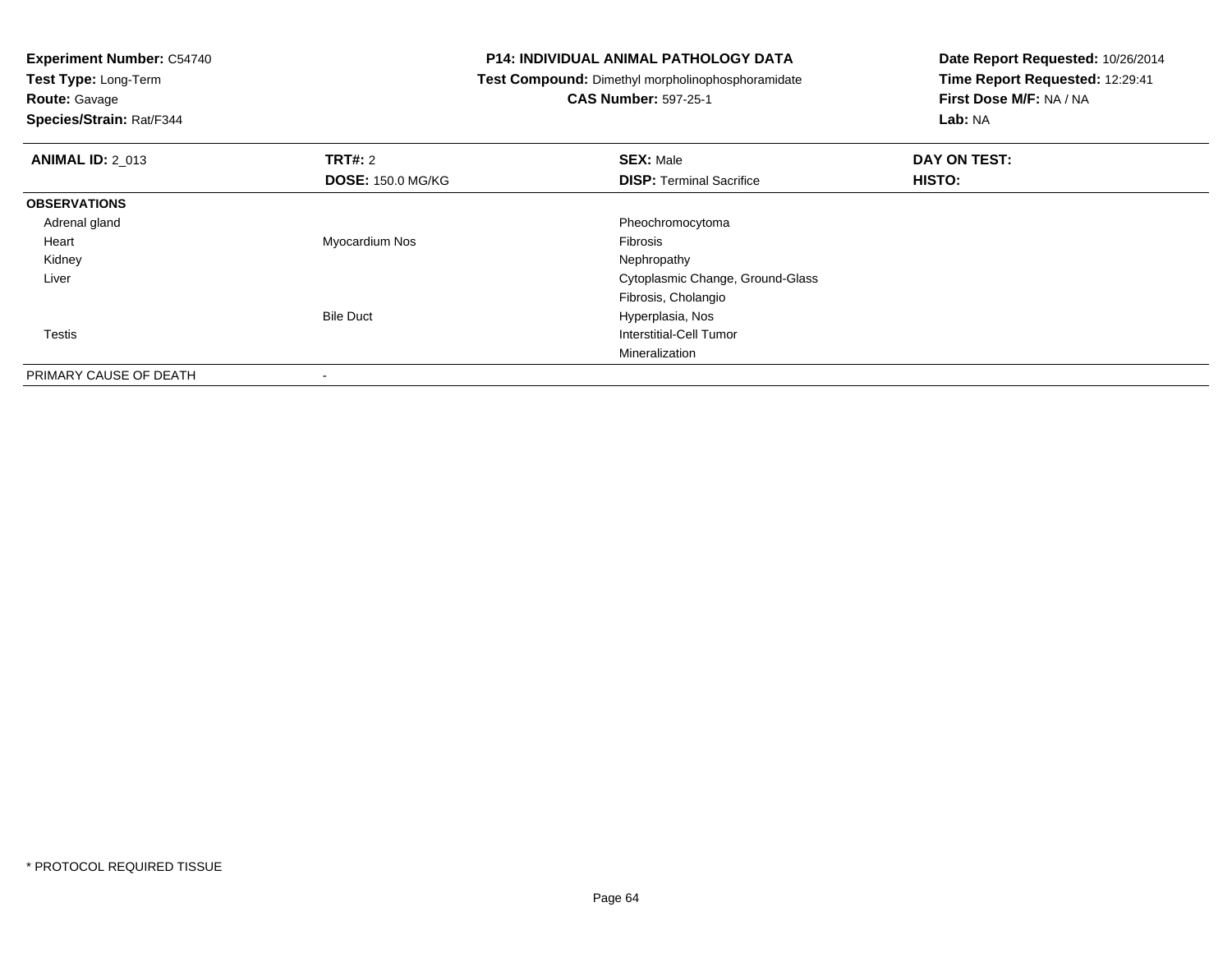**Experiment Number:** C54740
**Test Type:** Long-Term
**Route:** Gavage
**Species/Strain:** Rat/F344

**P14: INDIVIDUAL ANIMAL PATHOLOGY DATA**
**Test Compound:** Dimethyl morpholinophosphoramidate
**CAS Number:** 597-25-1

**Date Report Requested:** 10/26/2014
**Time Report Requested:** 12:29:41
**First Dose M/F:** NA / NA
**Lab:** NA

| **ANIMAL ID:** 2_013 | **TRT#:** 2 | **SEX:** Male | **DAY ON TEST:** |
|---|---|---|---|
| | **DOSE:** 150.0 MG/KG | **DISP:** Terminal Sacrifice | **HISTO:** |
| **OBSERVATIONS** | | | |
| Adrenal gland | | Pheochromocytoma | |
| Heart | Myocardium Nos | Fibrosis | |
| Kidney | | Nephropathy | |
| Liver | | Cytoplasmic Change, Ground-Glass | |
| | | Fibrosis, Cholangio | |
| | Bile Duct | Hyperplasia, Nos | |
| Testis | | Interstitial-Cell Tumor | |
| | | Mineralization | |
| PRIMARY CAUSE OF DEATH | - | | |

\* PROTOCOL REQUIRED TISSUE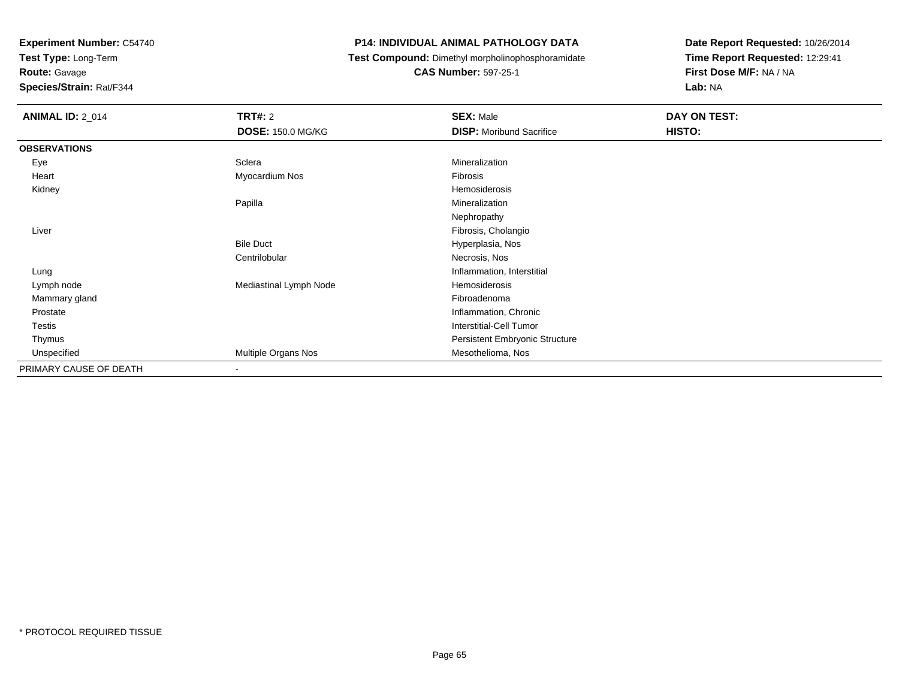**Experiment Number:** C54740
**Test Type:** Long-Term
**Route:** Gavage
**Species/Strain:** Rat/F344

**P14: INDIVIDUAL ANIMAL PATHOLOGY DATA**
**Test Compound:** Dimethyl morpholinophosphoramidate
**CAS Number:** 597-25-1

**Date Report Requested:** 10/26/2014
**Time Report Requested:** 12:29:41
**First Dose M/F:** NA / NA
**Lab:** NA

| **ANIMAL ID:** 2_014 | **TRT#:** 2 | **SEX:** Male | **DAY ON TEST:** |
|---|---|---|---|
| | **DOSE:** 150.0 MG/KG | **DISP:** Moribund Sacrifice | **HISTO:** |
| **OBSERVATIONS** | | | |
| Eye | Sclera | Mineralization | |
| Heart | Myocardium Nos | Fibrosis | |
| Kidney | | Hemosiderosis | |
| | Papilla | Mineralization | |
| | | Nephropathy | |
| Liver | | Fibrosis, Cholangio | |
| | Bile Duct | Hyperplasia, Nos | |
| | Centrilobular | Necrosis, Nos | |
| Lung | | Inflammation, Interstitial | |
| Lymph node | Mediastinal Lymph Node | Hemosiderosis | |
| Mammary gland | | Fibroadenoma | |
| Prostate | | Inflammation, Chronic | |
| Testis | | Interstitial-Cell Tumor | |
| Thymus | | Persistent Embryonic Structure | |
| Unspecified | Multiple Organs Nos | Mesothelioma, Nos | |
| PRIMARY CAUSE OF DEATH | - | | |

* PROTOCOL REQUIRED TISSUE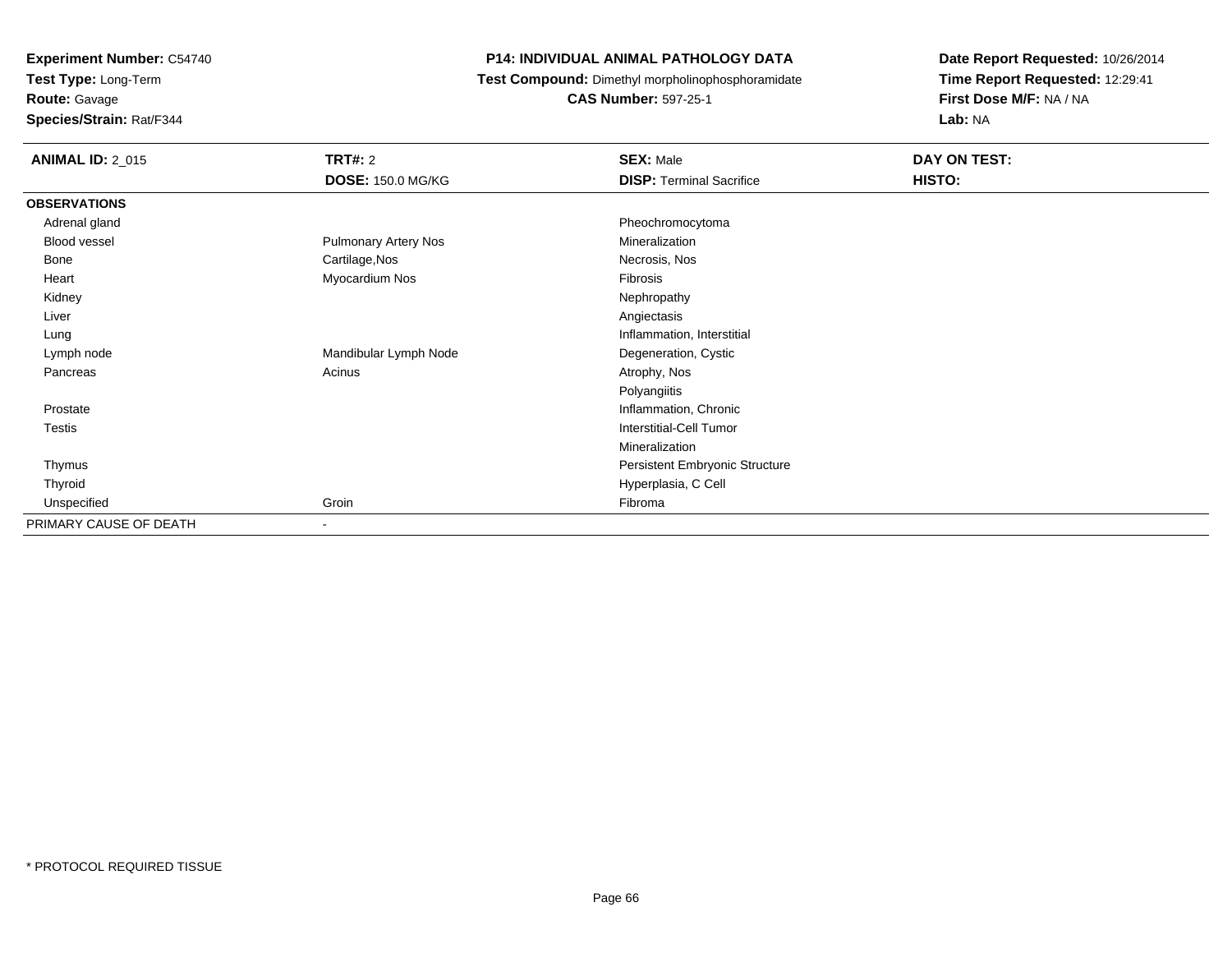**Experiment Number:** C54740
**Test Type:** Long-Term
**Route:** Gavage
**Species/Strain:** Rat/F344

**P14: INDIVIDUAL ANIMAL PATHOLOGY DATA**
**Test Compound:** Dimethyl morpholinophosphoramidate
**CAS Number:** 597-25-1

**Date Report Requested:** 10/26/2014
**Time Report Requested:** 12:29:41
**First Dose M/F:** NA / NA
**Lab:** NA

| **ANIMAL ID:** 2_015 | **TRT#:** 2 | **SEX:** Male | **DAY ON TEST:** |
|---|---|---|---|
| | **DOSE:** 150.0 MG/KG | **DISP:** Terminal Sacrifice | **HISTO:** |
| **OBSERVATIONS** | | | |
| Adrenal gland | | Pheochromocytoma | |
| Blood vessel | Pulmonary Artery Nos | Mineralization | |
| Bone | Cartilage,Nos | Necrosis, Nos | |
| Heart | Myocardium Nos | Fibrosis | |
| Kidney | | Nephropathy | |
| Liver | | Angiectasis | |
| Lung | | Inflammation, Interstitial | |
| Lymph node | Mandibular Lymph Node | Degeneration, Cystic | |
| Pancreas | Acinus | Atrophy, Nos | |
| | | Polyangiitis | |
| Prostate | | Inflammation, Chronic | |
| Testis | | Interstitial-Cell Tumor | |
| | | Mineralization | |
| Thymus | | Persistent Embryonic Structure | |
| Thyroid | | Hyperplasia, C Cell | |
| Unspecified | Groin | Fibroma | |
| PRIMARY CAUSE OF DEATH | - | | |

* PROTOCOL REQUIRED TISSUE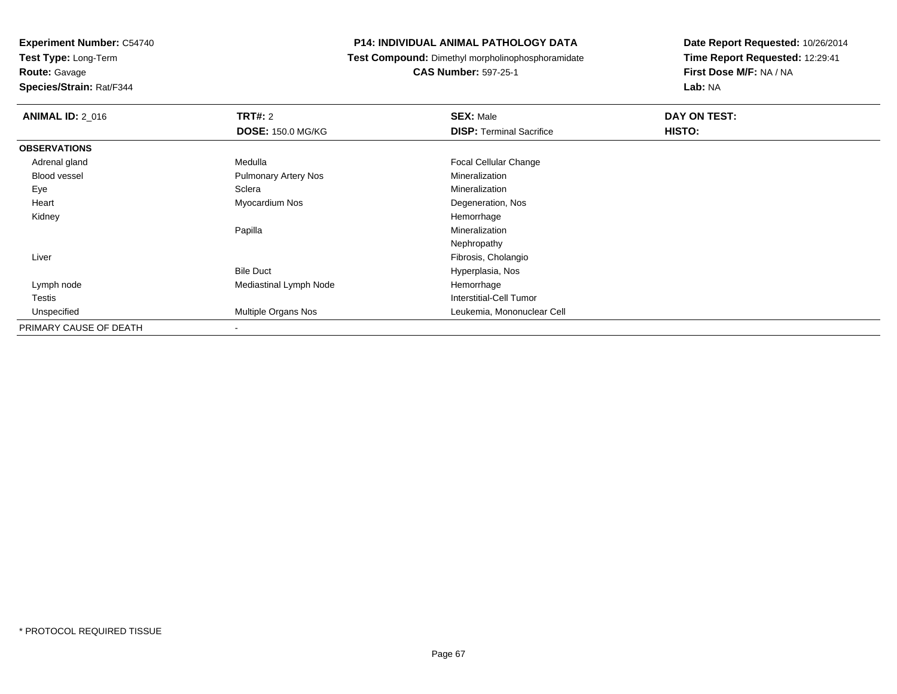**Experiment Number:** C54740
**Test Type:** Long-Term
**Route:** Gavage
**Species/Strain:** Rat/F344

**P14: INDIVIDUAL ANIMAL PATHOLOGY DATA**
**Test Compound:** Dimethyl morpholinophosphoramidate
**CAS Number:** 597-25-1

**Date Report Requested:** 10/26/2014
**Time Report Requested:** 12:29:41
**First Dose M/F:** NA / NA
**Lab:** NA

| **ANIMAL ID:** 2_016 | **TRT#:** 2 | **SEX:** Male | **DAY ON TEST:** |
|---|---|---|---|
| | **DOSE:** 150.0 MG/KG | **DISP:** Terminal Sacrifice | **HISTO:** |
| **OBSERVATIONS** | | | |
| Adrenal gland | Medulla | Focal Cellular Change | |
| Blood vessel | Pulmonary Artery Nos | Mineralization | |
| Eye | Sclera | Mineralization | |
| Heart | Myocardium Nos | Degeneration, Nos | |
| Kidney | | Hemorrhage | |
| | Papilla | Mineralization | |
| | | Nephropathy | |
| Liver | | Fibrosis, Cholangio | |
| | Bile Duct | Hyperplasia, Nos | |
| Lymph node | Mediastinal Lymph Node | Hemorrhage | |
| Testis | | Interstitial-Cell Tumor | |
| Unspecified | Multiple Organs Nos | Leukemia, Mononuclear Cell | |
| PRIMARY CAUSE OF DEATH | - | | |

* PROTOCOL REQUIRED TISSUE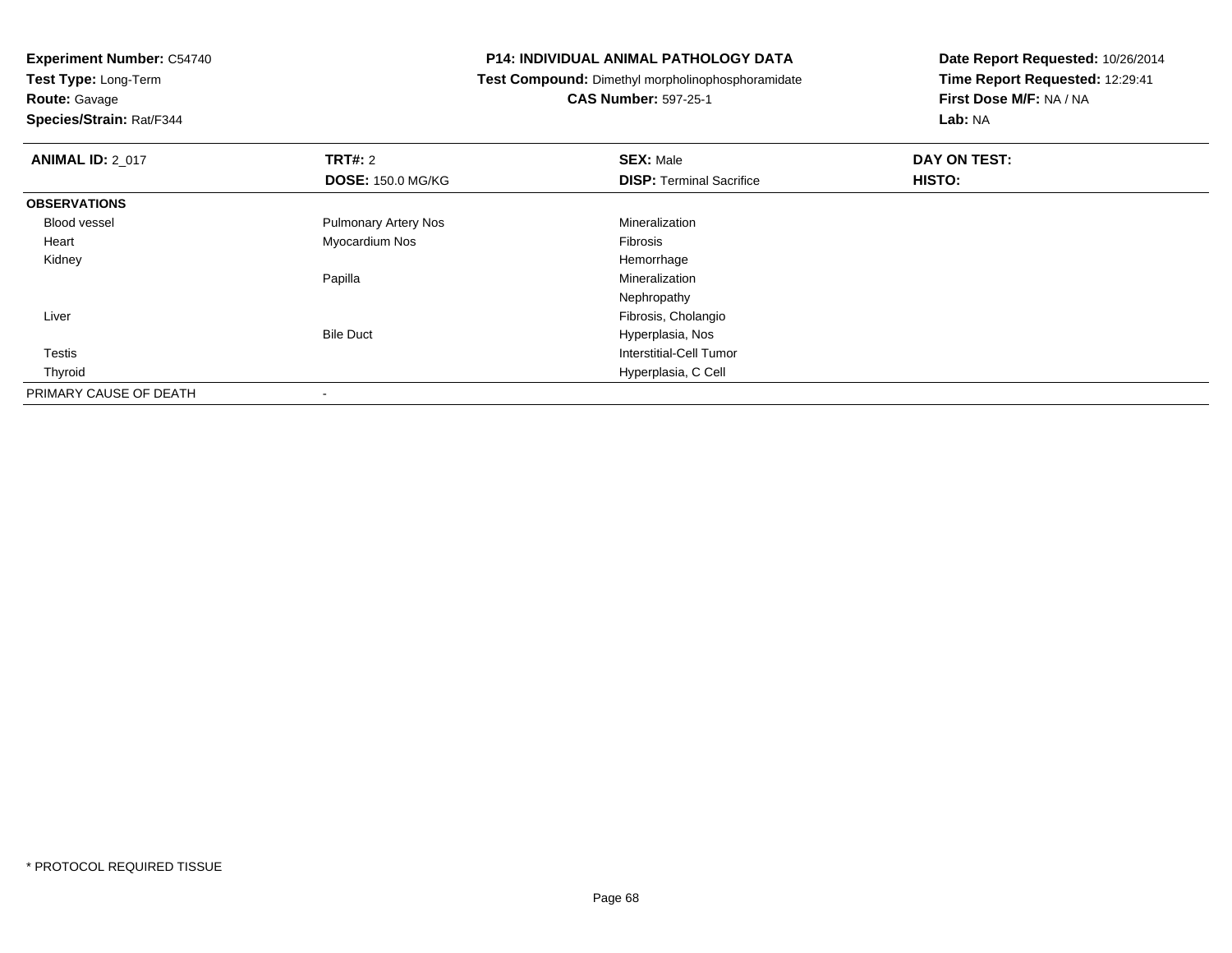**Experiment Number:** C54740
**Test Type:** Long-Term
**Route:** Gavage
**Species/Strain:** Rat/F344

**P14: INDIVIDUAL ANIMAL PATHOLOGY DATA**
**Test Compound:** Dimethyl morpholinophosphoramidate
**CAS Number:** 597-25-1

**Date Report Requested:** 10/26/2014
**Time Report Requested:** 12:29:41
**First Dose M/F:** NA / NA
**Lab:** NA

| **ANIMAL ID:** 2_017 | **TRT#:** 2<br>**DOSE:** 150.0 MG/KG | **SEX:** Male<br>**DISP:** Terminal Sacrifice | **DAY ON TEST:**<br>**HISTO:** |
|---|---|---|---|
| **OBSERVATIONS** | | | |
| Blood vessel | Pulmonary Artery Nos | Mineralization | |
| Heart | Myocardium Nos | Fibrosis | |
| Kidney | | Hemorrhage | |
| | Papilla | Mineralization | |
| | | Nephropathy | |
| Liver | | Fibrosis, Cholangio | |
| | Bile Duct | Hyperplasia, Nos | |
| Testis | | Interstitial-Cell Tumor | |
| Thyroid | | Hyperplasia, C Cell | |
| PRIMARY CAUSE OF DEATH | - | | |

* PROTOCOL REQUIRED TISSUE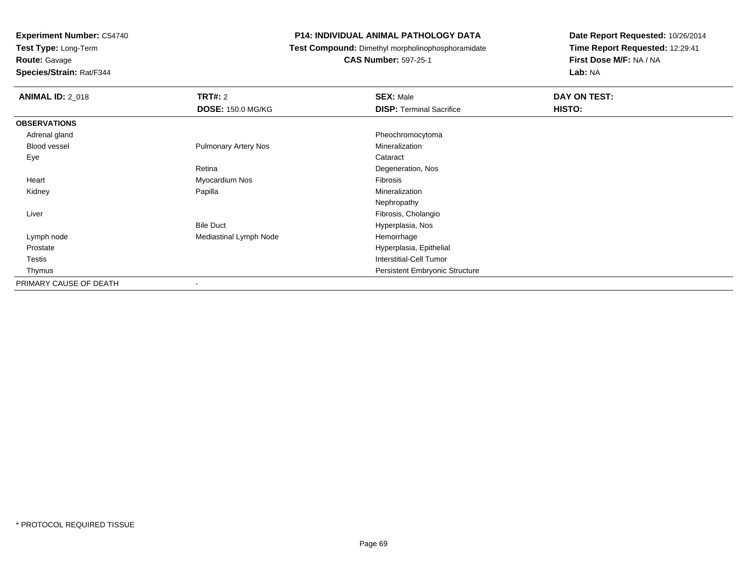**Experiment Number:** C54740
**Test Type:** Long-Term
**Route:** Gavage
**Species/Strain:** Rat/F344

**P14: INDIVIDUAL ANIMAL PATHOLOGY DATA**
**Test Compound:** Dimethyl morpholinophosphoramidate
**CAS Number:** 597-25-1

**Date Report Requested:** 10/26/2014
**Time Report Requested:** 12:29:41
**First Dose M/F:** NA / NA
**Lab:** NA

| **ANIMAL ID:** 2_018 | **TRT#:** 2 | **SEX:** Male | **DAY ON TEST:** |
|---|---|---|---|
| | **DOSE:** 150.0 MG/KG | **DISP:** Terminal Sacrifice | **HISTO:** |
| **OBSERVATIONS** | | | |
| Adrenal gland | | Pheochromocytoma | |
| Blood vessel | Pulmonary Artery Nos | Mineralization | |
| Eye | | Cataract | |
| | Retina | Degeneration, Nos | |
| Heart | Myocardium Nos | Fibrosis | |
| Kidney | Papilla | Mineralization | |
| | | Nephropathy | |
| Liver | | Fibrosis, Cholangio | |
| | Bile Duct | Hyperplasia, Nos | |
| Lymph node | Mediastinal Lymph Node | Hemorrhage | |
| Prostate | | Hyperplasia, Epithelial | |
| Testis | | Interstitial-Cell Tumor | |
| Thymus | | Persistent Embryonic Structure | |
| PRIMARY CAUSE OF DEATH | - | | |

* PROTOCOL REQUIRED TISSUE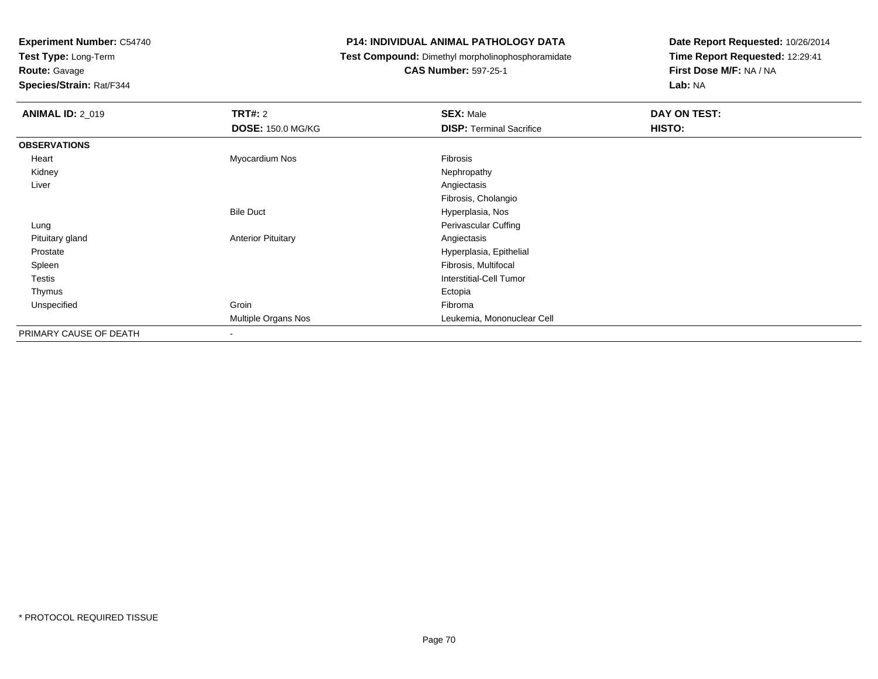**Experiment Number:** C54740
**Test Type:** Long-Term
**Route:** Gavage
**Species/Strain:** Rat/F344

# P14: INDIVIDUAL ANIMAL PATHOLOGY DATA

**Test Compound:** Dimethyl morpholinophosphoramidate
**CAS Number:** 597-25-1

**Date Report Requested:** 10/26/2014
**Time Report Requested:** 12:29:41
**First Dose M/F:** NA / NA
**Lab:** NA

| **ANIMAL ID:** 2_019 | **TRT#:** 2 | **SEX:** Male | **DAY ON TEST:** |
|---|---|---|---|
| | **DOSE:** 150.0 MG/KG | **DISP:** Terminal Sacrifice | **HISTO:** |
| **OBSERVATIONS** | | | |
| Heart | Myocardium Nos | Fibrosis | |
| Kidney | | Nephropathy | |
| Liver | | Angiectasis | |
| | | Fibrosis, Cholangio | |
| | Bile Duct | Hyperplasia, Nos | |
| Lung | | Perivascular Cuffing | |
| Pituitary gland | Anterior Pituitary | Angiectasis | |
| Prostate | | Hyperplasia, Epithelial | |
| Spleen | | Fibrosis, Multifocal | |
| Testis | | Interstitial-Cell Tumor | |
| Thymus | | Ectopia | |
| Unspecified | Groin | Fibroma | |
| | Multiple Organs Nos | Leukemia, Mononuclear Cell | |
| PRIMARY CAUSE OF DEATH | - | | |

* PROTOCOL REQUIRED TISSUE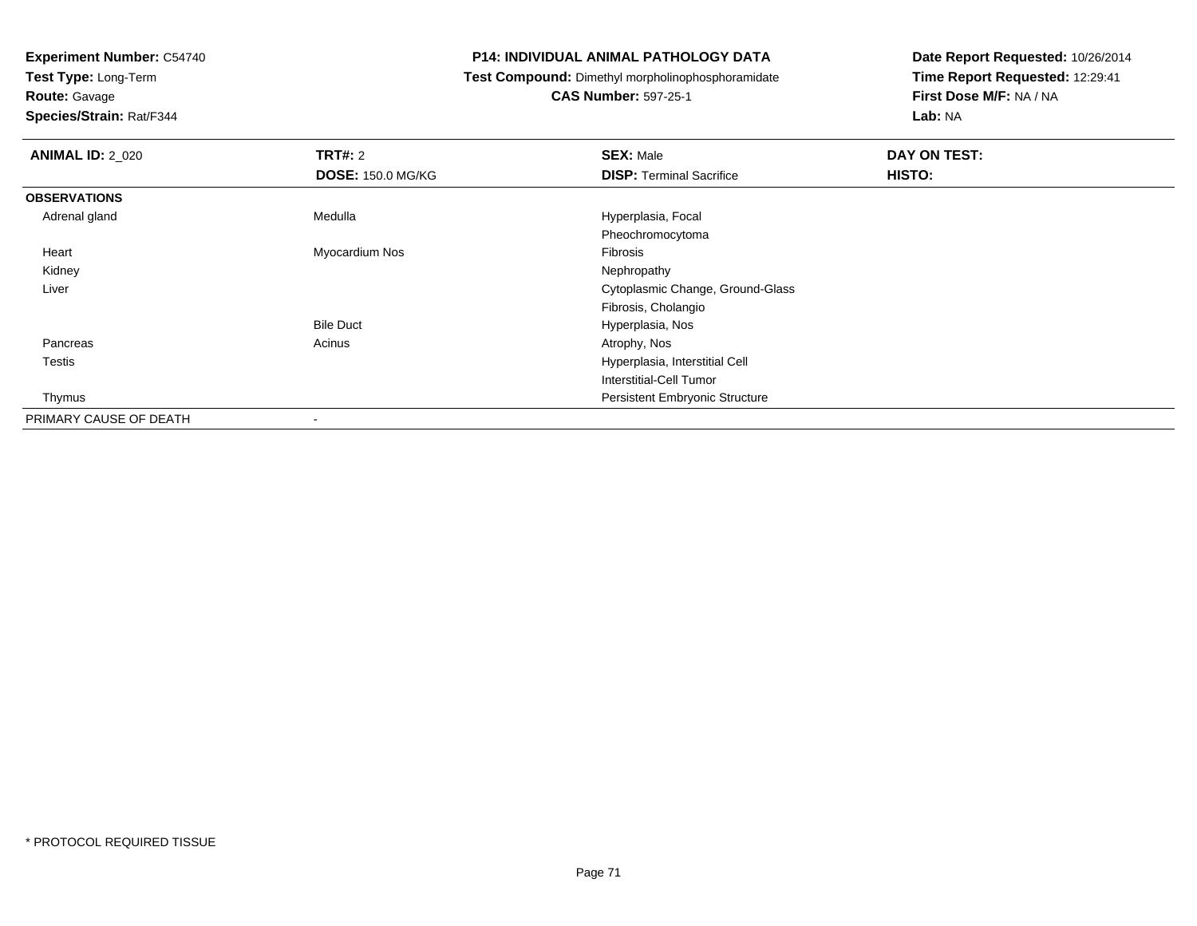**Experiment Number:** C54740
**Test Type:** Long-Term
**Route:** Gavage
**Species/Strain:** Rat/F344

**P14: INDIVIDUAL ANIMAL PATHOLOGY DATA**
**Test Compound:** Dimethyl morpholinophosphoramidate
**CAS Number:** 597-25-1

**Date Report Requested:** 10/26/2014
**Time Report Requested:** 12:29:41
**First Dose M/F:** NA / NA
**Lab:** NA

| **ANIMAL ID:** 2_020 | **TRT#:** 2 | **SEX:** Male | **DAY ON TEST:** |
|---|---|---|---|
| | **DOSE:** 150.0 MG/KG | **DISP:** Terminal Sacrifice | **HISTO:** |
| **OBSERVATIONS** | | | |
| Adrenal gland | Medulla | Hyperplasia, Focal | |
| | | Pheochromocytoma | |
| Heart | Myocardium Nos | Fibrosis | |
| Kidney | | Nephropathy | |
| Liver | | Cytoplasmic Change, Ground-Glass | |
| | | Fibrosis, Cholangio | |
| | Bile Duct | Hyperplasia, Nos | |
| Pancreas | Acinus | Atrophy, Nos | |
| Testis | | Hyperplasia, Interstitial Cell | |
| | | Interstitial-Cell Tumor | |
| Thymus | | Persistent Embryonic Structure | |
| PRIMARY CAUSE OF DEATH | - | | |

\* PROTOCOL REQUIRED TISSUE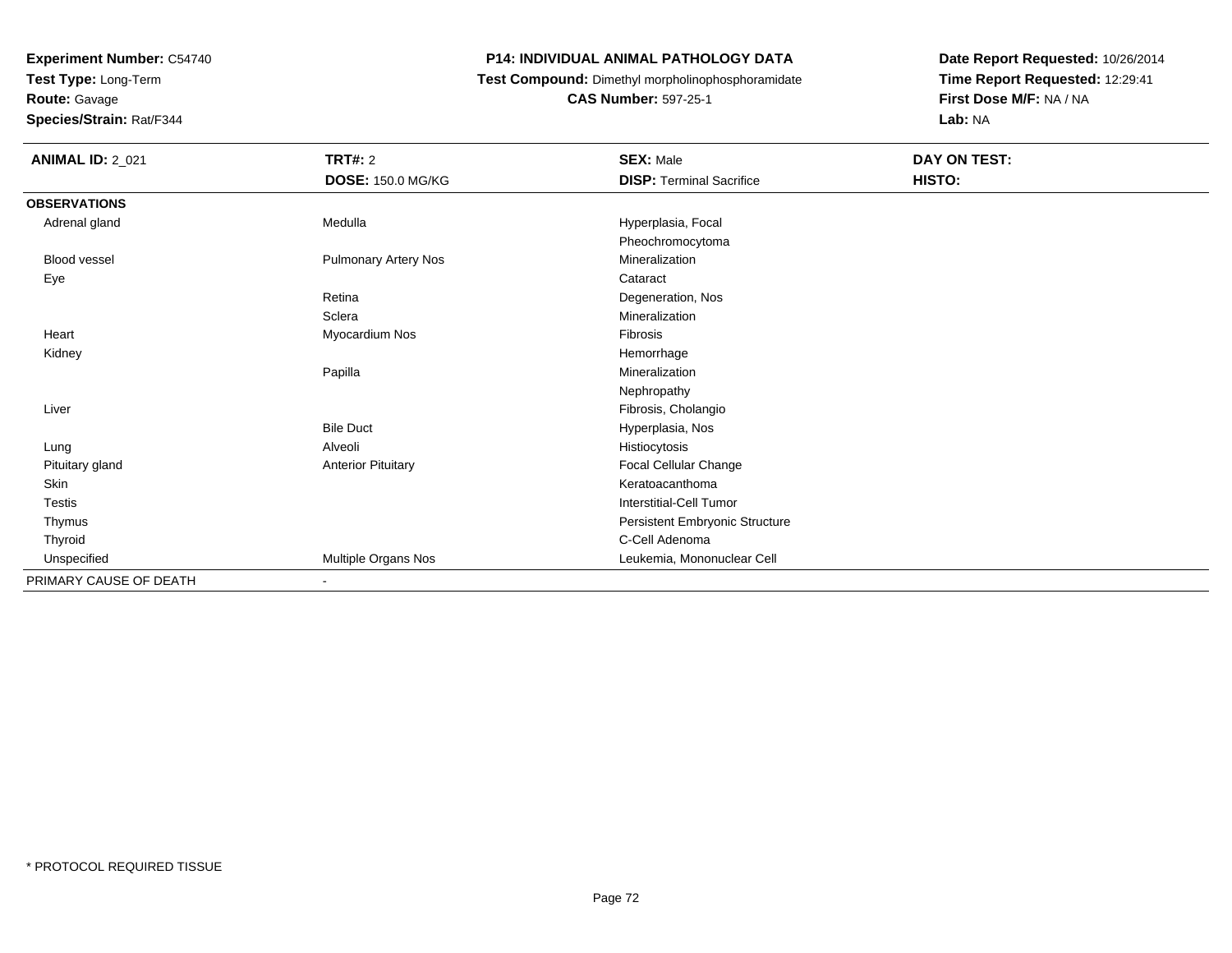**Experiment Number:** C54740
**Test Type:** Long-Term
**Route:** Gavage
**Species/Strain:** Rat/F344

**P14: INDIVIDUAL ANIMAL PATHOLOGY DATA**
**Test Compound:** Dimethyl morpholinophosphoramidate
**CAS Number:** 597-25-1

**Date Report Requested:** 10/26/2014
**Time Report Requested:** 12:29:41
**First Dose M/F:** NA / NA
**Lab:** NA

| **ANIMAL ID:** 2_021 | **TRT#:** 2 | **SEX:** Male | **DAY ON TEST:** |
|---|---|---|---|
| | **DOSE:** 150.0 MG/KG | **DISP:** Terminal Sacrifice | **HISTO:** |
| **OBSERVATIONS** | | | |
| Adrenal gland | Medulla | Hyperplasia, Focal | |
| | | Pheochromocytoma | |
| Blood vessel | Pulmonary Artery Nos | Mineralization | |
| Eye | | Cataract | |
| | Retina | Degeneration, Nos | |
| | Sclera | Mineralization | |
| Heart | Myocardium Nos | Fibrosis | |
| Kidney | | Hemorrhage | |
| | Papilla | Mineralization | |
| | | Nephropathy | |
| Liver | | Fibrosis, Cholangio | |
| | Bile Duct | Hyperplasia, Nos | |
| Lung | Alveoli | Histiocytosis | |
| Pituitary gland | Anterior Pituitary | Focal Cellular Change | |
| Skin | | Keratoacanthoma | |
| Testis | | Interstitial-Cell Tumor | |
| Thymus | | Persistent Embryonic Structure | |
| Thyroid | | C-Cell Adenoma | |
| Unspecified | Multiple Organs Nos | Leukemia, Mononuclear Cell | |
| PRIMARY CAUSE OF DEATH | - | | |

* PROTOCOL REQUIRED TISSUE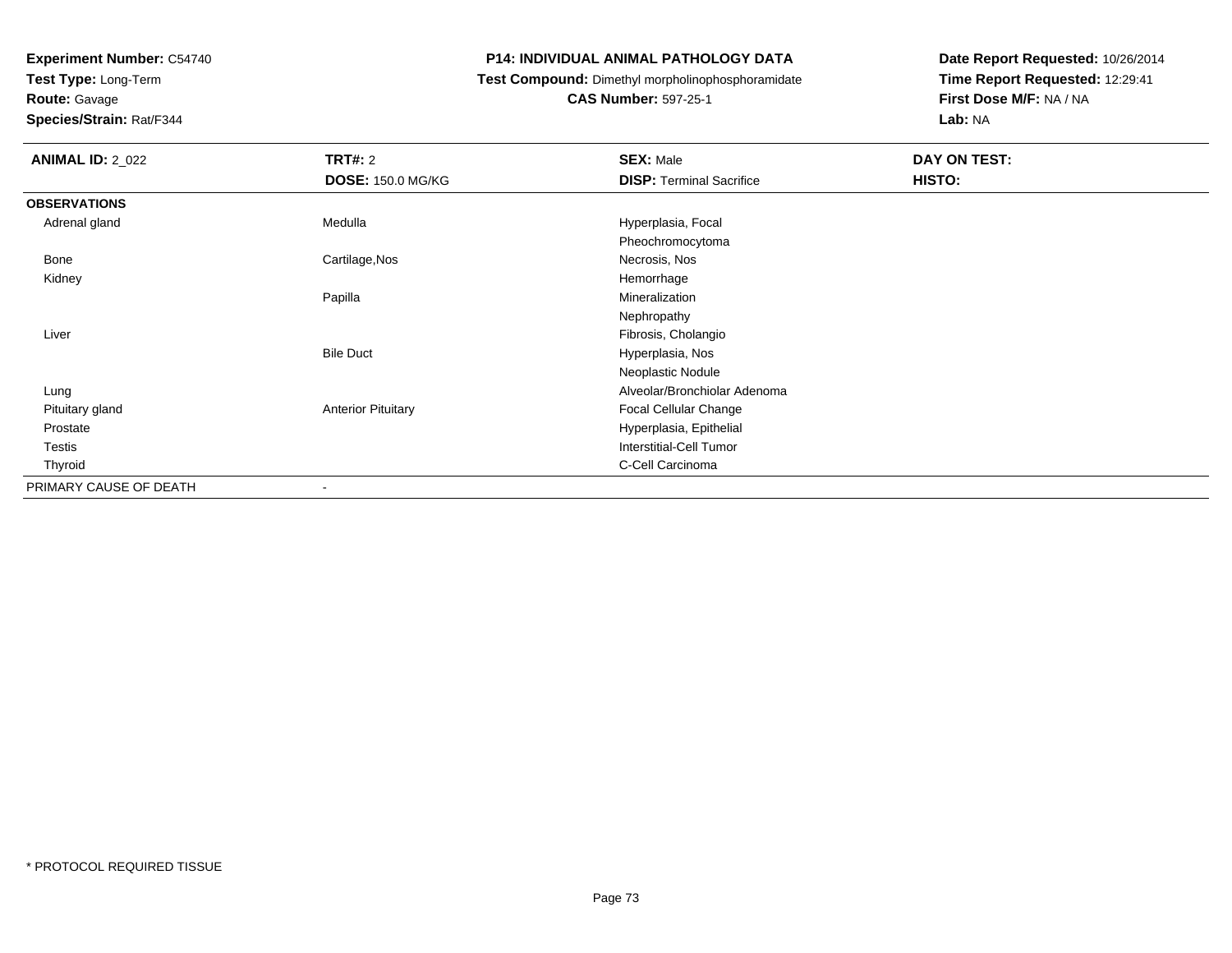**Experiment Number:** C54740
**Test Type:** Long-Term
**Route:** Gavage
**Species/Strain:** Rat/F344

**P14: INDIVIDUAL ANIMAL PATHOLOGY DATA**
**Test Compound:** Dimethyl morpholinophosphoramidate
**CAS Number:** 597-25-1

**Date Report Requested:** 10/26/2014
**Time Report Requested:** 12:29:41
**First Dose M/F:** NA / NA
**Lab:** NA

| **ANIMAL ID:** 2_022 | **TRT#:** 2 | **SEX:** Male | **DAY ON TEST:** |
|---|---|---|---|
| | **DOSE:** 150.0 MG/KG | **DISP:** Terminal Sacrifice | **HISTO:** |
| **OBSERVATIONS** | | | |
| Adrenal gland | Medulla | Hyperplasia, Focal | |
| | | Pheochromocytoma | |
| Bone | Cartilage,Nos | Necrosis, Nos | |
| Kidney | | Hemorrhage | |
| | Papilla | Mineralization | |
| | | Nephropathy | |
| Liver | | Fibrosis, Cholangio | |
| | Bile Duct | Hyperplasia, Nos | |
| | | Neoplastic Nodule | |
| Lung | | Alveolar/Bronchiolar Adenoma | |
| Pituitary gland | Anterior Pituitary | Focal Cellular Change | |
| Prostate | | Hyperplasia, Epithelial | |
| Testis | | Interstitial-Cell Tumor | |
| Thyroid | | C-Cell Carcinoma | |
| PRIMARY CAUSE OF DEATH | - | | |

* PROTOCOL REQUIRED TISSUE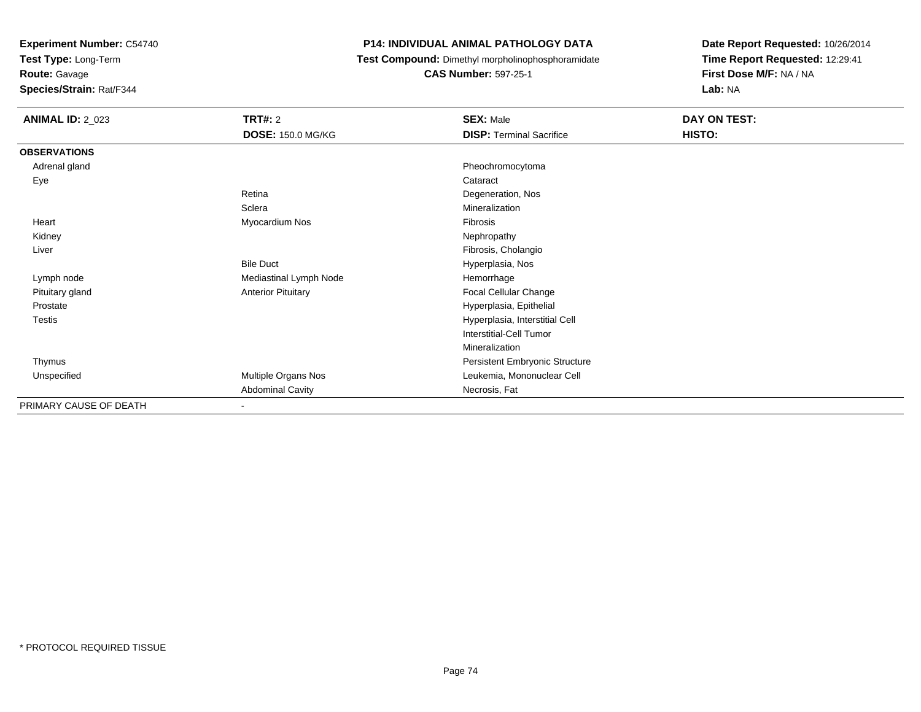**Experiment Number:** C54740
**Test Type:** Long-Term
**Route:** Gavage
**Species/Strain:** Rat/F344

**P14: INDIVIDUAL ANIMAL PATHOLOGY DATA**
**Test Compound:** Dimethyl morpholinophosphoramidate
**CAS Number:** 597-25-1

**Date Report Requested:** 10/26/2014
**Time Report Requested:** 12:29:41
**First Dose M/F:** NA / NA
**Lab:** NA

| **ANIMAL ID:** 2_023 | **TRT#:** 2 | **SEX:** Male | **DAY ON TEST:** |
|---|---|---|---|
| | **DOSE:** 150.0 MG/KG | **DISP:** Terminal Sacrifice | **HISTO:** |
| **OBSERVATIONS** | | | |
| Adrenal gland | | Pheochromocytoma | |
| Eye | | Cataract | |
| | Retina | Degeneration, Nos | |
| | Sclera | Mineralization | |
| Heart | Myocardium Nos | Fibrosis | |
| Kidney | | Nephropathy | |
| Liver | | Fibrosis, Cholangio | |
| | Bile Duct | Hyperplasia, Nos | |
| Lymph node | Mediastinal Lymph Node | Hemorrhage | |
| Pituitary gland | Anterior Pituitary | Focal Cellular Change | |
| Prostate | | Hyperplasia, Epithelial | |
| Testis | | Hyperplasia, Interstitial Cell | |
| | | Interstitial-Cell Tumor | |
| | | Mineralization | |
| Thymus | | Persistent Embryonic Structure | |
| Unspecified | Multiple Organs Nos | Leukemia, Mononuclear Cell | |
| | Abdominal Cavity | Necrosis, Fat | |
| PRIMARY CAUSE OF DEATH | - | | |

* PROTOCOL REQUIRED TISSUE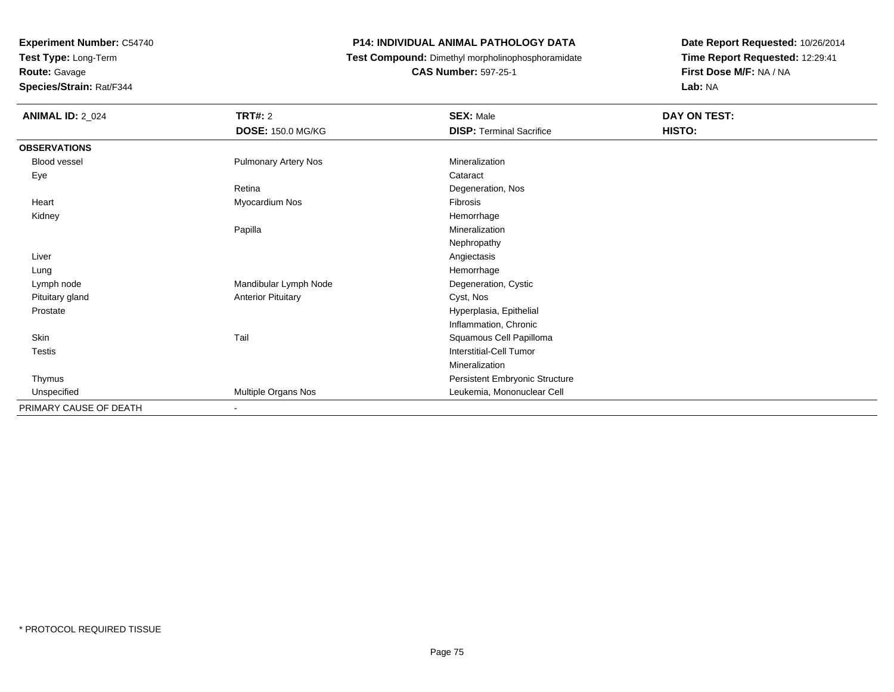**Experiment Number:** C54740
**Test Type:** Long-Term
**Route:** Gavage
**Species/Strain:** Rat/F344

**P14: INDIVIDUAL ANIMAL PATHOLOGY DATA**
**Test Compound:** Dimethyl morpholinophosphoramidate
**CAS Number:** 597-25-1

**Date Report Requested:** 10/26/2014
**Time Report Requested:** 12:29:41
**First Dose M/F:** NA / NA
**Lab:** NA

| **ANIMAL ID:** 2_024 | **TRT#:** 2 | **SEX:** Male | **DAY ON TEST:** |
|---|---|---|---|
| | **DOSE:** 150.0 MG/KG | **DISP:** Terminal Sacrifice | **HISTO:** |
| **OBSERVATIONS** | | | |
| Blood vessel | Pulmonary Artery Nos | Mineralization | |
| Eye | | Cataract | |
| | Retina | Degeneration, Nos | |
| Heart | Myocardium Nos | Fibrosis | |
| Kidney | | Hemorrhage | |
| | Papilla | Mineralization | |
| | | Nephropathy | |
| Liver | | Angiectasis | |
| Lung | | Hemorrhage | |
| Lymph node | Mandibular Lymph Node | Degeneration, Cystic | |
| Pituitary gland | Anterior Pituitary | Cyst, Nos | |
| Prostate | | Hyperplasia, Epithelial | |
| | | Inflammation, Chronic | |
| Skin | Tail | Squamous Cell Papilloma | |
| Testis | | Interstitial-Cell Tumor | |
| | | Mineralization | |
| Thymus | | Persistent Embryonic Structure | |
| Unspecified | Multiple Organs Nos | Leukemia, Mononuclear Cell | |
| PRIMARY CAUSE OF DEATH | - | | |

* PROTOCOL REQUIRED TISSUE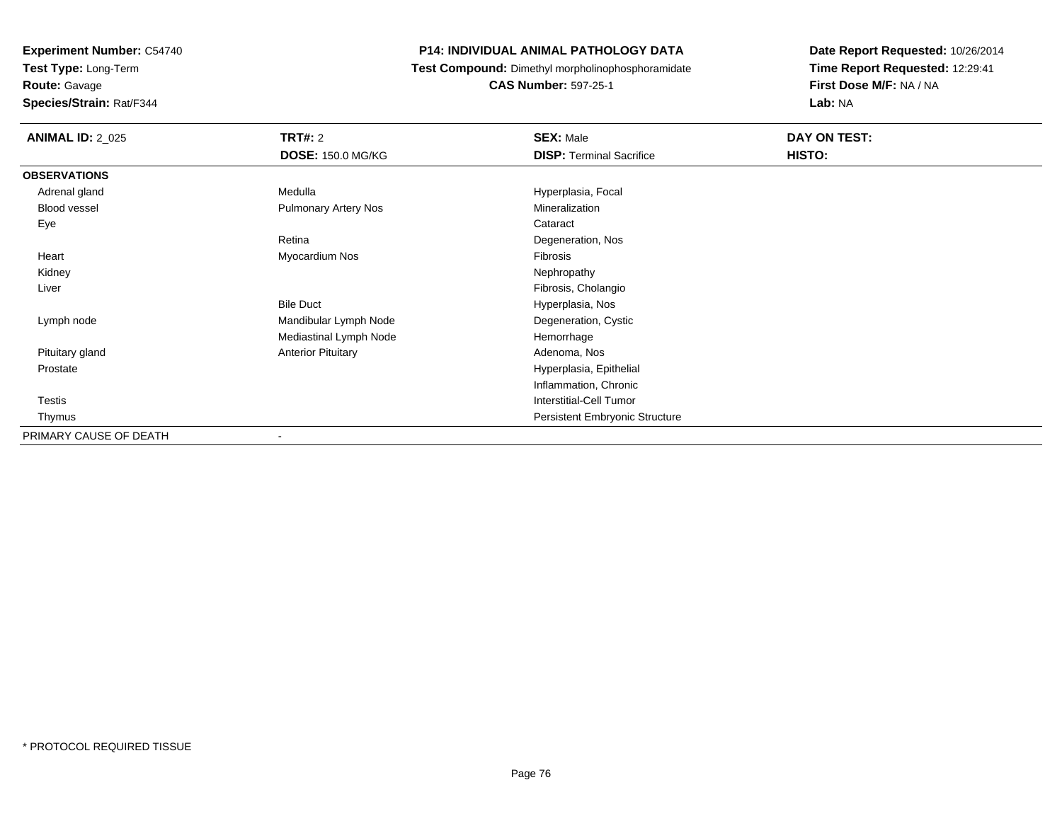**Experiment Number:** C54740
**Test Type:** Long-Term
**Route:** Gavage
**Species/Strain:** Rat/F344

**P14: INDIVIDUAL ANIMAL PATHOLOGY DATA**
**Test Compound:** Dimethyl morpholinophosphoramidate
**CAS Number:** 597-25-1

**Date Report Requested:** 10/26/2014
**Time Report Requested:** 12:29:41
**First Dose M/F:** NA / NA
**Lab:** NA

| **ANIMAL ID:** 2_025 | **TRT#:** 2<br>**DOSE:** 150.0 MG/KG | **SEX:** Male<br>**DISP:** Terminal Sacrifice | **DAY ON TEST:**<br>**HISTO:** |
|---|---|---|---|
| **OBSERVATIONS** | | | |
| Adrenal gland | Medulla | Hyperplasia, Focal | |
| Blood vessel | Pulmonary Artery Nos | Mineralization | |
| Eye | | Cataract | |
| | Retina | Degeneration, Nos | |
| Heart | Myocardium Nos | Fibrosis | |
| Kidney | | Nephropathy | |
| Liver | | Fibrosis, Cholangio | |
| | Bile Duct | Hyperplasia, Nos | |
| Lymph node | Mandibular Lymph Node | Degeneration, Cystic | |
| | Mediastinal Lymph Node | Hemorrhage | |
| Pituitary gland | Anterior Pituitary | Adenoma, Nos | |
| Prostate | | Hyperplasia, Epithelial | |
| | | Inflammation, Chronic | |
| Testis | | Interstitial-Cell Tumor | |
| Thymus | | Persistent Embryonic Structure | |
| PRIMARY CAUSE OF DEATH | - | | |

* PROTOCOL REQUIRED TISSUE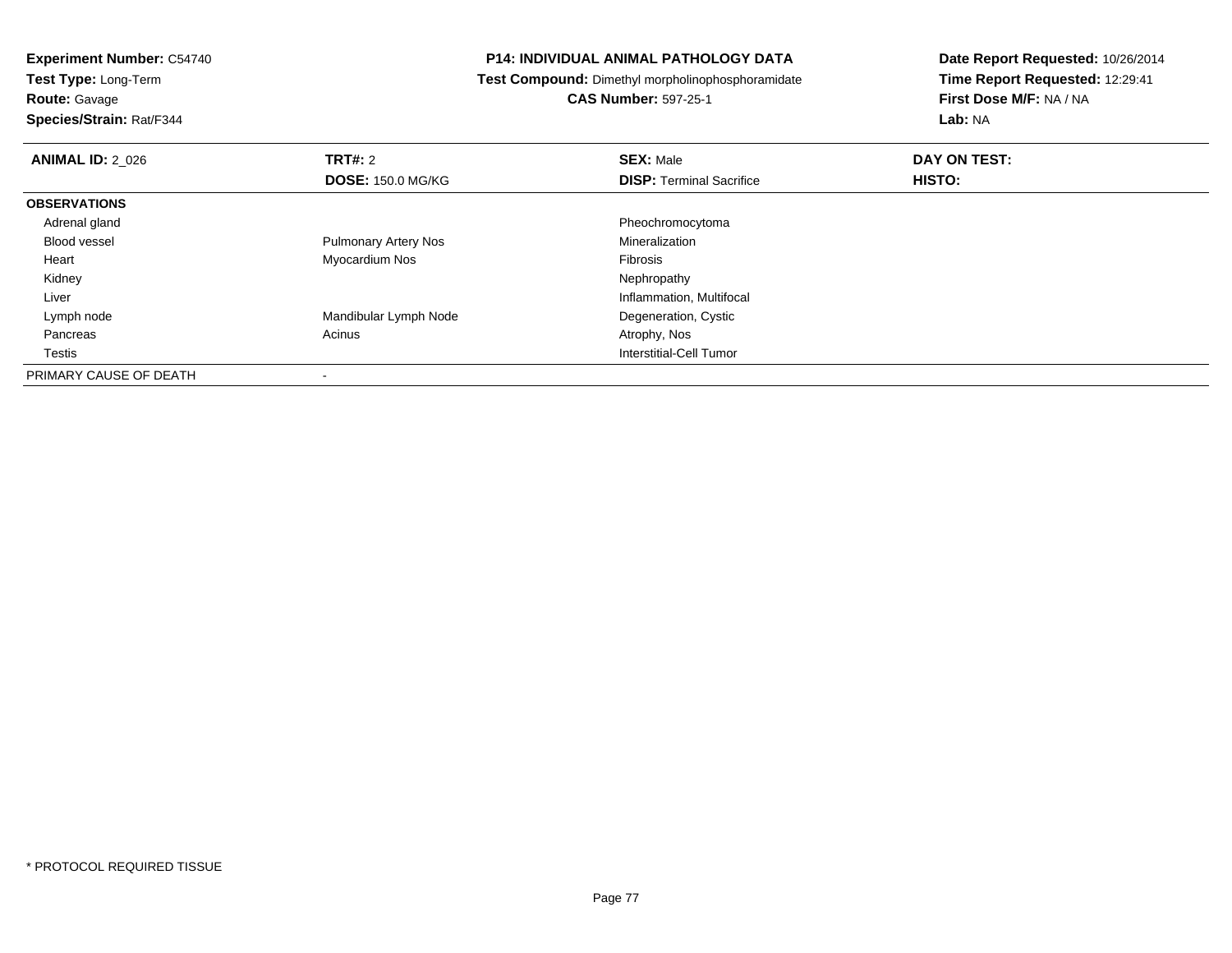**Experiment Number:** C54740
**Test Type:** Long-Term
**Route:** Gavage
**Species/Strain:** Rat/F344

**P14: INDIVIDUAL ANIMAL PATHOLOGY DATA**
**Test Compound:** Dimethyl morpholinophosphoramidate
**CAS Number:** 597-25-1

**Date Report Requested:** 10/26/2014
**Time Report Requested:** 12:29:41
**First Dose M/F:** NA / NA
**Lab:** NA

| **ANIMAL ID:** 2_026 | **TRT#:** 2 | **SEX:** Male | **DAY ON TEST:** |
|---|---|---|---|
| | **DOSE:** 150.0 MG/KG | **DISP:** Terminal Sacrifice | **HISTO:** |
| **OBSERVATIONS** | | | |
| Adrenal gland | | Pheochromocytoma | |
| Blood vessel | Pulmonary Artery Nos | Mineralization | |
| Heart | Myocardium Nos | Fibrosis | |
| Kidney | | Nephropathy | |
| Liver | | Inflammation, Multifocal | |
| Lymph node | Mandibular Lymph Node | Degeneration, Cystic | |
| Pancreas | Acinus | Atrophy, Nos | |
| Testis | | Interstitial-Cell Tumor | |
| PRIMARY CAUSE OF DEATH | - | | |

* PROTOCOL REQUIRED TISSUE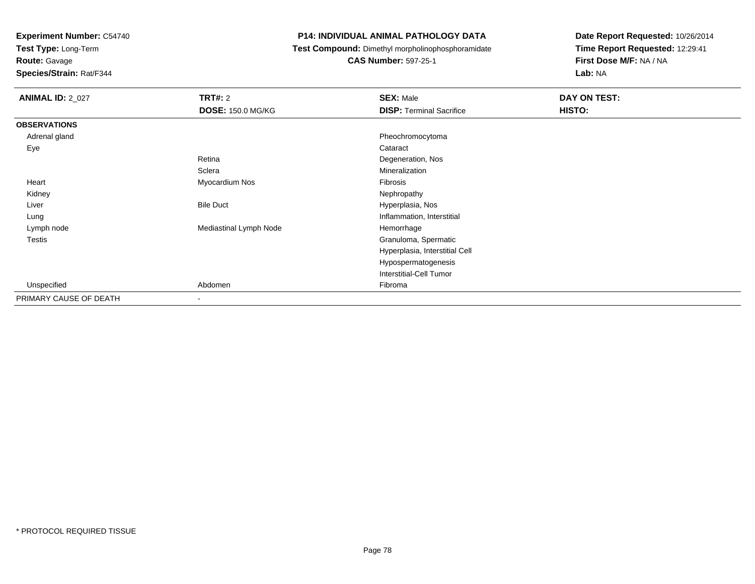**Experiment Number:** C54740
**Test Type:** Long-Term
**Route:** Gavage
**Species/Strain:** Rat/F344

**P14: INDIVIDUAL ANIMAL PATHOLOGY DATA**
**Test Compound:** Dimethyl morpholinophosphoramidate
**CAS Number:** 597-25-1

**Date Report Requested:** 10/26/2014
**Time Report Requested:** 12:29:41
**First Dose M/F:** NA / NA
**Lab:** NA

| **ANIMAL ID:** 2_027 | **TRT#:** 2 | **SEX:** Male | **DAY ON TEST:** |
|---|---|---|---|
| | **DOSE:** 150.0 MG/KG | **DISP:** Terminal Sacrifice | **HISTO:** |
| **OBSERVATIONS** | | | |
| Adrenal gland | | Pheochromocytoma | |
| Eye | | Cataract | |
| | Retina | Degeneration, Nos | |
| | Sclera | Mineralization | |
| Heart | Myocardium Nos | Fibrosis | |
| Kidney | | Nephropathy | |
| Liver | Bile Duct | Hyperplasia, Nos | |
| Lung | | Inflammation, Interstitial | |
| Lymph node | Mediastinal Lymph Node | Hemorrhage | |
| Testis | | Granuloma, Spermatic | |
| | | Hyperplasia, Interstitial Cell | |
| | | Hypospermatogenesis | |
| | | Interstitial-Cell Tumor | |
| Unspecified | Abdomen | Fibroma | |
| PRIMARY CAUSE OF DEATH | - | | |

\* PROTOCOL REQUIRED TISSUE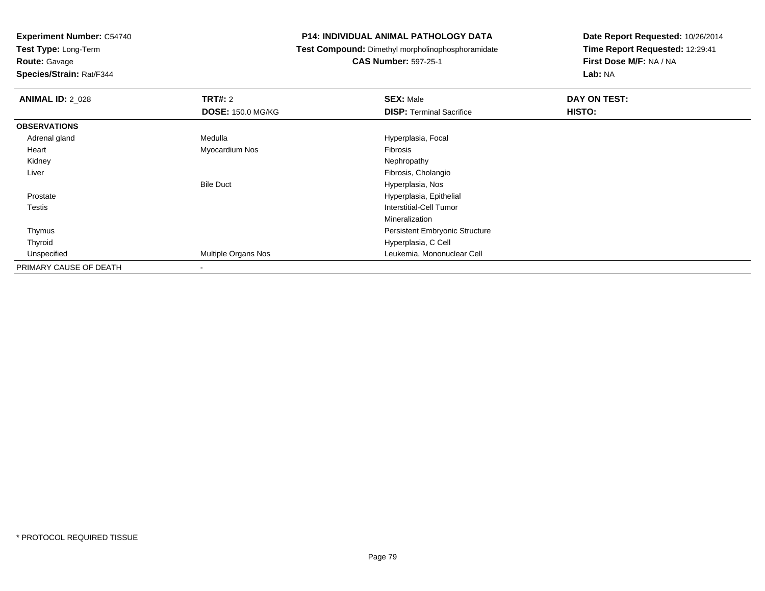**Experiment Number:** C54740
**Test Type:** Long-Term
**Route:** Gavage
**Species/Strain:** Rat/F344

# P14: INDIVIDUAL ANIMAL PATHOLOGY DATA

**Test Compound:** Dimethyl morpholinophosphoramidate
**CAS Number:** 597-25-1

**Date Report Requested:** 10/26/2014
**Time Report Requested:** 12:29:41
**First Dose M/F:** NA / NA
**Lab:** NA

| **ANIMAL ID:** 2_028 | **TRT#:** 2<br>**DOSE:** 150.0 MG/KG | **SEX:** Male<br>**DISP:** Terminal Sacrifice | **DAY ON TEST:**<br>**HISTO:** |
|---|---|---|---|
| **OBSERVATIONS** | | | |
| Adrenal gland | Medulla | Hyperplasia, Focal | |
| Heart | Myocardium Nos | Fibrosis | |
| Kidney | | Nephropathy | |
| Liver | | Fibrosis, Cholangio | |
| | Bile Duct | Hyperplasia, Nos | |
| Prostate | | Hyperplasia, Epithelial | |
| Testis | | Interstitial-Cell Tumor | |
| | | Mineralization | |
| Thymus | | Persistent Embryonic Structure | |
| Thyroid | | Hyperplasia, C Cell | |
| Unspecified | Multiple Organs Nos | Leukemia, Mononuclear Cell | |
| PRIMARY CAUSE OF DEATH | - | | |

* PROTOCOL REQUIRED TISSUE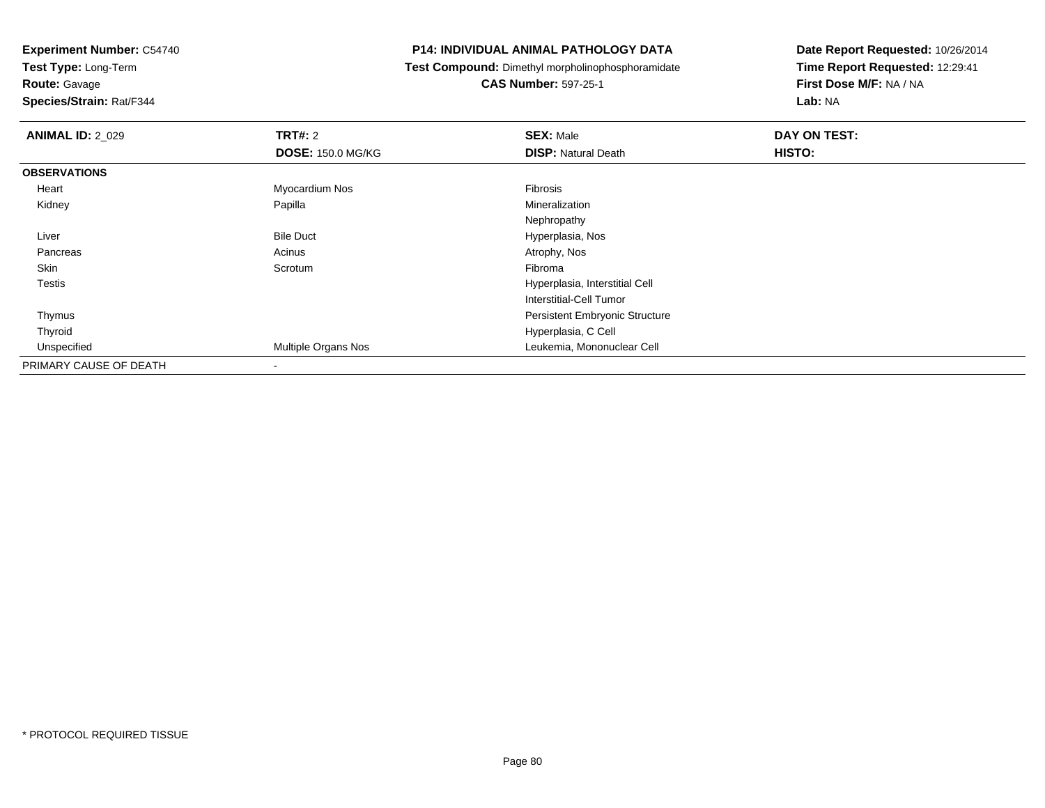**Experiment Number:** C54740
**Test Type:** Long-Term
**Route:** Gavage
**Species/Strain:** Rat/F344

# P14: INDIVIDUAL ANIMAL PATHOLOGY DATA

**Test Compound:** Dimethyl morpholinophosphoramidate
**CAS Number:** 597-25-1

**Date Report Requested:** 10/26/2014
**Time Report Requested:** 12:29:41
**First Dose M/F:** NA / NA
**Lab:** NA

| **ANIMAL ID:** 2_029 | **TRT#:** 2 | **SEX:** Male | **DAY ON TEST:** |
|---|---|---|---|
| | **DOSE:** 150.0 MG/KG | **DISP:** Natural Death | **HISTO:** |
| **OBSERVATIONS** | | | |
| Heart | Myocardium Nos | Fibrosis | |
| Kidney | Papilla | Mineralization | |
| | | Nephropathy | |
| Liver | Bile Duct | Hyperplasia, Nos | |
| Pancreas | Acinus | Atrophy, Nos | |
| Skin | Scrotum | Fibroma | |
| Testis | | Hyperplasia, Interstitial Cell | |
| | | Interstitial-Cell Tumor | |
| Thymus | | Persistent Embryonic Structure | |
| Thyroid | | Hyperplasia, C Cell | |
| Unspecified | Multiple Organs Nos | Leukemia, Mononuclear Cell | |
| PRIMARY CAUSE OF DEATH | - | | |

\* PROTOCOL REQUIRED TISSUE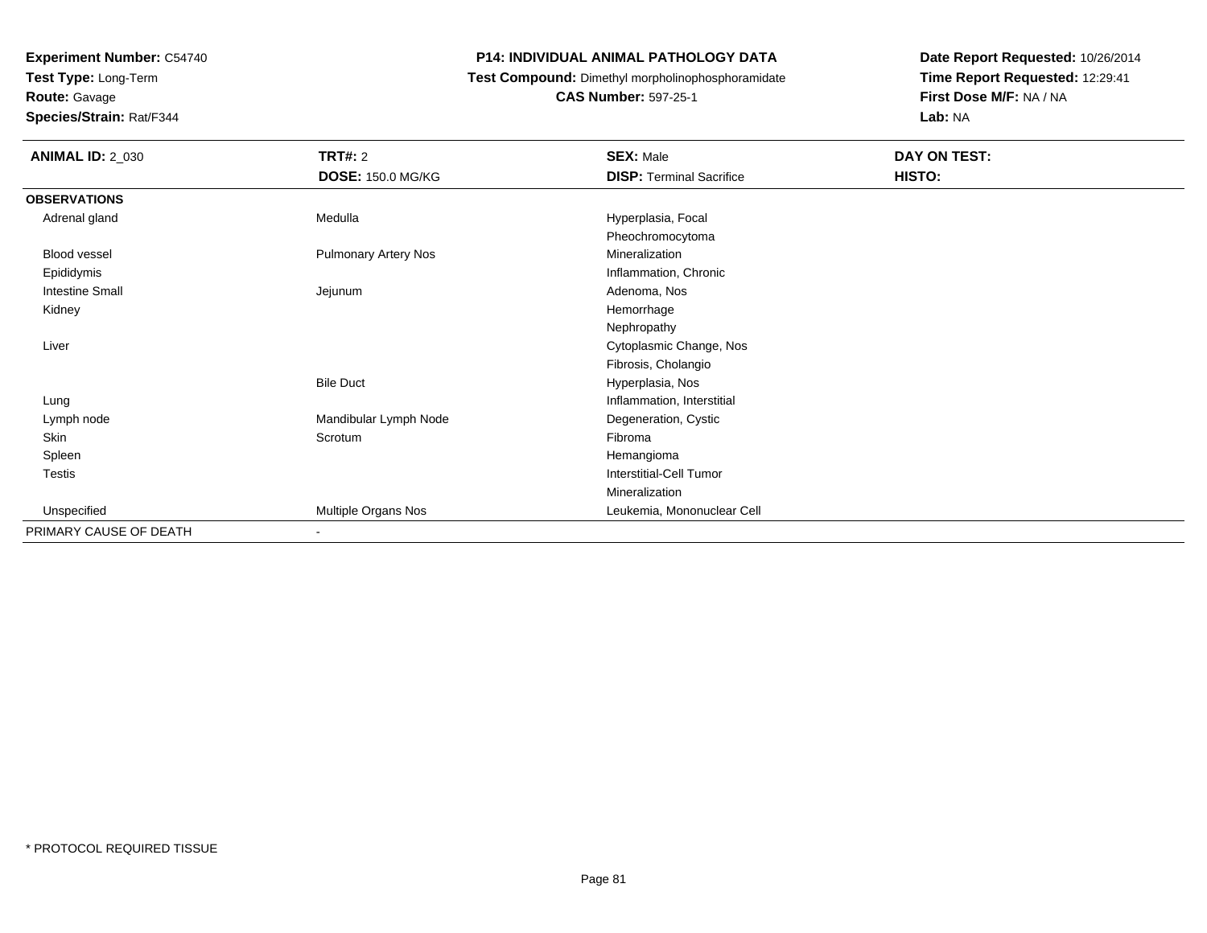**Experiment Number:** C54740
**Test Type:** Long-Term
**Route:** Gavage
**Species/Strain:** Rat/F344

## P14: INDIVIDUAL ANIMAL PATHOLOGY DATA

**Test Compound:** Dimethyl morpholinophosphoramidate
**CAS Number:** 597-25-1

**Date Report Requested:** 10/26/2014
**Time Report Requested:** 12:29:41
**First Dose M/F:** NA / NA
**Lab:** NA

| **ANIMAL ID:** 2_030 | **TRT#:** 2 | **SEX:** Male | **DAY ON TEST:** |
|---|---|---|---|
| | **DOSE:** 150.0 MG/KG | **DISP:** Terminal Sacrifice | **HISTO:** |
| **OBSERVATIONS** | | | |
| Adrenal gland | Medulla | Hyperplasia, Focal | |
| | | Pheochromocytoma | |
| Blood vessel | Pulmonary Artery Nos | Mineralization | |
| Epididymis | | Inflammation, Chronic | |
| Intestine Small | Jejunum | Adenoma, Nos | |
| Kidney | | Hemorrhage | |
| | | Nephropathy | |
| Liver | | Cytoplasmic Change, Nos | |
| | | Fibrosis, Cholangio | |
| | Bile Duct | Hyperplasia, Nos | |
| Lung | | Inflammation, Interstitial | |
| Lymph node | Mandibular Lymph Node | Degeneration, Cystic | |
| Skin | Scrotum | Fibroma | |
| Spleen | | Hemangioma | |
| Testis | | Interstitial-Cell Tumor | |
| | | Mineralization | |
| Unspecified | Multiple Organs Nos | Leukemia, Mononuclear Cell | |
| PRIMARY CAUSE OF DEATH | - | | |

* PROTOCOL REQUIRED TISSUE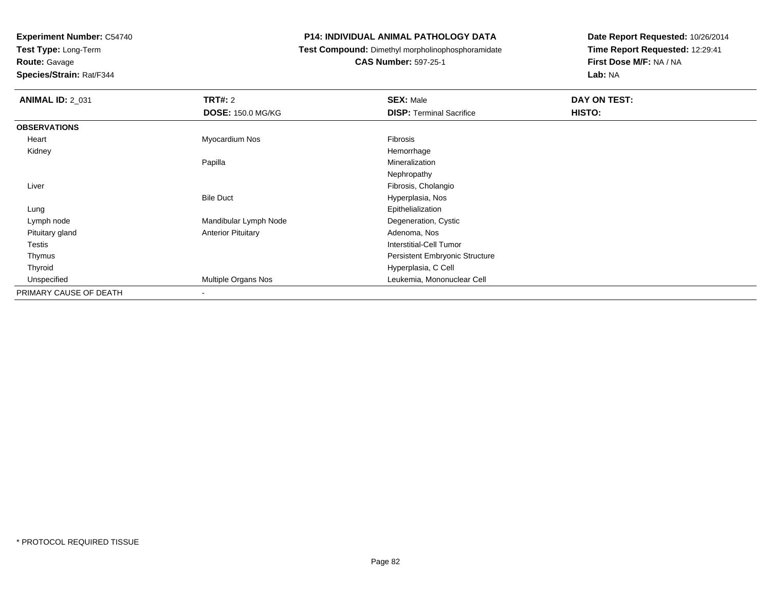**Experiment Number:** C54740
**Test Type:** Long-Term
**Route:** Gavage
**Species/Strain:** Rat/F344

**P14: INDIVIDUAL ANIMAL PATHOLOGY DATA**
**Test Compound:** Dimethyl morpholinophosphoramidate
**CAS Number:** 597-25-1

**Date Report Requested:** 10/26/2014
**Time Report Requested:** 12:29:41
**First Dose M/F:** NA / NA
**Lab:** NA

| **ANIMAL ID:** 2_031 | **TRT#:** 2 | **SEX:** Male | **DAY ON TEST:** |
|---|---|---|---|
| | **DOSE:** 150.0 MG/KG | **DISP:** Terminal Sacrifice | **HISTO:** |
| **OBSERVATIONS** | | | |
| Heart | Myocardium Nos | Fibrosis | |
| Kidney | | Hemorrhage | |
| | Papilla | Mineralization | |
| | | Nephropathy | |
| Liver | | Fibrosis, Cholangio | |
| | Bile Duct | Hyperplasia, Nos | |
| Lung | | Epithelialization | |
| Lymph node | Mandibular Lymph Node | Degeneration, Cystic | |
| Pituitary gland | Anterior Pituitary | Adenoma, Nos | |
| Testis | | Interstitial-Cell Tumor | |
| Thymus | | Persistent Embryonic Structure | |
| Thyroid | | Hyperplasia, C Cell | |
| Unspecified | Multiple Organs Nos | Leukemia, Mononuclear Cell | |
| PRIMARY CAUSE OF DEATH | - | | |

* PROTOCOL REQUIRED TISSUE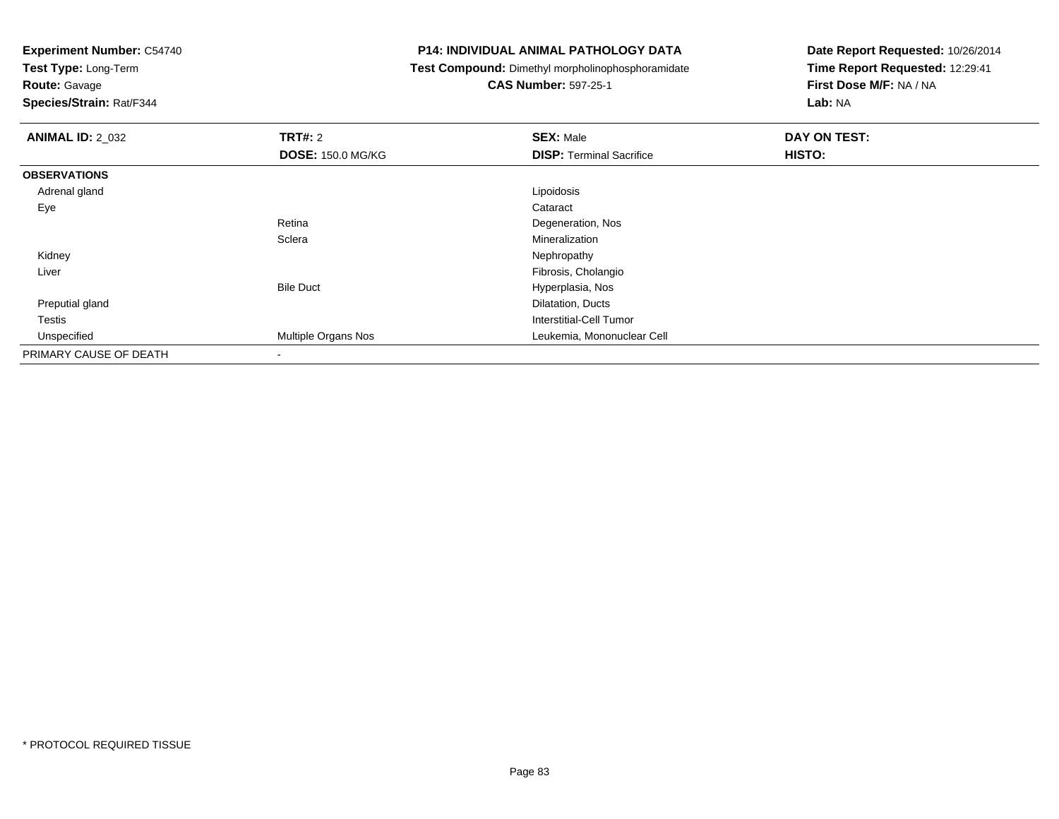**Experiment Number:** C54740
**Test Type:** Long-Term
**Route:** Gavage
**Species/Strain:** Rat/F344

**P14: INDIVIDUAL ANIMAL PATHOLOGY DATA**
**Test Compound:** Dimethyl morpholinophosphoramidate
**CAS Number:** 597-25-1

**Date Report Requested:** 10/26/2014
**Time Report Requested:** 12:29:41
**First Dose M/F:** NA / NA
**Lab:** NA

| **ANIMAL ID:** 2_032 | **TRT#:** 2 | **SEX:** Male | **DAY ON TEST:** |
|---|---|---|---|
| | **DOSE:** 150.0 MG/KG | **DISP:** Terminal Sacrifice | **HISTO:** |
| **OBSERVATIONS** | | | |
| Adrenal gland | | Lipoidosis | |
| Eye | | Cataract | |
| | Retina | Degeneration, Nos | |
| | Sclera | Mineralization | |
| Kidney | | Nephropathy | |
| Liver | | Fibrosis, Cholangio | |
| | Bile Duct | Hyperplasia, Nos | |
| Preputial gland | | Dilatation, Ducts | |
| Testis | | Interstitial-Cell Tumor | |
| Unspecified | Multiple Organs Nos | Leukemia, Mononuclear Cell | |
| PRIMARY CAUSE OF DEATH | - | | |

* PROTOCOL REQUIRED TISSUE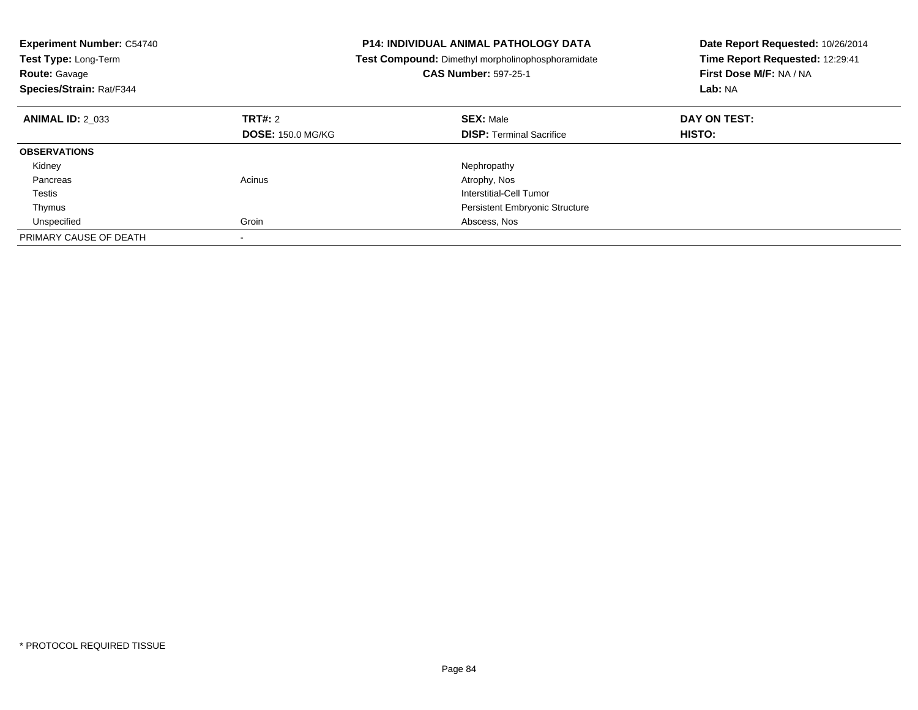**Experiment Number:** C54740
**Test Type:** Long-Term
**Route:** Gavage
**Species/Strain:** Rat/F344

**P14: INDIVIDUAL ANIMAL PATHOLOGY DATA**
**Test Compound:** Dimethyl morpholinophosphoramidate
**CAS Number:** 597-25-1

**Date Report Requested:** 10/26/2014
**Time Report Requested:** 12:29:41
**First Dose M/F:** NA / NA
**Lab:** NA

| **ANIMAL ID:** 2_033 | **TRT#:** 2 | **SEX:** Male | **DAY ON TEST:** |
|---|---|---|---|
| | **DOSE:** 150.0 MG/KG | **DISP:** Terminal Sacrifice | **HISTO:** |
| **OBSERVATIONS** | | | |
| Kidney | | Nephropathy | |
| Pancreas | Acinus | Atrophy, Nos | |
| Testis | | Interstitial-Cell Tumor | |
| Thymus | | Persistent Embryonic Structure | |
| Unspecified | Groin | Abscess, Nos | |
| PRIMARY CAUSE OF DEATH | - | | |

* PROTOCOL REQUIRED TISSUE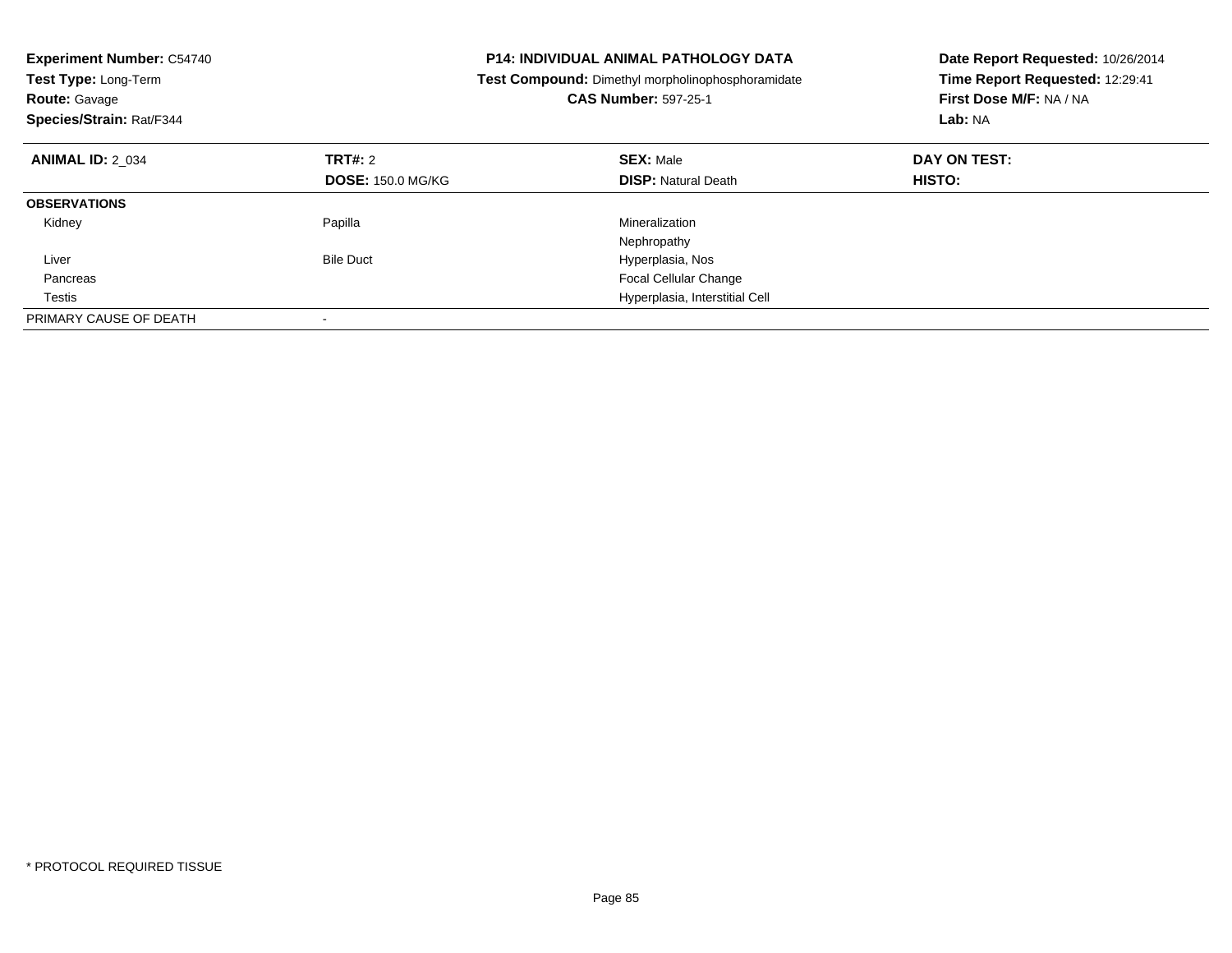**Experiment Number:** C54740
**Test Type:** Long-Term
**Route:** Gavage
**Species/Strain:** Rat/F344

**P14: INDIVIDUAL ANIMAL PATHOLOGY DATA**
**Test Compound:** Dimethyl morpholinophosphoramidate
**CAS Number:** 597-25-1

**Date Report Requested:** 10/26/2014
**Time Report Requested:** 12:29:41
**First Dose M/F:** NA / NA
**Lab:** NA

| **ANIMAL ID:** 2_034 | **TRT#:** 2 | **SEX:** Male | **DAY ON TEST:** |
|---|---|---|---|
| | **DOSE:** 150.0 MG/KG | **DISP:** Natural Death | **HISTO:** |
| **OBSERVATIONS** | | | |
| Kidney | Papilla | Mineralization | |
| | | Nephropathy | |
| Liver | Bile Duct | Hyperplasia, Nos | |
| Pancreas | | Focal Cellular Change | |
| Testis | | Hyperplasia, Interstitial Cell | |
| PRIMARY CAUSE OF DEATH | - | | |

* PROTOCOL REQUIRED TISSUE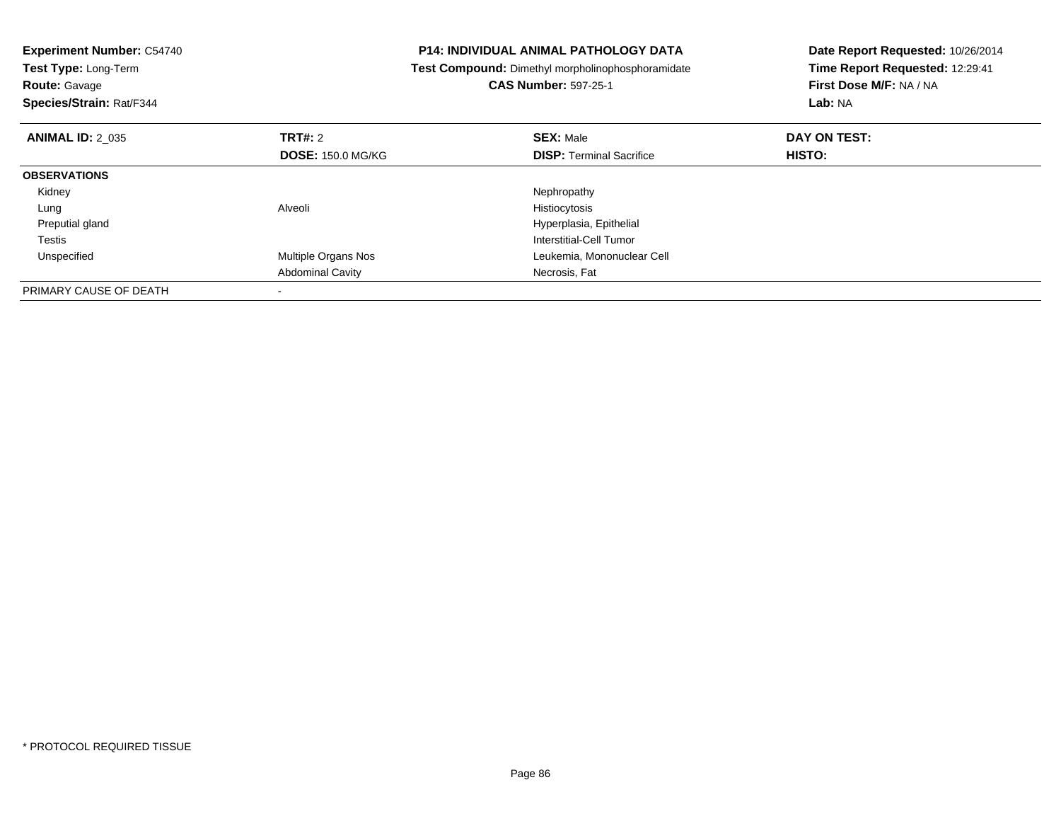**Experiment Number:** C54740
**Test Type:** Long-Term
**Route:** Gavage
**Species/Strain:** Rat/F344

**P14: INDIVIDUAL ANIMAL PATHOLOGY DATA**
**Test Compound:** Dimethyl morpholinophosphoramidate
**CAS Number:** 597-25-1

**Date Report Requested:** 10/26/2014
**Time Report Requested:** 12:29:41
**First Dose M/F:** NA / NA
**Lab:** NA

| **ANIMAL ID:** 2_035 | **TRT#:** 2 | **SEX:** Male | **DAY ON TEST:** |
|---|---|---|---|
| | **DOSE:** 150.0 MG/KG | **DISP:** Terminal Sacrifice | **HISTO:** |
| **OBSERVATIONS** | | | |
| Kidney | | Nephropathy | |
| Lung | Alveoli | Histiocytosis | |
| Preputial gland | | Hyperplasia, Epithelial | |
| Testis | | Interstitial-Cell Tumor | |
| Unspecified | Multiple Organs Nos | Leukemia, Mononuclear Cell | |
| | Abdominal Cavity | Necrosis, Fat | |
| PRIMARY CAUSE OF DEATH | - | | |

* PROTOCOL REQUIRED TISSUE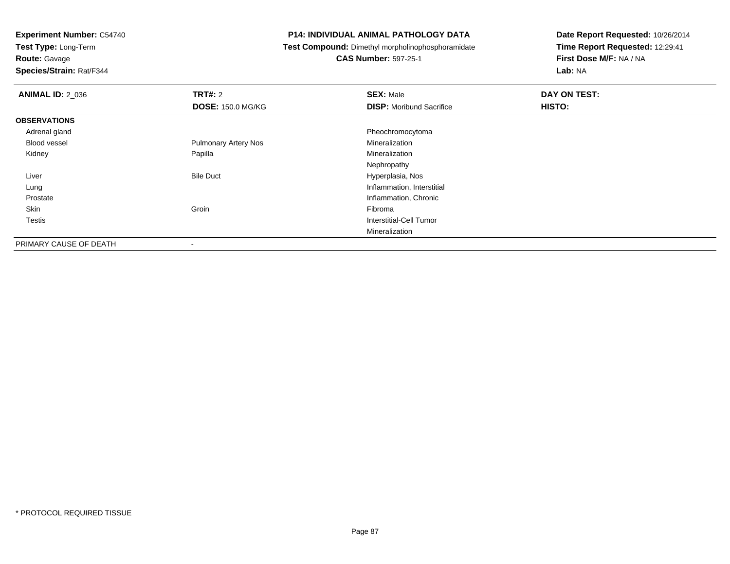**Experiment Number:** C54740
**Test Type:** Long-Term
**Route:** Gavage
**Species/Strain:** Rat/F344

**P14: INDIVIDUAL ANIMAL PATHOLOGY DATA**
**Test Compound:** Dimethyl morpholinophosphoramidate
**CAS Number:** 597-25-1

**Date Report Requested:** 10/26/2014
**Time Report Requested:** 12:29:41
**First Dose M/F:** NA / NA
**Lab:** NA

| **ANIMAL ID:** 2_036 | **TRT#:** 2 | **SEX:** Male | **DAY ON TEST:** |
|---|---|---|---|
| | **DOSE:** 150.0 MG/KG | **DISP:** Moribund Sacrifice | **HISTO:** |
| **OBSERVATIONS** | | | |
| Adrenal gland | | Pheochromocytoma | |
| Blood vessel | Pulmonary Artery Nos | Mineralization | |
| Kidney | Papilla | Mineralization | |
| | | Nephropathy | |
| Liver | Bile Duct | Hyperplasia, Nos | |
| Lung | | Inflammation, Interstitial | |
| Prostate | | Inflammation, Chronic | |
| Skin | Groin | Fibroma | |
| Testis | | Interstitial-Cell Tumor | |
| | | Mineralization | |
| PRIMARY CAUSE OF DEATH | - | | |

* PROTOCOL REQUIRED TISSUE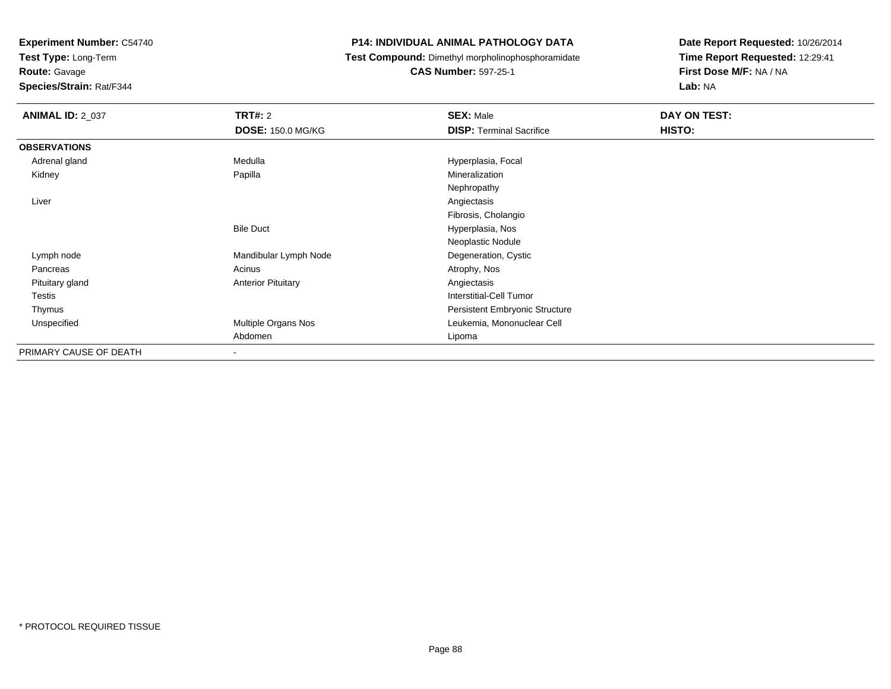**Experiment Number:** C54740
**Test Type:** Long-Term
**Route:** Gavage
**Species/Strain:** Rat/F344

**P14: INDIVIDUAL ANIMAL PATHOLOGY DATA**
**Test Compound:** Dimethyl morpholinophosphoramidate
**CAS Number:** 597-25-1

**Date Report Requested:** 10/26/2014
**Time Report Requested:** 12:29:41
**First Dose M/F:** NA / NA
**Lab:** NA

| **ANIMAL ID:** 2_037 | **TRT#:** 2 | **SEX:** Male | **DAY ON TEST:** |
|---|---|---|---|
| | **DOSE:** 150.0 MG/KG | **DISP:** Terminal Sacrifice | **HISTO:** |
| **OBSERVATIONS** | | | |
| Adrenal gland | Medulla | Hyperplasia, Focal | |
| Kidney | Papilla | Mineralization | |
| | | Nephropathy | |
| Liver | | Angiectasis | |
| | | Fibrosis, Cholangio | |
| | Bile Duct | Hyperplasia, Nos | |
| | | Neoplastic Nodule | |
| Lymph node | Mandibular Lymph Node | Degeneration, Cystic | |
| Pancreas | Acinus | Atrophy, Nos | |
| Pituitary gland | Anterior Pituitary | Angiectasis | |
| Testis | | Interstitial-Cell Tumor | |
| Thymus | | Persistent Embryonic Structure | |
| Unspecified | Multiple Organs Nos | Leukemia, Mononuclear Cell | |
| | Abdomen | Lipoma | |
| PRIMARY CAUSE OF DEATH | - | | |

* PROTOCOL REQUIRED TISSUE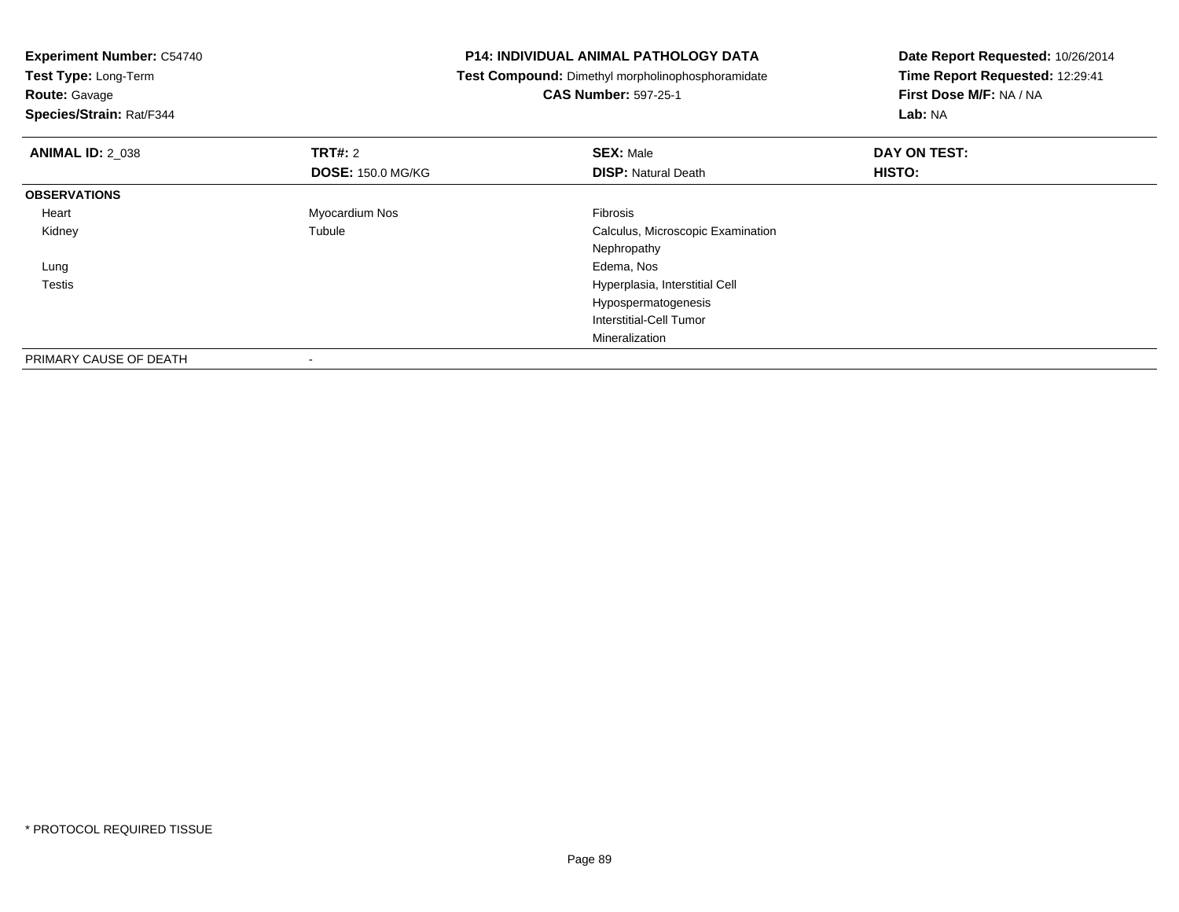**Experiment Number:** C54740
**Test Type:** Long-Term
**Route:** Gavage
**Species/Strain:** Rat/F344

**P14: INDIVIDUAL ANIMAL PATHOLOGY DATA**
**Test Compound:** Dimethyl morpholinophosphoramidate
**CAS Number:** 597-25-1

**Date Report Requested:** 10/26/2014
**Time Report Requested:** 12:29:41
**First Dose M/F:** NA / NA
**Lab:** NA

| **ANIMAL ID:** 2_038 | **TRT#:** 2 | **SEX:** Male | **DAY ON TEST:** |
|---|---|---|---|
| | **DOSE:** 150.0 MG/KG | **DISP:** Natural Death | **HISTO:** |
| **OBSERVATIONS** | | | |
| Heart | Myocardium Nos | Fibrosis | |
| Kidney | Tubule | Calculus, Microscopic Examination | |
| | | Nephropathy | |
| Lung | | Edema, Nos | |
| Testis | | Hyperplasia, Interstitial Cell | |
| | | Hypospermatogenesis | |
| | | Interstitial-Cell Tumor | |
| | | Mineralization | |
| PRIMARY CAUSE OF DEATH | - | | |

\* PROTOCOL REQUIRED TISSUE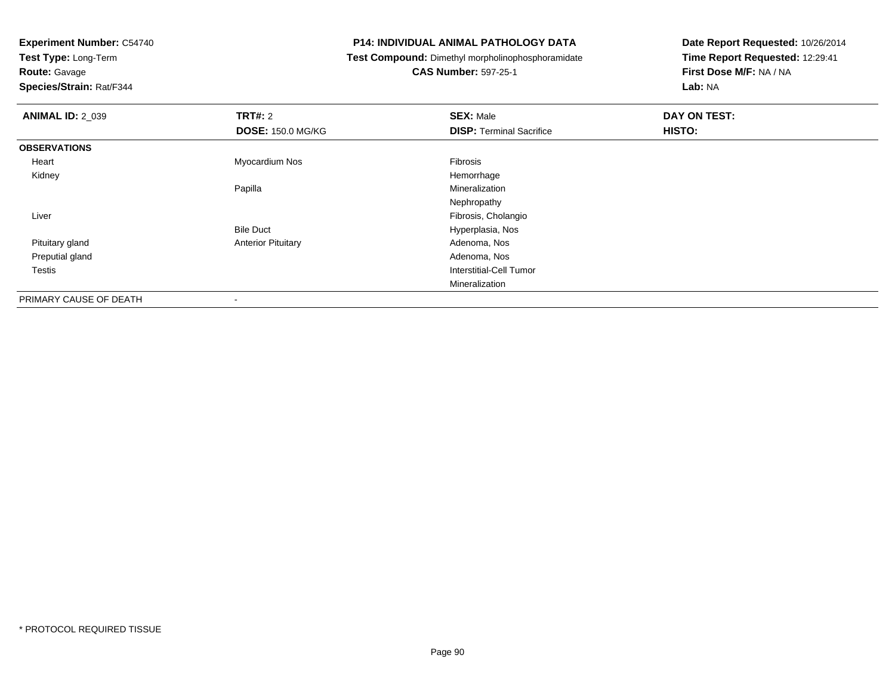**Experiment Number:** C54740
**Test Type:** Long-Term
**Route:** Gavage
**Species/Strain:** Rat/F344

**P14: INDIVIDUAL ANIMAL PATHOLOGY DATA**
**Test Compound:** Dimethyl morpholinophosphoramidate
**CAS Number:** 597-25-1

**Date Report Requested:** 10/26/2014
**Time Report Requested:** 12:29:41
**First Dose M/F:** NA / NA
**Lab:** NA

| **ANIMAL ID:** 2_039 | **TRT#:** 2 | **SEX:** Male | **DAY ON TEST:** |
|---|---|---|---|
| | **DOSE:** 150.0 MG/KG | **DISP:** Terminal Sacrifice | **HISTO:** |
| **OBSERVATIONS** | | | |
| Heart | Myocardium Nos | Fibrosis | |
| Kidney | | Hemorrhage | |
| | Papilla | Mineralization | |
| | | Nephropathy | |
| Liver | | Fibrosis, Cholangio | |
| | Bile Duct | Hyperplasia, Nos | |
| Pituitary gland | Anterior Pituitary | Adenoma, Nos | |
| Preputial gland | | Adenoma, Nos | |
| Testis | | Interstitial-Cell Tumor | |
| | | Mineralization | |
| PRIMARY CAUSE OF DEATH | - | | |

* PROTOCOL REQUIRED TISSUE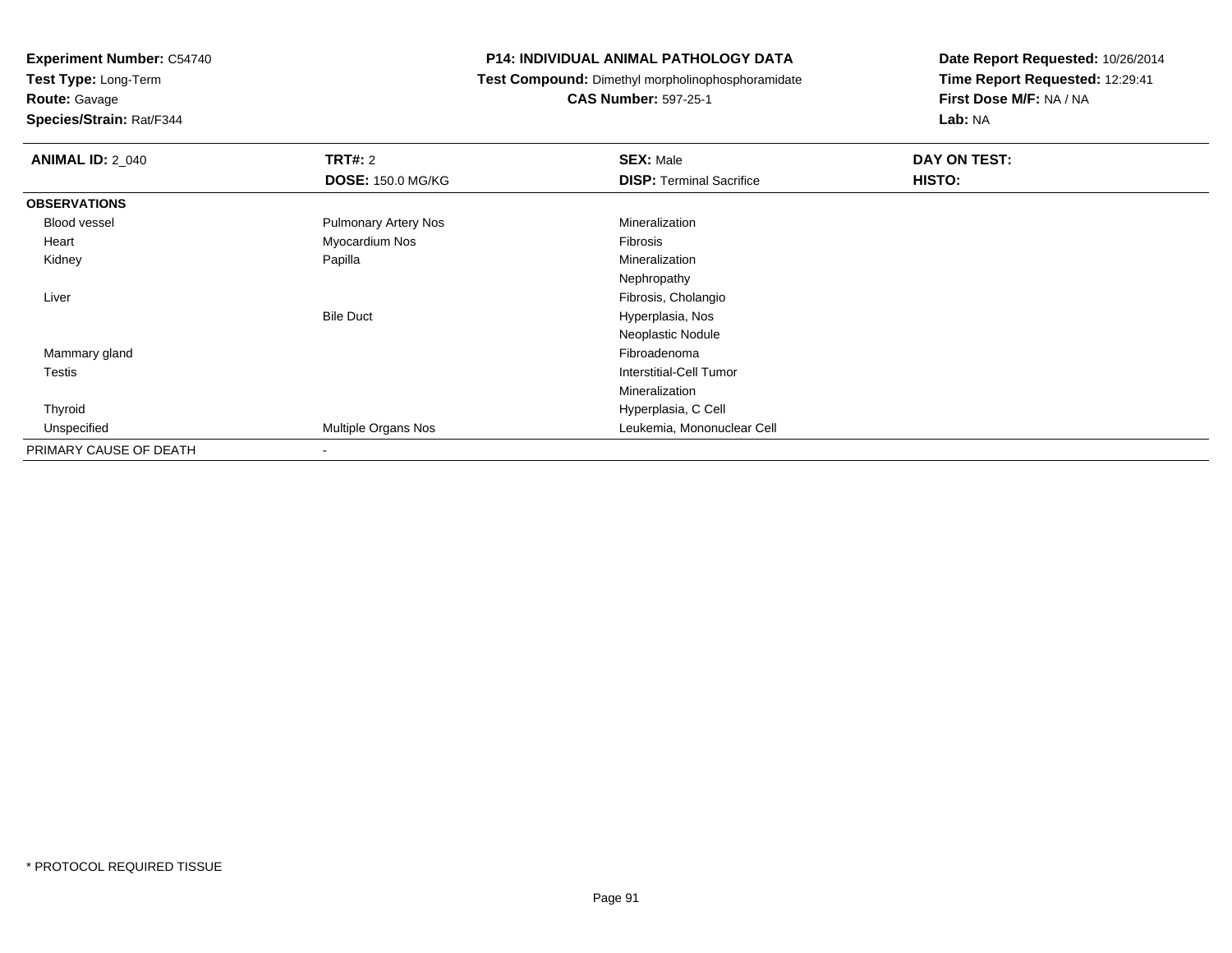**Experiment Number:** C54740
**Test Type:** Long-Term
**Route:** Gavage
**Species/Strain:** Rat/F344

**P14: INDIVIDUAL ANIMAL PATHOLOGY DATA**
**Test Compound:** Dimethyl morpholinophosphoramidate
**CAS Number:** 597-25-1

**Date Report Requested:** 10/26/2014
**Time Report Requested:** 12:29:41
**First Dose M/F:** NA / NA
**Lab:** NA

| **ANIMAL ID:** 2_040 | **TRT#:** 2 | **SEX:** Male | **DAY ON TEST:** |
|---|---|---|---|
| | **DOSE:** 150.0 MG/KG | **DISP:** Terminal Sacrifice | **HISTO:** |
| **OBSERVATIONS** | | | |
| Blood vessel | Pulmonary Artery Nos | Mineralization | |
| Heart | Myocardium Nos | Fibrosis | |
| Kidney | Papilla | Mineralization | |
| | | Nephropathy | |
| Liver | | Fibrosis, Cholangio | |
| | Bile Duct | Hyperplasia, Nos | |
| | | Neoplastic Nodule | |
| Mammary gland | | Fibroadenoma | |
| Testis | | Interstitial-Cell Tumor | |
| | | Mineralization | |
| Thyroid | | Hyperplasia, C Cell | |
| Unspecified | Multiple Organs Nos | Leukemia, Mononuclear Cell | |
| PRIMARY CAUSE OF DEATH | - | | |

* PROTOCOL REQUIRED TISSUE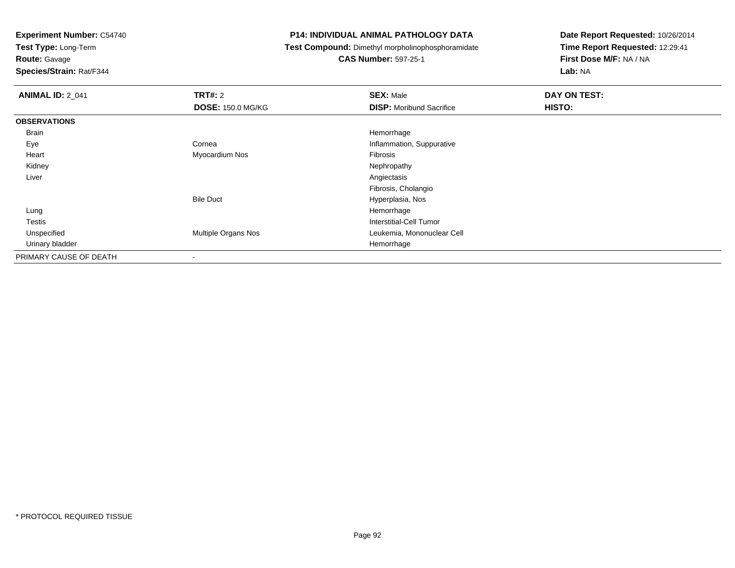**Experiment Number:** C54740
**Test Type:** Long-Term
**Route:** Gavage
**Species/Strain:** Rat/F344

**P14: INDIVIDUAL ANIMAL PATHOLOGY DATA**
**Test Compound:** Dimethyl morpholinophosphoramidate
**CAS Number:** 597-25-1

**Date Report Requested:** 10/26/2014
**Time Report Requested:** 12:29:41
**First Dose M/F:** NA / NA
**Lab:** NA

| **ANIMAL ID:** 2_041 | **TRT#:** 2 | **SEX:** Male | **DAY ON TEST:** |
|---|---|---|---|
| | **DOSE:** 150.0 MG/KG | **DISP:** Moribund Sacrifice | **HISTO:** |
| **OBSERVATIONS** | | | |
| Brain | | Hemorrhage | |
| Eye | Cornea | Inflammation, Suppurative | |
| Heart | Myocardium Nos | Fibrosis | |
| Kidney | | Nephropathy | |
| Liver | | Angiectasis | |
| | | Fibrosis, Cholangio | |
| | Bile Duct | Hyperplasia, Nos | |
| Lung | | Hemorrhage | |
| Testis | | Interstitial-Cell Tumor | |
| Unspecified | Multiple Organs Nos | Leukemia, Mononuclear Cell | |
| Urinary bladder | | Hemorrhage | |
| PRIMARY CAUSE OF DEATH | - | | |

* PROTOCOL REQUIRED TISSUE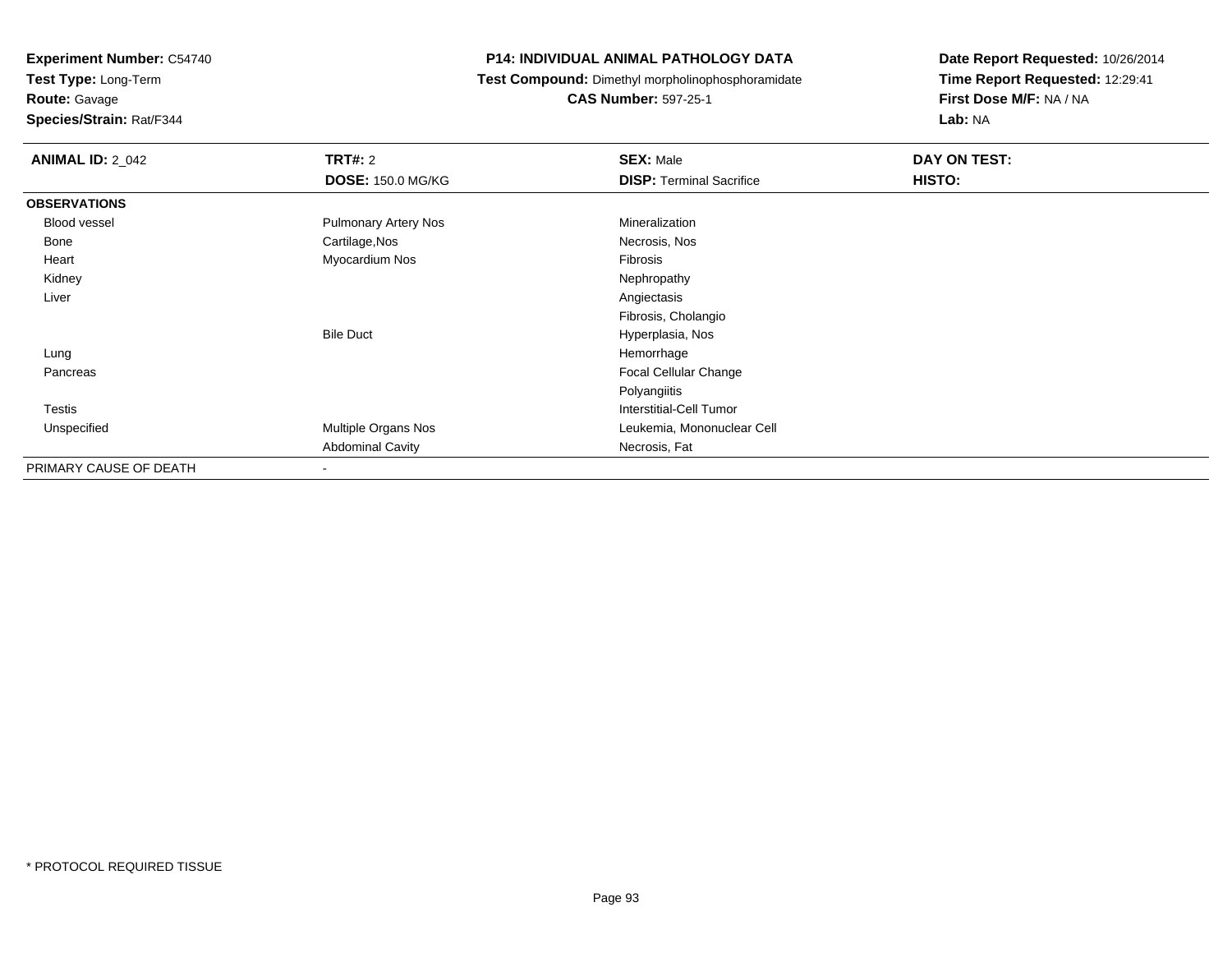**Experiment Number:** C54740
**Test Type:** Long-Term
**Route:** Gavage
**Species/Strain:** Rat/F344

**P14: INDIVIDUAL ANIMAL PATHOLOGY DATA**
**Test Compound:** Dimethyl morpholinophosphoramidate
**CAS Number:** 597-25-1

**Date Report Requested:** 10/26/2014
**Time Report Requested:** 12:29:41
**First Dose M/F:** NA / NA
**Lab:** NA

| **ANIMAL ID:** 2_042 | **TRT#:** 2 | **SEX:** Male | **DAY ON TEST:** |
|---|---|---|---|
| | **DOSE:** 150.0 MG/KG | **DISP:** Terminal Sacrifice | **HISTO:** |
| **OBSERVATIONS** | | | |
| Blood vessel | Pulmonary Artery Nos | Mineralization | |
| Bone | Cartilage,Nos | Necrosis, Nos | |
| Heart | Myocardium Nos | Fibrosis | |
| Kidney | | Nephropathy | |
| Liver | | Angiectasis | |
| | | Fibrosis, Cholangio | |
| | Bile Duct | Hyperplasia, Nos | |
| Lung | | Hemorrhage | |
| Pancreas | | Focal Cellular Change | |
| | | Polyangiitis | |
| Testis | | Interstitial-Cell Tumor | |
| Unspecified | Multiple Organs Nos | Leukemia, Mononuclear Cell | |
| | Abdominal Cavity | Necrosis, Fat | |
| PRIMARY CAUSE OF DEATH | - | | |

\* PROTOCOL REQUIRED TISSUE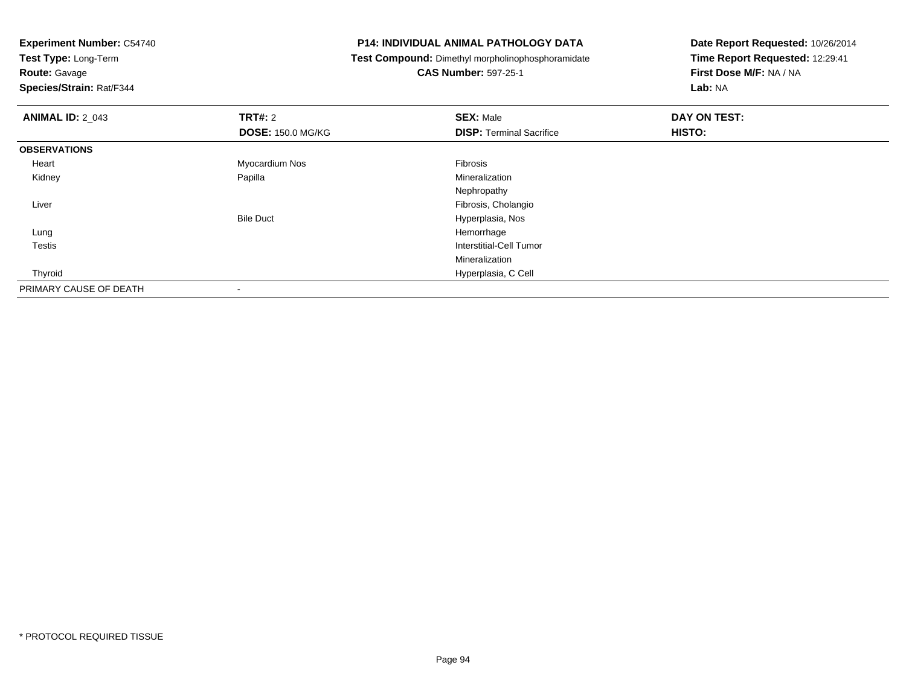**Experiment Number:** C54740
**Test Type:** Long-Term
**Route:** Gavage
**Species/Strain:** Rat/F344

**P14: INDIVIDUAL ANIMAL PATHOLOGY DATA**
**Test Compound:** Dimethyl morpholinophosphoramidate
**CAS Number:** 597-25-1

**Date Report Requested:** 10/26/2014
**Time Report Requested:** 12:29:41
**First Dose M/F:** NA / NA
**Lab:** NA

| **ANIMAL ID:** 2_043 | **TRT#:** 2 | **SEX:** Male | **DAY ON TEST:** |
|---|---|---|---|
| | **DOSE:** 150.0 MG/KG | **DISP:** Terminal Sacrifice | **HISTO:** |
| **OBSERVATIONS** | | | |
| Heart | Myocardium Nos | Fibrosis | |
| Kidney | Papilla | Mineralization | |
| | | Nephropathy | |
| Liver | | Fibrosis, Cholangio | |
| | Bile Duct | Hyperplasia, Nos | |
| Lung | | Hemorrhage | |
| Testis | | Interstitial-Cell Tumor | |
| | | Mineralization | |
| Thyroid | | Hyperplasia, C Cell | |
| PRIMARY CAUSE OF DEATH | - | | |

\* PROTOCOL REQUIRED TISSUE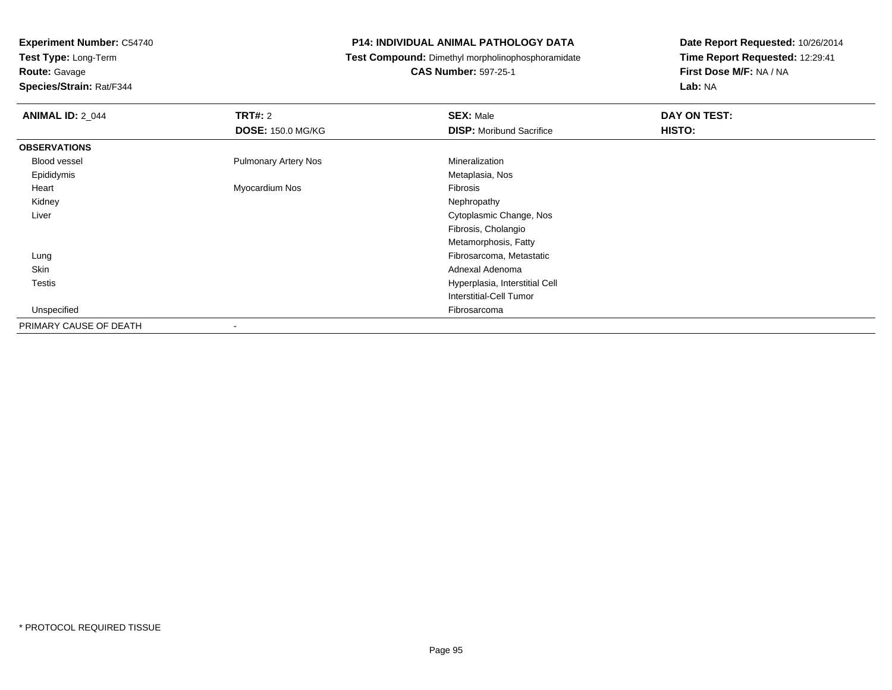**Experiment Number:** C54740
**Test Type:** Long-Term
**Route:** Gavage
**Species/Strain:** Rat/F344

**P14: INDIVIDUAL ANIMAL PATHOLOGY DATA**
**Test Compound:** Dimethyl morpholinophosphoramidate
**CAS Number:** 597-25-1

**Date Report Requested:** 10/26/2014
**Time Report Requested:** 12:29:41
**First Dose M/F:** NA / NA
**Lab:** NA

| **ANIMAL ID:** 2_044 | **TRT#:** 2 | **SEX:** Male | **DAY ON TEST:** |
|---|---|---|---|
| | **DOSE:** 150.0 MG/KG | **DISP:** Moribund Sacrifice | **HISTO:** |
| **OBSERVATIONS** | | | |
| Blood vessel | Pulmonary Artery Nos | Mineralization | |
| Epididymis | | Metaplasia, Nos | |
| Heart | Myocardium Nos | Fibrosis | |
| Kidney | | Nephropathy | |
| Liver | | Cytoplasmic Change, Nos | |
| | | Fibrosis, Cholangio | |
| | | Metamorphosis, Fatty | |
| Lung | | Fibrosarcoma, Metastatic | |
| Skin | | Adnexal Adenoma | |
| Testis | | Hyperplasia, Interstitial Cell | |
| | | Interstitial-Cell Tumor | |
| Unspecified | | Fibrosarcoma | |
| PRIMARY CAUSE OF DEATH | - | | |

* PROTOCOL REQUIRED TISSUE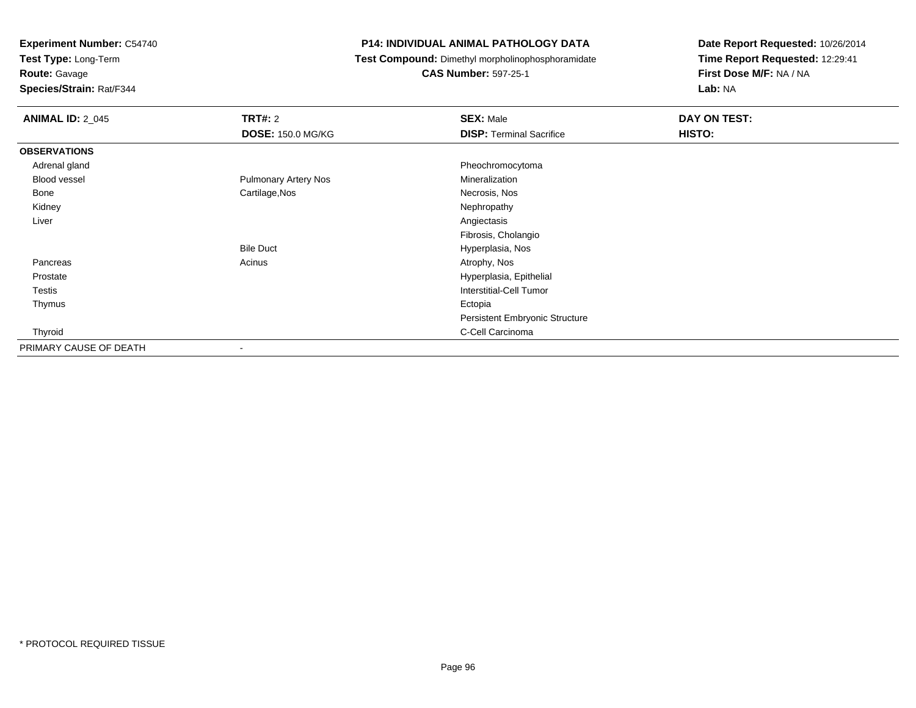**Experiment Number:** C54740
**Test Type:** Long-Term
**Route:** Gavage
**Species/Strain:** Rat/F344

**P14: INDIVIDUAL ANIMAL PATHOLOGY DATA**
**Test Compound:** Dimethyl morpholinophosphoramidate
**CAS Number:** 597-25-1

**Date Report Requested:** 10/26/2014
**Time Report Requested:** 12:29:41
**First Dose M/F:** NA / NA
**Lab:** NA

| **ANIMAL ID:** 2_045 | **TRT#:** 2 | **SEX:** Male | **DAY ON TEST:** |
|---|---|---|---|
| | **DOSE:** 150.0 MG/KG | **DISP:** Terminal Sacrifice | **HISTO:** |
| **OBSERVATIONS** | | | |
| Adrenal gland | | Pheochromocytoma | |
| Blood vessel | Pulmonary Artery Nos | Mineralization | |
| Bone | Cartilage,Nos | Necrosis, Nos | |
| Kidney | | Nephropathy | |
| Liver | | Angiectasis | |
| | | Fibrosis, Cholangio | |
| | Bile Duct | Hyperplasia, Nos | |
| Pancreas | Acinus | Atrophy, Nos | |
| Prostate | | Hyperplasia, Epithelial | |
| Testis | | Interstitial-Cell Tumor | |
| Thymus | | Ectopia | |
| | | Persistent Embryonic Structure | |
| Thyroid | | C-Cell Carcinoma | |
| PRIMARY CAUSE OF DEATH | - | | |

* PROTOCOL REQUIRED TISSUE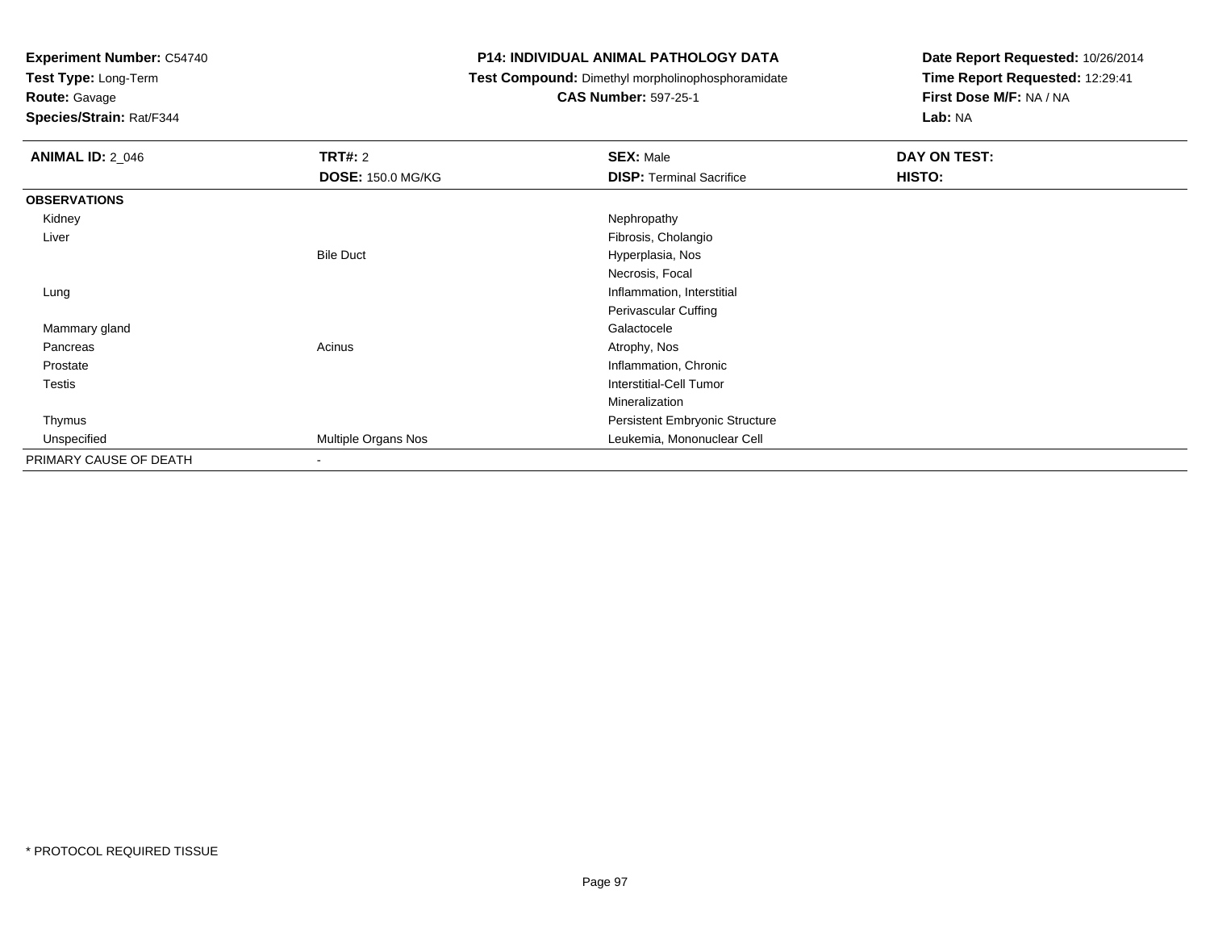**Experiment Number:** C54740
**Test Type:** Long-Term
**Route:** Gavage
**Species/Strain:** Rat/F344

**P14: INDIVIDUAL ANIMAL PATHOLOGY DATA**
**Test Compound:** Dimethyl morpholinophosphoramidate
**CAS Number:** 597-25-1

**Date Report Requested:** 10/26/2014
**Time Report Requested:** 12:29:41
**First Dose M/F:** NA / NA
**Lab:** NA

| **ANIMAL ID:** 2_046 | **TRT#:** 2 | **SEX:** Male | **DAY ON TEST:** |
|---|---|---|---|
| | **DOSE:** 150.0 MG/KG | **DISP:** Terminal Sacrifice | **HISTO:** |
| **OBSERVATIONS** | | | |
| Kidney | | Nephropathy | |
| Liver | | Fibrosis, Cholangio | |
| | Bile Duct | Hyperplasia, Nos | |
| | | Necrosis, Focal | |
| Lung | | Inflammation, Interstitial | |
| | | Perivascular Cuffing | |
| Mammary gland | | Galactocele | |
| Pancreas | Acinus | Atrophy, Nos | |
| Prostate | | Inflammation, Chronic | |
| Testis | | Interstitial-Cell Tumor | |
| | | Mineralization | |
| Thymus | | Persistent Embryonic Structure | |
| Unspecified | Multiple Organs Nos | Leukemia, Mononuclear Cell | |
| PRIMARY CAUSE OF DEATH | - | | |

* PROTOCOL REQUIRED TISSUE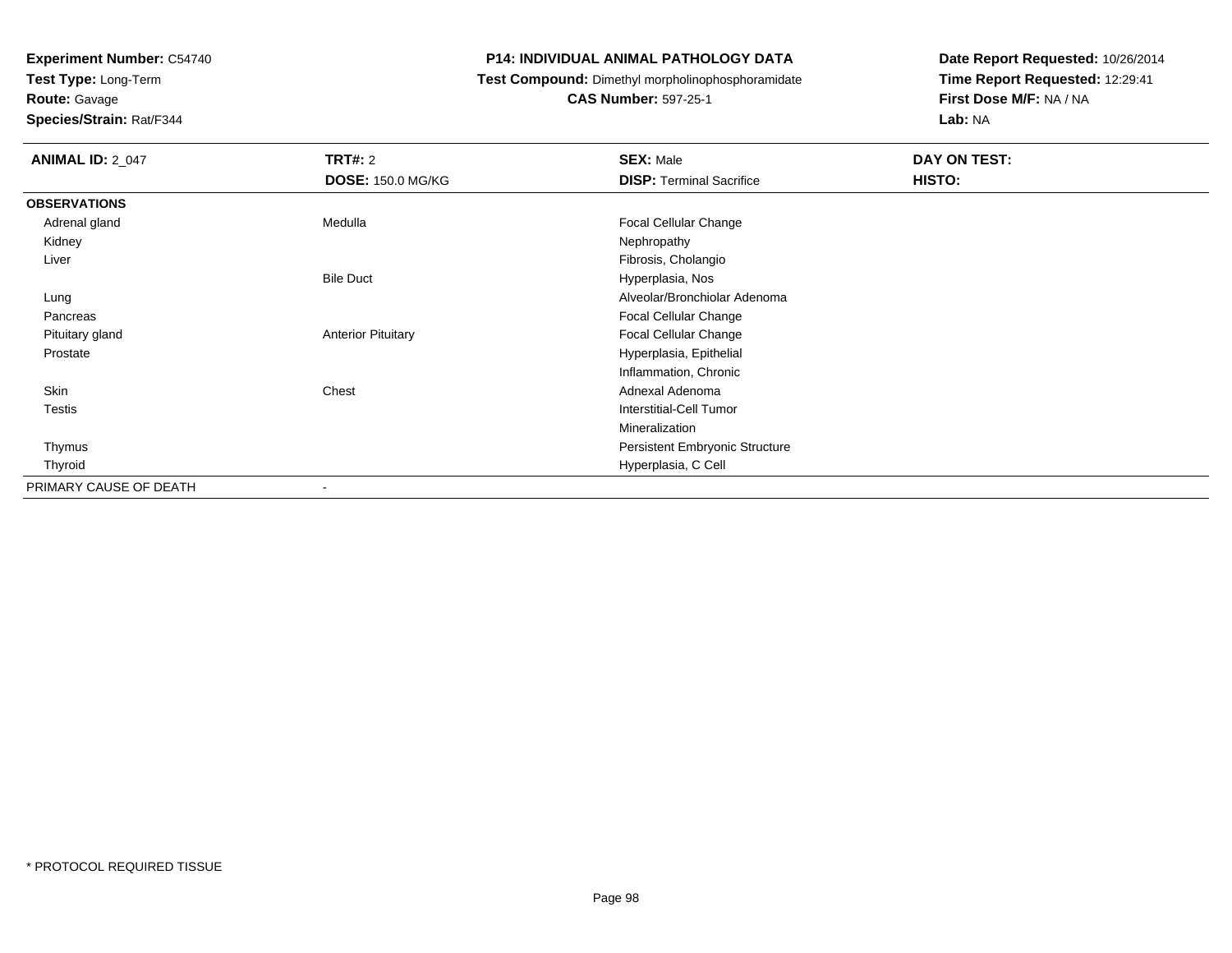**Experiment Number:** C54740
**Test Type:** Long-Term
**Route:** Gavage
**Species/Strain:** Rat/F344

**P14: INDIVIDUAL ANIMAL PATHOLOGY DATA**
**Test Compound:** Dimethyl morpholinophosphoramidate
**CAS Number:** 597-25-1

**Date Report Requested:** 10/26/2014
**Time Report Requested:** 12:29:41
**First Dose M/F:** NA / NA
**Lab:** NA

| **ANIMAL ID:** 2_047 | **TRT#:** 2 | **SEX:** Male | **DAY ON TEST:** |
|---|---|---|---|
| | **DOSE:** 150.0 MG/KG | **DISP:** Terminal Sacrifice | **HISTO:** |
| **OBSERVATIONS** | | | |
| Adrenal gland | Medulla | Focal Cellular Change | |
| Kidney | | Nephropathy | |
| Liver | | Fibrosis, Cholangio | |
| | Bile Duct | Hyperplasia, Nos | |
| Lung | | Alveolar/Bronchiolar Adenoma | |
| Pancreas | | Focal Cellular Change | |
| Pituitary gland | Anterior Pituitary | Focal Cellular Change | |
| Prostate | | Hyperplasia, Epithelial | |
| | | Inflammation, Chronic | |
| Skin | Chest | Adnexal Adenoma | |
| Testis | | Interstitial-Cell Tumor | |
| | | Mineralization | |
| Thymus | | Persistent Embryonic Structure | |
| Thyroid | | Hyperplasia, C Cell | |
| PRIMARY CAUSE OF DEATH | - | | |

* PROTOCOL REQUIRED TISSUE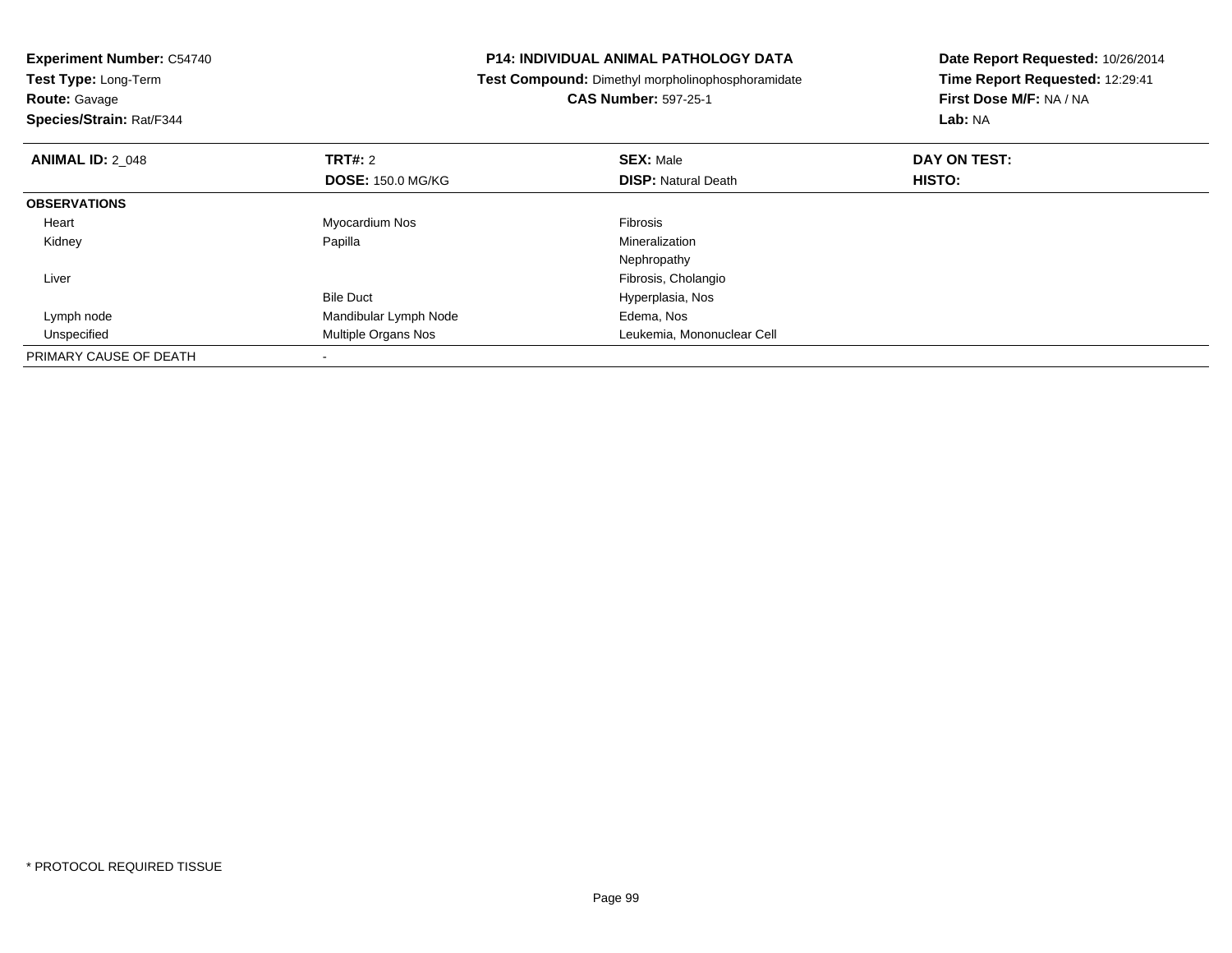**Experiment Number:** C54740
**Test Type:** Long-Term
**Route:** Gavage
**Species/Strain:** Rat/F344

**P14: INDIVIDUAL ANIMAL PATHOLOGY DATA**
**Test Compound:** Dimethyl morpholinophosphoramidate
**CAS Number:** 597-25-1

**Date Report Requested:** 10/26/2014
**Time Report Requested:** 12:29:41
**First Dose M/F:** NA / NA
**Lab:** NA

| **ANIMAL ID:** 2_048 | **TRT#:** 2 | **SEX:** Male | **DAY ON TEST:** |
|---|---|---|---|
| | **DOSE:** 150.0 MG/KG | **DISP:** Natural Death | **HISTO:** |
| **OBSERVATIONS** | | | |
| Heart | Myocardium Nos | Fibrosis | |
| Kidney | Papilla | Mineralization | |
| | | Nephropathy | |
| Liver | | Fibrosis, Cholangio | |
| | Bile Duct | Hyperplasia, Nos | |
| Lymph node | Mandibular Lymph Node | Edema, Nos | |
| Unspecified | Multiple Organs Nos | Leukemia, Mononuclear Cell | |
| PRIMARY CAUSE OF DEATH | - | | |

* PROTOCOL REQUIRED TISSUE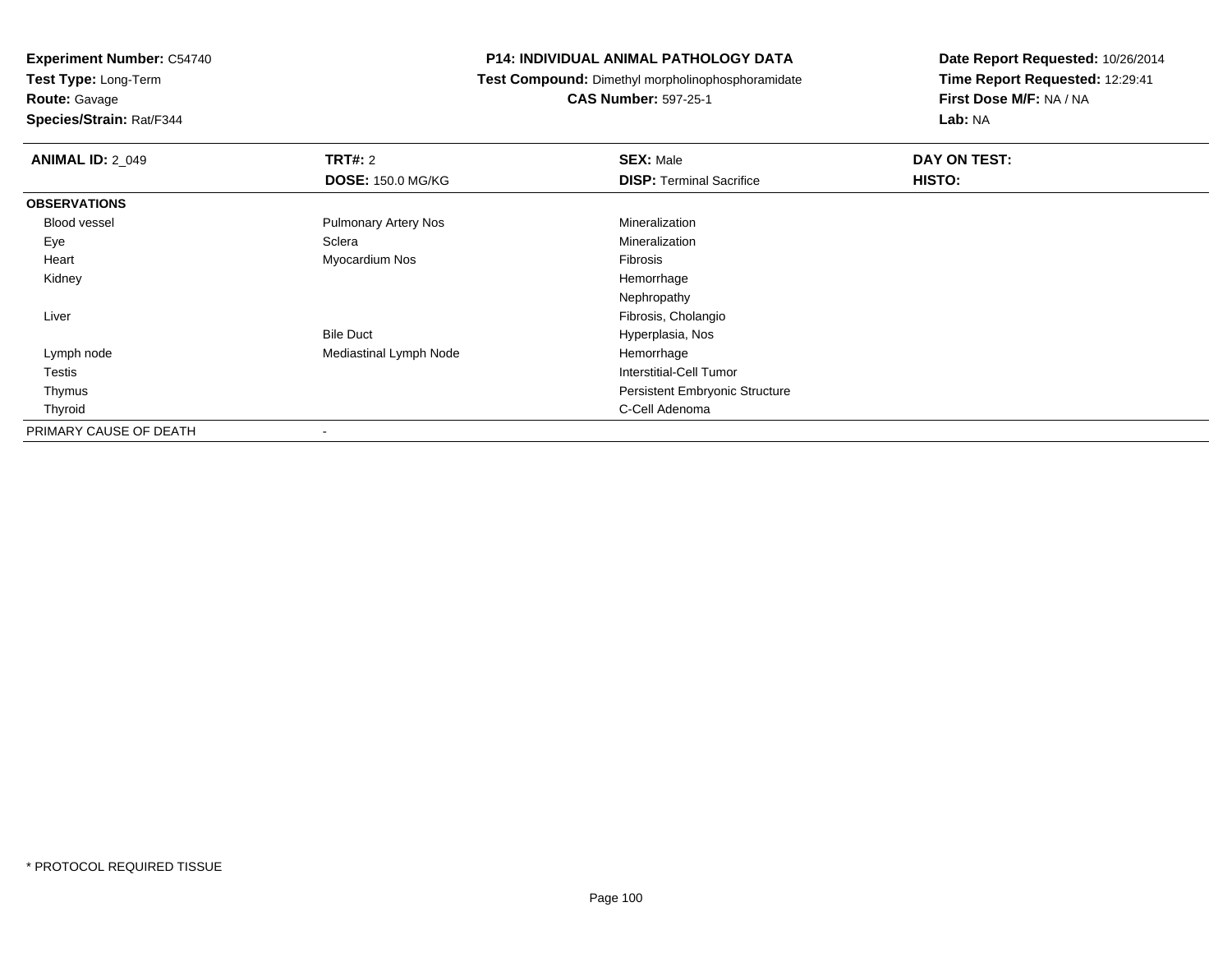**Experiment Number:** C54740
**Test Type:** Long-Term
**Route:** Gavage
**Species/Strain:** Rat/F344

**P14: INDIVIDUAL ANIMAL PATHOLOGY DATA**
**Test Compound:** Dimethyl morpholinophosphoramidate
**CAS Number:** 597-25-1

**Date Report Requested:** 10/26/2014
**Time Report Requested:** 12:29:41
**First Dose M/F:** NA / NA
**Lab:** NA

| **ANIMAL ID:** 2_049 | **TRT#:** 2 | **SEX:** Male | **DAY ON TEST:** |
|---|---|---|---|
| | **DOSE:** 150.0 MG/KG | **DISP:** Terminal Sacrifice | **HISTO:** |
| **OBSERVATIONS** | | | |
| Blood vessel | Pulmonary Artery Nos | Mineralization | |
| Eye | Sclera | Mineralization | |
| Heart | Myocardium Nos | Fibrosis | |
| Kidney | | Hemorrhage | |
| | | Nephropathy | |
| Liver | | Fibrosis, Cholangio | |
| | Bile Duct | Hyperplasia, Nos | |
| Lymph node | Mediastinal Lymph Node | Hemorrhage | |
| Testis | | Interstitial-Cell Tumor | |
| Thymus | | Persistent Embryonic Structure | |
| Thyroid | | C-Cell Adenoma | |
| PRIMARY CAUSE OF DEATH | - | | |

* PROTOCOL REQUIRED TISSUE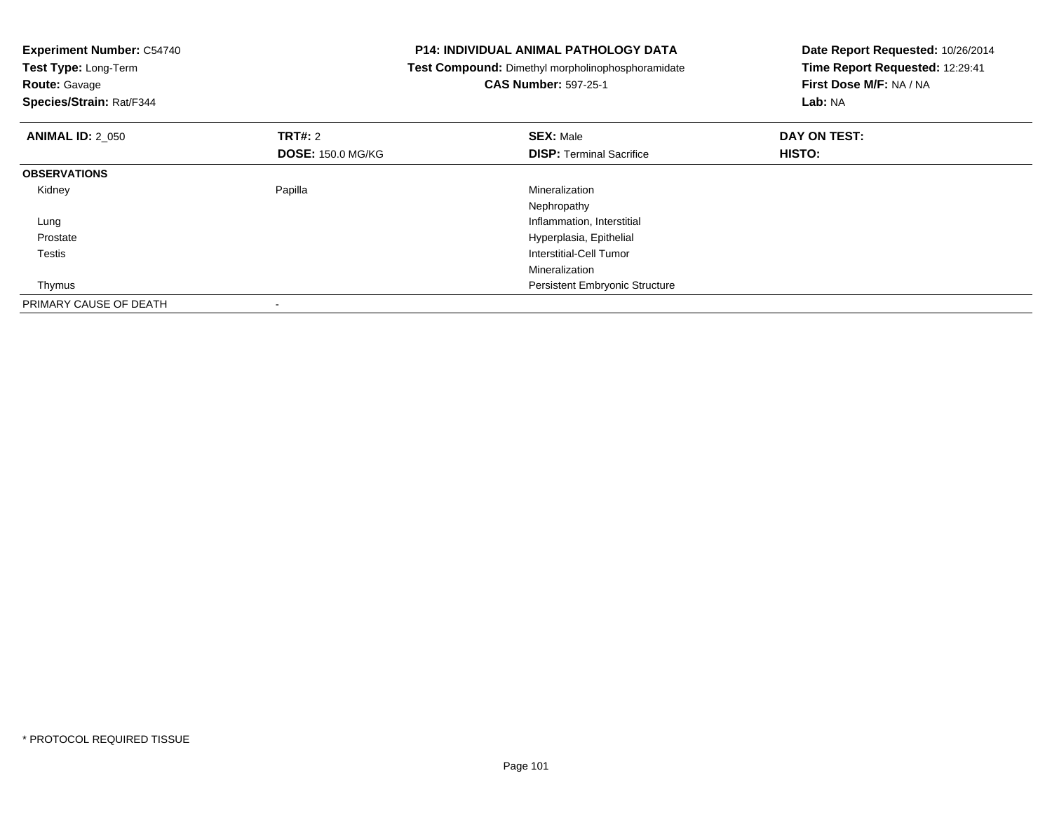**Experiment Number:** C54740
**Test Type:** Long-Term
**Route:** Gavage
**Species/Strain:** Rat/F344

**P14: INDIVIDUAL ANIMAL PATHOLOGY DATA**
**Test Compound:** Dimethyl morpholinophosphoramidate
**CAS Number:** 597-25-1

**Date Report Requested:** 10/26/2014
**Time Report Requested:** 12:29:41
**First Dose M/F:** NA / NA
**Lab:** NA

| **ANIMAL ID:** 2_050 | **TRT#:** 2<br>**DOSE:** 150.0 MG/KG | **SEX:** Male<br>**DISP:** Terminal Sacrifice | **DAY ON TEST:**<br>**HISTO:** |
|---|---|---|---|
| **OBSERVATIONS** | | | |
| Kidney | Papilla | Mineralization | |
| | | Nephropathy | |
| Lung | | Inflammation, Interstitial | |
| Prostate | | Hyperplasia, Epithelial | |
| Testis | | Interstitial-Cell Tumor | |
| | | Mineralization | |
| Thymus | | Persistent Embryonic Structure | |
| PRIMARY CAUSE OF DEATH | - | | |

* PROTOCOL REQUIRED TISSUE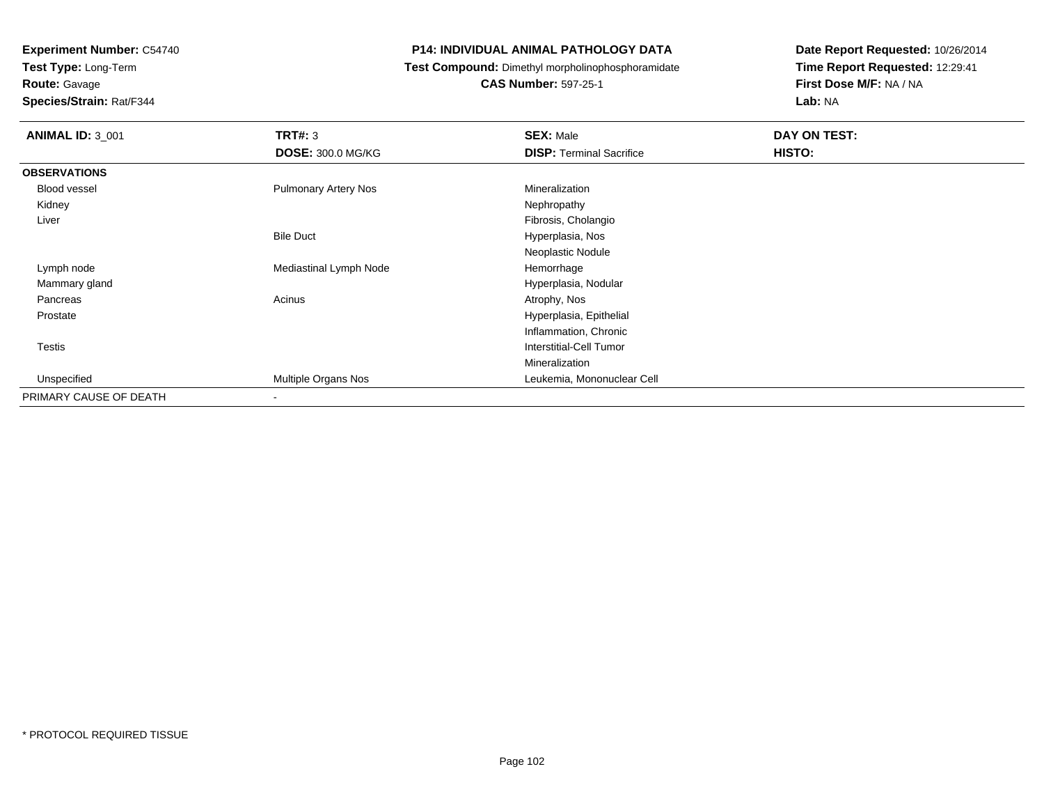**Experiment Number:** C54740
**Test Type:** Long-Term
**Route:** Gavage
**Species/Strain:** Rat/F344

**P14: INDIVIDUAL ANIMAL PATHOLOGY DATA**
**Test Compound:** Dimethyl morpholinophosphoramidate
**CAS Number:** 597-25-1

**Date Report Requested:** 10/26/2014
**Time Report Requested:** 12:29:41
**First Dose M/F:** NA / NA
**Lab:** NA

| **ANIMAL ID:** 3_001 | **TRT#:** 3 | **SEX:** Male | **DAY ON TEST:** |
|---|---|---|---|
| | **DOSE:** 300.0 MG/KG | **DISP:** Terminal Sacrifice | **HISTO:** |
| **OBSERVATIONS** | | | |
| Blood vessel | Pulmonary Artery Nos | Mineralization | |
| Kidney | | Nephropathy | |
| Liver | | Fibrosis, Cholangio | |
| | Bile Duct | Hyperplasia, Nos | |
| | | Neoplastic Nodule | |
| Lymph node | Mediastinal Lymph Node | Hemorrhage | |
| Mammary gland | | Hyperplasia, Nodular | |
| Pancreas | Acinus | Atrophy, Nos | |
| Prostate | | Hyperplasia, Epithelial | |
| | | Inflammation, Chronic | |
| Testis | | Interstitial-Cell Tumor | |
| | | Mineralization | |
| Unspecified | Multiple Organs Nos | Leukemia, Mononuclear Cell | |
| PRIMARY CAUSE OF DEATH | - | | |

* PROTOCOL REQUIRED TISSUE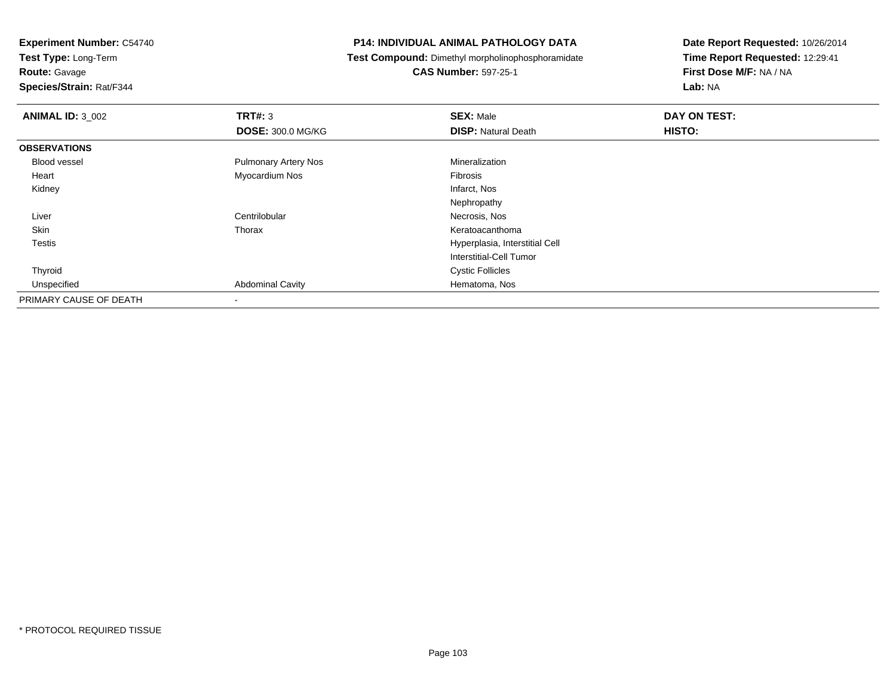**Experiment Number:** C54740
**Test Type:** Long-Term
**Route:** Gavage
**Species/Strain:** Rat/F344

# P14: INDIVIDUAL ANIMAL PATHOLOGY DATA

**Test Compound:** Dimethyl morpholinophosphoramidate
**CAS Number:** 597-25-1

**Date Report Requested:** 10/26/2014
**Time Report Requested:** 12:29:41
**First Dose M/F:** NA / NA
**Lab:** NA

| **ANIMAL ID:** 3_002 | **TRT#:** 3 | **SEX:** Male | **DAY ON TEST:** |
|---|---|---|---|
| | **DOSE:** 300.0 MG/KG | **DISP:** Natural Death | **HISTO:** |
| **OBSERVATIONS** | | | |
| Blood vessel | Pulmonary Artery Nos | Mineralization | |
| Heart | Myocardium Nos | Fibrosis | |
| Kidney | | Infarct, Nos | |
| | | Nephropathy | |
| Liver | Centrilobular | Necrosis, Nos | |
| Skin | Thorax | Keratoacanthoma | |
| Testis | | Hyperplasia, Interstitial Cell | |
| | | Interstitial-Cell Tumor | |
| Thyroid | | Cystic Follicles | |
| Unspecified | Abdominal Cavity | Hematoma, Nos | |
| PRIMARY CAUSE OF DEATH | - | | |

* PROTOCOL REQUIRED TISSUE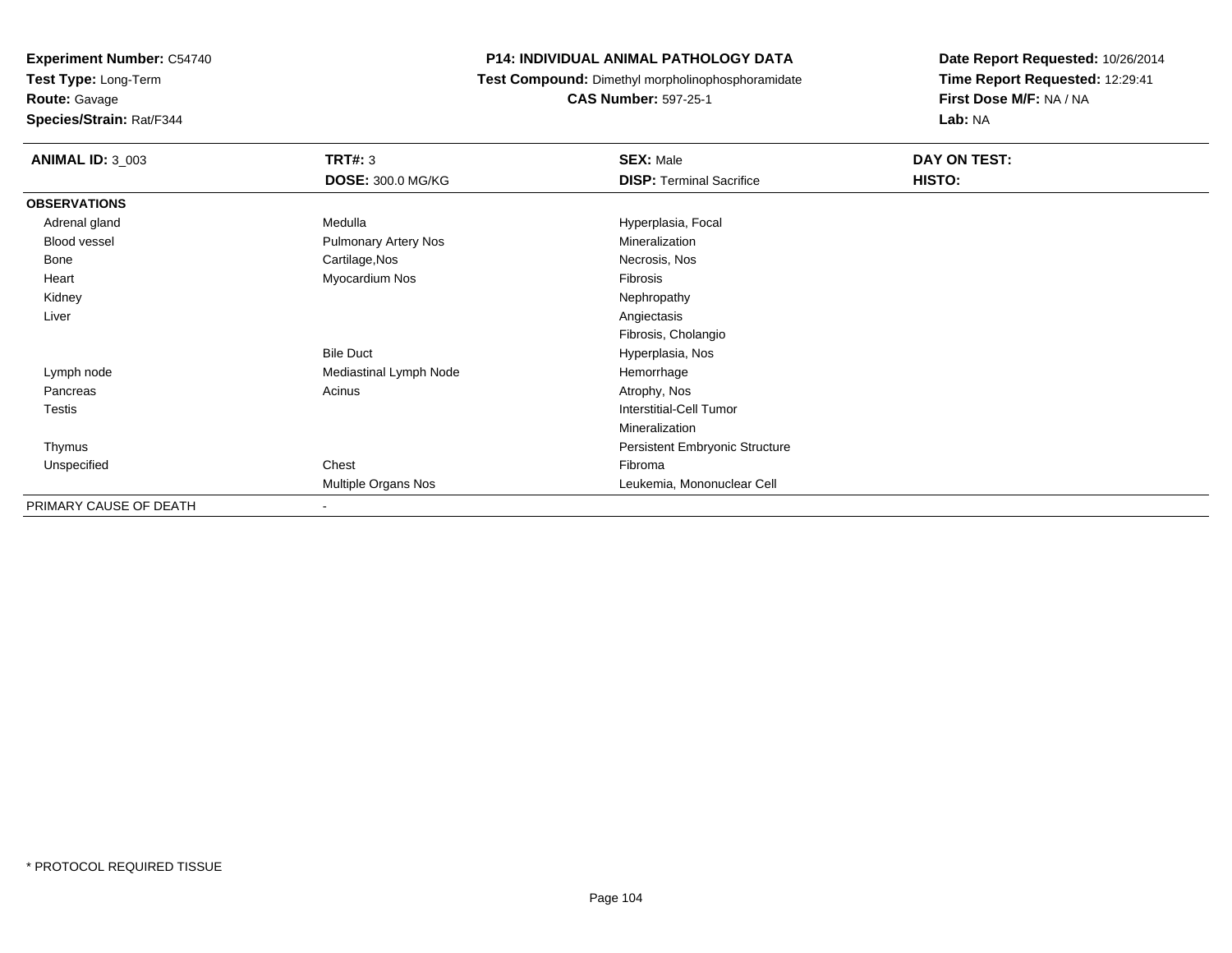**Experiment Number:** C54740
**Test Type:** Long-Term
**Route:** Gavage
**Species/Strain:** Rat/F344

**P14: INDIVIDUAL ANIMAL PATHOLOGY DATA**
**Test Compound:** Dimethyl morpholinophosphoramidate
**CAS Number:** 597-25-1

**Date Report Requested:** 10/26/2014
**Time Report Requested:** 12:29:41
**First Dose M/F:** NA / NA
**Lab:** NA

| **ANIMAL ID:** 3_003 | **TRT#:** 3 | **SEX:** Male | **DAY ON TEST:** |
|---|---|---|---|
| | **DOSE:** 300.0 MG/KG | **DISP:** Terminal Sacrifice | **HISTO:** |
| **OBSERVATIONS** | | | |
| Adrenal gland | Medulla | Hyperplasia, Focal | |
| Blood vessel | Pulmonary Artery Nos | Mineralization | |
| Bone | Cartilage,Nos | Necrosis, Nos | |
| Heart | Myocardium Nos | Fibrosis | |
| Kidney | | Nephropathy | |
| Liver | | Angiectasis | |
| | | Fibrosis, Cholangio | |
| | Bile Duct | Hyperplasia, Nos | |
| Lymph node | Mediastinal Lymph Node | Hemorrhage | |
| Pancreas | Acinus | Atrophy, Nos | |
| Testis | | Interstitial-Cell Tumor | |
| | | Mineralization | |
| Thymus | | Persistent Embryonic Structure | |
| Unspecified | Chest | Fibroma | |
| | Multiple Organs Nos | Leukemia, Mononuclear Cell | |
| PRIMARY CAUSE OF DEATH | - | | |

* PROTOCOL REQUIRED TISSUE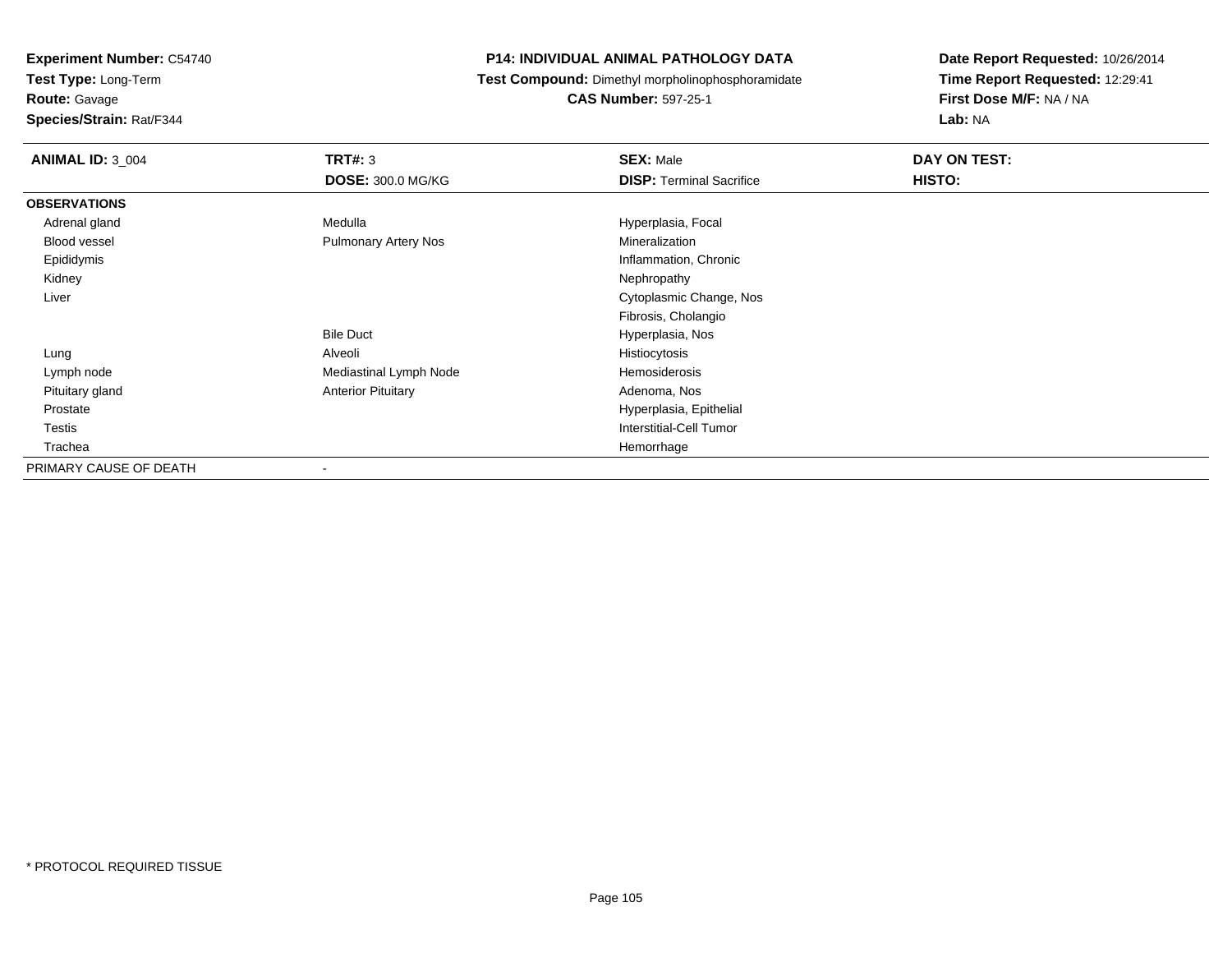**Experiment Number:** C54740
**Test Type:** Long-Term
**Route:** Gavage
**Species/Strain:** Rat/F344

**P14: INDIVIDUAL ANIMAL PATHOLOGY DATA**
**Test Compound:** Dimethyl morpholinophosphoramidate
**CAS Number:** 597-25-1

**Date Report Requested:** 10/26/2014
**Time Report Requested:** 12:29:41
**First Dose M/F:** NA / NA
**Lab:** NA

| **ANIMAL ID:** 3_004 | **TRT#:** 3 | **SEX:** Male | **DAY ON TEST:** |
|---|---|---|---|
| | **DOSE:** 300.0 MG/KG | **DISP:** Terminal Sacrifice | **HISTO:** |
| **OBSERVATIONS** | | | |
| Adrenal gland | Medulla | Hyperplasia, Focal | |
| Blood vessel | Pulmonary Artery Nos | Mineralization | |
| Epididymis | | Inflammation, Chronic | |
| Kidney | | Nephropathy | |
| Liver | | Cytoplasmic Change, Nos | |
| | | Fibrosis, Cholangio | |
| | Bile Duct | Hyperplasia, Nos | |
| Lung | Alveoli | Histiocytosis | |
| Lymph node | Mediastinal Lymph Node | Hemosiderosis | |
| Pituitary gland | Anterior Pituitary | Adenoma, Nos | |
| Prostate | | Hyperplasia, Epithelial | |
| Testis | | Interstitial-Cell Tumor | |
| Trachea | | Hemorrhage | |
| PRIMARY CAUSE OF DEATH | - | | |

* PROTOCOL REQUIRED TISSUE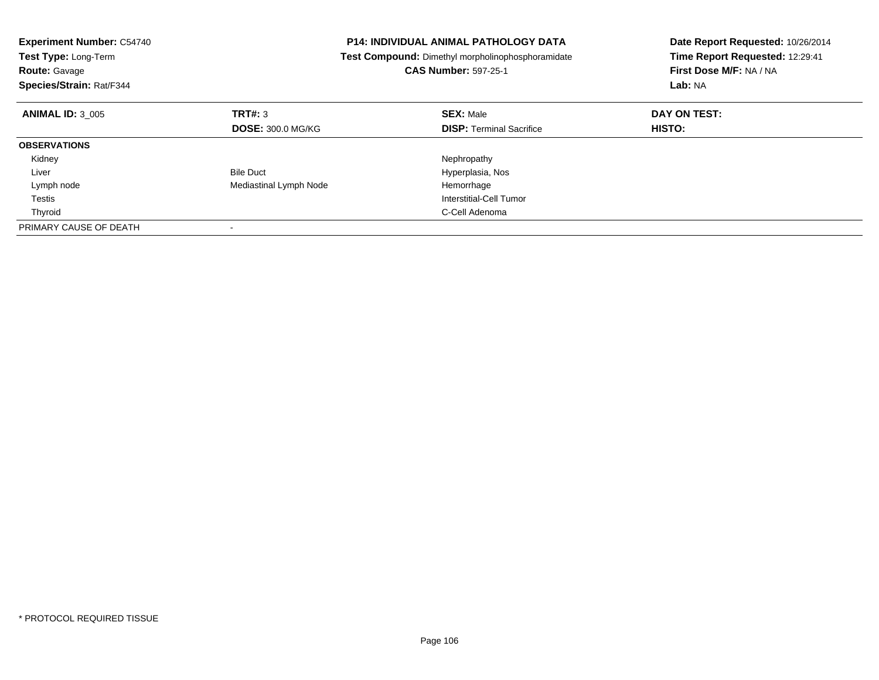**Experiment Number:** C54740
**Test Type:** Long-Term
**Route:** Gavage
**Species/Strain:** Rat/F344

**P14: INDIVIDUAL ANIMAL PATHOLOGY DATA**
**Test Compound:** Dimethyl morpholinophosphoramidate
**CAS Number:** 597-25-1

**Date Report Requested:** 10/26/2014
**Time Report Requested:** 12:29:41
**First Dose M/F:** NA / NA
**Lab:** NA

| **ANIMAL ID:** 3_005 | **TRT#:** 3 | **SEX:** Male | **DAY ON TEST:** |
|---|---|---|---|
| | **DOSE:** 300.0 MG/KG | **DISP:** Terminal Sacrifice | **HISTO:** |
| **OBSERVATIONS** | | | |
| Kidney | | Nephropathy | |
| Liver | Bile Duct | Hyperplasia, Nos | |
| Lymph node | Mediastinal Lymph Node | Hemorrhage | |
| Testis | | Interstitial-Cell Tumor | |
| Thyroid | | C-Cell Adenoma | |
| PRIMARY CAUSE OF DEATH | - | | |

* PROTOCOL REQUIRED TISSUE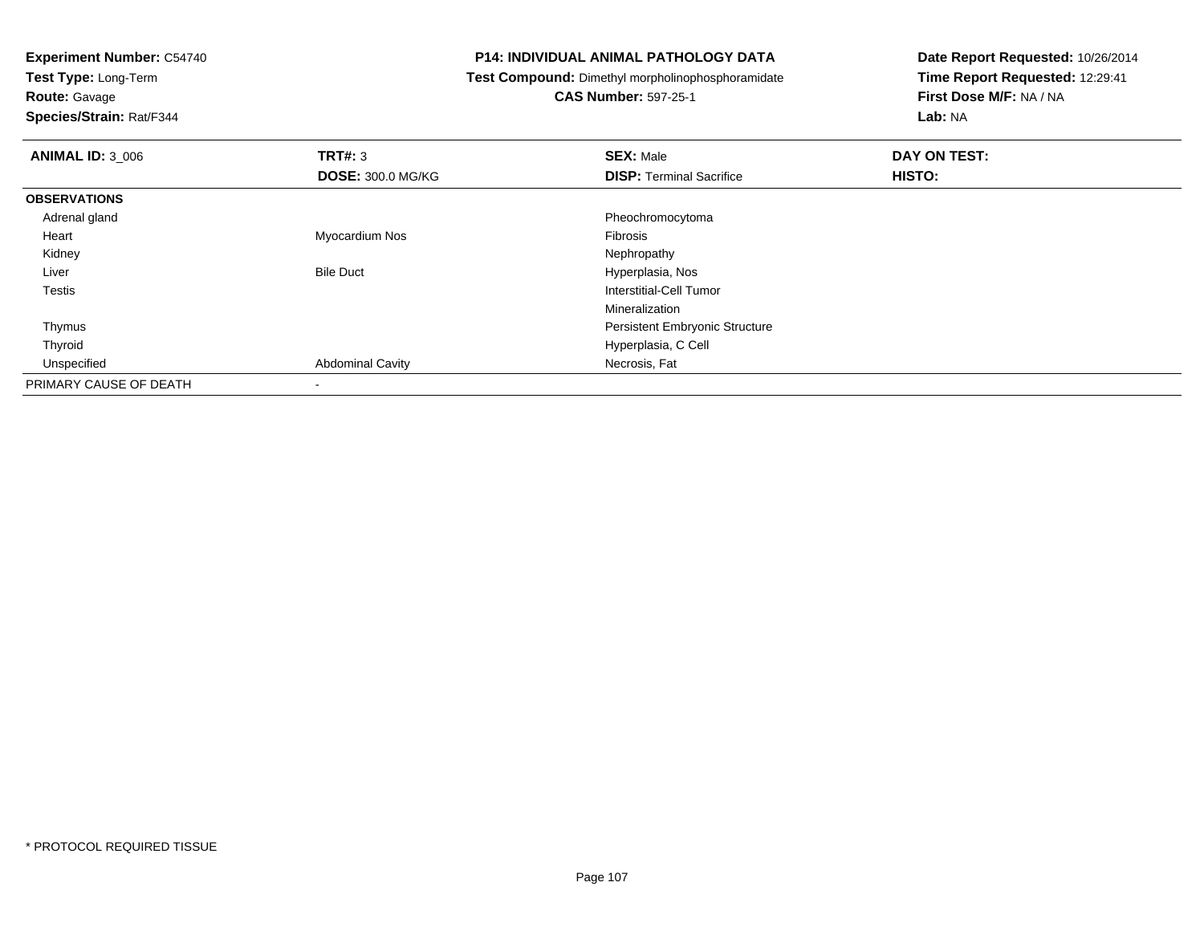**Experiment Number:** C54740
**Test Type:** Long-Term
**Route:** Gavage
**Species/Strain:** Rat/F344

**P14: INDIVIDUAL ANIMAL PATHOLOGY DATA**
**Test Compound:** Dimethyl morpholinophosphoramidate
**CAS Number:** 597-25-1

**Date Report Requested:** 10/26/2014
**Time Report Requested:** 12:29:41
**First Dose M/F:** NA / NA
**Lab:** NA

| **ANIMAL ID:** 3_006 | **TRT#:** 3 | **SEX:** Male | **DAY ON TEST:** |
|---|---|---|---|
| | **DOSE:** 300.0 MG/KG | **DISP:** Terminal Sacrifice | **HISTO:** |
| **OBSERVATIONS** | | | |
| Adrenal gland | | Pheochromocytoma | |
| Heart | Myocardium Nos | Fibrosis | |
| Kidney | | Nephropathy | |
| Liver | Bile Duct | Hyperplasia, Nos | |
| Testis | | Interstitial-Cell Tumor | |
| | | Mineralization | |
| Thymus | | Persistent Embryonic Structure | |
| Thyroid | | Hyperplasia, C Cell | |
| Unspecified | Abdominal Cavity | Necrosis, Fat | |
| PRIMARY CAUSE OF DEATH | - | | |

* PROTOCOL REQUIRED TISSUE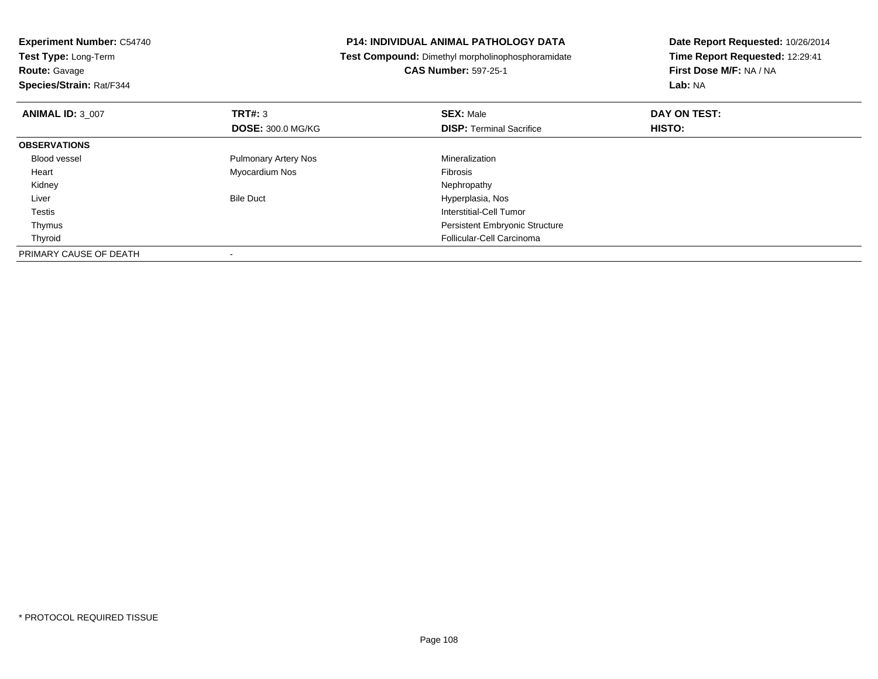**Experiment Number:** C54740
**Test Type:** Long-Term
**Route:** Gavage
**Species/Strain:** Rat/F344

**P14: INDIVIDUAL ANIMAL PATHOLOGY DATA**
**Test Compound:** Dimethyl morpholinophosphoramidate
**CAS Number:** 597-25-1

**Date Report Requested:** 10/26/2014
**Time Report Requested:** 12:29:41
**First Dose M/F:** NA / NA
**Lab:** NA

| **ANIMAL ID:** 3_007 | **TRT#:** 3<br>**DOSE:** 300.0 MG/KG | **SEX:** Male<br>**DISP:** Terminal Sacrifice | **DAY ON TEST:**<br>**HISTO:** |
|---|---|---|---|
| **OBSERVATIONS** | | | |
| Blood vessel | Pulmonary Artery Nos | Mineralization | |
| Heart | Myocardium Nos | Fibrosis | |
| Kidney | | Nephropathy | |
| Liver | Bile Duct | Hyperplasia, Nos | |
| Testis | | Interstitial-Cell Tumor | |
| Thymus | | Persistent Embryonic Structure | |
| Thyroid | | Follicular-Cell Carcinoma | |
| PRIMARY CAUSE OF DEATH | - | | |

* PROTOCOL REQUIRED TISSUE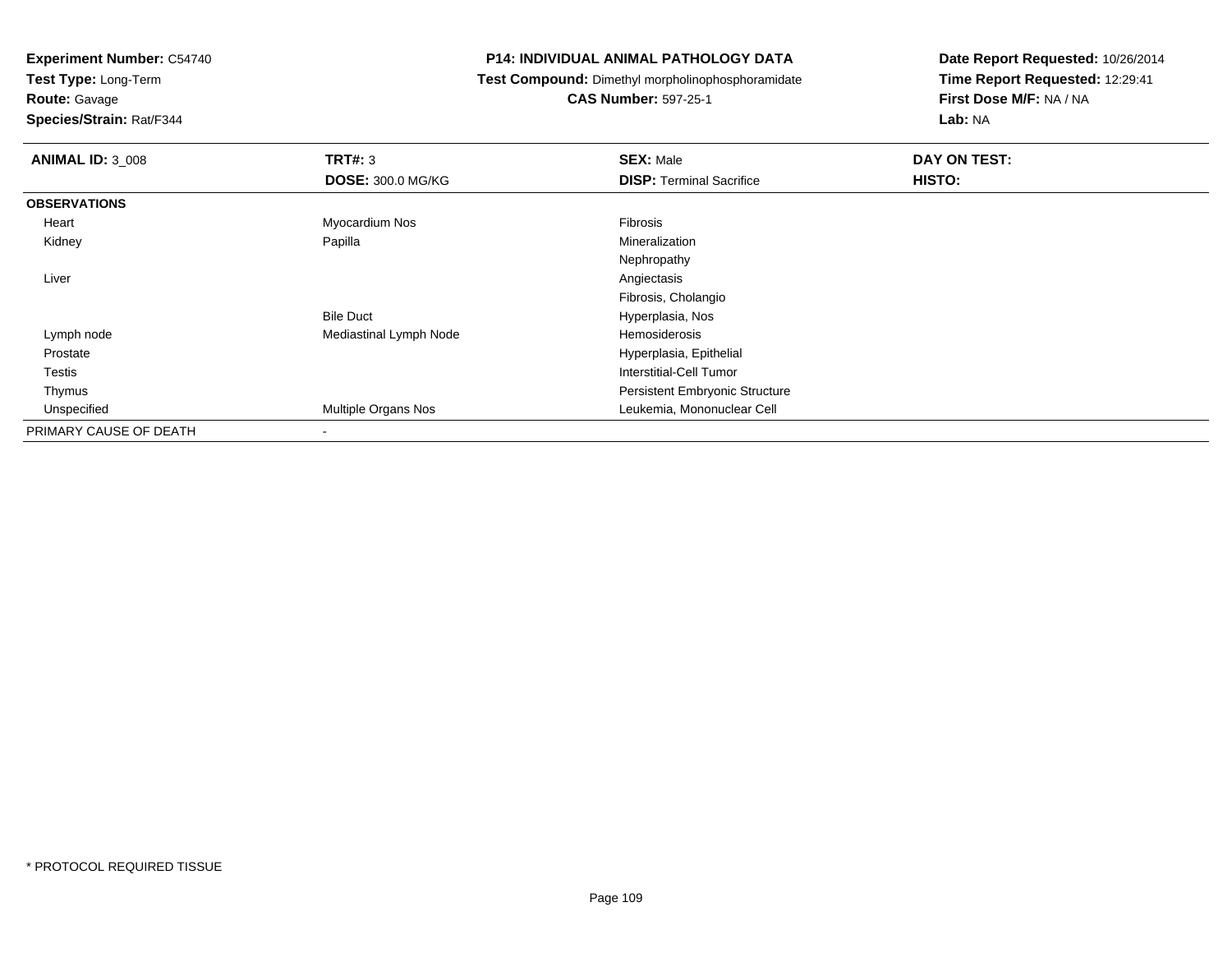**Experiment Number:** C54740
**Test Type:** Long-Term
**Route:** Gavage
**Species/Strain:** Rat/F344

**P14: INDIVIDUAL ANIMAL PATHOLOGY DATA**
**Test Compound:** Dimethyl morpholinophosphoramidate
**CAS Number:** 597-25-1

**Date Report Requested:** 10/26/2014
**Time Report Requested:** 12:29:41
**First Dose M/F:** NA / NA
**Lab:** NA

| **ANIMAL ID:** 3_008 | **TRT#:** 3 | **SEX:** Male | **DAY ON TEST:** |
|---|---|---|---|
| | **DOSE:** 300.0 MG/KG | **DISP:** Terminal Sacrifice | **HISTO:** |
| **OBSERVATIONS** | | | |
| Heart | Myocardium Nos | Fibrosis | |
| Kidney | Papilla | Mineralization | |
| | | Nephropathy | |
| Liver | | Angiectasis | |
| | | Fibrosis, Cholangio | |
| | Bile Duct | Hyperplasia, Nos | |
| Lymph node | Mediastinal Lymph Node | Hemosiderosis | |
| Prostate | | Hyperplasia, Epithelial | |
| Testis | | Interstitial-Cell Tumor | |
| Thymus | | Persistent Embryonic Structure | |
| Unspecified | Multiple Organs Nos | Leukemia, Mononuclear Cell | |
| PRIMARY CAUSE OF DEATH | - | | |

* PROTOCOL REQUIRED TISSUE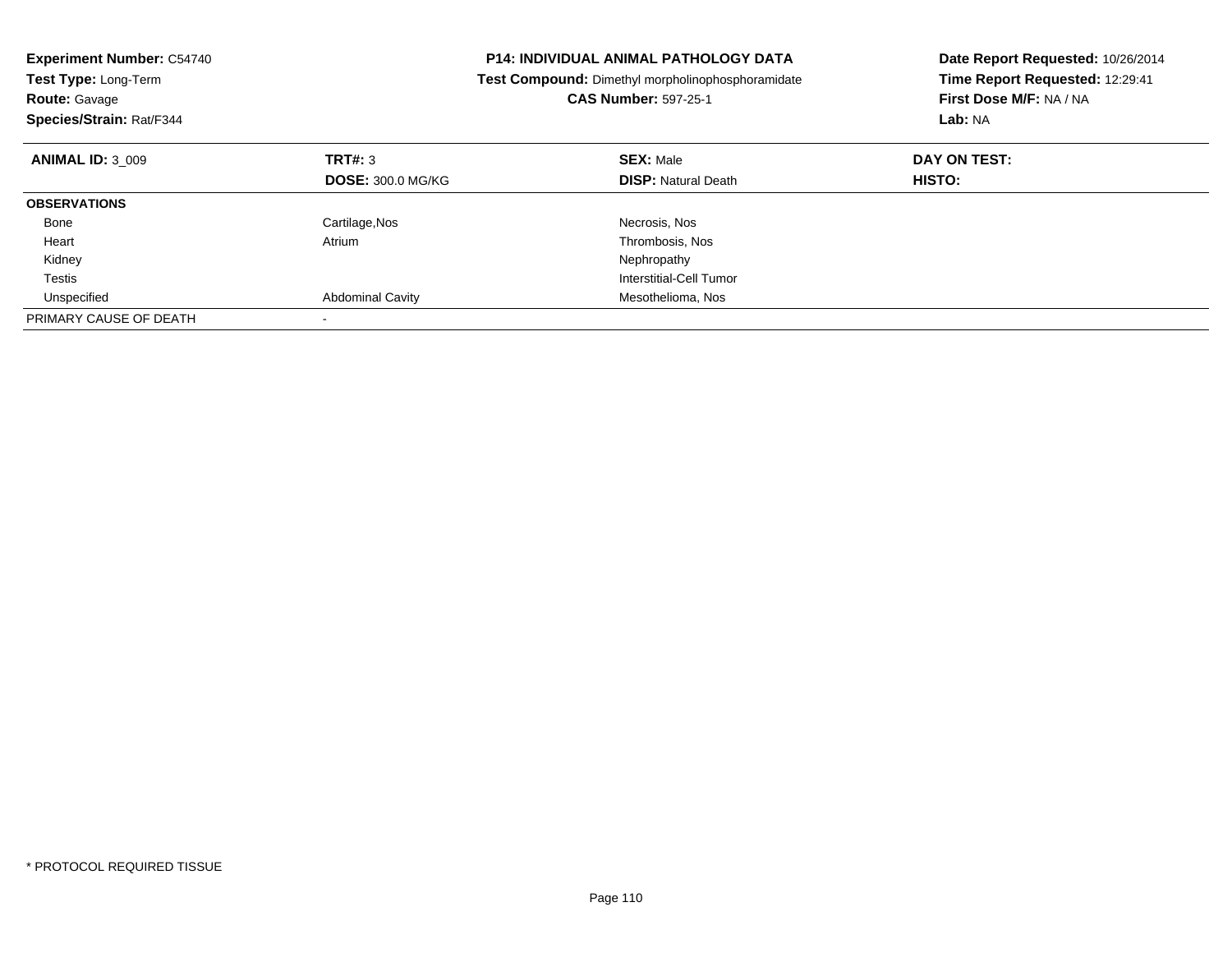**Experiment Number:** C54740
**Test Type:** Long-Term
**Route:** Gavage
**Species/Strain:** Rat/F344

**P14: INDIVIDUAL ANIMAL PATHOLOGY DATA**
**Test Compound:** Dimethyl morpholinophosphoramidate
**CAS Number:** 597-25-1

**Date Report Requested:** 10/26/2014
**Time Report Requested:** 12:29:41
**First Dose M/F:** NA / NA
**Lab:** NA

| **ANIMAL ID:** 3_009 | **TRT#:** 3 | **SEX:** Male | **DAY ON TEST:** |
|---|---|---|---|
| | **DOSE:** 300.0 MG/KG | **DISP:** Natural Death | **HISTO:** |
| **OBSERVATIONS** | | | |
| Bone | Cartilage,Nos | Necrosis, Nos | |
| Heart | Atrium | Thrombosis, Nos | |
| Kidney | | Nephropathy | |
| Testis | | Interstitial-Cell Tumor | |
| Unspecified | Abdominal Cavity | Mesothelioma, Nos | |
| PRIMARY CAUSE OF DEATH | - | | |

* PROTOCOL REQUIRED TISSUE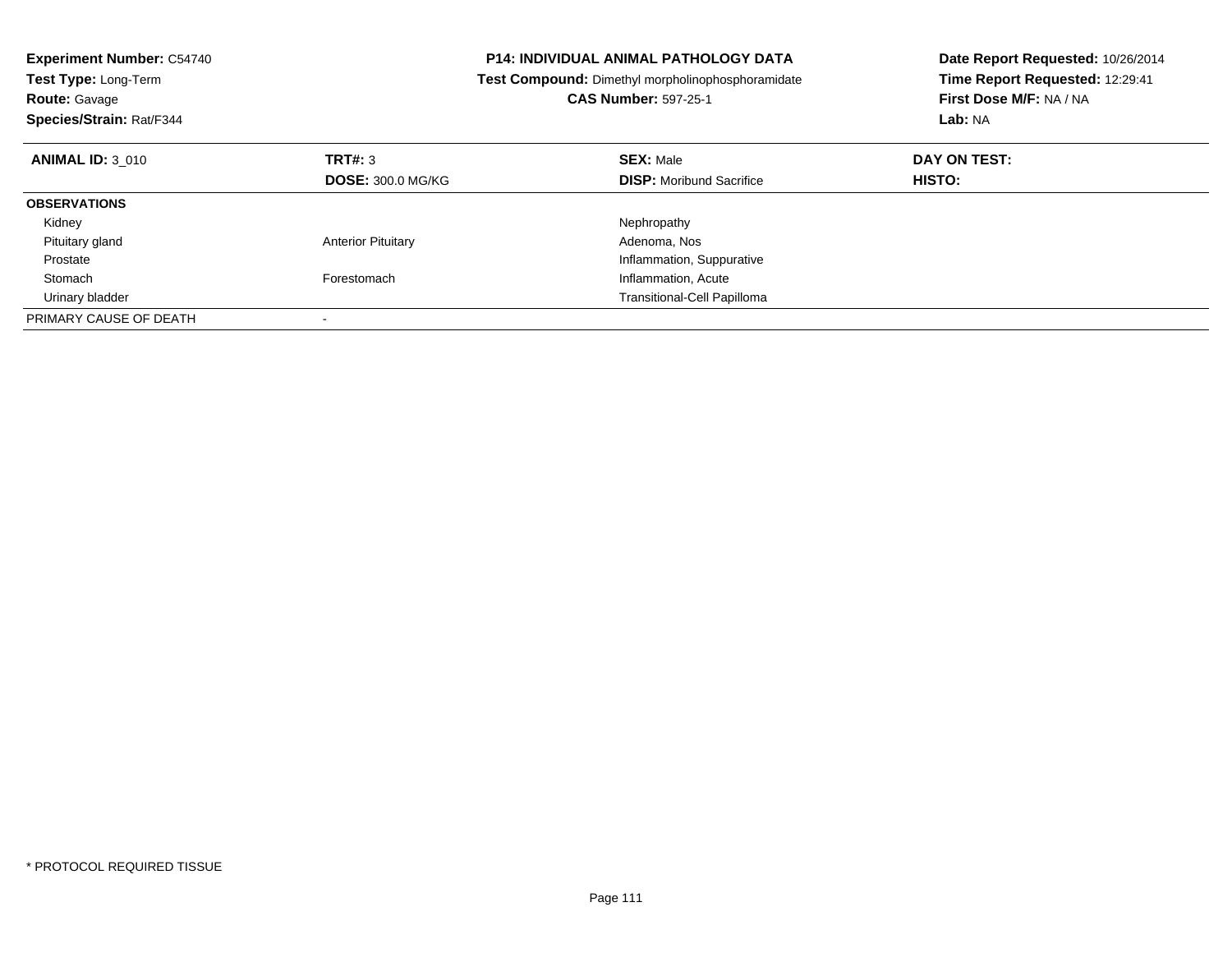**Experiment Number:** C54740
**Test Type:** Long-Term
**Route:** Gavage
**Species/Strain:** Rat/F344

**P14: INDIVIDUAL ANIMAL PATHOLOGY DATA**
**Test Compound:** Dimethyl morpholinophosphoramidate
**CAS Number:** 597-25-1

**Date Report Requested:** 10/26/2014
**Time Report Requested:** 12:29:41
**First Dose M/F:** NA / NA
**Lab:** NA

| **ANIMAL ID:** 3_010 | **TRT#:** 3 | **SEX:** Male | **DAY ON TEST:** |
|---|---|---|---|
| | **DOSE:** 300.0 MG/KG | **DISP:** Moribund Sacrifice | **HISTO:** |
| **OBSERVATIONS** | | | |
| Kidney | | Nephropathy | |
| Pituitary gland | Anterior Pituitary | Adenoma, Nos | |
| Prostate | | Inflammation, Suppurative | |
| Stomach | Forestomach | Inflammation, Acute | |
| Urinary bladder | | Transitional-Cell Papilloma | |
| PRIMARY CAUSE OF DEATH | - | | |

* PROTOCOL REQUIRED TISSUE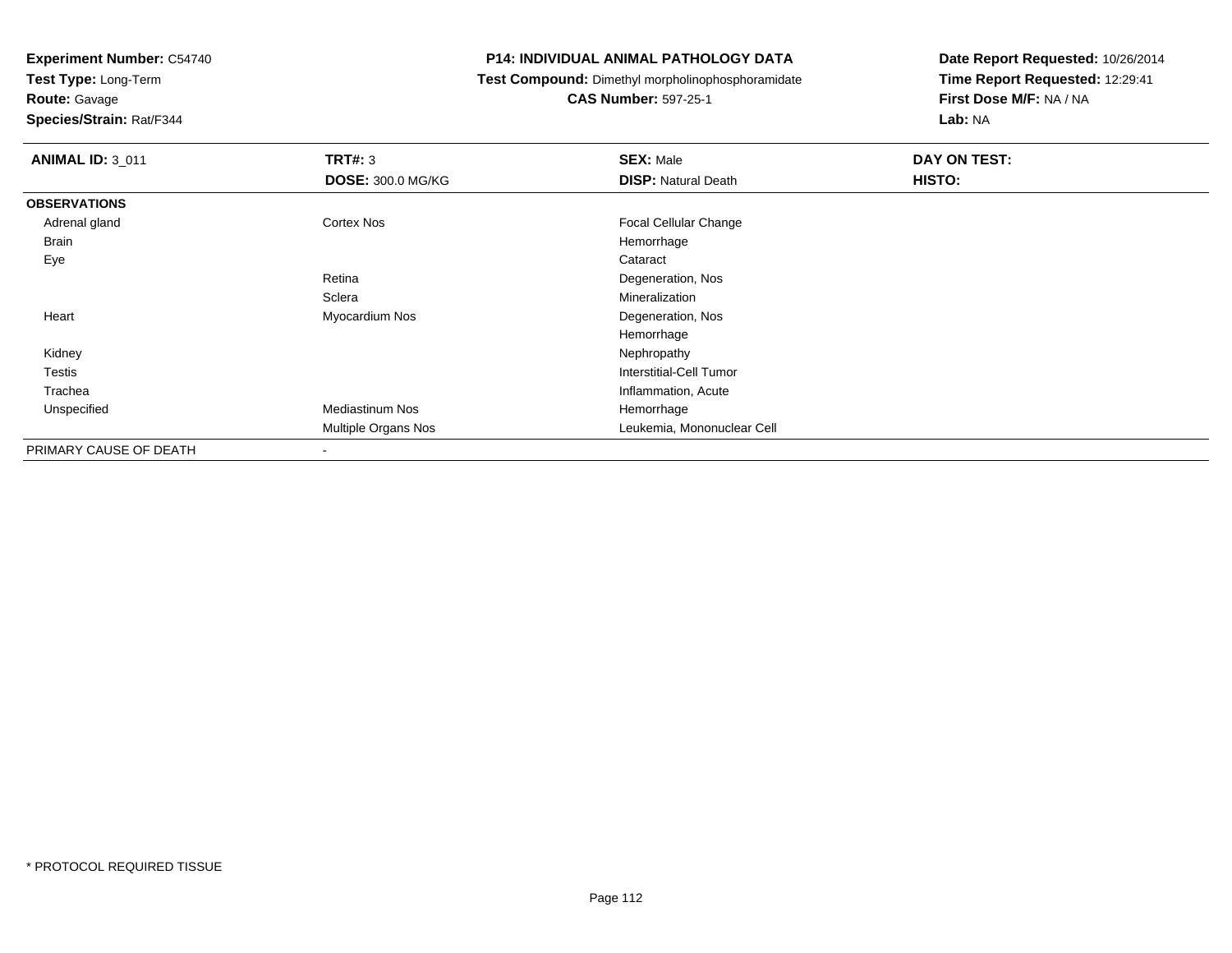**Experiment Number:** C54740
**Test Type:** Long-Term
**Route:** Gavage
**Species/Strain:** Rat/F344

**P14: INDIVIDUAL ANIMAL PATHOLOGY DATA**
**Test Compound:** Dimethyl morpholinophosphoramidate
**CAS Number:** 597-25-1

**Date Report Requested:** 10/26/2014
**Time Report Requested:** 12:29:41
**First Dose M/F:** NA / NA
**Lab:** NA

| **ANIMAL ID:** 3_011 | **TRT#:** 3 | **SEX:** Male | **DAY ON TEST:** |
|---|---|---|---|
| | **DOSE:** 300.0 MG/KG | **DISP:** Natural Death | **HISTO:** |
| **OBSERVATIONS** | | | |
| Adrenal gland | Cortex Nos | Focal Cellular Change | |
| Brain | | Hemorrhage | |
| Eye | | Cataract | |
| | Retina | Degeneration, Nos | |
| | Sclera | Mineralization | |
| Heart | Myocardium Nos | Degeneration, Nos | |
| | | Hemorrhage | |
| Kidney | | Nephropathy | |
| Testis | | Interstitial-Cell Tumor | |
| Trachea | | Inflammation, Acute | |
| Unspecified | Mediastinum Nos | Hemorrhage | |
| | Multiple Organs Nos | Leukemia, Mononuclear Cell | |
| PRIMARY CAUSE OF DEATH | - | | |

* PROTOCOL REQUIRED TISSUE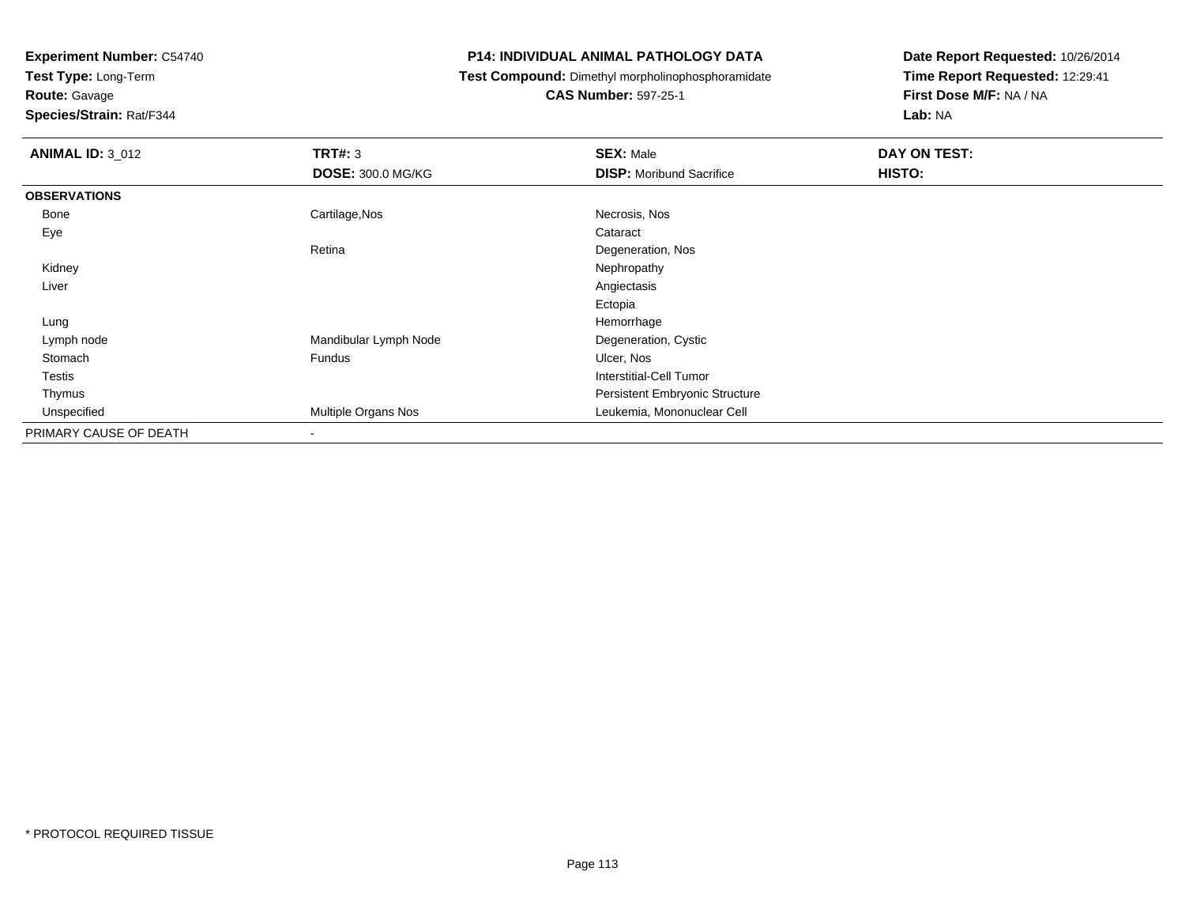**Experiment Number:** C54740
**Test Type:** Long-Term
**Route:** Gavage
**Species/Strain:** Rat/F344

**P14: INDIVIDUAL ANIMAL PATHOLOGY DATA**
**Test Compound:** Dimethyl morpholinophosphoramidate
**CAS Number:** 597-25-1

**Date Report Requested:** 10/26/2014
**Time Report Requested:** 12:29:41
**First Dose M/F:** NA / NA
**Lab:** NA

| **ANIMAL ID:** 3_012 | **TRT#:** 3 | **SEX:** Male | **DAY ON TEST:** |
|---|---|---|---|
| | **DOSE:** 300.0 MG/KG | **DISP:** Moribund Sacrifice | **HISTO:** |
| **OBSERVATIONS** | | | |
| Bone | Cartilage,Nos | Necrosis, Nos | |
| Eye | | Cataract | |
| | Retina | Degeneration, Nos | |
| Kidney | | Nephropathy | |
| Liver | | Angiectasis | |
| | | Ectopia | |
| Lung | | Hemorrhage | |
| Lymph node | Mandibular Lymph Node | Degeneration, Cystic | |
| Stomach | Fundus | Ulcer, Nos | |
| Testis | | Interstitial-Cell Tumor | |
| Thymus | | Persistent Embryonic Structure | |
| Unspecified | Multiple Organs Nos | Leukemia, Mononuclear Cell | |
| PRIMARY CAUSE OF DEATH | - | | |

\* PROTOCOL REQUIRED TISSUE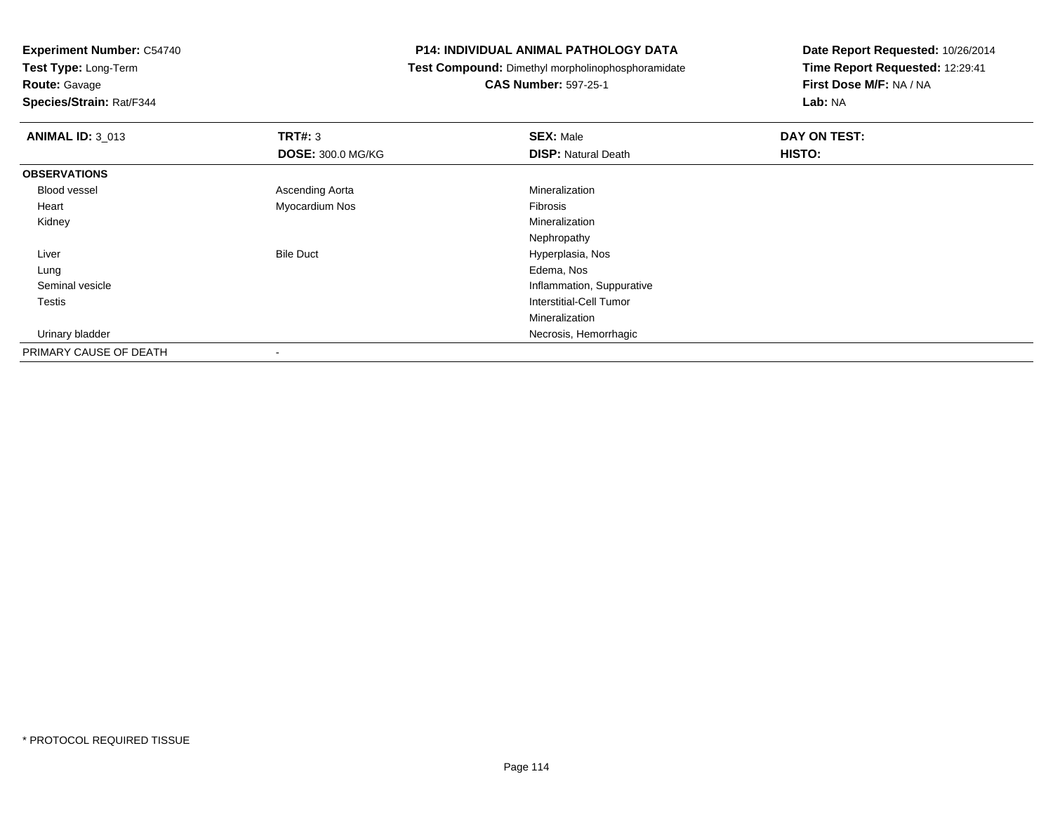**Experiment Number:** C54740
**Test Type:** Long-Term
**Route:** Gavage
**Species/Strain:** Rat/F344

**P14: INDIVIDUAL ANIMAL PATHOLOGY DATA**
**Test Compound:** Dimethyl morpholinophosphoramidate
**CAS Number:** 597-25-1

**Date Report Requested:** 10/26/2014
**Time Report Requested:** 12:29:41
**First Dose M/F:** NA / NA
**Lab:** NA

| **ANIMAL ID:** 3_013 | **TRT#:** 3 | **SEX:** Male | **DAY ON TEST:** |
|---|---|---|---|
| | **DOSE:** 300.0 MG/KG | **DISP:** Natural Death | **HISTO:** |
| **OBSERVATIONS** | | | |
| Blood vessel | Ascending Aorta | Mineralization | |
| Heart | Myocardium Nos | Fibrosis | |
| Kidney | | Mineralization | |
| | | Nephropathy | |
| Liver | Bile Duct | Hyperplasia, Nos | |
| Lung | | Edema, Nos | |
| Seminal vesicle | | Inflammation, Suppurative | |
| Testis | | Interstitial-Cell Tumor | |
| | | Mineralization | |
| Urinary bladder | | Necrosis, Hemorrhagic | |
| PRIMARY CAUSE OF DEATH | - | | |

* PROTOCOL REQUIRED TISSUE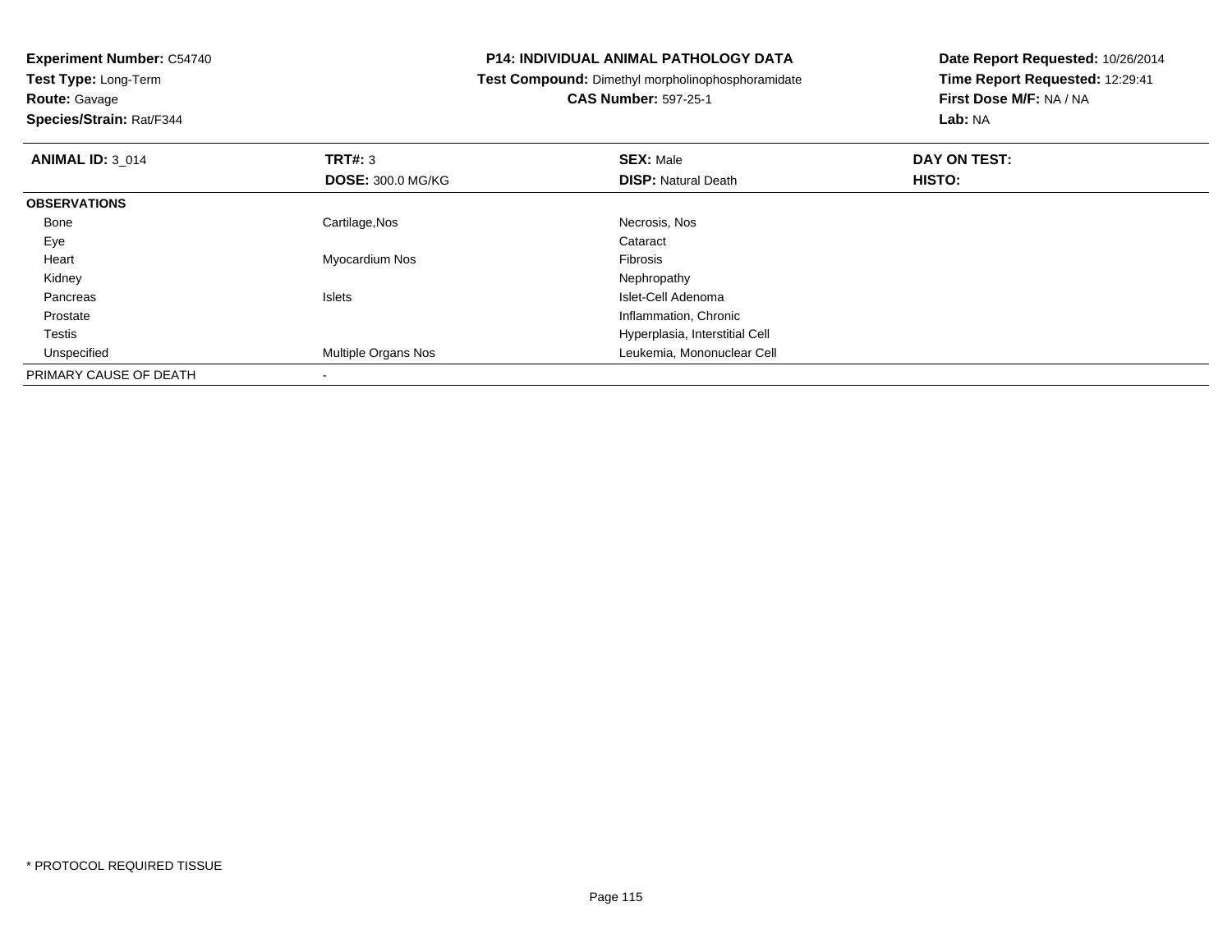**Experiment Number:** C54740
**Test Type:** Long-Term
**Route:** Gavage
**Species/Strain:** Rat/F344

**P14: INDIVIDUAL ANIMAL PATHOLOGY DATA**
**Test Compound:** Dimethyl morpholinophosphoramidate
**CAS Number:** 597-25-1

**Date Report Requested:** 10/26/2014
**Time Report Requested:** 12:29:41
**First Dose M/F:** NA / NA
**Lab:** NA

| **ANIMAL ID:** 3_014 | **TRT#:** 3 | **SEX:** Male | **DAY ON TEST:** |
|---|---|---|---|
| | **DOSE:** 300.0 MG/KG | **DISP:** Natural Death | **HISTO:** |
| **OBSERVATIONS** | | | |
| Bone | Cartilage,Nos | Necrosis, Nos | |
| Eye | | Cataract | |
| Heart | Myocardium Nos | Fibrosis | |
| Kidney | | Nephropathy | |
| Pancreas | Islets | Islet-Cell Adenoma | |
| Prostate | | Inflammation, Chronic | |
| Testis | | Hyperplasia, Interstitial Cell | |
| Unspecified | Multiple Organs Nos | Leukemia, Mononuclear Cell | |
| PRIMARY CAUSE OF DEATH | - | | |

* PROTOCOL REQUIRED TISSUE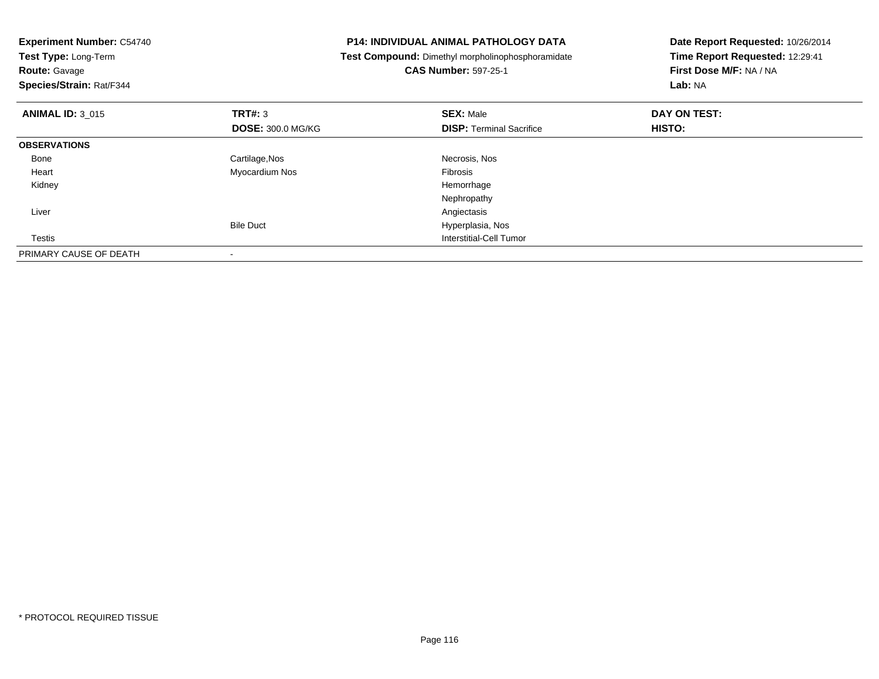**Experiment Number:** C54740
**Test Type:** Long-Term
**Route:** Gavage
**Species/Strain:** Rat/F344

**P14: INDIVIDUAL ANIMAL PATHOLOGY DATA**
**Test Compound:** Dimethyl morpholinophosphoramidate
**CAS Number:** 597-25-1

**Date Report Requested:** 10/26/2014
**Time Report Requested:** 12:29:41
**First Dose M/F:** NA / NA
**Lab:** NA

| **ANIMAL ID:** 3_015 | **TRT#:** 3 | **SEX:** Male | **DAY ON TEST:** |
|---|---|---|---|
| | **DOSE:** 300.0 MG/KG | **DISP:** Terminal Sacrifice | **HISTO:** |
| **OBSERVATIONS** | | | |
| Bone | Cartilage,Nos | Necrosis, Nos | |
| Heart | Myocardium Nos | Fibrosis | |
| Kidney | | Hemorrhage | |
| | | Nephropathy | |
| Liver | | Angiectasis | |
| | Bile Duct | Hyperplasia, Nos | |
| Testis | | Interstitial-Cell Tumor | |
| PRIMARY CAUSE OF DEATH | - | | |

* PROTOCOL REQUIRED TISSUE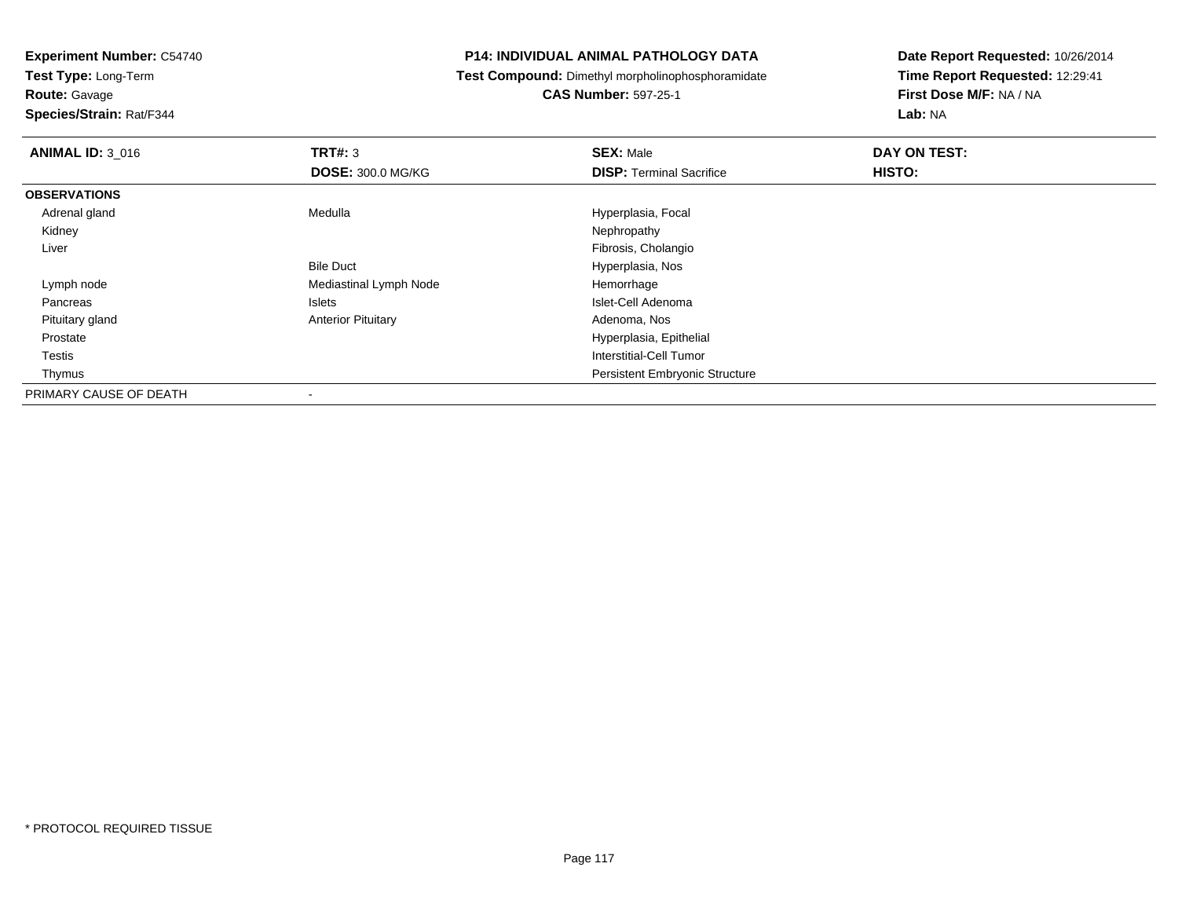**Experiment Number:** C54740
**Test Type:** Long-Term
**Route:** Gavage
**Species/Strain:** Rat/F344

**P14: INDIVIDUAL ANIMAL PATHOLOGY DATA**
**Test Compound:** Dimethyl morpholinophosphoramidate
**CAS Number:** 597-25-1

**Date Report Requested:** 10/26/2014
**Time Report Requested:** 12:29:41
**First Dose M/F:** NA / NA
**Lab:** NA

| **ANIMAL ID:** 3_016 | **TRT#:** 3 | **SEX:** Male | **DAY ON TEST:** |
|---|---|---|---|
| | **DOSE:** 300.0 MG/KG | **DISP:** Terminal Sacrifice | **HISTO:** |
| **OBSERVATIONS** | | | |
| Adrenal gland | Medulla | Hyperplasia, Focal | |
| Kidney | | Nephropathy | |
| Liver | | Fibrosis, Cholangio | |
| | Bile Duct | Hyperplasia, Nos | |
| Lymph node | Mediastinal Lymph Node | Hemorrhage | |
| Pancreas | Islets | Islet-Cell Adenoma | |
| Pituitary gland | Anterior Pituitary | Adenoma, Nos | |
| Prostate | | Hyperplasia, Epithelial | |
| Testis | | Interstitial-Cell Tumor | |
| Thymus | | Persistent Embryonic Structure | |
| PRIMARY CAUSE OF DEATH | - | | |

* PROTOCOL REQUIRED TISSUE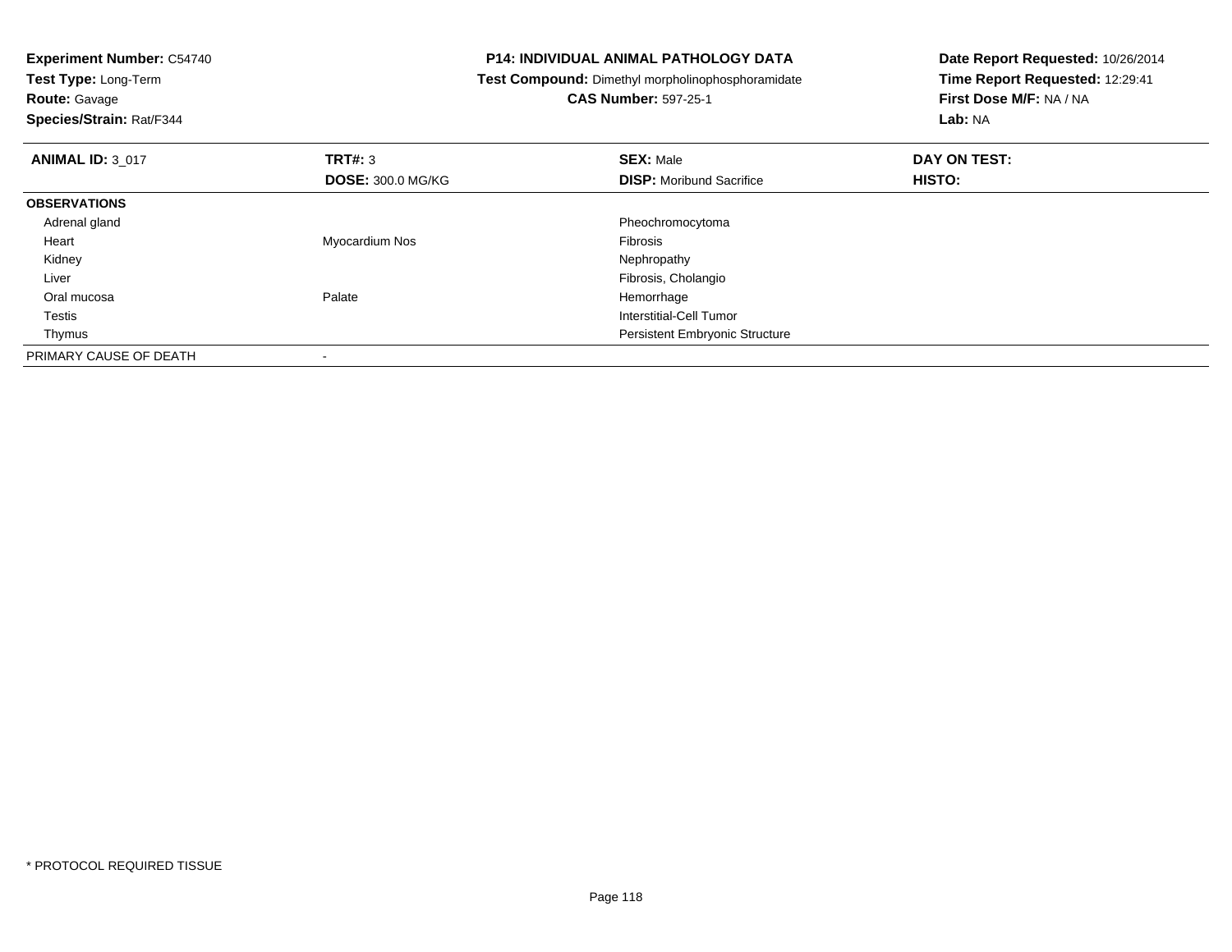**Experiment Number:** C54740
**Test Type:** Long-Term
**Route:** Gavage
**Species/Strain:** Rat/F344

**P14: INDIVIDUAL ANIMAL PATHOLOGY DATA**
**Test Compound:** Dimethyl morpholinophosphoramidate
**CAS Number:** 597-25-1

**Date Report Requested:** 10/26/2014
**Time Report Requested:** 12:29:41
**First Dose M/F:** NA / NA
**Lab:** NA

| **ANIMAL ID:** 3_017 | **TRT#:** 3 | **SEX:** Male | **DAY ON TEST:** |
|---|---|---|---|
| | **DOSE:** 300.0 MG/KG | **DISP:** Moribund Sacrifice | **HISTO:** |
| **OBSERVATIONS** | | | |
| Adrenal gland | | Pheochromocytoma | |
| Heart | Myocardium Nos | Fibrosis | |
| Kidney | | Nephropathy | |
| Liver | | Fibrosis, Cholangio | |
| Oral mucosa | Palate | Hemorrhage | |
| Testis | | Interstitial-Cell Tumor | |
| Thymus | | Persistent Embryonic Structure | |
| PRIMARY CAUSE OF DEATH | - | | |

* PROTOCOL REQUIRED TISSUE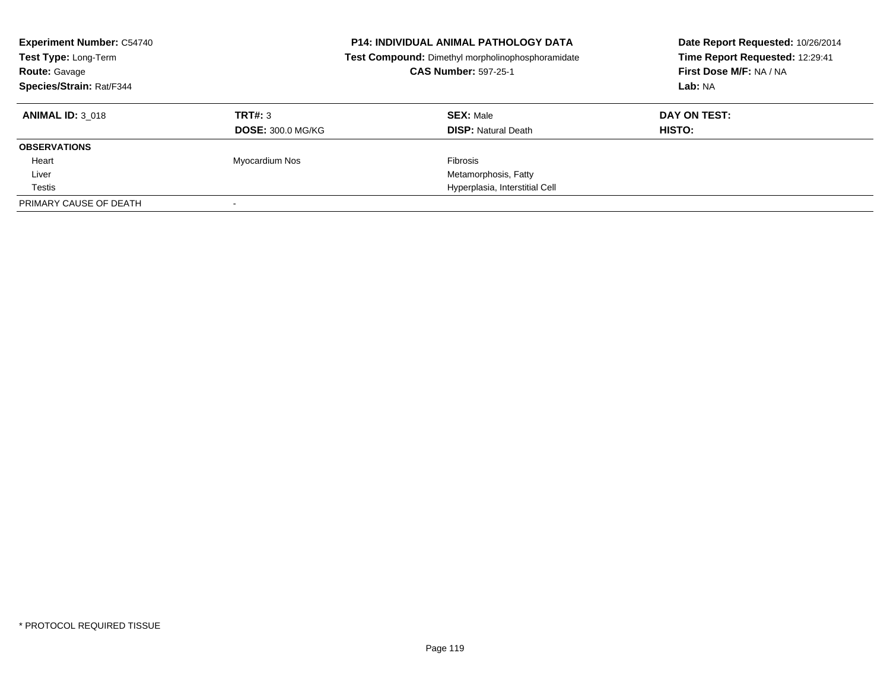**Experiment Number:** C54740
**Test Type:** Long-Term
**Route:** Gavage
**Species/Strain:** Rat/F344

**P14: INDIVIDUAL ANIMAL PATHOLOGY DATA**
**Test Compound:** Dimethyl morpholinophosphoramidate
**CAS Number:** 597-25-1

**Date Report Requested:** 10/26/2014
**Time Report Requested:** 12:29:41
**First Dose M/F:** NA / NA
**Lab:** NA

| **ANIMAL ID:** 3_018 | **TRT#:** 3 | **SEX:** Male | **DAY ON TEST:** |
|---|---|---|---|
| | **DOSE:** 300.0 MG/KG | **DISP:** Natural Death | **HISTO:** |
| **OBSERVATIONS** | | | |
| Heart | Myocardium Nos | Fibrosis | |
| Liver | | Metamorphosis, Fatty | |
| Testis | | Hyperplasia, Interstitial Cell | |
| PRIMARY CAUSE OF DEATH | - | | |

* PROTOCOL REQUIRED TISSUE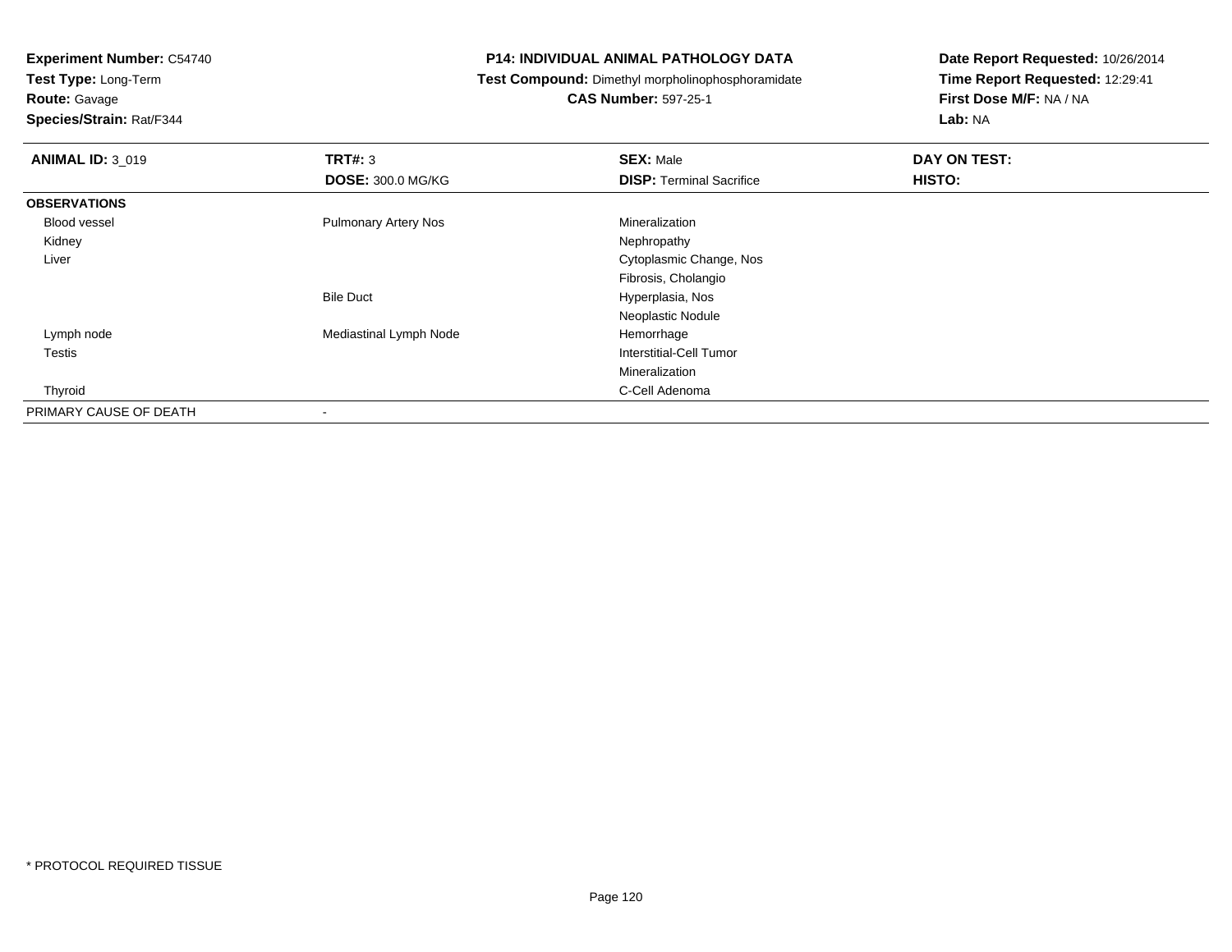**Experiment Number:** C54740
**Test Type:** Long-Term
**Route:** Gavage
**Species/Strain:** Rat/F344

**P14: INDIVIDUAL ANIMAL PATHOLOGY DATA**
**Test Compound:** Dimethyl morpholinophosphoramidate
**CAS Number:** 597-25-1

**Date Report Requested:** 10/26/2014
**Time Report Requested:** 12:29:41
**First Dose M/F:** NA / NA
**Lab:** NA

| **ANIMAL ID:** 3_019 | **TRT#:** 3 | **SEX:** Male | **DAY ON TEST:** |
|---|---|---|---|
| | **DOSE:** 300.0 MG/KG | **DISP:** Terminal Sacrifice | **HISTO:** |
| **OBSERVATIONS** | | | |
| Blood vessel | Pulmonary Artery Nos | Mineralization | |
| Kidney | | Nephropathy | |
| Liver | | Cytoplasmic Change, Nos | |
| | | Fibrosis, Cholangio | |
| | Bile Duct | Hyperplasia, Nos | |
| | | Neoplastic Nodule | |
| Lymph node | Mediastinal Lymph Node | Hemorrhage | |
| Testis | | Interstitial-Cell Tumor | |
| | | Mineralization | |
| Thyroid | | C-Cell Adenoma | |
| PRIMARY CAUSE OF DEATH | - | | |

* PROTOCOL REQUIRED TISSUE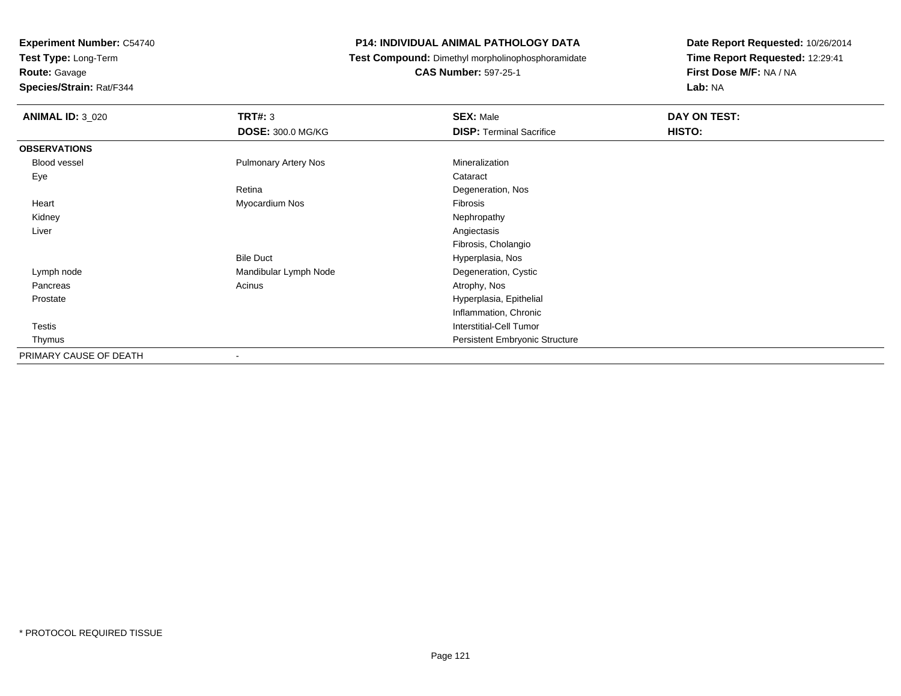**Experiment Number:** C54740
**Test Type:** Long-Term
**Route:** Gavage
**Species/Strain:** Rat/F344

**P14: INDIVIDUAL ANIMAL PATHOLOGY DATA**
**Test Compound:** Dimethyl morpholinophosphoramidate
**CAS Number:** 597-25-1

**Date Report Requested:** 10/26/2014
**Time Report Requested:** 12:29:41
**First Dose M/F:** NA / NA
**Lab:** NA

| **ANIMAL ID:** 3_020 | **TRT#:** 3 | **SEX:** Male | **DAY ON TEST:** |
|---|---|---|---|
| | **DOSE:** 300.0 MG/KG | **DISP:** Terminal Sacrifice | **HISTO:** |
| **OBSERVATIONS** | | | |
| Blood vessel | Pulmonary Artery Nos | Mineralization | |
| Eye | | Cataract | |
| | Retina | Degeneration, Nos | |
| Heart | Myocardium Nos | Fibrosis | |
| Kidney | | Nephropathy | |
| Liver | | Angiectasis | |
| | | Fibrosis, Cholangio | |
| | Bile Duct | Hyperplasia, Nos | |
| Lymph node | Mandibular Lymph Node | Degeneration, Cystic | |
| Pancreas | Acinus | Atrophy, Nos | |
| Prostate | | Hyperplasia, Epithelial | |
| | | Inflammation, Chronic | |
| Testis | | Interstitial-Cell Tumor | |
| Thymus | | Persistent Embryonic Structure | |
| PRIMARY CAUSE OF DEATH | - | | |

* PROTOCOL REQUIRED TISSUE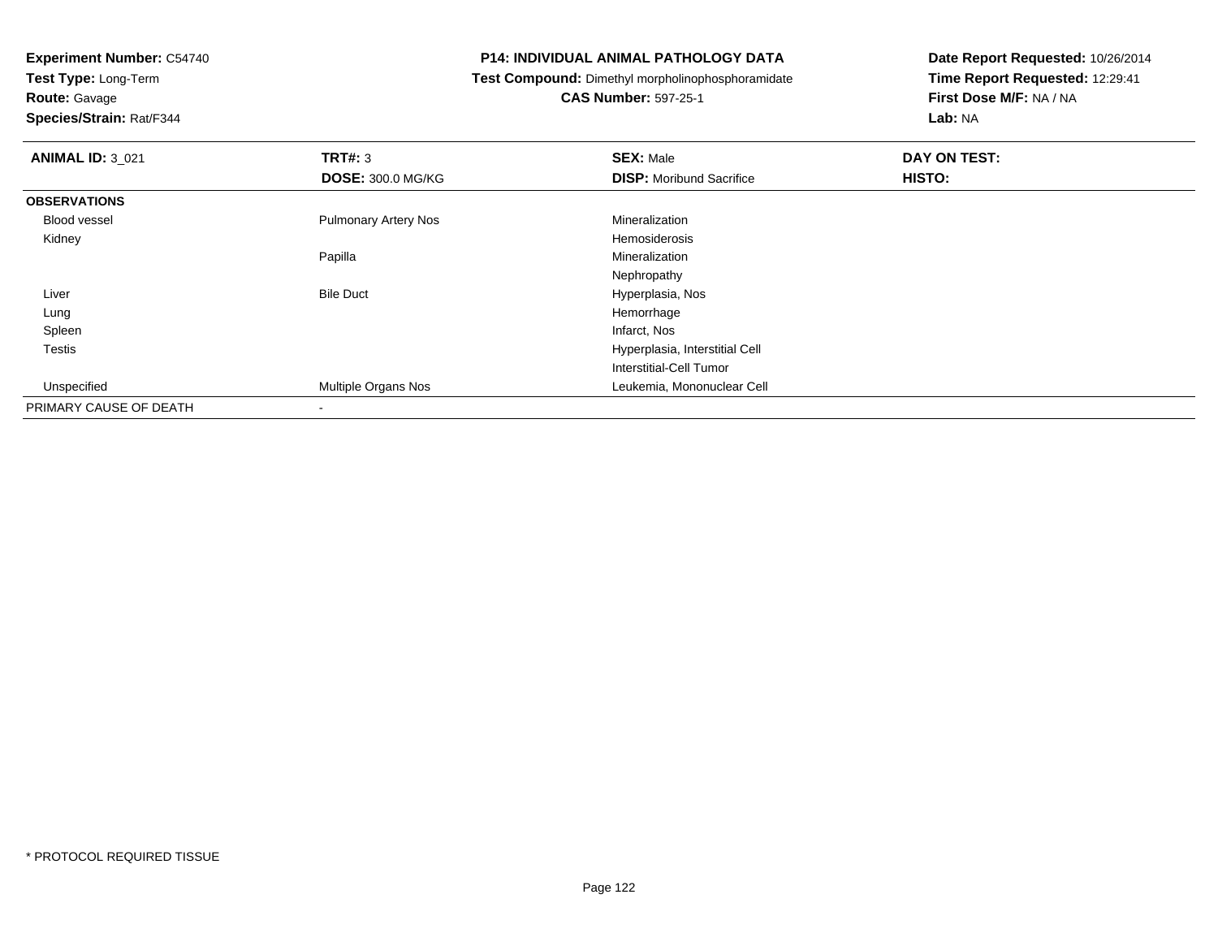**Experiment Number:** C54740
**Test Type:** Long-Term
**Route:** Gavage
**Species/Strain:** Rat/F344

**P14: INDIVIDUAL ANIMAL PATHOLOGY DATA**
**Test Compound:** Dimethyl morpholinophosphoramidate
**CAS Number:** 597-25-1

**Date Report Requested:** 10/26/2014
**Time Report Requested:** 12:29:41
**First Dose M/F:** NA / NA
**Lab:** NA

| **ANIMAL ID:** 3_021 | **TRT#:** 3 | **SEX:** Male | **DAY ON TEST:** |
|---|---|---|---|
| | **DOSE:** 300.0 MG/KG | **DISP:** Moribund Sacrifice | **HISTO:** |
| **OBSERVATIONS** | | | |
| Blood vessel | Pulmonary Artery Nos | Mineralization | |
| Kidney | | Hemosiderosis | |
| | Papilla | Mineralization | |
| | | Nephropathy | |
| Liver | Bile Duct | Hyperplasia, Nos | |
| Lung | | Hemorrhage | |
| Spleen | | Infarct, Nos | |
| Testis | | Hyperplasia, Interstitial Cell | |
| | | Interstitial-Cell Tumor | |
| Unspecified | Multiple Organs Nos | Leukemia, Mononuclear Cell | |
| PRIMARY CAUSE OF DEATH | - | | |

* PROTOCOL REQUIRED TISSUE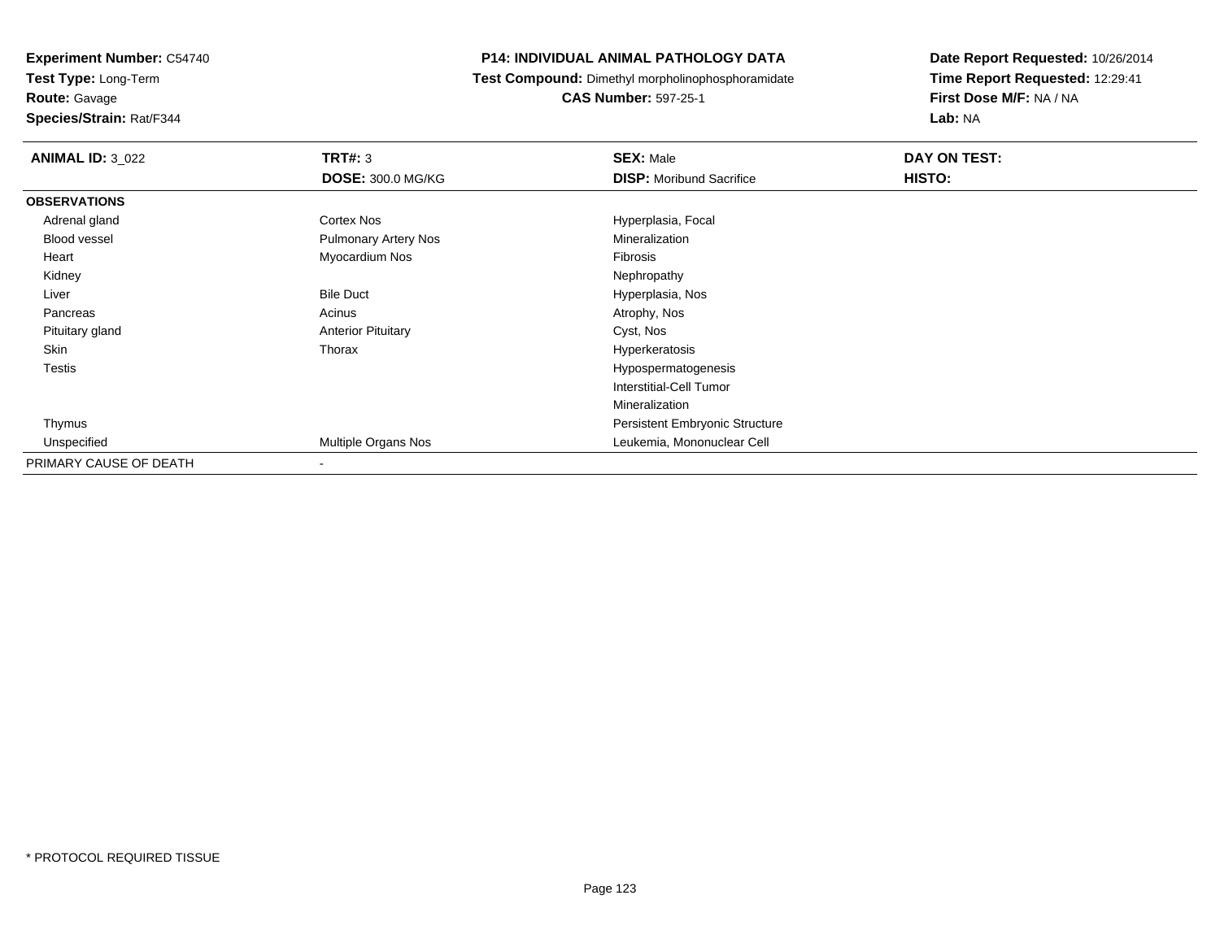**Experiment Number:** C54740
**Test Type:** Long-Term
**Route:** Gavage
**Species/Strain:** Rat/F344

# P14: INDIVIDUAL ANIMAL PATHOLOGY DATA

**Test Compound:** Dimethyl morpholinophosphoramidate
**CAS Number:** 597-25-1

**Date Report Requested:** 10/26/2014
**Time Report Requested:** 12:29:41
**First Dose M/F:** NA / NA
**Lab:** NA

| **ANIMAL ID:** 3_022 | **TRT#:** 3 | **SEX:** Male | **DAY ON TEST:** |
|---|---|---|---|
| | **DOSE:** 300.0 MG/KG | **DISP:** Moribund Sacrifice | **HISTO:** |
| **OBSERVATIONS** | | | |
| Adrenal gland | Cortex Nos | Hyperplasia, Focal | |
| Blood vessel | Pulmonary Artery Nos | Mineralization | |
| Heart | Myocardium Nos | Fibrosis | |
| Kidney | | Nephropathy | |
| Liver | Bile Duct | Hyperplasia, Nos | |
| Pancreas | Acinus | Atrophy, Nos | |
| Pituitary gland | Anterior Pituitary | Cyst, Nos | |
| Skin | Thorax | Hyperkeratosis | |
| Testis | | Hypospermatogenesis | |
| | | Interstitial-Cell Tumor | |
| | | Mineralization | |
| Thymus | | Persistent Embryonic Structure | |
| Unspecified | Multiple Organs Nos | Leukemia, Mononuclear Cell | |
| PRIMARY CAUSE OF DEATH | - | | |

\* PROTOCOL REQUIRED TISSUE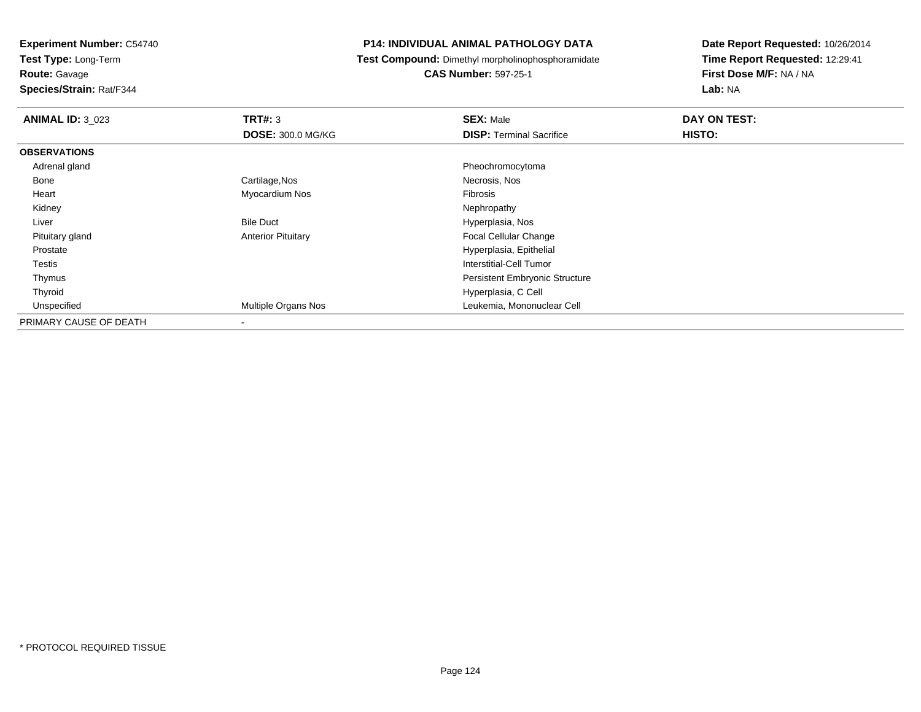**Experiment Number:** C54740
**Test Type:** Long-Term
**Route:** Gavage
**Species/Strain:** Rat/F344

# P14: INDIVIDUAL ANIMAL PATHOLOGY DATA

**Test Compound:** Dimethyl morpholinophosphoramidate
**CAS Number:** 597-25-1

**Date Report Requested:** 10/26/2014
**Time Report Requested:** 12:29:41
**First Dose M/F:** NA / NA
**Lab:** NA

| **ANIMAL ID:** 3_023 | **TRT#:** 3 | **SEX:** Male | **DAY ON TEST:** |
|---|---|---|---|
| | **DOSE:** 300.0 MG/KG | **DISP:** Terminal Sacrifice | **HISTO:** |
| **OBSERVATIONS** | | | |
| Adrenal gland | | Pheochromocytoma | |
| Bone | Cartilage,Nos | Necrosis, Nos | |
| Heart | Myocardium Nos | Fibrosis | |
| Kidney | | Nephropathy | |
| Liver | Bile Duct | Hyperplasia, Nos | |
| Pituitary gland | Anterior Pituitary | Focal Cellular Change | |
| Prostate | | Hyperplasia, Epithelial | |
| Testis | | Interstitial-Cell Tumor | |
| Thymus | | Persistent Embryonic Structure | |
| Thyroid | | Hyperplasia, C Cell | |
| Unspecified | Multiple Organs Nos | Leukemia, Mononuclear Cell | |
| PRIMARY CAUSE OF DEATH | - | | |

* PROTOCOL REQUIRED TISSUE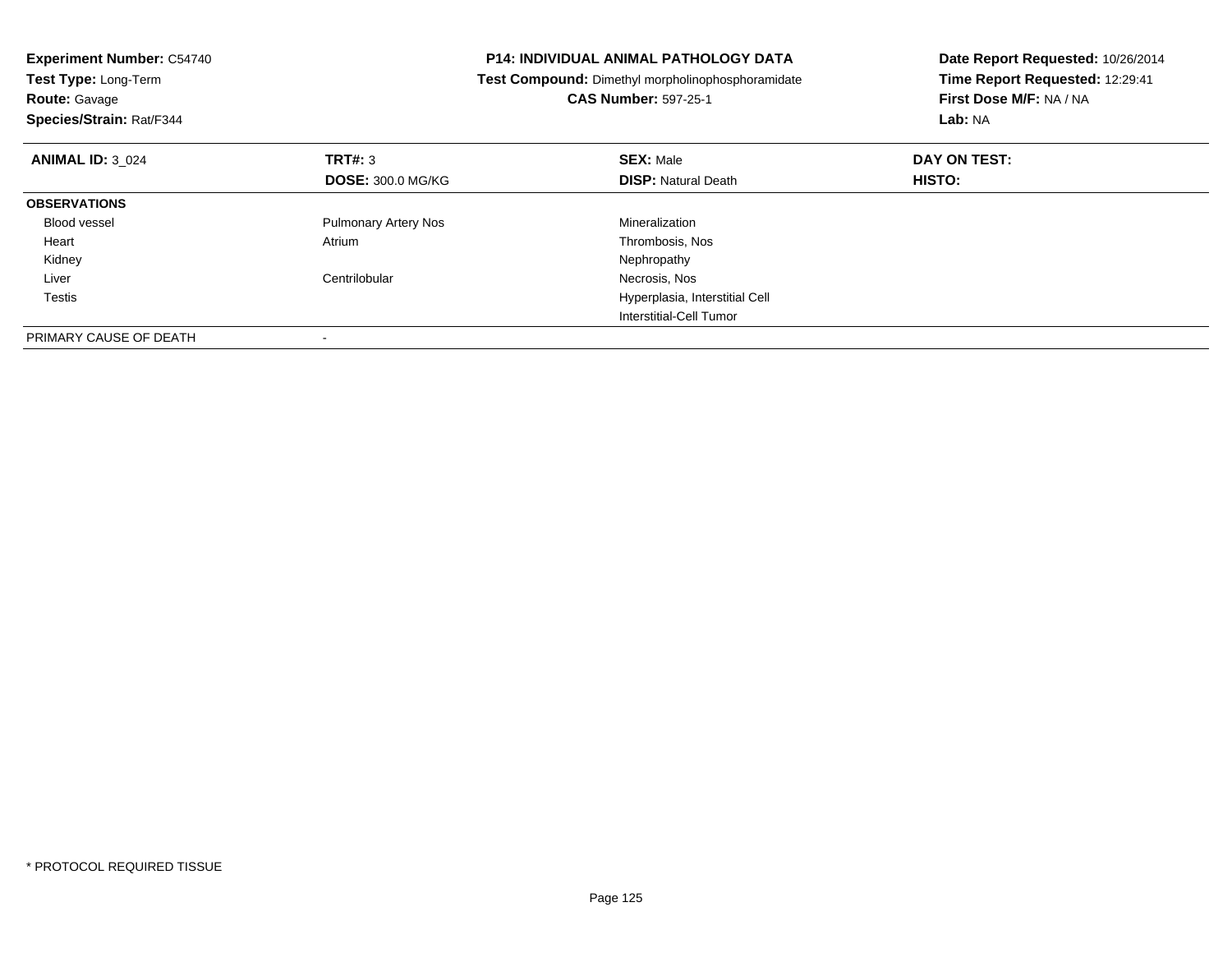**Experiment Number:** C54740
**Test Type:** Long-Term
**Route:** Gavage
**Species/Strain:** Rat/F344

**P14: INDIVIDUAL ANIMAL PATHOLOGY DATA**
**Test Compound:** Dimethyl morpholinophosphoramidate
**CAS Number:** 597-25-1

**Date Report Requested:** 10/26/2014
**Time Report Requested:** 12:29:41
**First Dose M/F:** NA / NA
**Lab:** NA

| **ANIMAL ID:** 3_024 | **TRT#:** 3 | **SEX:** Male | **DAY ON TEST:** |
|---|---|---|---|
| | **DOSE:** 300.0 MG/KG | **DISP:** Natural Death | **HISTO:** |
| **OBSERVATIONS** | | | |
| Blood vessel | Pulmonary Artery Nos | Mineralization | |
| Heart | Atrium | Thrombosis, Nos | |
| Kidney | | Nephropathy | |
| Liver | Centrilobular | Necrosis, Nos | |
| Testis | | Hyperplasia, Interstitial Cell | |
| | | Interstitial-Cell Tumor | |
| PRIMARY CAUSE OF DEATH | - | | |

\* PROTOCOL REQUIRED TISSUE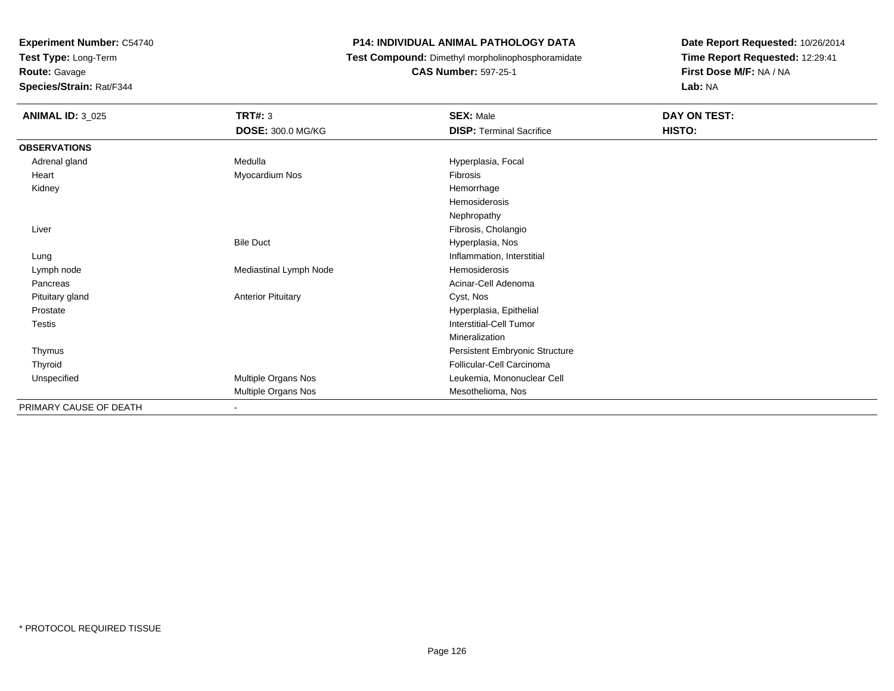**Experiment Number:** C54740
**Test Type:** Long-Term
**Route:** Gavage
**Species/Strain:** Rat/F344

## P14: INDIVIDUAL ANIMAL PATHOLOGY DATA

**Test Compound:** Dimethyl morpholinophosphoramidate
**CAS Number:** 597-25-1

**Date Report Requested:** 10/26/2014
**Time Report Requested:** 12:29:41
**First Dose M/F:** NA / NA
**Lab:** NA

| **ANIMAL ID:** 3_025 | **TRT#:** 3 | **SEX:** Male | **DAY ON TEST:** |
|---|---|---|---|
| | **DOSE:** 300.0 MG/KG | **DISP:** Terminal Sacrifice | **HISTO:** |
| **OBSERVATIONS** | | | |
| Adrenal gland | Medulla | Hyperplasia, Focal | |
| Heart | Myocardium Nos | Fibrosis | |
| Kidney | | Hemorrhage | |
| | | Hemosiderosis | |
| | | Nephropathy | |
| Liver | | Fibrosis, Cholangio | |
| | Bile Duct | Hyperplasia, Nos | |
| Lung | | Inflammation, Interstitial | |
| Lymph node | Mediastinal Lymph Node | Hemosiderosis | |
| Pancreas | | Acinar-Cell Adenoma | |
| Pituitary gland | Anterior Pituitary | Cyst, Nos | |
| Prostate | | Hyperplasia, Epithelial | |
| Testis | | Interstitial-Cell Tumor | |
| | | Mineralization | |
| Thymus | | Persistent Embryonic Structure | |
| Thyroid | | Follicular-Cell Carcinoma | |
| Unspecified | Multiple Organs Nos | Leukemia, Mononuclear Cell | |
| | Multiple Organs Nos | Mesothelioma, Nos | |
| PRIMARY CAUSE OF DEATH | - | | |

* PROTOCOL REQUIRED TISSUE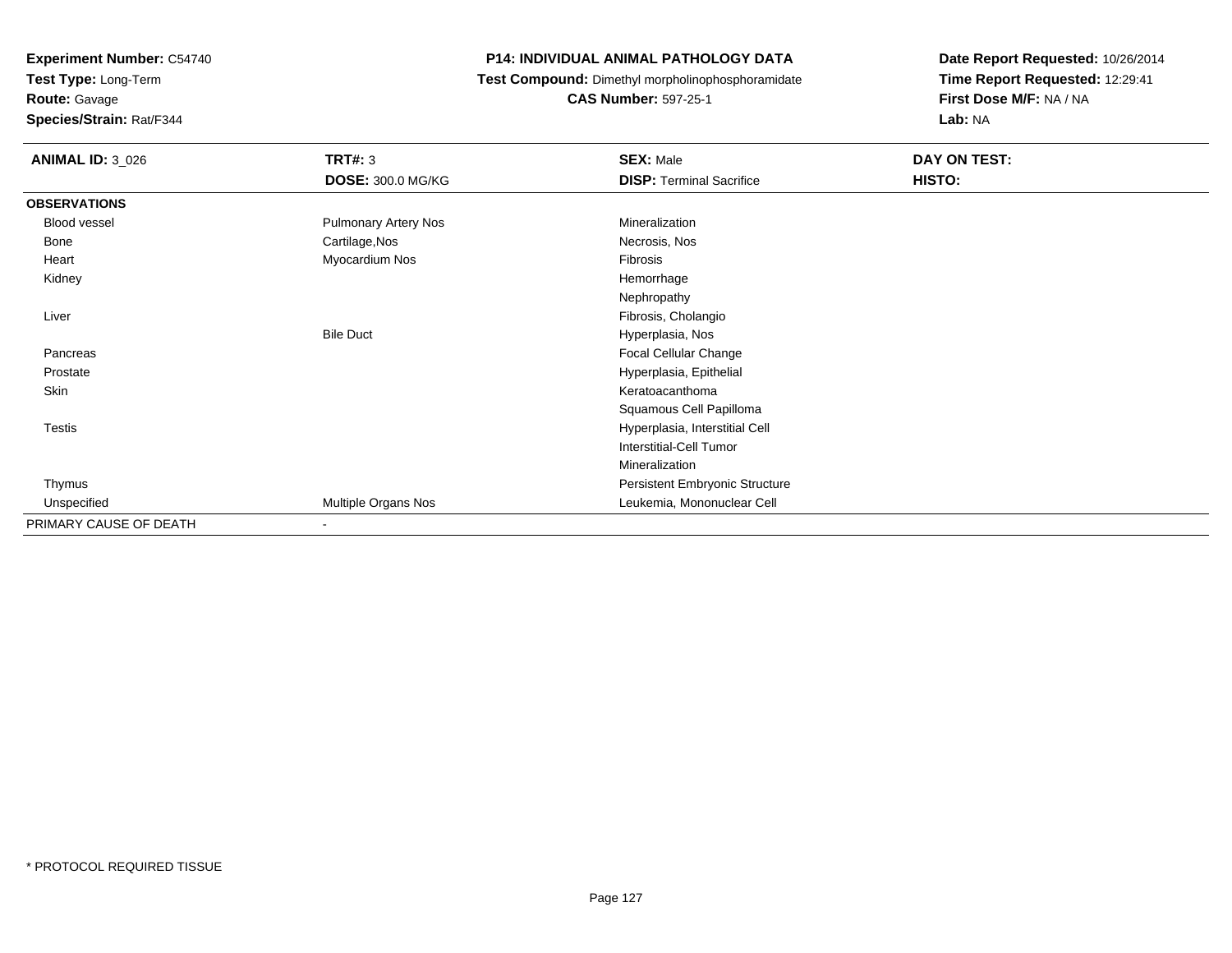**Experiment Number:** C54740
**Test Type:** Long-Term
**Route:** Gavage
**Species/Strain:** Rat/F344

**P14: INDIVIDUAL ANIMAL PATHOLOGY DATA**
**Test Compound:** Dimethyl morpholinophosphoramidate
**CAS Number:** 597-25-1

**Date Report Requested:** 10/26/2014
**Time Report Requested:** 12:29:41
**First Dose M/F:** NA / NA
**Lab:** NA

| **ANIMAL ID:** 3_026 | **TRT#:** 3 | **SEX:** Male | **DAY ON TEST:** |
|---|---|---|---|
| | **DOSE:** 300.0 MG/KG | **DISP:** Terminal Sacrifice | **HISTO:** |
| **OBSERVATIONS** | | | |
| Blood vessel | Pulmonary Artery Nos | Mineralization | |
| Bone | Cartilage,Nos | Necrosis, Nos | |
| Heart | Myocardium Nos | Fibrosis | |
| Kidney | | Hemorrhage | |
| | | Nephropathy | |
| Liver | | Fibrosis, Cholangio | |
| | Bile Duct | Hyperplasia, Nos | |
| Pancreas | | Focal Cellular Change | |
| Prostate | | Hyperplasia, Epithelial | |
| Skin | | Keratoacanthoma | |
| | | Squamous Cell Papilloma | |
| Testis | | Hyperplasia, Interstitial Cell | |
| | | Interstitial-Cell Tumor | |
| | | Mineralization | |
| Thymus | | Persistent Embryonic Structure | |
| Unspecified | Multiple Organs Nos | Leukemia, Mononuclear Cell | |
| PRIMARY CAUSE OF DEATH | - | | |

* PROTOCOL REQUIRED TISSUE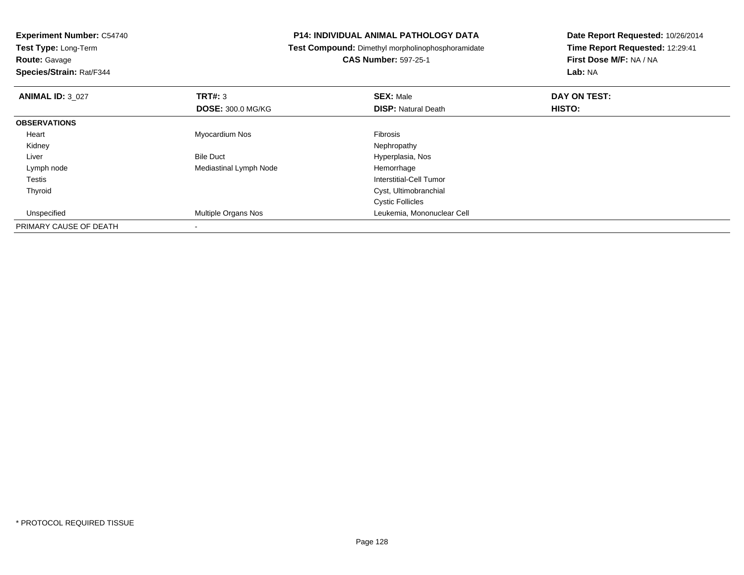**Experiment Number:** C54740
**Test Type:** Long-Term
**Route:** Gavage
**Species/Strain:** Rat/F344

**P14: INDIVIDUAL ANIMAL PATHOLOGY DATA**
**Test Compound:** Dimethyl morpholinophosphoramidate
**CAS Number:** 597-25-1

**Date Report Requested:** 10/26/2014
**Time Report Requested:** 12:29:41
**First Dose M/F:** NA / NA
**Lab:** NA

| **ANIMAL ID:** 3_027 | **TRT#:** 3 | **SEX:** Male | **DAY ON TEST:** |
|---|---|---|---|
| | **DOSE:** 300.0 MG/KG | **DISP:** Natural Death | **HISTO:** |
| **OBSERVATIONS** | | | |
| Heart | Myocardium Nos | Fibrosis | |
| Kidney | | Nephropathy | |
| Liver | Bile Duct | Hyperplasia, Nos | |
| Lymph node | Mediastinal Lymph Node | Hemorrhage | |
| Testis | | Interstitial-Cell Tumor | |
| Thyroid | | Cyst, Ultimobranchial | |
| | | Cystic Follicles | |
| Unspecified | Multiple Organs Nos | Leukemia, Mononuclear Cell | |
| PRIMARY CAUSE OF DEATH | - | | |

* PROTOCOL REQUIRED TISSUE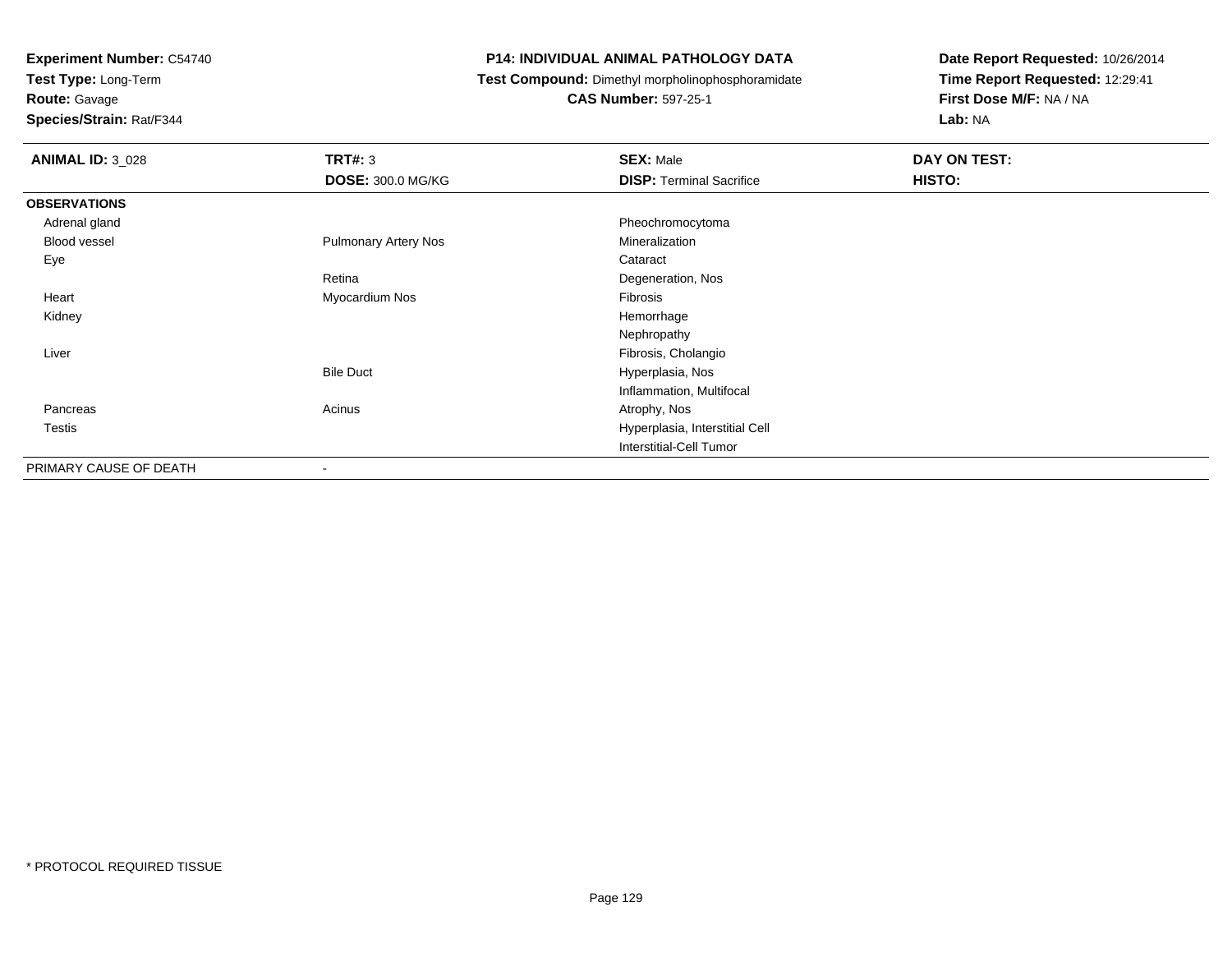**Experiment Number:** C54740
**Test Type:** Long-Term
**Route:** Gavage
**Species/Strain:** Rat/F344

## P14: INDIVIDUAL ANIMAL PATHOLOGY DATA

**Test Compound:** Dimethyl morpholinophosphoramidate
**CAS Number:** 597-25-1

**Date Report Requested:** 10/26/2014
**Time Report Requested:** 12:29:41
**First Dose M/F:** NA / NA
**Lab:** NA

| **ANIMAL ID:** 3_028 | **TRT#:** 3 | **SEX:** Male | **DAY ON TEST:** |
|---|---|---|---|
| | **DOSE:** 300.0 MG/KG | **DISP:** Terminal Sacrifice | **HISTO:** |
| **OBSERVATIONS** | | | |
| Adrenal gland | | Pheochromocytoma | |
| Blood vessel | Pulmonary Artery Nos | Mineralization | |
| Eye | | Cataract | |
| | Retina | Degeneration, Nos | |
| Heart | Myocardium Nos | Fibrosis | |
| Kidney | | Hemorrhage | |
| | | Nephropathy | |
| Liver | | Fibrosis, Cholangio | |
| | Bile Duct | Hyperplasia, Nos | |
| | | Inflammation, Multifocal | |
| Pancreas | Acinus | Atrophy, Nos | |
| Testis | | Hyperplasia, Interstitial Cell | |
| | | Interstitial-Cell Tumor | |
| PRIMARY CAUSE OF DEATH | - | | |

* PROTOCOL REQUIRED TISSUE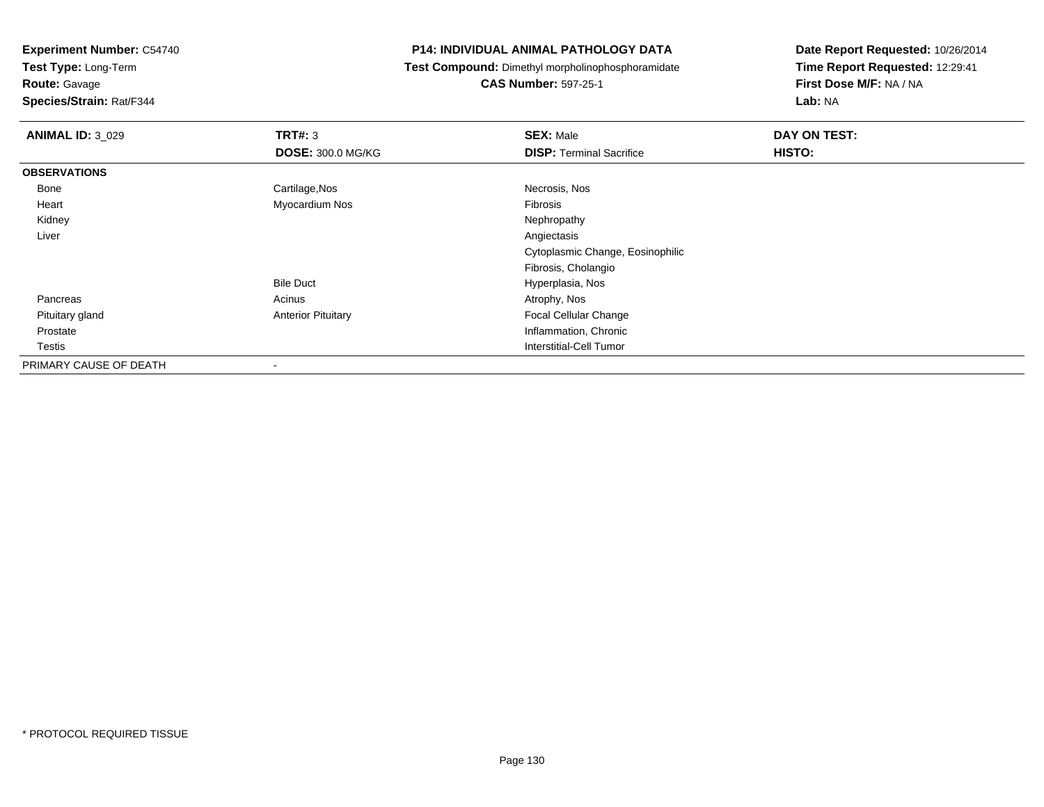**Experiment Number:** C54740
**Test Type:** Long-Term
**Route:** Gavage
**Species/Strain:** Rat/F344

**P14: INDIVIDUAL ANIMAL PATHOLOGY DATA**
**Test Compound:** Dimethyl morpholinophosphoramidate
**CAS Number:** 597-25-1

**Date Report Requested:** 10/26/2014
**Time Report Requested:** 12:29:41
**First Dose M/F:** NA / NA
**Lab:** NA

| **ANIMAL ID:** 3_029 | **TRT#:** 3 | **SEX:** Male | **DAY ON TEST:** |
|---|---|---|---|
| | **DOSE:** 300.0 MG/KG | **DISP:** Terminal Sacrifice | **HISTO:** |
| **OBSERVATIONS** | | | |
| Bone | Cartilage,Nos | Necrosis, Nos | |
| Heart | Myocardium Nos | Fibrosis | |
| Kidney | | Nephropathy | |
| Liver | | Angiectasis | |
| | | Cytoplasmic Change, Eosinophilic | |
| | | Fibrosis, Cholangio | |
| | Bile Duct | Hyperplasia, Nos | |
| Pancreas | Acinus | Atrophy, Nos | |
| Pituitary gland | Anterior Pituitary | Focal Cellular Change | |
| Prostate | | Inflammation, Chronic | |
| Testis | | Interstitial-Cell Tumor | |
| PRIMARY CAUSE OF DEATH | - | | |

* PROTOCOL REQUIRED TISSUE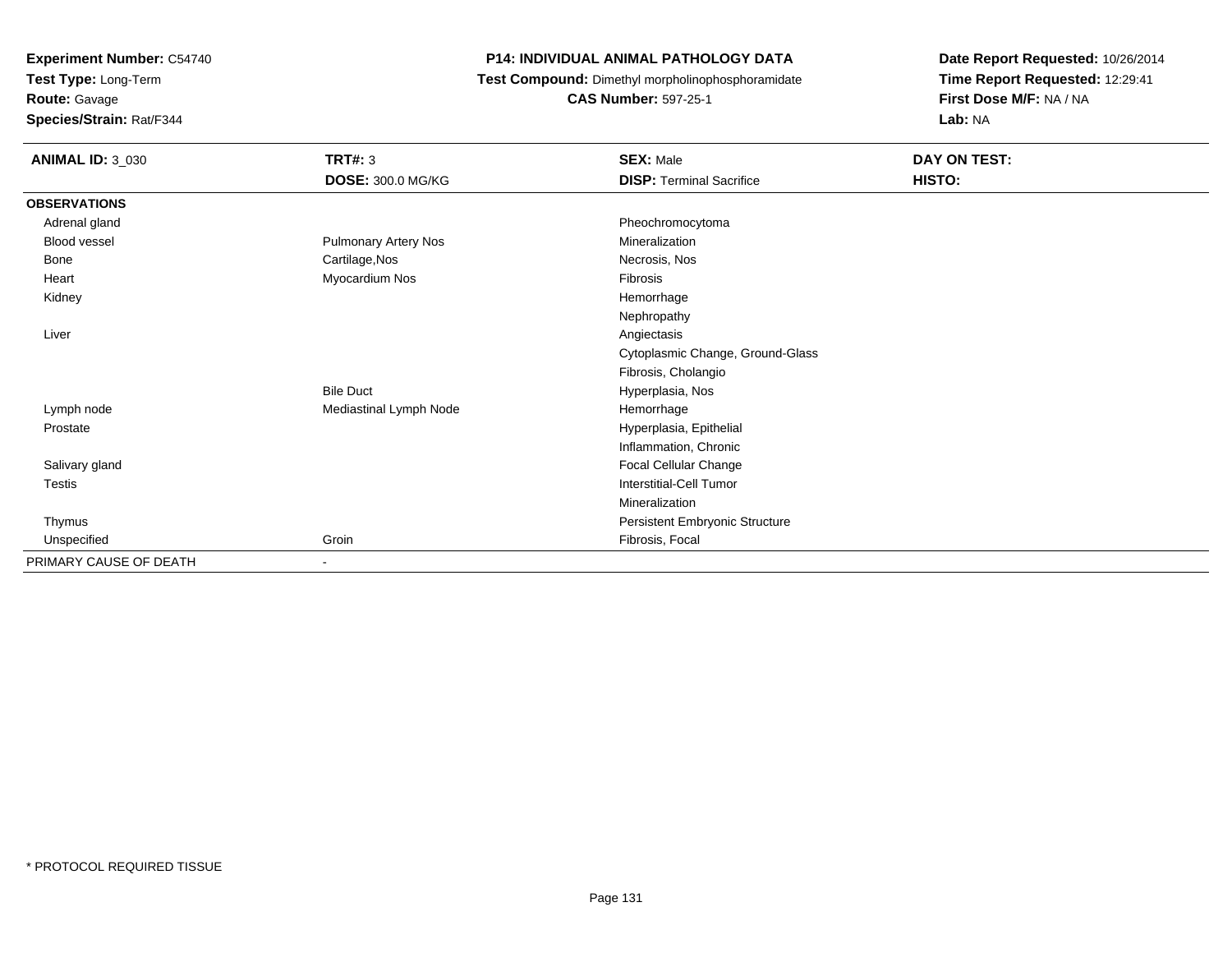**Experiment Number:** C54740
**Test Type:** Long-Term
**Route:** Gavage
**Species/Strain:** Rat/F344

**P14: INDIVIDUAL ANIMAL PATHOLOGY DATA**
**Test Compound:** Dimethyl morpholinophosphoramidate
**CAS Number:** 597-25-1

**Date Report Requested:** 10/26/2014
**Time Report Requested:** 12:29:41
**First Dose M/F:** NA / NA
**Lab:** NA

| **ANIMAL ID:** 3_030 | **TRT#:** 3 | **SEX:** Male | **DAY ON TEST:** |
|---|---|---|---|
| | **DOSE:** 300.0 MG/KG | **DISP:** Terminal Sacrifice | **HISTO:** |
| **OBSERVATIONS** | | | |
| Adrenal gland | | Pheochromocytoma | |
| Blood vessel | Pulmonary Artery Nos | Mineralization | |
| Bone | Cartilage,Nos | Necrosis, Nos | |
| Heart | Myocardium Nos | Fibrosis | |
| Kidney | | Hemorrhage | |
| | | Nephropathy | |
| Liver | | Angiectasis | |
| | | Cytoplasmic Change, Ground-Glass | |
| | | Fibrosis, Cholangio | |
| | Bile Duct | Hyperplasia, Nos | |
| Lymph node | Mediastinal Lymph Node | Hemorrhage | |
| Prostate | | Hyperplasia, Epithelial | |
| | | Inflammation, Chronic | |
| Salivary gland | | Focal Cellular Change | |
| Testis | | Interstitial-Cell Tumor | |
| | | Mineralization | |
| Thymus | | Persistent Embryonic Structure | |
| Unspecified | Groin | Fibrosis, Focal | |
| PRIMARY CAUSE OF DEATH | - | | |

* PROTOCOL REQUIRED TISSUE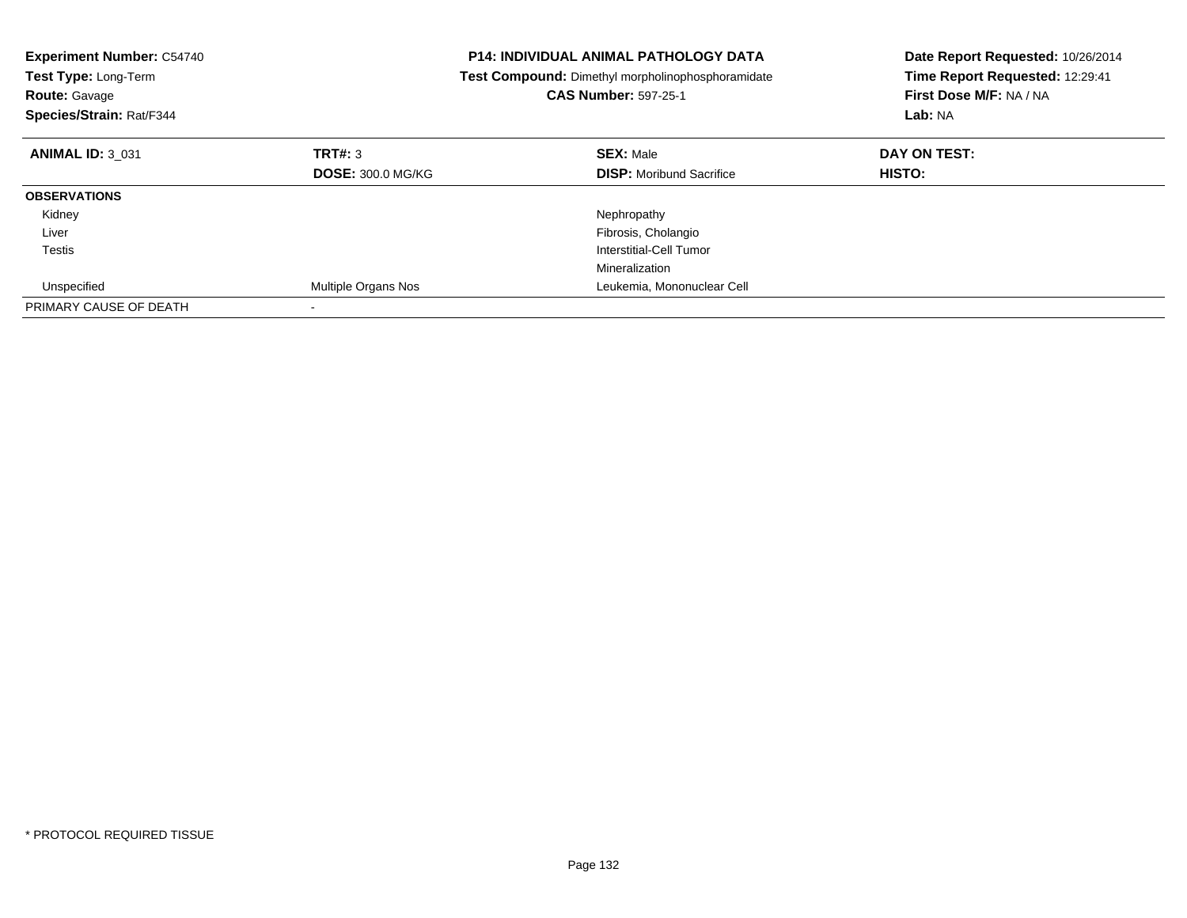**Experiment Number:** C54740
**Test Type:** Long-Term
**Route:** Gavage
**Species/Strain:** Rat/F344

**P14: INDIVIDUAL ANIMAL PATHOLOGY DATA**
**Test Compound:** Dimethyl morpholinophosphoramidate
**CAS Number:** 597-25-1

**Date Report Requested:** 10/26/2014
**Time Report Requested:** 12:29:41
**First Dose M/F:** NA / NA
**Lab:** NA

| **ANIMAL ID:** 3_031 | **TRT#:** 3 | **SEX:** Male | **DAY ON TEST:** |
|---|---|---|---|
| | **DOSE:** 300.0 MG/KG | **DISP:** Moribund Sacrifice | **HISTO:** |
| **OBSERVATIONS** | | | |
| Kidney | | Nephropathy | |
| Liver | | Fibrosis, Cholangio | |
| Testis | | Interstitial-Cell Tumor | |
| | | Mineralization | |
| Unspecified | Multiple Organs Nos | Leukemia, Mononuclear Cell | |
| PRIMARY CAUSE OF DEATH | - | | |

* PROTOCOL REQUIRED TISSUE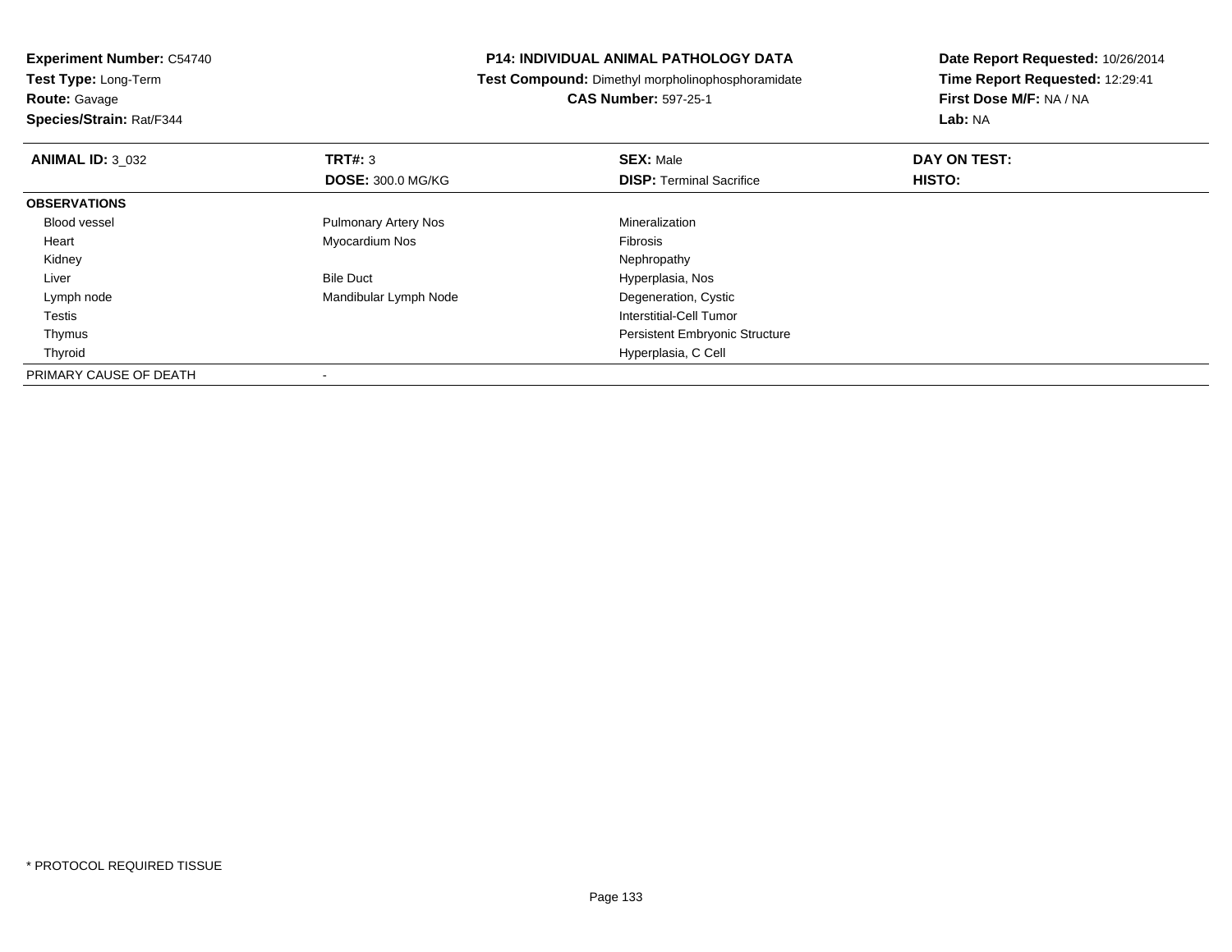**Experiment Number:** C54740
**Test Type:** Long-Term
**Route:** Gavage
**Species/Strain:** Rat/F344

**P14: INDIVIDUAL ANIMAL PATHOLOGY DATA**
**Test Compound:** Dimethyl morpholinophosphoramidate
**CAS Number:** 597-25-1

**Date Report Requested:** 10/26/2014
**Time Report Requested:** 12:29:41
**First Dose M/F:** NA / NA
**Lab:** NA

| **ANIMAL ID:** 3_032 | **TRT#:** 3 | **SEX:** Male | **DAY ON TEST:** |
|---|---|---|---|
| | **DOSE:** 300.0 MG/KG | **DISP:** Terminal Sacrifice | **HISTO:** |
| **OBSERVATIONS** | | | |
| Blood vessel | Pulmonary Artery Nos | Mineralization | |
| Heart | Myocardium Nos | Fibrosis | |
| Kidney | | Nephropathy | |
| Liver | Bile Duct | Hyperplasia, Nos | |
| Lymph node | Mandibular Lymph Node | Degeneration, Cystic | |
| Testis | | Interstitial-Cell Tumor | |
| Thymus | | Persistent Embryonic Structure | |
| Thyroid | | Hyperplasia, C Cell | |
| PRIMARY CAUSE OF DEATH | - | | |

* PROTOCOL REQUIRED TISSUE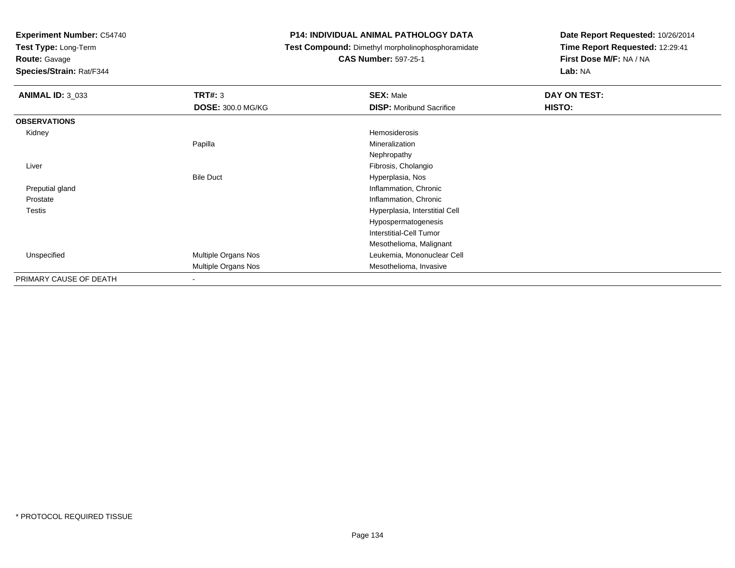**Experiment Number:** C54740
**Test Type:** Long-Term
**Route:** Gavage
**Species/Strain:** Rat/F344

**P14: INDIVIDUAL ANIMAL PATHOLOGY DATA**
**Test Compound:** Dimethyl morpholinophosphoramidate
**CAS Number:** 597-25-1

**Date Report Requested:** 10/26/2014
**Time Report Requested:** 12:29:41
**First Dose M/F:** NA / NA
**Lab:** NA

| **ANIMAL ID:** 3_033 | **TRT#:** 3 | **SEX:** Male | **DAY ON TEST:** |
|---|---|---|---|
| | **DOSE:** 300.0 MG/KG | **DISP:** Moribund Sacrifice | **HISTO:** |
| **OBSERVATIONS** | | | |
| Kidney | | Hemosiderosis | |
| | Papilla | Mineralization | |
| | | Nephropathy | |
| Liver | | Fibrosis, Cholangio | |
| | Bile Duct | Hyperplasia, Nos | |
| Preputial gland | | Inflammation, Chronic | |
| Prostate | | Inflammation, Chronic | |
| Testis | | Hyperplasia, Interstitial Cell | |
| | | Hypospermatogenesis | |
| | | Interstitial-Cell Tumor | |
| | | Mesothelioma, Malignant | |
| Unspecified | Multiple Organs Nos | Leukemia, Mononuclear Cell | |
| | Multiple Organs Nos | Mesothelioma, Invasive | |
| PRIMARY CAUSE OF DEATH | - | | |

\* PROTOCOL REQUIRED TISSUE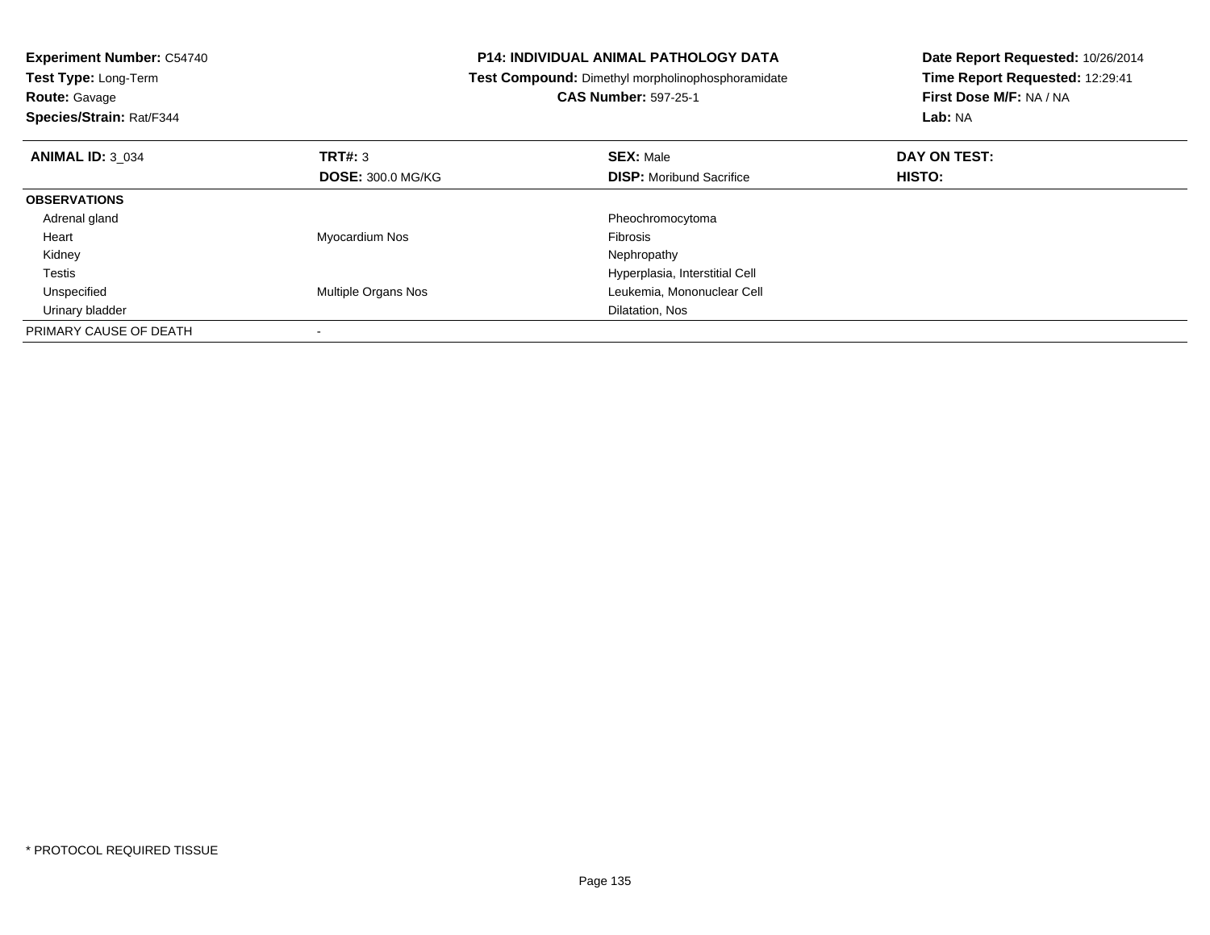**Experiment Number:** C54740
**Test Type:** Long-Term
**Route:** Gavage
**Species/Strain:** Rat/F344

**P14: INDIVIDUAL ANIMAL PATHOLOGY DATA**
**Test Compound:** Dimethyl morpholinophosphoramidate
**CAS Number:** 597-25-1

**Date Report Requested:** 10/26/2014
**Time Report Requested:** 12:29:41
**First Dose M/F:** NA / NA
**Lab:** NA

| **ANIMAL ID:** 3_034 | **TRT#:** 3 | **SEX:** Male | **DAY ON TEST:** |
|---|---|---|---|
| | **DOSE:** 300.0 MG/KG | **DISP:** Moribund Sacrifice | **HISTO:** |
| **OBSERVATIONS** | | | |
| Adrenal gland | | Pheochromocytoma | |
| Heart | Myocardium Nos | Fibrosis | |
| Kidney | | Nephropathy | |
| Testis | | Hyperplasia, Interstitial Cell | |
| Unspecified | Multiple Organs Nos | Leukemia, Mononuclear Cell | |
| Urinary bladder | | Dilatation, Nos | |
| PRIMARY CAUSE OF DEATH | - | | |

* PROTOCOL REQUIRED TISSUE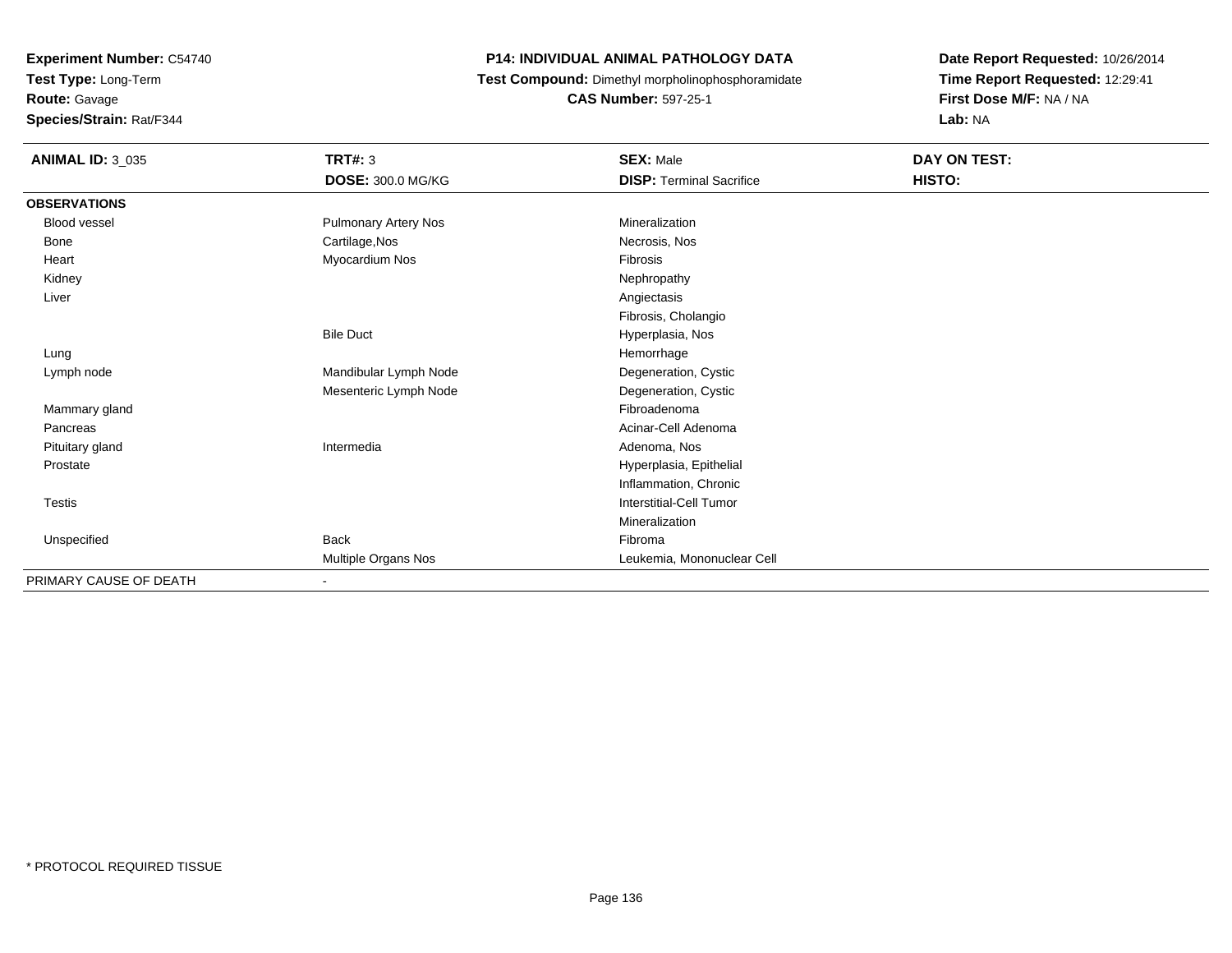**Experiment Number:** C54740
**Test Type:** Long-Term
**Route:** Gavage
**Species/Strain:** Rat/F344

# P14: INDIVIDUAL ANIMAL PATHOLOGY DATA

**Test Compound:** Dimethyl morpholinophosphoramidate
**CAS Number:** 597-25-1

**Date Report Requested:** 10/26/2014
**Time Report Requested:** 12:29:41
**First Dose M/F:** NA / NA
**Lab:** NA

| **ANIMAL ID:** 3_035 | **TRT#:** 3 | **SEX:** Male | **DAY ON TEST:** |
|---|---|---|---|
| | **DOSE:** 300.0 MG/KG | **DISP:** Terminal Sacrifice | **HISTO:** |
| **OBSERVATIONS** | | | |
| Blood vessel | Pulmonary Artery Nos | Mineralization | |
| Bone | Cartilage,Nos | Necrosis, Nos | |
| Heart | Myocardium Nos | Fibrosis | |
| Kidney | | Nephropathy | |
| Liver | | Angiectasis | |
| | | Fibrosis, Cholangio | |
| | Bile Duct | Hyperplasia, Nos | |
| Lung | | Hemorrhage | |
| Lymph node | Mandibular Lymph Node | Degeneration, Cystic | |
| | Mesenteric Lymph Node | Degeneration, Cystic | |
| Mammary gland | | Fibroadenoma | |
| Pancreas | | Acinar-Cell Adenoma | |
| Pituitary gland | Intermedia | Adenoma, Nos | |
| Prostate | | Hyperplasia, Epithelial | |
| | | Inflammation, Chronic | |
| Testis | | Interstitial-Cell Tumor | |
| | | Mineralization | |
| Unspecified | Back | Fibroma | |
| | Multiple Organs Nos | Leukemia, Mononuclear Cell | |
| PRIMARY CAUSE OF DEATH | - | | |

* PROTOCOL REQUIRED TISSUE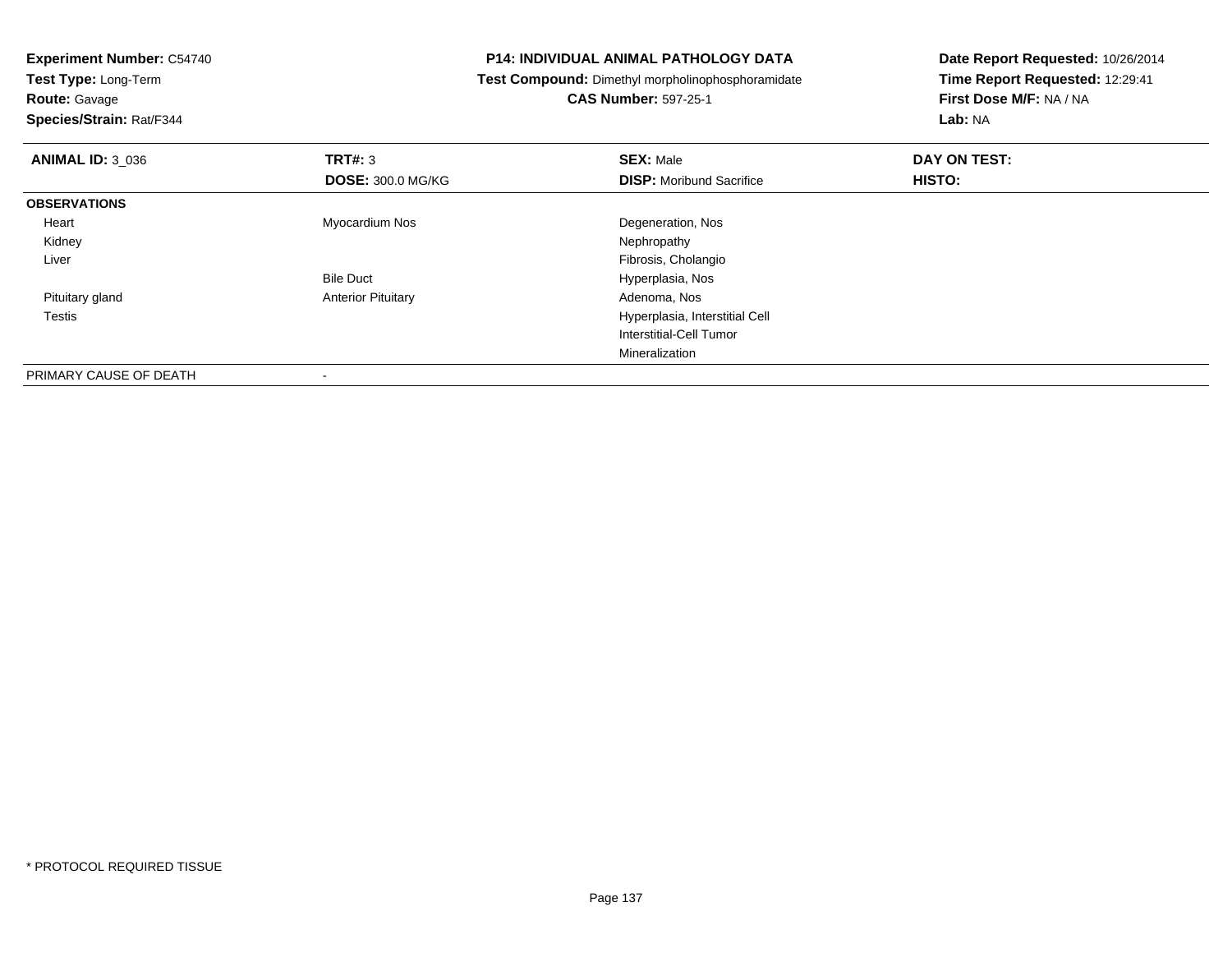**Experiment Number:** C54740
**Test Type:** Long-Term
**Route:** Gavage
**Species/Strain:** Rat/F344

**P14: INDIVIDUAL ANIMAL PATHOLOGY DATA**
**Test Compound:** Dimethyl morpholinophosphoramidate
**CAS Number:** 597-25-1

**Date Report Requested:** 10/26/2014
**Time Report Requested:** 12:29:41
**First Dose M/F:** NA / NA
**Lab:** NA

| **ANIMAL ID:** 3_036 | **TRT#:** 3 | **SEX:** Male | **DAY ON TEST:** |
|---|---|---|---|
| | **DOSE:** 300.0 MG/KG | **DISP:** Moribund Sacrifice | **HISTO:** |
| **OBSERVATIONS** | | | |
| Heart | Myocardium Nos | Degeneration, Nos | |
| Kidney | | Nephropathy | |
| Liver | | Fibrosis, Cholangio | |
| | Bile Duct | Hyperplasia, Nos | |
| Pituitary gland | Anterior Pituitary | Adenoma, Nos | |
| Testis | | Hyperplasia, Interstitial Cell | |
| | | Interstitial-Cell Tumor | |
| | | Mineralization | |
| PRIMARY CAUSE OF DEATH | - | | |

* PROTOCOL REQUIRED TISSUE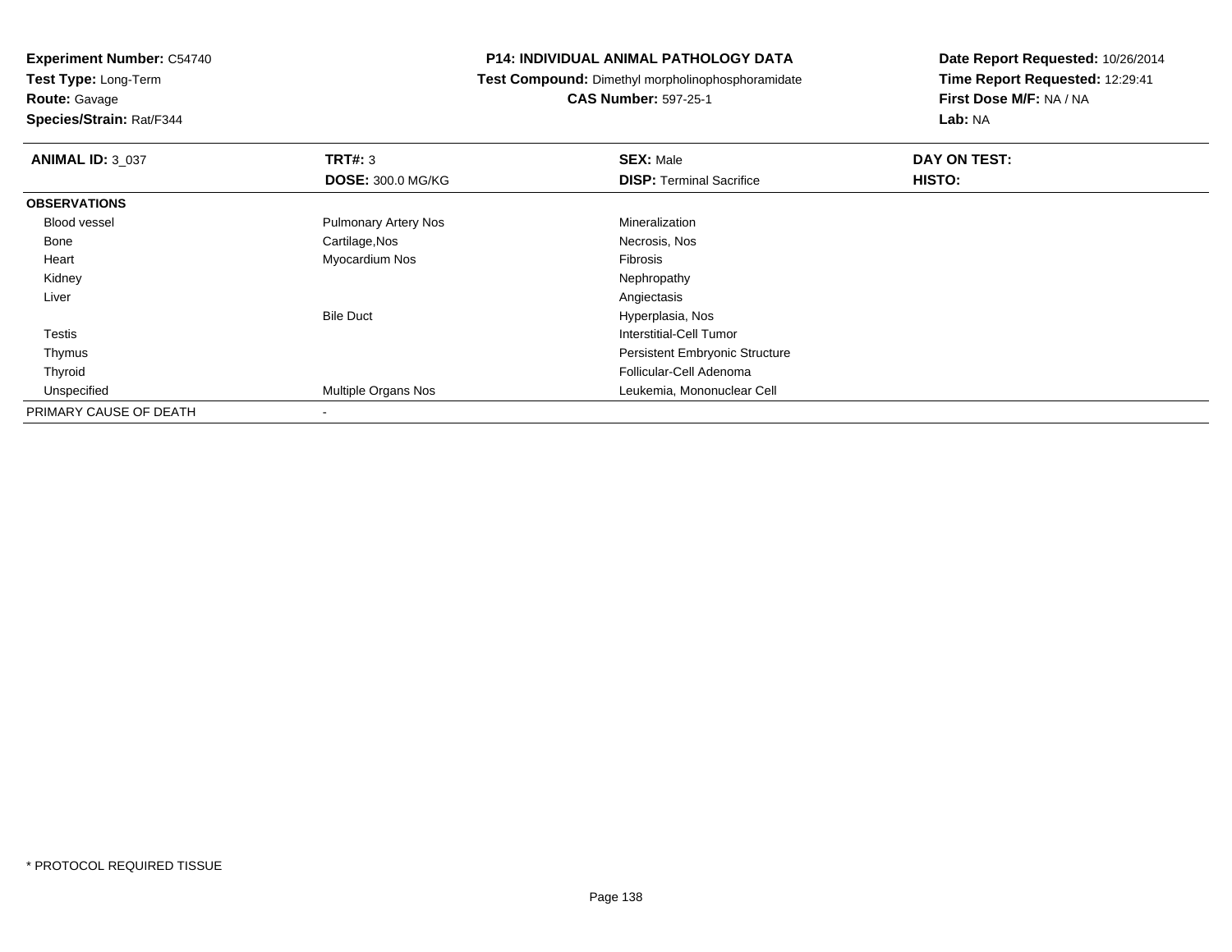**Experiment Number:** C54740
**Test Type:** Long-Term
**Route:** Gavage
**Species/Strain:** Rat/F344

**P14: INDIVIDUAL ANIMAL PATHOLOGY DATA**
**Test Compound:** Dimethyl morpholinophosphoramidate
**CAS Number:** 597-25-1

**Date Report Requested:** 10/26/2014
**Time Report Requested:** 12:29:41
**First Dose M/F:** NA / NA
**Lab:** NA

| **ANIMAL ID:** 3_037 | **TRT#:** 3 | **SEX:** Male | **DAY ON TEST:** |
|---|---|---|---|
| | **DOSE:** 300.0 MG/KG | **DISP:** Terminal Sacrifice | **HISTO:** |
| **OBSERVATIONS** | | | |
| Blood vessel | Pulmonary Artery Nos | Mineralization | |
| Bone | Cartilage,Nos | Necrosis, Nos | |
| Heart | Myocardium Nos | Fibrosis | |
| Kidney | | Nephropathy | |
| Liver | | Angiectasis | |
| | Bile Duct | Hyperplasia, Nos | |
| Testis | | Interstitial-Cell Tumor | |
| Thymus | | Persistent Embryonic Structure | |
| Thyroid | | Follicular-Cell Adenoma | |
| Unspecified | Multiple Organs Nos | Leukemia, Mononuclear Cell | |
| PRIMARY CAUSE OF DEATH | - | | |

\* PROTOCOL REQUIRED TISSUE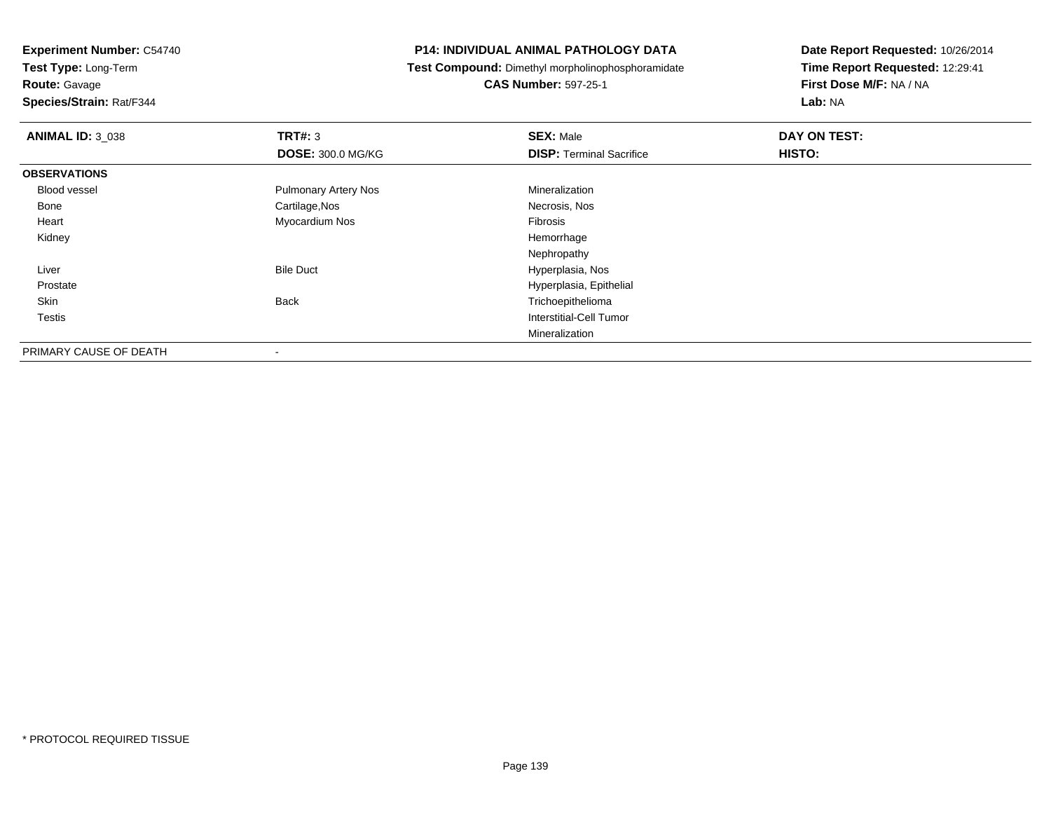**Experiment Number:** C54740
**Test Type:** Long-Term
**Route:** Gavage
**Species/Strain:** Rat/F344

# P14: INDIVIDUAL ANIMAL PATHOLOGY DATA

**Test Compound:** Dimethyl morpholinophosphoramidate
**CAS Number:** 597-25-1

**Date Report Requested:** 10/26/2014
**Time Report Requested:** 12:29:41
**First Dose M/F:** NA / NA
**Lab:** NA

| **ANIMAL ID:** 3_038 | **TRT#:** 3 | **SEX:** Male | **DAY ON TEST:** |
|---|---|---|---|
| | **DOSE:** 300.0 MG/KG | **DISP:** Terminal Sacrifice | **HISTO:** |
| **OBSERVATIONS** | | | |
| Blood vessel | Pulmonary Artery Nos | Mineralization | |
| Bone | Cartilage,Nos | Necrosis, Nos | |
| Heart | Myocardium Nos | Fibrosis | |
| Kidney | | Hemorrhage | |
| | | Nephropathy | |
| Liver | Bile Duct | Hyperplasia, Nos | |
| Prostate | | Hyperplasia, Epithelial | |
| Skin | Back | Trichoepithelioma | |
| Testis | | Interstitial-Cell Tumor | |
| | | Mineralization | |
| PRIMARY CAUSE OF DEATH | - | | |

* PROTOCOL REQUIRED TISSUE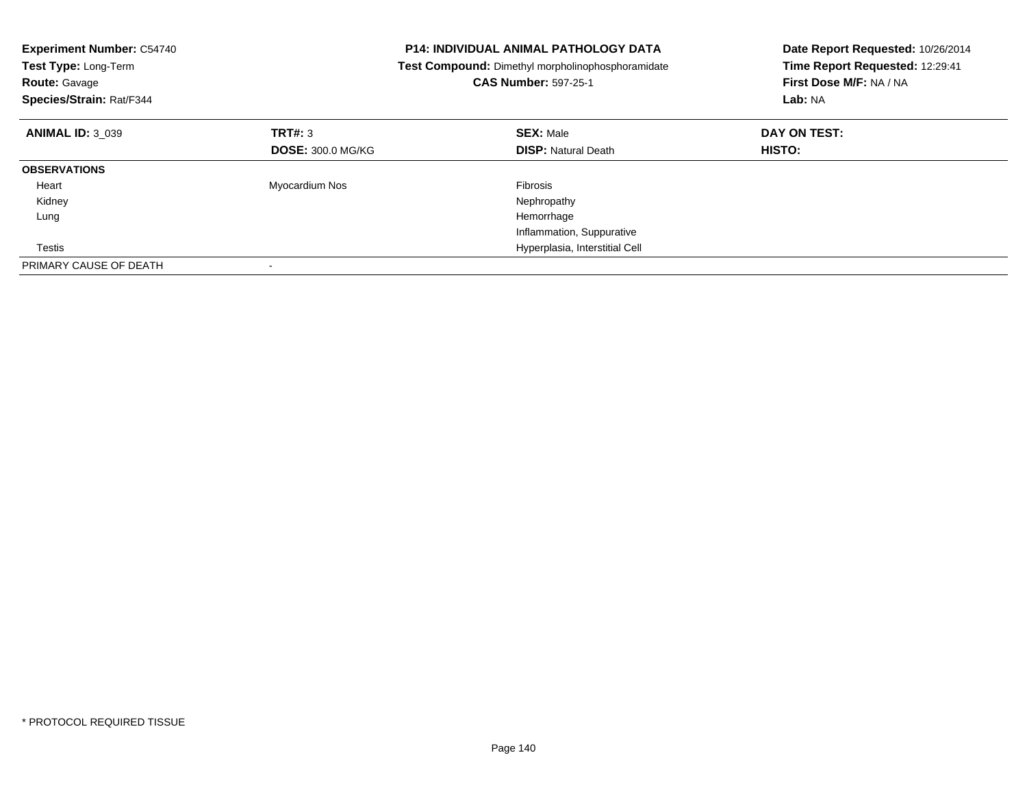**Experiment Number:** C54740
**Test Type:** Long-Term
**Route:** Gavage
**Species/Strain:** Rat/F344

**P14: INDIVIDUAL ANIMAL PATHOLOGY DATA**
**Test Compound:** Dimethyl morpholinophosphoramidate
**CAS Number:** 597-25-1

**Date Report Requested:** 10/26/2014
**Time Report Requested:** 12:29:41
**First Dose M/F:** NA / NA
**Lab:** NA

| **ANIMAL ID:** 3_039 | **TRT#:** 3 | **SEX:** Male | **DAY ON TEST:** |
|---|---|---|---|
| | **DOSE:** 300.0 MG/KG | **DISP:** Natural Death | **HISTO:** |
| **OBSERVATIONS** | | | |
| Heart | Myocardium Nos | Fibrosis | |
| Kidney | | Nephropathy | |
| Lung | | Hemorrhage | |
| | | Inflammation, Suppurative | |
| Testis | | Hyperplasia, Interstitial Cell | |
| PRIMARY CAUSE OF DEATH | - | | |

* PROTOCOL REQUIRED TISSUE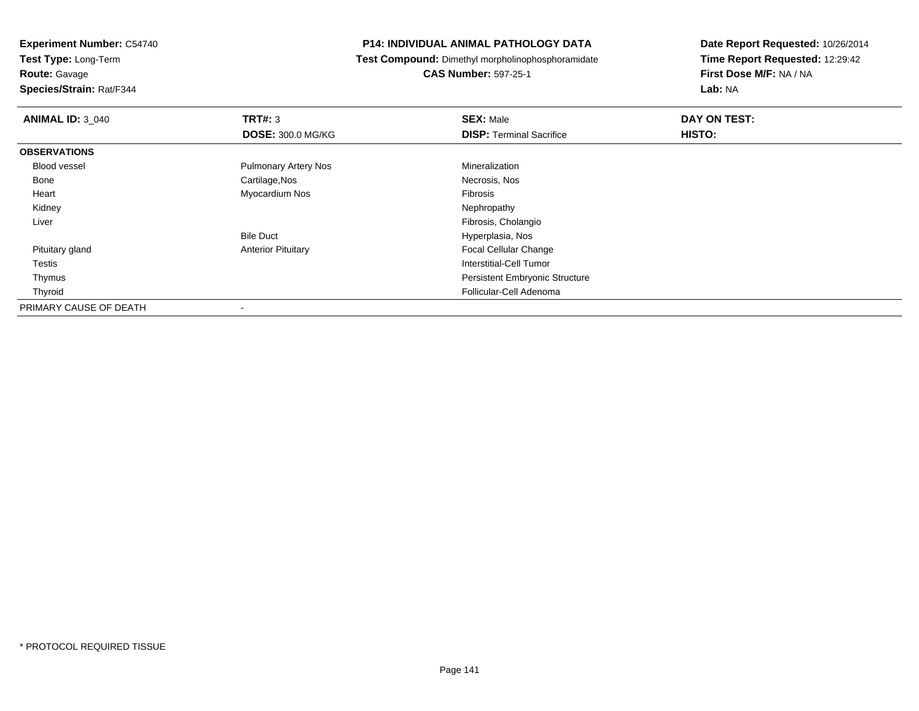**Experiment Number:** C54740
**Test Type:** Long-Term
**Route:** Gavage
**Species/Strain:** Rat/F344

**P14: INDIVIDUAL ANIMAL PATHOLOGY DATA**
**Test Compound:** Dimethyl morpholinophosphoramidate
**CAS Number:** 597-25-1

**Date Report Requested:** 10/26/2014
**Time Report Requested:** 12:29:42
**First Dose M/F:** NA / NA
**Lab:** NA

| **ANIMAL ID:** 3_040 | **TRT#:** 3 | **SEX:** Male | **DAY ON TEST:** |
|---|---|---|---|
| | **DOSE:** 300.0 MG/KG | **DISP:** Terminal Sacrifice | **HISTO:** |
| **OBSERVATIONS** | | | |
| Blood vessel | Pulmonary Artery Nos | Mineralization | |
| Bone | Cartilage,Nos | Necrosis, Nos | |
| Heart | Myocardium Nos | Fibrosis | |
| Kidney | | Nephropathy | |
| Liver | | Fibrosis, Cholangio | |
| | Bile Duct | Hyperplasia, Nos | |
| Pituitary gland | Anterior Pituitary | Focal Cellular Change | |
| Testis | | Interstitial-Cell Tumor | |
| Thymus | | Persistent Embryonic Structure | |
| Thyroid | | Follicular-Cell Adenoma | |
| PRIMARY CAUSE OF DEATH | - | | |

* PROTOCOL REQUIRED TISSUE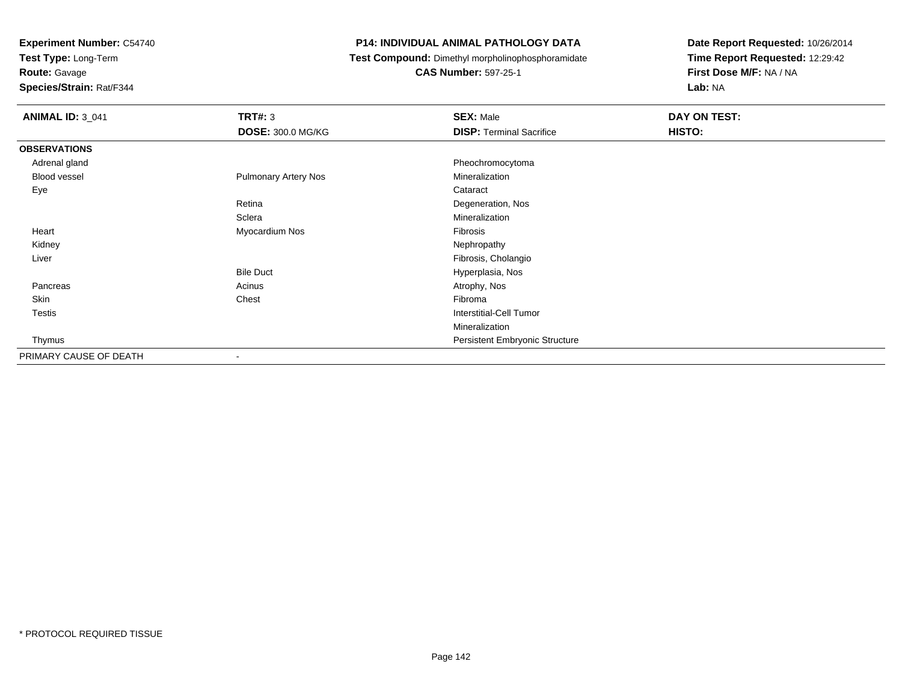**Experiment Number:** C54740
**Test Type:** Long-Term
**Route:** Gavage
**Species/Strain:** Rat/F344

**P14: INDIVIDUAL ANIMAL PATHOLOGY DATA**
**Test Compound:** Dimethyl morpholinophosphoramidate
**CAS Number:** 597-25-1

**Date Report Requested:** 10/26/2014
**Time Report Requested:** 12:29:42
**First Dose M/F:** NA / NA
**Lab:** NA

| **ANIMAL ID:** 3_041 | **TRT#:** 3 | **SEX:** Male | **DAY ON TEST:** |
|---|---|---|---|
| | **DOSE:** 300.0 MG/KG | **DISP:** Terminal Sacrifice | **HISTO:** |
| **OBSERVATIONS** | | | |
| Adrenal gland | | Pheochromocytoma | |
| Blood vessel | Pulmonary Artery Nos | Mineralization | |
| Eye | | Cataract | |
| | Retina | Degeneration, Nos | |
| | Sclera | Mineralization | |
| Heart | Myocardium Nos | Fibrosis | |
| Kidney | | Nephropathy | |
| Liver | | Fibrosis, Cholangio | |
| | Bile Duct | Hyperplasia, Nos | |
| Pancreas | Acinus | Atrophy, Nos | |
| Skin | Chest | Fibroma | |
| Testis | | Interstitial-Cell Tumor | |
| | | Mineralization | |
| Thymus | | Persistent Embryonic Structure | |
| PRIMARY CAUSE OF DEATH | - | | |

* PROTOCOL REQUIRED TISSUE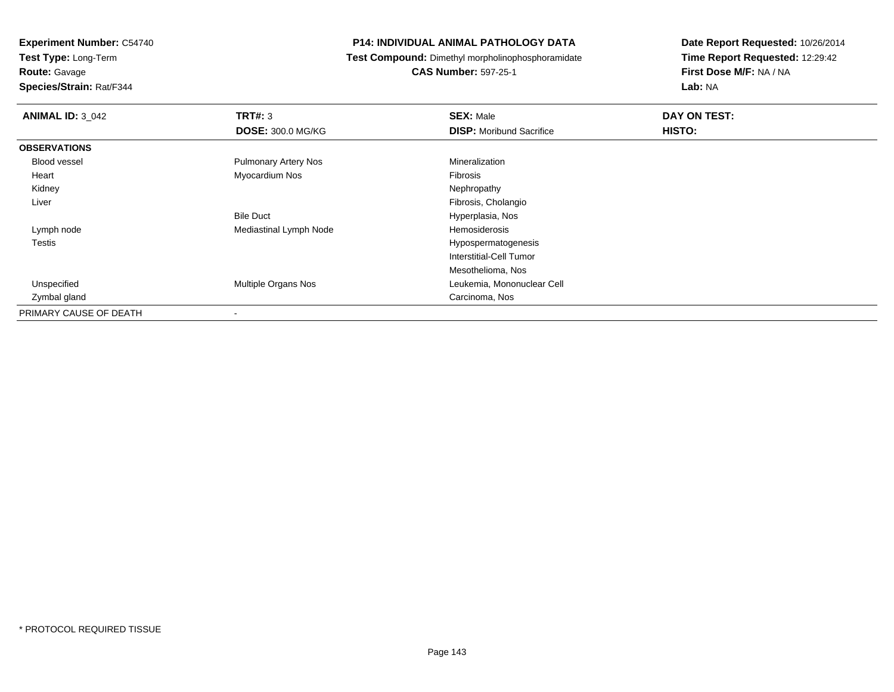**Experiment Number:** C54740
**Test Type:** Long-Term
**Route:** Gavage
**Species/Strain:** Rat/F344

## P14: INDIVIDUAL ANIMAL PATHOLOGY DATA

**Test Compound:** Dimethyl morpholinophosphoramidate
**CAS Number:** 597-25-1

**Date Report Requested:** 10/26/2014
**Time Report Requested:** 12:29:42
**First Dose M/F:** NA / NA
**Lab:** NA

| **ANIMAL ID:** 3_042 | **TRT#:** 3 | **SEX:** Male | **DAY ON TEST:** |
|---|---|---|---|
| | **DOSE:** 300.0 MG/KG | **DISP:** Moribund Sacrifice | **HISTO:** |
| **OBSERVATIONS** | | | |
| Blood vessel | Pulmonary Artery Nos | Mineralization | |
| Heart | Myocardium Nos | Fibrosis | |
| Kidney | | Nephropathy | |
| Liver | | Fibrosis, Cholangio | |
| | Bile Duct | Hyperplasia, Nos | |
| Lymph node | Mediastinal Lymph Node | Hemosiderosis | |
| Testis | | Hypospermatogenesis | |
| | | Interstitial-Cell Tumor | |
| | | Mesothelioma, Nos | |
| Unspecified | Multiple Organs Nos | Leukemia, Mononuclear Cell | |
| Zymbal gland | | Carcinoma, Nos | |
| PRIMARY CAUSE OF DEATH | - | | |

* PROTOCOL REQUIRED TISSUE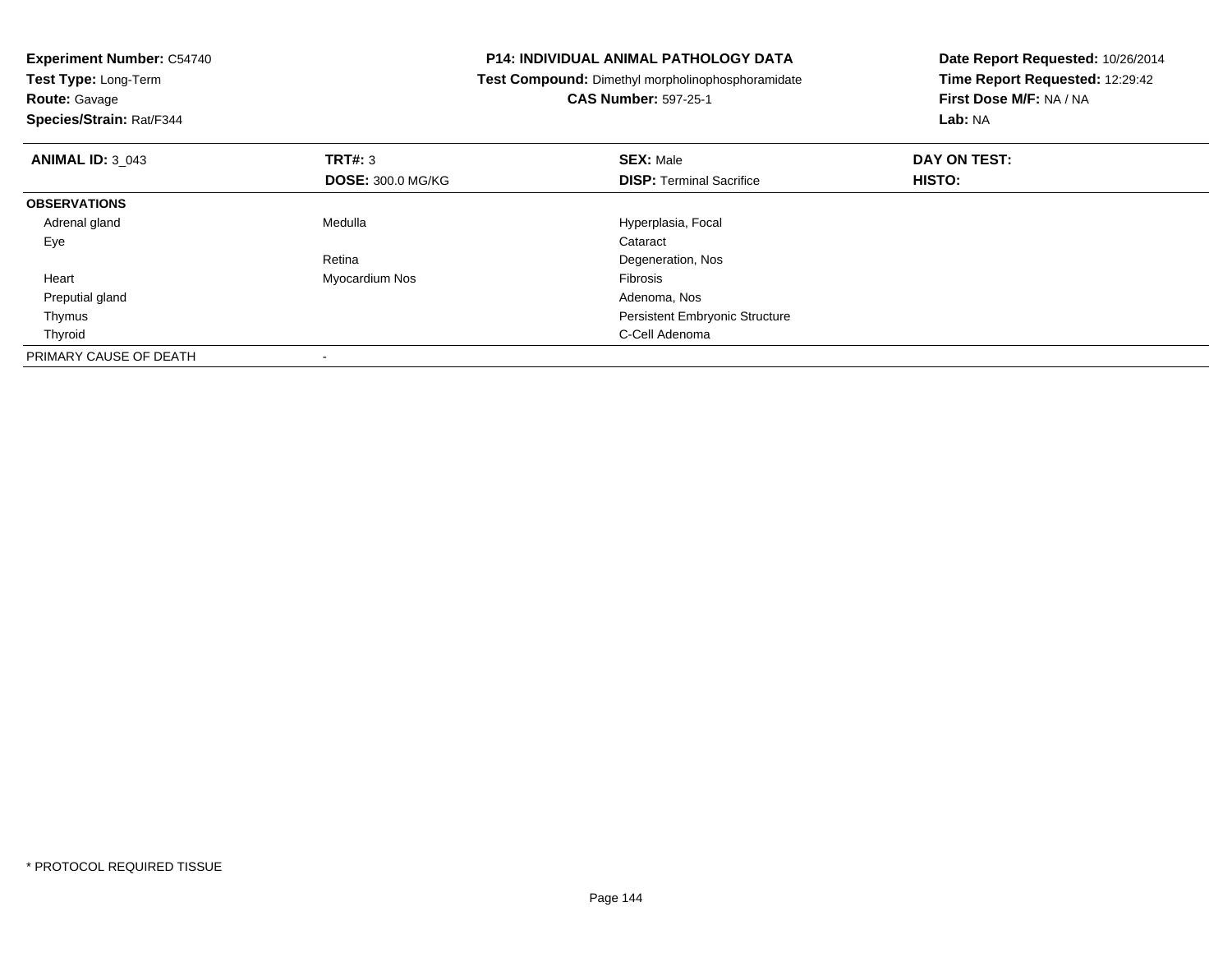**Experiment Number:** C54740
**Test Type:** Long-Term
**Route:** Gavage
**Species/Strain:** Rat/F344

**P14: INDIVIDUAL ANIMAL PATHOLOGY DATA**
**Test Compound:** Dimethyl morpholinophosphoramidate
**CAS Number:** 597-25-1

**Date Report Requested:** 10/26/2014
**Time Report Requested:** 12:29:42
**First Dose M/F:** NA / NA
**Lab:** NA

| **ANIMAL ID:** 3_043 | **TRT#:** 3 | **SEX:** Male | **DAY ON TEST:** |
|---|---|---|---|
| | **DOSE:** 300.0 MG/KG | **DISP:** Terminal Sacrifice | **HISTO:** |
| **OBSERVATIONS** | | | |
| Adrenal gland | Medulla | Hyperplasia, Focal | |
| Eye | | Cataract | |
| | Retina | Degeneration, Nos | |
| Heart | Myocardium Nos | Fibrosis | |
| Preputial gland | | Adenoma, Nos | |
| Thymus | | Persistent Embryonic Structure | |
| Thyroid | | C-Cell Adenoma | |
| PRIMARY CAUSE OF DEATH | - | | |

\* PROTOCOL REQUIRED TISSUE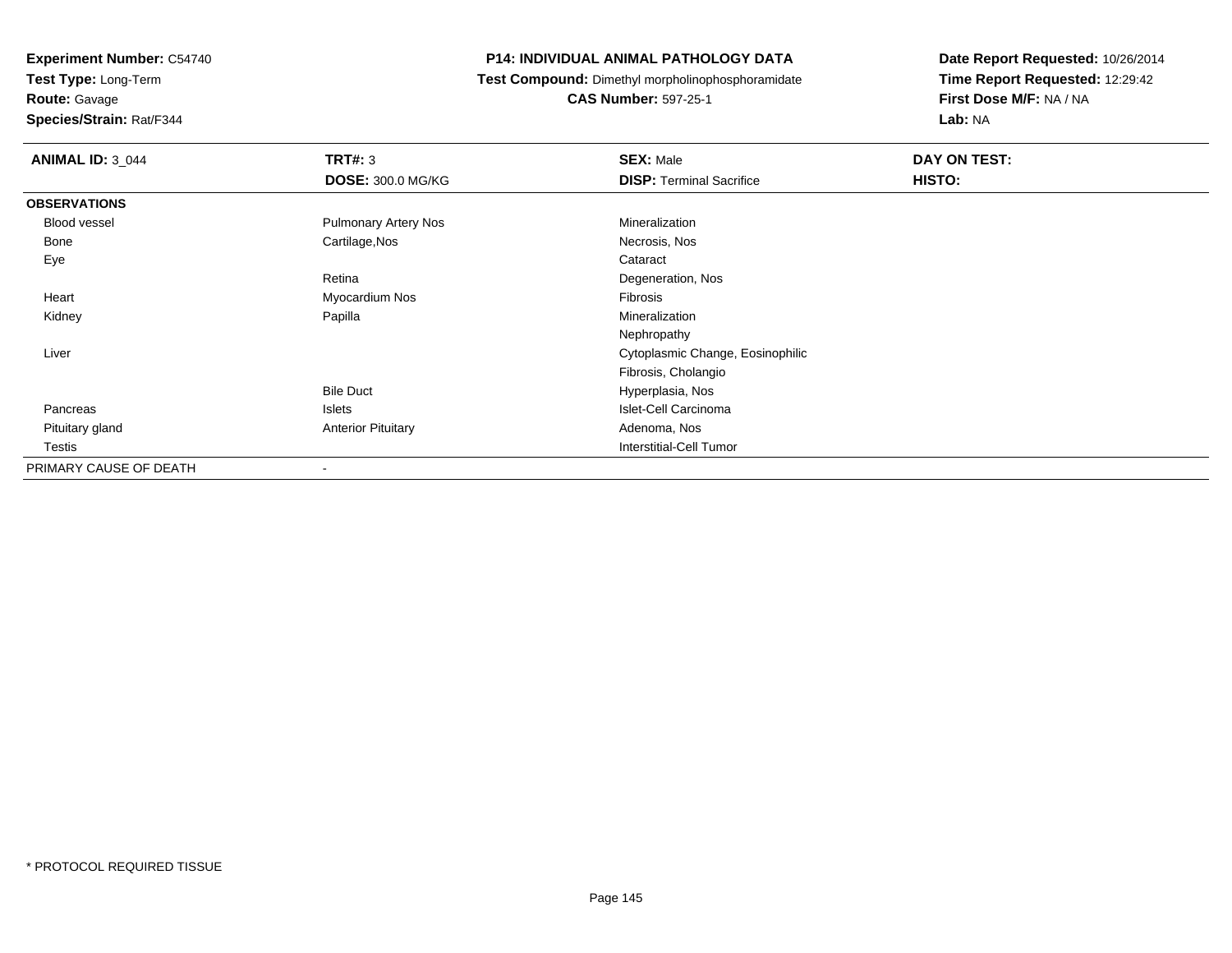**Experiment Number:** C54740
**Test Type:** Long-Term
**Route:** Gavage
**Species/Strain:** Rat/F344

**P14: INDIVIDUAL ANIMAL PATHOLOGY DATA**
**Test Compound:** Dimethyl morpholinophosphoramidate
**CAS Number:** 597-25-1

**Date Report Requested:** 10/26/2014
**Time Report Requested:** 12:29:42
**First Dose M/F:** NA / NA
**Lab:** NA

| **ANIMAL ID:** 3_044 | **TRT#:** 3 | **SEX:** Male | **DAY ON TEST:** |
|---|---|---|---|
| | **DOSE:** 300.0 MG/KG | **DISP:** Terminal Sacrifice | **HISTO:** |
| **OBSERVATIONS** | | | |
| Blood vessel | Pulmonary Artery Nos | Mineralization | |
| Bone | Cartilage,Nos | Necrosis, Nos | |
| Eye | | Cataract | |
| | Retina | Degeneration, Nos | |
| Heart | Myocardium Nos | Fibrosis | |
| Kidney | Papilla | Mineralization | |
| | | Nephropathy | |
| Liver | | Cytoplasmic Change, Eosinophilic | |
| | | Fibrosis, Cholangio | |
| | Bile Duct | Hyperplasia, Nos | |
| Pancreas | Islets | Islet-Cell Carcinoma | |
| Pituitary gland | Anterior Pituitary | Adenoma, Nos | |
| Testis | | Interstitial-Cell Tumor | |
| PRIMARY CAUSE OF DEATH | - | | |

* PROTOCOL REQUIRED TISSUE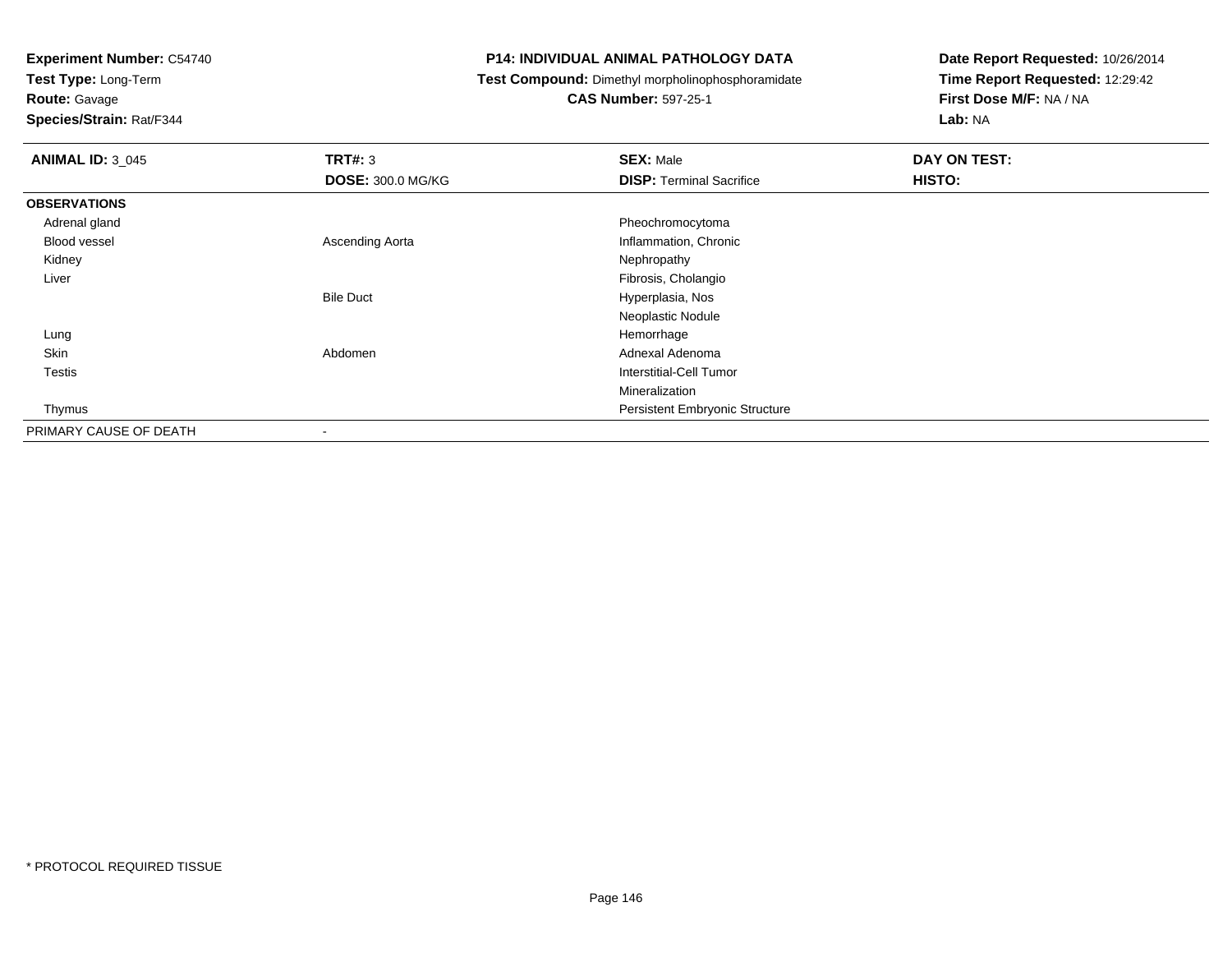**Experiment Number:** C54740
**Test Type:** Long-Term
**Route:** Gavage
**Species/Strain:** Rat/F344

**P14: INDIVIDUAL ANIMAL PATHOLOGY DATA**
**Test Compound:** Dimethyl morpholinophosphoramidate
**CAS Number:** 597-25-1

**Date Report Requested:** 10/26/2014
**Time Report Requested:** 12:29:42
**First Dose M/F:** NA / NA
**Lab:** NA

| **ANIMAL ID:** 3_045 | **TRT#:** 3 | **SEX:** Male | **DAY ON TEST:** |
|---|---|---|---|
| | **DOSE:** 300.0 MG/KG | **DISP:** Terminal Sacrifice | **HISTO:** |
| **OBSERVATIONS** | | | |
| Adrenal gland | | Pheochromocytoma | |
| Blood vessel | Ascending Aorta | Inflammation, Chronic | |
| Kidney | | Nephropathy | |
| Liver | | Fibrosis, Cholangio | |
| | Bile Duct | Hyperplasia, Nos | |
| | | Neoplastic Nodule | |
| Lung | | Hemorrhage | |
| Skin | Abdomen | Adnexal Adenoma | |
| Testis | | Interstitial-Cell Tumor | |
| | | Mineralization | |
| Thymus | | Persistent Embryonic Structure | |
| PRIMARY CAUSE OF DEATH | - | | |

* PROTOCOL REQUIRED TISSUE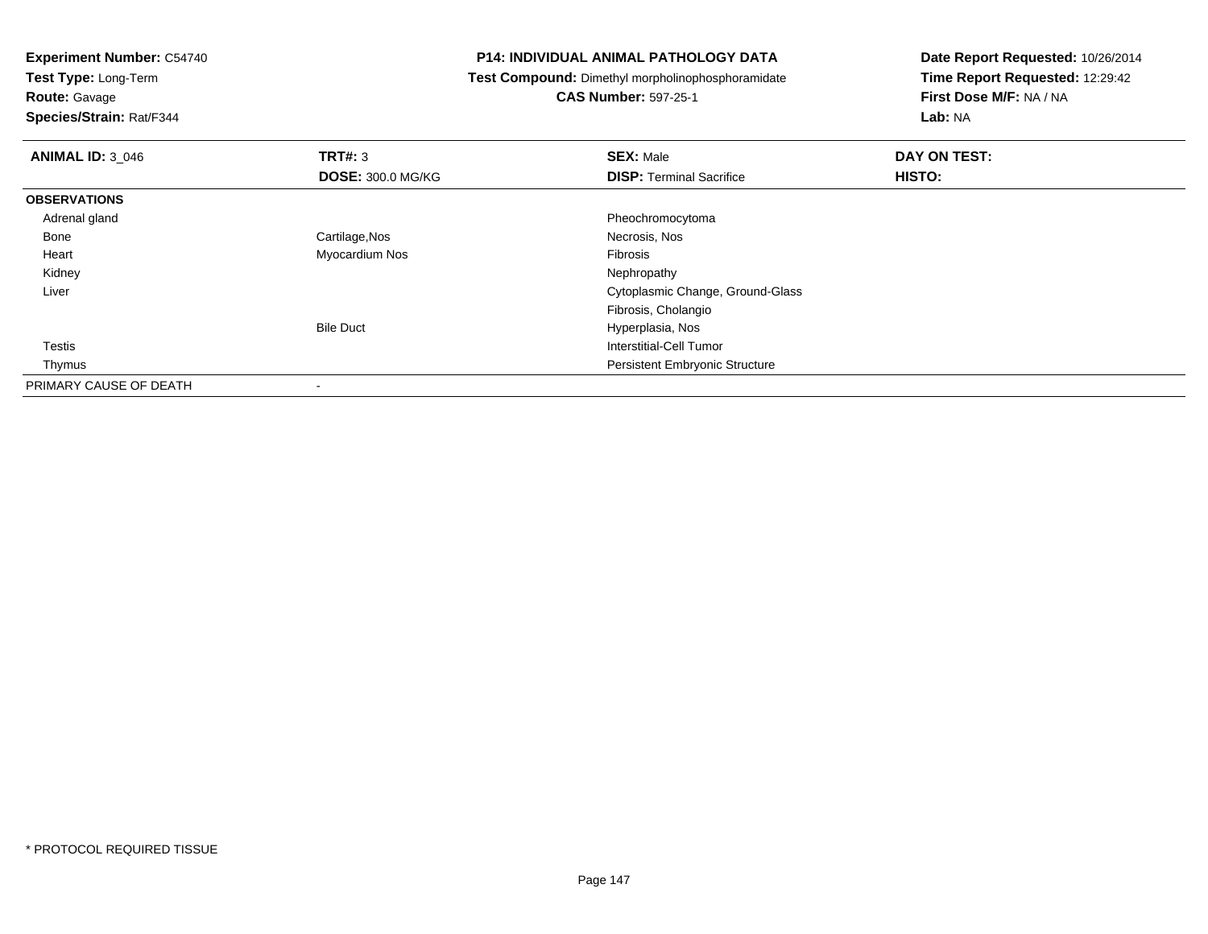**Experiment Number:** C54740
**Test Type:** Long-Term
**Route:** Gavage
**Species/Strain:** Rat/F344

**P14: INDIVIDUAL ANIMAL PATHOLOGY DATA**
**Test Compound:** Dimethyl morpholinophosphoramidate
**CAS Number:** 597-25-1

**Date Report Requested:** 10/26/2014
**Time Report Requested:** 12:29:42
**First Dose M/F:** NA / NA
**Lab:** NA

| **ANIMAL ID:** 3_046 | **TRT#:** 3 | **SEX:** Male | **DAY ON TEST:** |
|---|---|---|---|
| | **DOSE:** 300.0 MG/KG | **DISP:** Terminal Sacrifice | **HISTO:** |
| **OBSERVATIONS** | | | |
| Adrenal gland | | Pheochromocytoma | |
| Bone | Cartilage,Nos | Necrosis, Nos | |
| Heart | Myocardium Nos | Fibrosis | |
| Kidney | | Nephropathy | |
| Liver | | Cytoplasmic Change, Ground-Glass | |
| | | Fibrosis, Cholangio | |
| | Bile Duct | Hyperplasia, Nos | |
| Testis | | Interstitial-Cell Tumor | |
| Thymus | | Persistent Embryonic Structure | |
| PRIMARY CAUSE OF DEATH | - | | |

* PROTOCOL REQUIRED TISSUE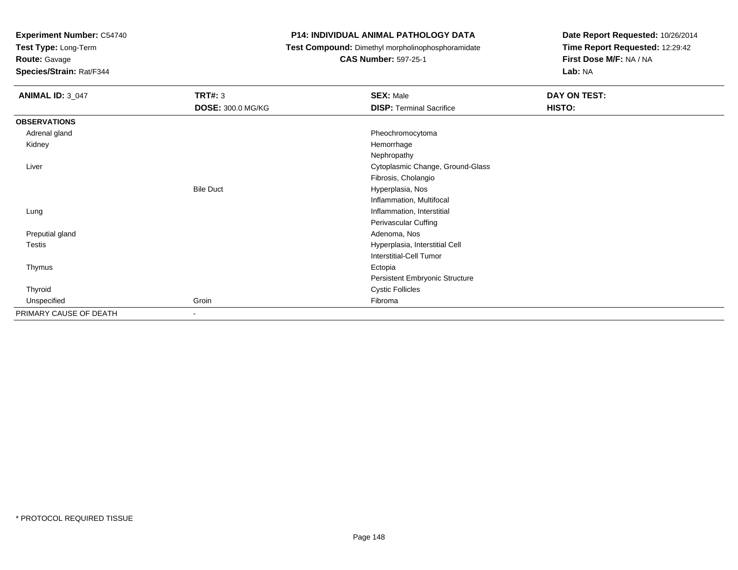**Experiment Number:** C54740
**Test Type:** Long-Term
**Route:** Gavage
**Species/Strain:** Rat/F344

**P14: INDIVIDUAL ANIMAL PATHOLOGY DATA**
**Test Compound:** Dimethyl morpholinophosphoramidate
**CAS Number:** 597-25-1

**Date Report Requested:** 10/26/2014
**Time Report Requested:** 12:29:42
**First Dose M/F:** NA / NA
**Lab:** NA

| **ANIMAL ID:** 3_047 | **TRT#:** 3 | **SEX:** Male | **DAY ON TEST:** |
|---|---|---|---|
| | **DOSE:** 300.0 MG/KG | **DISP:** Terminal Sacrifice | **HISTO:** |
| **OBSERVATIONS** | | | |
| Adrenal gland | | Pheochromocytoma | |
| Kidney | | Hemorrhage | |
| | | Nephropathy | |
| Liver | | Cytoplasmic Change, Ground-Glass | |
| | | Fibrosis, Cholangio | |
| | Bile Duct | Hyperplasia, Nos | |
| | | Inflammation, Multifocal | |
| Lung | | Inflammation, Interstitial | |
| | | Perivascular Cuffing | |
| Preputial gland | | Adenoma, Nos | |
| Testis | | Hyperplasia, Interstitial Cell | |
| | | Interstitial-Cell Tumor | |
| Thymus | | Ectopia | |
| | | Persistent Embryonic Structure | |
| Thyroid | | Cystic Follicles | |
| Unspecified | Groin | Fibroma | |
| PRIMARY CAUSE OF DEATH | - | | |

* PROTOCOL REQUIRED TISSUE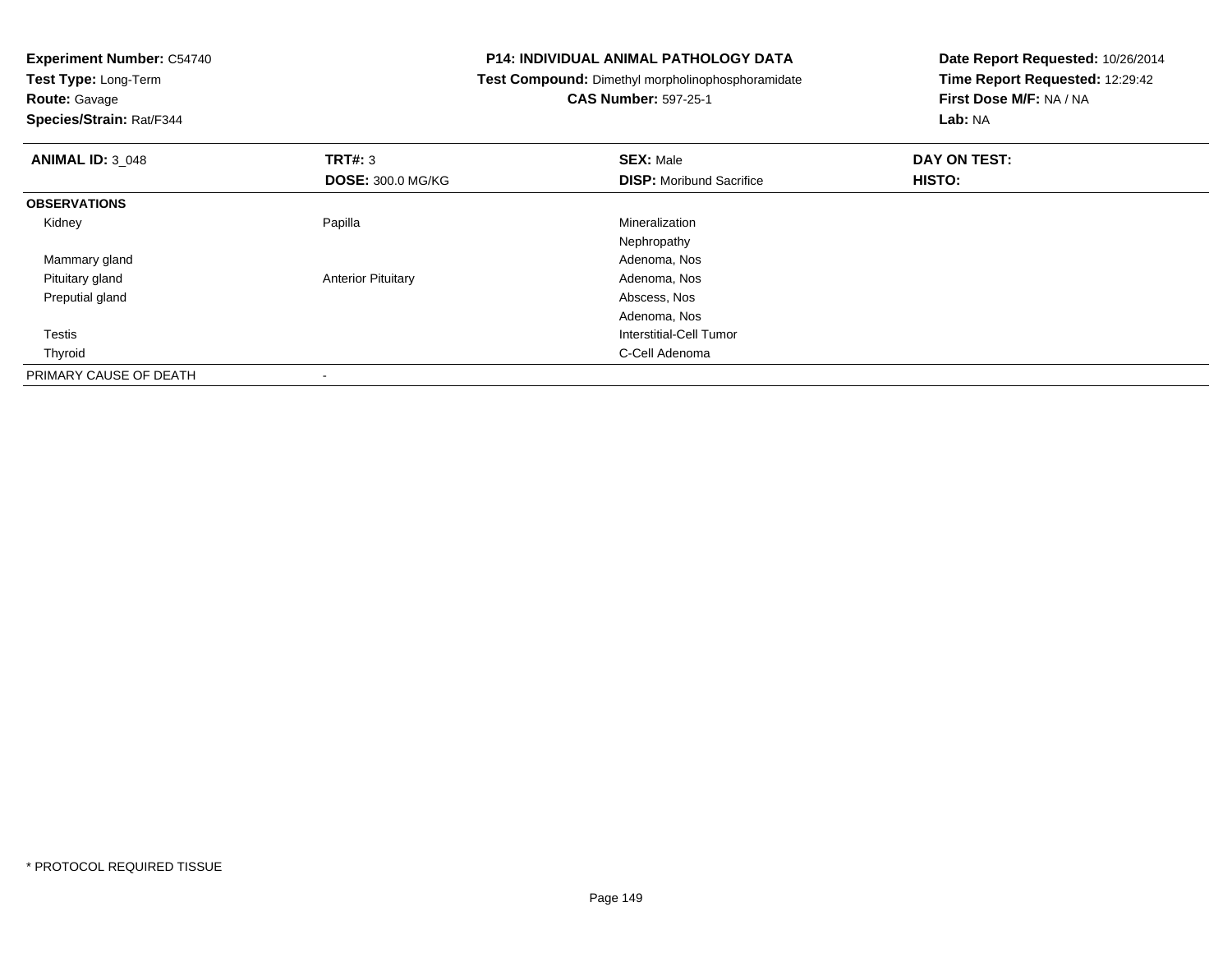**Experiment Number:** C54740
**Test Type:** Long-Term
**Route:** Gavage
**Species/Strain:** Rat/F344

**P14: INDIVIDUAL ANIMAL PATHOLOGY DATA**
**Test Compound:** Dimethyl morpholinophosphoramidate
**CAS Number:** 597-25-1

**Date Report Requested:** 10/26/2014
**Time Report Requested:** 12:29:42
**First Dose M/F:** NA / NA
**Lab:** NA

| **ANIMAL ID:** 3_048 | **TRT#:** 3 | **SEX:** Male | **DAY ON TEST:** |
|---|---|---|---|
| | **DOSE:** 300.0 MG/KG | **DISP:** Moribund Sacrifice | **HISTO:** |
| **OBSERVATIONS** | | | |
| Kidney | Papilla | Mineralization | |
| | | Nephropathy | |
| Mammary gland | | Adenoma, Nos | |
| Pituitary gland | Anterior Pituitary | Adenoma, Nos | |
| Preputial gland | | Abscess, Nos | |
| | | Adenoma, Nos | |
| Testis | | Interstitial-Cell Tumor | |
| Thyroid | | C-Cell Adenoma | |
| PRIMARY CAUSE OF DEATH | - | | |

* PROTOCOL REQUIRED TISSUE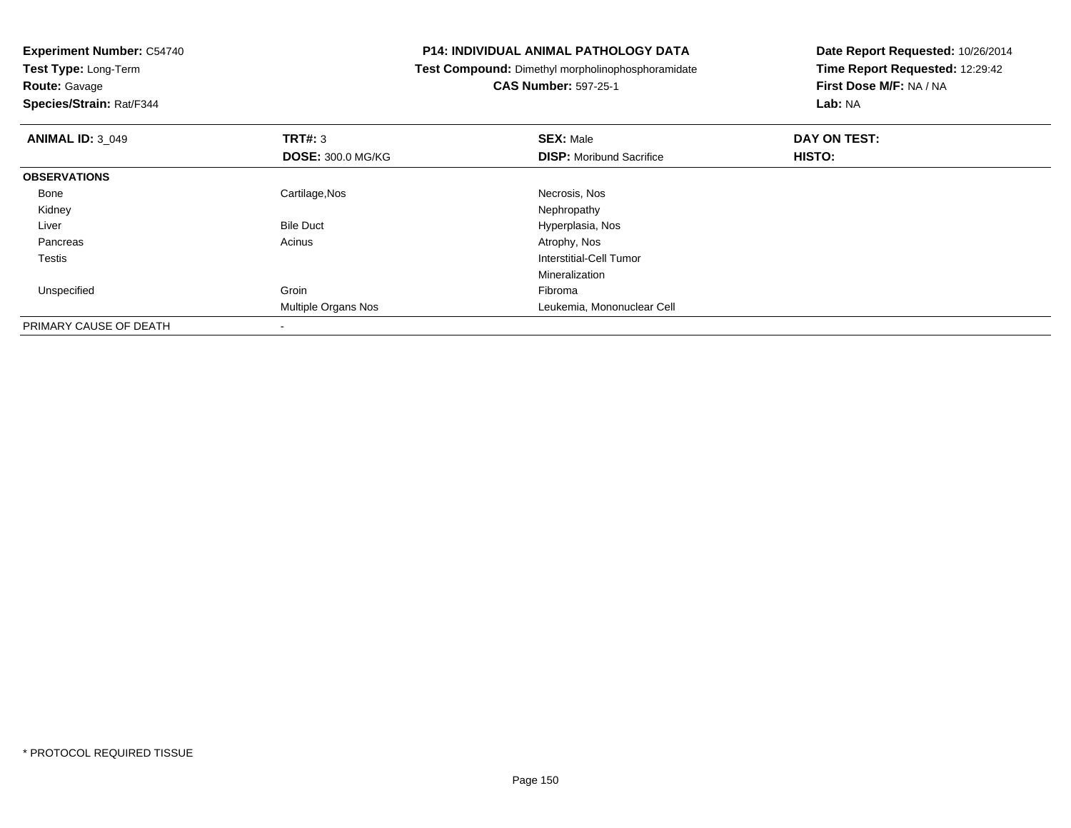**Experiment Number:** C54740
**Test Type:** Long-Term
**Route:** Gavage
**Species/Strain:** Rat/F344

**P14: INDIVIDUAL ANIMAL PATHOLOGY DATA**
**Test Compound:** Dimethyl morpholinophosphoramidate
**CAS Number:** 597-25-1

**Date Report Requested:** 10/26/2014
**Time Report Requested:** 12:29:42
**First Dose M/F:** NA / NA
**Lab:** NA

| **ANIMAL ID:** 3_049 | **TRT#:** 3 | **SEX:** Male | **DAY ON TEST:** |
|---|---|---|---|
| | **DOSE:** 300.0 MG/KG | **DISP:** Moribund Sacrifice | **HISTO:** |
| **OBSERVATIONS** | | | |
| Bone | Cartilage,Nos | Necrosis, Nos | |
| Kidney | | Nephropathy | |
| Liver | Bile Duct | Hyperplasia, Nos | |
| Pancreas | Acinus | Atrophy, Nos | |
| Testis | | Interstitial-Cell Tumor | |
| | | Mineralization | |
| Unspecified | Groin | Fibroma | |
| | Multiple Organs Nos | Leukemia, Mononuclear Cell | |
| PRIMARY CAUSE OF DEATH | - | | |

\* PROTOCOL REQUIRED TISSUE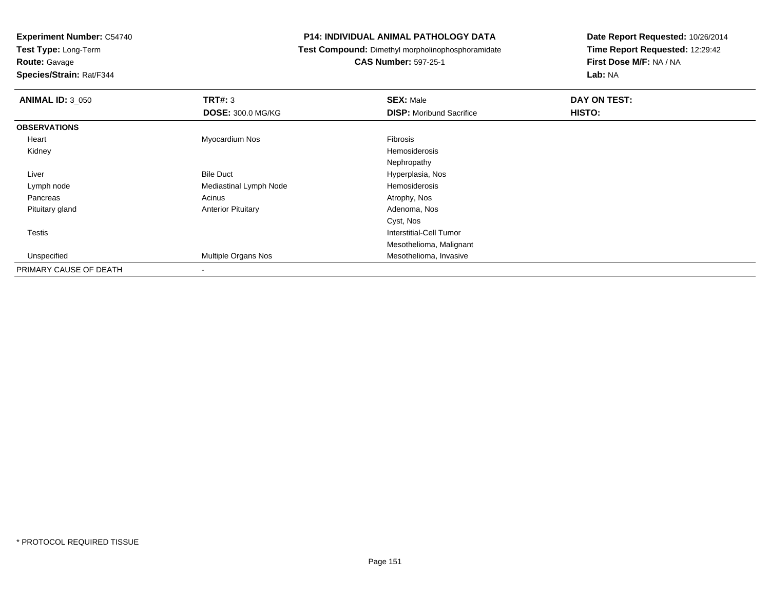**Experiment Number:** C54740
**Test Type:** Long-Term
**Route:** Gavage
**Species/Strain:** Rat/F344

**P14: INDIVIDUAL ANIMAL PATHOLOGY DATA**
**Test Compound:** Dimethyl morpholinophosphoramidate
**CAS Number:** 597-25-1

**Date Report Requested:** 10/26/2014
**Time Report Requested:** 12:29:42
**First Dose M/F:** NA / NA
**Lab:** NA

| **ANIMAL ID:** 3_050 | **TRT#:** 3 | **SEX:** Male | **DAY ON TEST:** |
|---|---|---|---|
| | **DOSE:** 300.0 MG/KG | **DISP:** Moribund Sacrifice | **HISTO:** |
| **OBSERVATIONS** | | | |
| Heart | Myocardium Nos | Fibrosis | |
| Kidney | | Hemosiderosis | |
| | | Nephropathy | |
| Liver | Bile Duct | Hyperplasia, Nos | |
| Lymph node | Mediastinal Lymph Node | Hemosiderosis | |
| Pancreas | Acinus | Atrophy, Nos | |
| Pituitary gland | Anterior Pituitary | Adenoma, Nos | |
| | | Cyst, Nos | |
| Testis | | Interstitial-Cell Tumor | |
| | | Mesothelioma, Malignant | |
| Unspecified | Multiple Organs Nos | Mesothelioma, Invasive | |
| PRIMARY CAUSE OF DEATH | - | | |

\* PROTOCOL REQUIRED TISSUE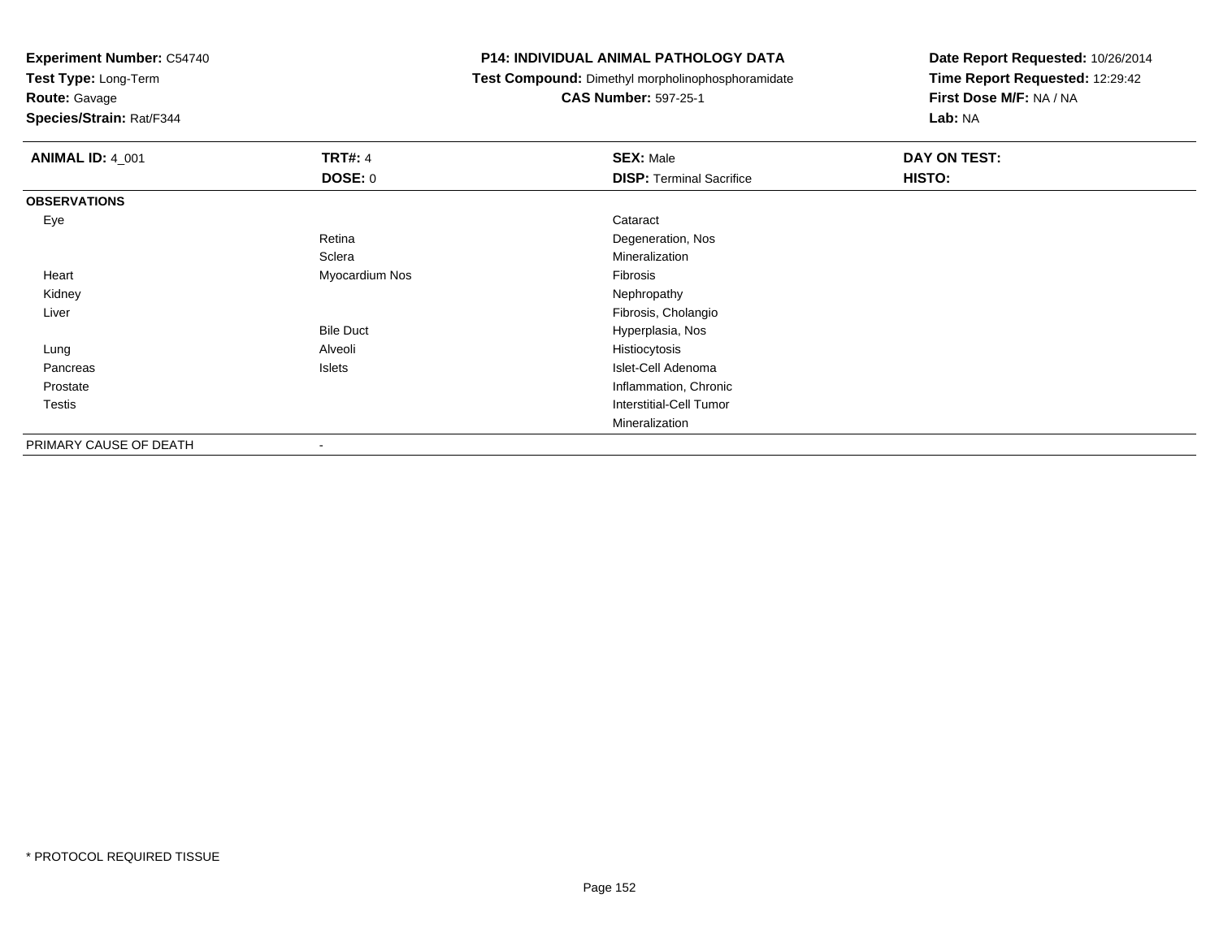**Experiment Number:** C54740
**Test Type:** Long-Term
**Route:** Gavage
**Species/Strain:** Rat/F344

**P14: INDIVIDUAL ANIMAL PATHOLOGY DATA**
**Test Compound:** Dimethyl morpholinophosphoramidate
**CAS Number:** 597-25-1

**Date Report Requested:** 10/26/2014
**Time Report Requested:** 12:29:42
**First Dose M/F:** NA / NA
**Lab:** NA

| **ANIMAL ID:** 4_001 | **TRT#:** 4 | **SEX:** Male | **DAY ON TEST:** |
|---|---|---|---|
| | **DOSE:** 0 | **DISP:** Terminal Sacrifice | **HISTO:** |
| **OBSERVATIONS** | | | |
| Eye | | Cataract | |
| | Retina | Degeneration, Nos | |
| | Sclera | Mineralization | |
| Heart | Myocardium Nos | Fibrosis | |
| Kidney | | Nephropathy | |
| Liver | | Fibrosis, Cholangio | |
| | Bile Duct | Hyperplasia, Nos | |
| Lung | Alveoli | Histiocytosis | |
| Pancreas | Islets | Islet-Cell Adenoma | |
| Prostate | | Inflammation, Chronic | |
| Testis | | Interstitial-Cell Tumor | |
| | | Mineralization | |
| PRIMARY CAUSE OF DEATH | - | | |

* PROTOCOL REQUIRED TISSUE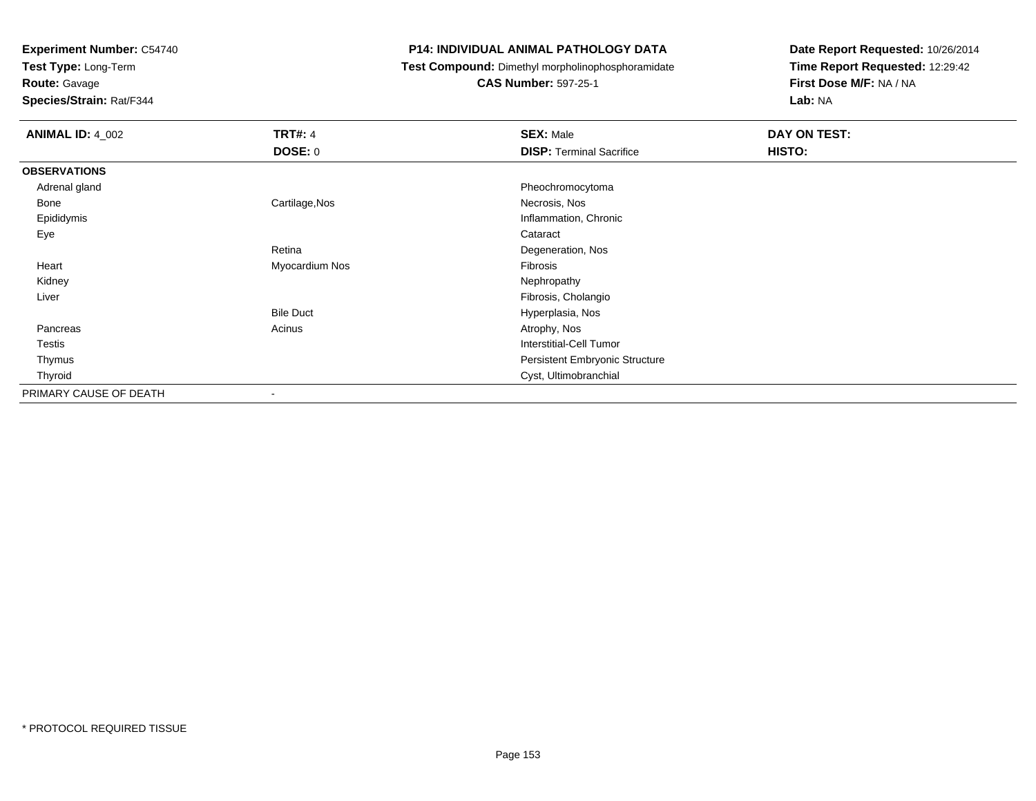**Experiment Number:** C54740
**Test Type:** Long-Term
**Route:** Gavage
**Species/Strain:** Rat/F344

**P14: INDIVIDUAL ANIMAL PATHOLOGY DATA**
**Test Compound:** Dimethyl morpholinophosphoramidate
**CAS Number:** 597-25-1

**Date Report Requested:** 10/26/2014
**Time Report Requested:** 12:29:42
**First Dose M/F:** NA / NA
**Lab:** NA

| **ANIMAL ID:** 4_002 | **TRT#:** 4 | **SEX:** Male | **DAY ON TEST:** |
|---|---|---|---|
| | **DOSE:** 0 | **DISP:** Terminal Sacrifice | **HISTO:** |
| **OBSERVATIONS** | | | |
| Adrenal gland | | Pheochromocytoma | |
| Bone | Cartilage,Nos | Necrosis, Nos | |
| Epididymis | | Inflammation, Chronic | |
| Eye | | Cataract | |
| | Retina | Degeneration, Nos | |
| Heart | Myocardium Nos | Fibrosis | |
| Kidney | | Nephropathy | |
| Liver | | Fibrosis, Cholangio | |
| | Bile Duct | Hyperplasia, Nos | |
| Pancreas | Acinus | Atrophy, Nos | |
| Testis | | Interstitial-Cell Tumor | |
| Thymus | | Persistent Embryonic Structure | |
| Thyroid | | Cyst, Ultimobranchial | |
| PRIMARY CAUSE OF DEATH | - | | |

* PROTOCOL REQUIRED TISSUE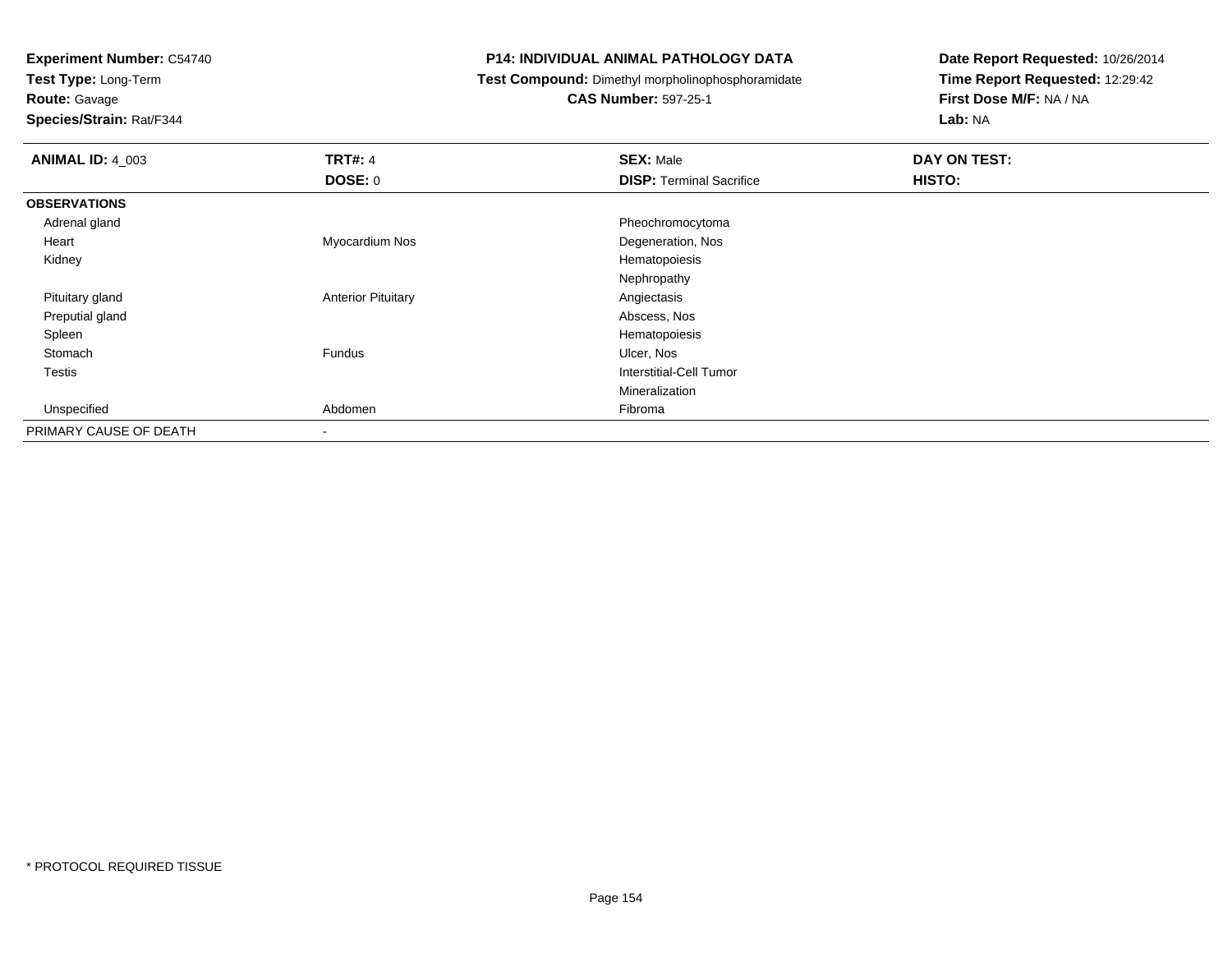**Experiment Number:** C54740
**Test Type:** Long-Term
**Route:** Gavage
**Species/Strain:** Rat/F344

**P14: INDIVIDUAL ANIMAL PATHOLOGY DATA**
**Test Compound:** Dimethyl morpholinophosphoramidate
**CAS Number:** 597-25-1

**Date Report Requested:** 10/26/2014
**Time Report Requested:** 12:29:42
**First Dose M/F:** NA / NA
**Lab:** NA

| **ANIMAL ID:** 4_003 | **TRT#:** 4 | **SEX:** Male | **DAY ON TEST:** |
|---|---|---|---|
| | **DOSE:** 0 | **DISP:** Terminal Sacrifice | **HISTO:** |
| **OBSERVATIONS** | | | |
| Adrenal gland | | Pheochromocytoma | |
| Heart | Myocardium Nos | Degeneration, Nos | |
| Kidney | | Hematopoiesis | |
| | | Nephropathy | |
| Pituitary gland | Anterior Pituitary | Angiectasis | |
| Preputial gland | | Abscess, Nos | |
| Spleen | | Hematopoiesis | |
| Stomach | Fundus | Ulcer, Nos | |
| Testis | | Interstitial-Cell Tumor | |
| | | Mineralization | |
| Unspecified | Abdomen | Fibroma | |
| PRIMARY CAUSE OF DEATH | - | | |

* PROTOCOL REQUIRED TISSUE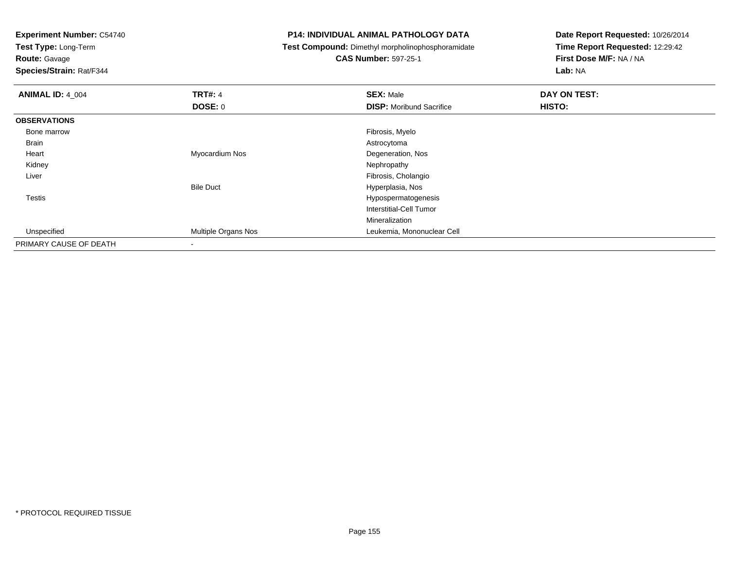**Experiment Number:** C54740
**Test Type:** Long-Term
**Route:** Gavage
**Species/Strain:** Rat/F344

**P14: INDIVIDUAL ANIMAL PATHOLOGY DATA**
**Test Compound:** Dimethyl morpholinophosphoramidate
**CAS Number:** 597-25-1

**Date Report Requested:** 10/26/2014
**Time Report Requested:** 12:29:42
**First Dose M/F:** NA / NA
**Lab:** NA

| **ANIMAL ID:** 4_004 | **TRT#:** 4 | **SEX:** Male | **DAY ON TEST:** |
|---|---|---|---|
| | **DOSE:** 0 | **DISP:** Moribund Sacrifice | **HISTO:** |
| **OBSERVATIONS** | | | |
| Bone marrow | | Fibrosis, Myelo | |
| Brain | | Astrocytoma | |
| Heart | Myocardium Nos | Degeneration, Nos | |
| Kidney | | Nephropathy | |
| Liver | | Fibrosis, Cholangio | |
| | Bile Duct | Hyperplasia, Nos | |
| Testis | | Hypospermatogenesis | |
| | | Interstitial-Cell Tumor | |
| | | Mineralization | |
| Unspecified | Multiple Organs Nos | Leukemia, Mononuclear Cell | |
| PRIMARY CAUSE OF DEATH | - | | |

* PROTOCOL REQUIRED TISSUE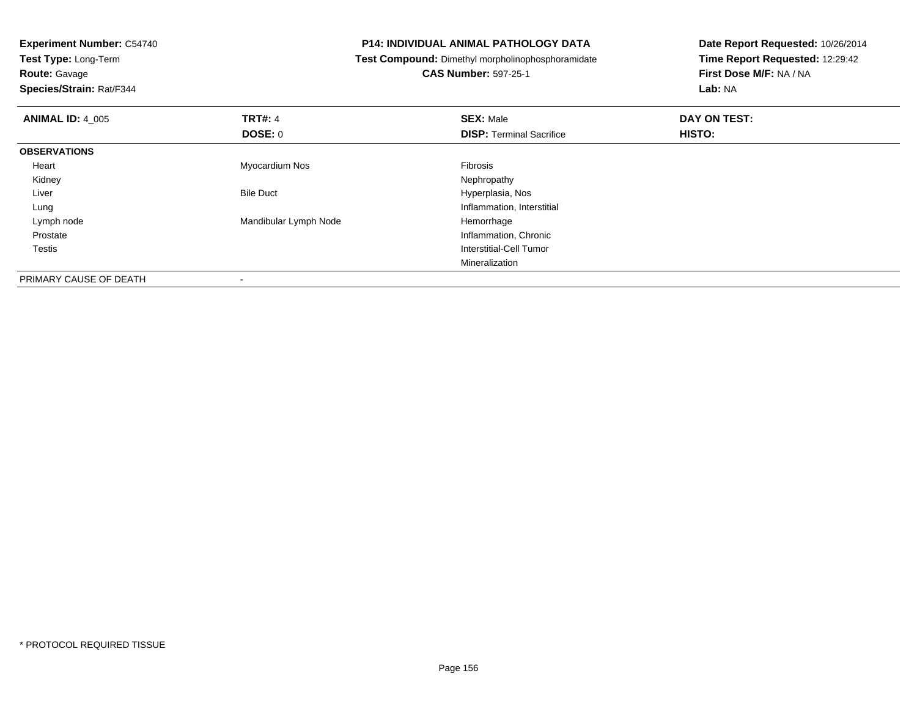**Experiment Number:** C54740
**Test Type:** Long-Term
**Route:** Gavage
**Species/Strain:** Rat/F344

**P14: INDIVIDUAL ANIMAL PATHOLOGY DATA**
**Test Compound:** Dimethyl morpholinophosphoramidate
**CAS Number:** 597-25-1

**Date Report Requested:** 10/26/2014
**Time Report Requested:** 12:29:42
**First Dose M/F:** NA / NA
**Lab:** NA

| **ANIMAL ID:** 4_005 | **TRT#:** 4 | **SEX:** Male | **DAY ON TEST:** |
|---|---|---|---|
| | **DOSE:** 0 | **DISP:** Terminal Sacrifice | **HISTO:** |
| **OBSERVATIONS** | | | |
| Heart | Myocardium Nos | Fibrosis | |
| Kidney | | Nephropathy | |
| Liver | Bile Duct | Hyperplasia, Nos | |
| Lung | | Inflammation, Interstitial | |
| Lymph node | Mandibular Lymph Node | Hemorrhage | |
| Prostate | | Inflammation, Chronic | |
| Testis | | Interstitial-Cell Tumor | |
| | | Mineralization | |
| PRIMARY CAUSE OF DEATH | - | | |

* PROTOCOL REQUIRED TISSUE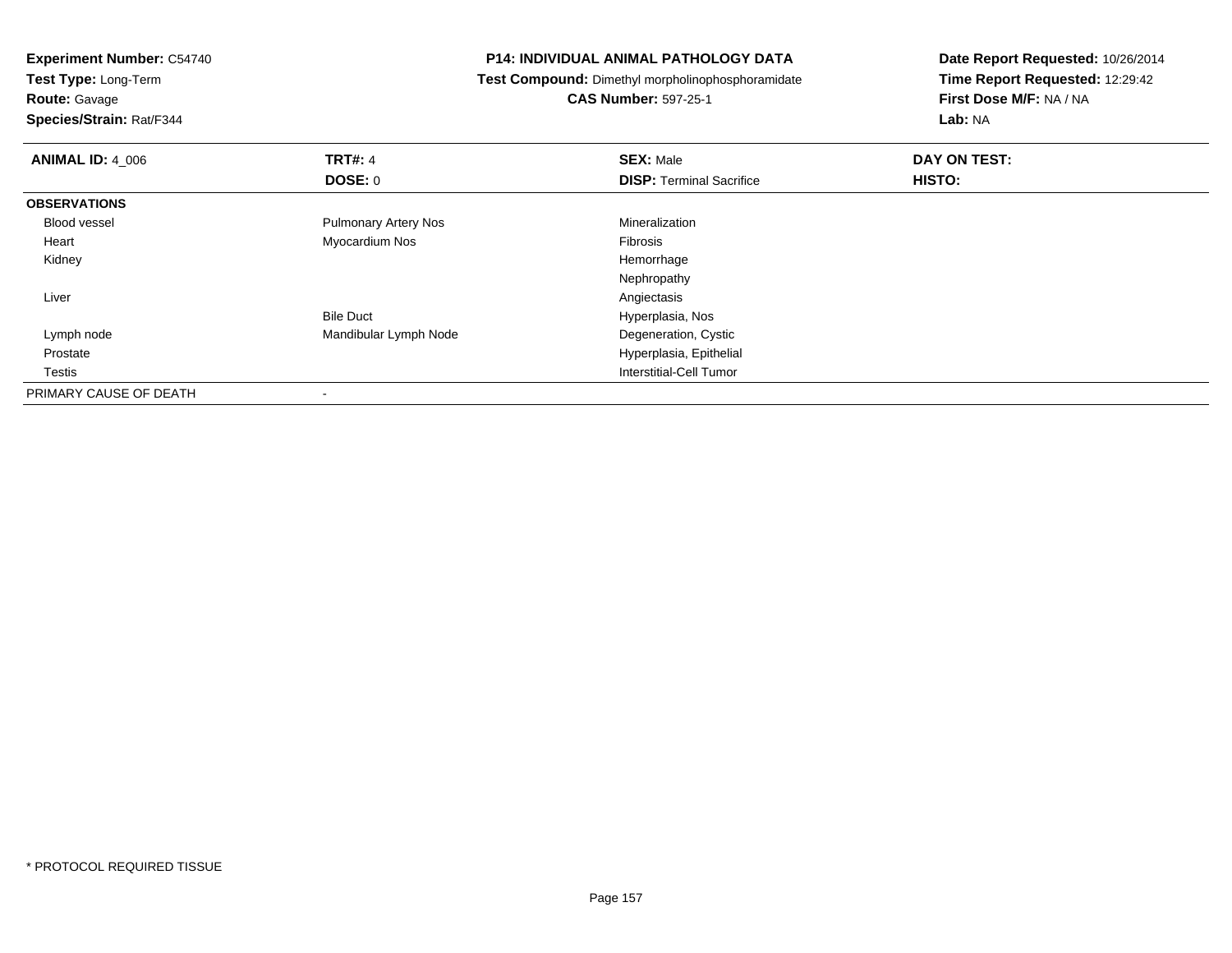**Experiment Number:** C54740
**Test Type:** Long-Term
**Route:** Gavage
**Species/Strain:** Rat/F344

**P14: INDIVIDUAL ANIMAL PATHOLOGY DATA**
**Test Compound:** Dimethyl morpholinophosphoramidate
**CAS Number:** 597-25-1

**Date Report Requested:** 10/26/2014
**Time Report Requested:** 12:29:42
**First Dose M/F:** NA / NA
**Lab:** NA

| **ANIMAL ID:** 4_006 | **TRT#:** 4 | **SEX:** Male | **DAY ON TEST:** |
|---|---|---|---|
| | **DOSE:** 0 | **DISP:** Terminal Sacrifice | **HISTO:** |
| **OBSERVATIONS** | | | |
| Blood vessel | Pulmonary Artery Nos | Mineralization | |
| Heart | Myocardium Nos | Fibrosis | |
| Kidney | | Hemorrhage | |
| | | Nephropathy | |
| Liver | | Angiectasis | |
| | Bile Duct | Hyperplasia, Nos | |
| Lymph node | Mandibular Lymph Node | Degeneration, Cystic | |
| Prostate | | Hyperplasia, Epithelial | |
| Testis | | Interstitial-Cell Tumor | |
| PRIMARY CAUSE OF DEATH | - | | |

* PROTOCOL REQUIRED TISSUE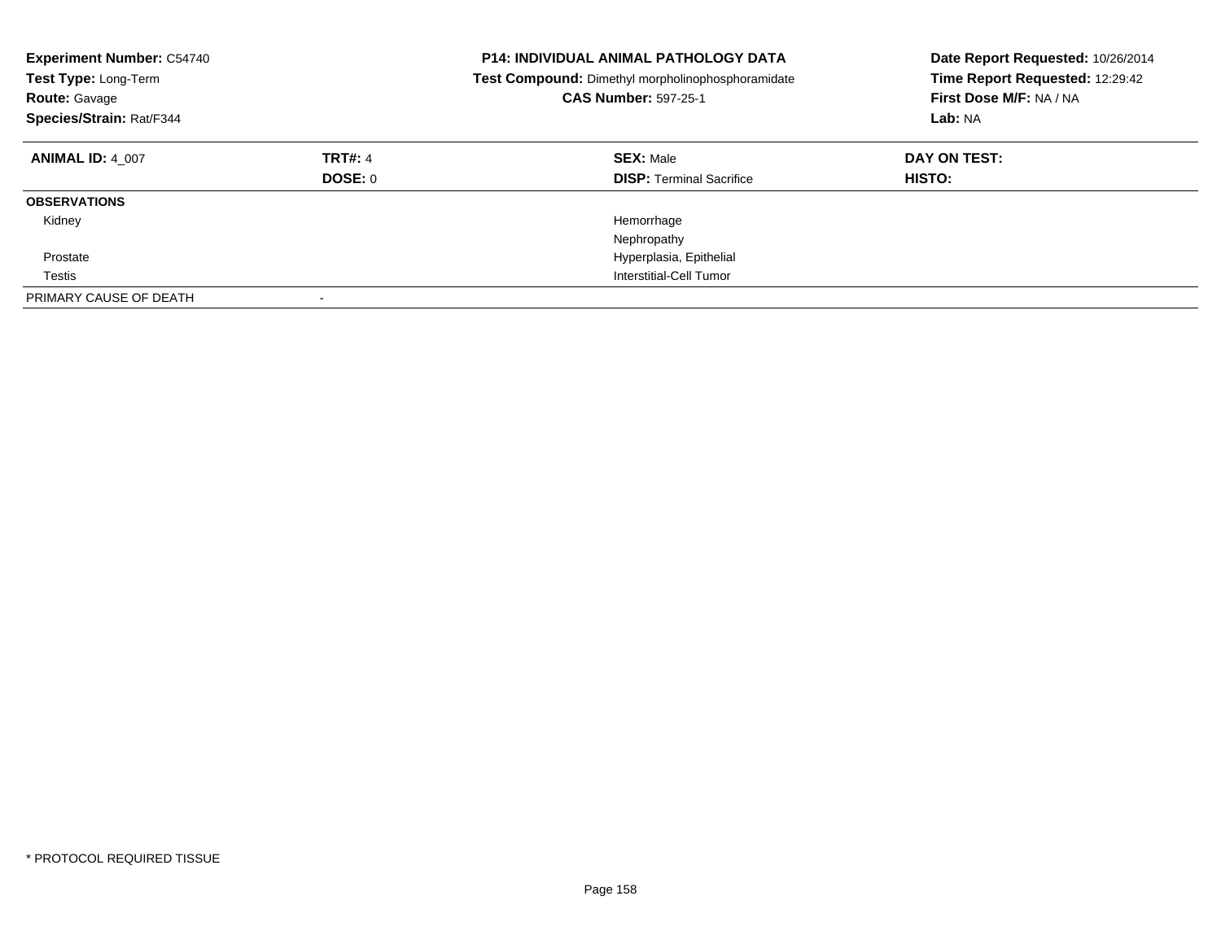**Experiment Number:** C54740
**Test Type:** Long-Term
**Route:** Gavage
**Species/Strain:** Rat/F344

**P14: INDIVIDUAL ANIMAL PATHOLOGY DATA**
**Test Compound:** Dimethyl morpholinophosphoramidate
**CAS Number:** 597-25-1

**Date Report Requested:** 10/26/2014
**Time Report Requested:** 12:29:42
**First Dose M/F:** NA / NA
**Lab:** NA

| **ANIMAL ID:** 4_007 | **TRT#:** 4 | **SEX:** Male | **DAY ON TEST:** |
|---|---|---|---|
| | **DOSE:** 0 | **DISP:** Terminal Sacrifice | **HISTO:** |
| **OBSERVATIONS** | | | |
| Kidney | | Hemorrhage | |
| | | Nephropathy | |
| Prostate | | Hyperplasia, Epithelial | |
| Testis | | Interstitial-Cell Tumor | |
| PRIMARY CAUSE OF DEATH | - | | |

* PROTOCOL REQUIRED TISSUE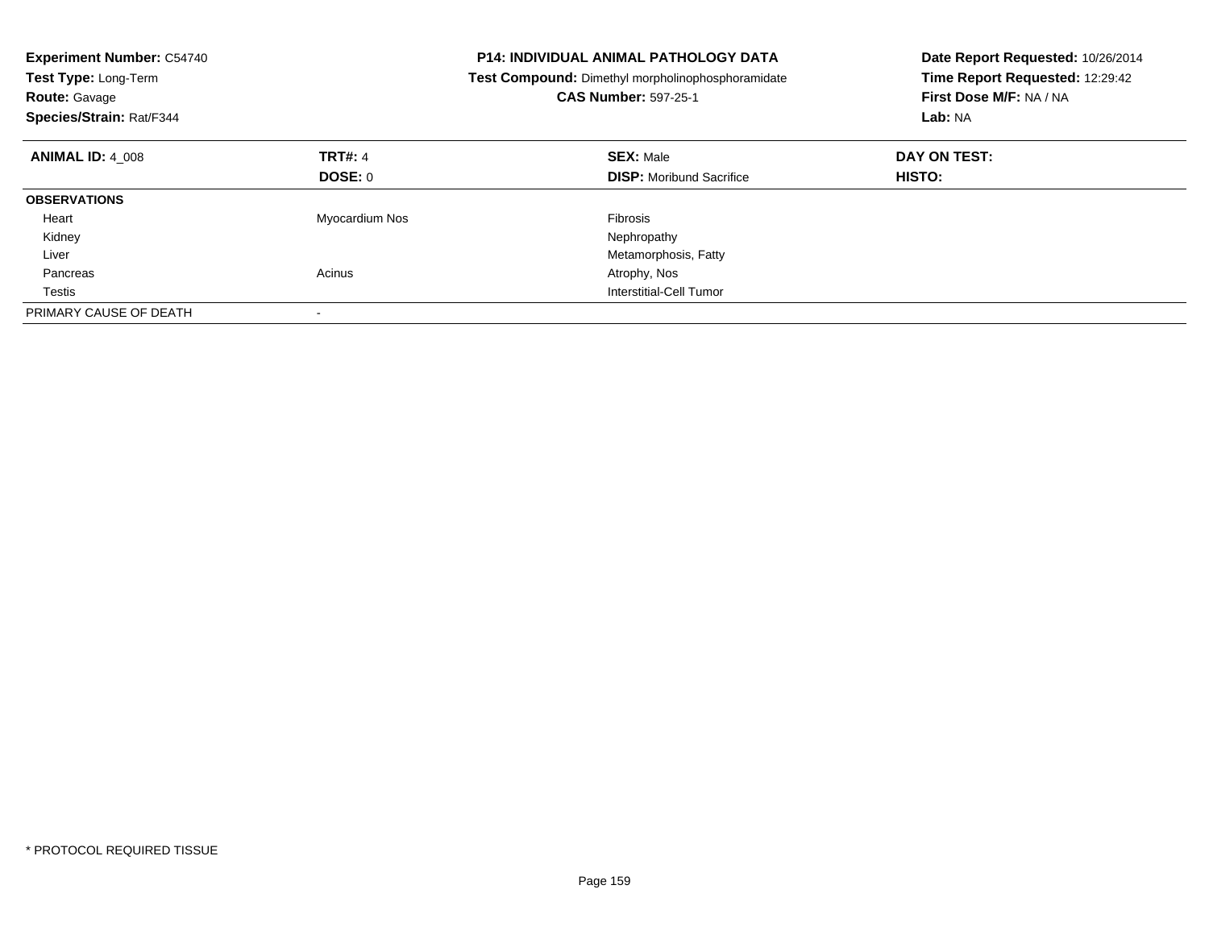**Experiment Number:** C54740
**Test Type:** Long-Term
**Route:** Gavage
**Species/Strain:** Rat/F344

**P14: INDIVIDUAL ANIMAL PATHOLOGY DATA**
**Test Compound:** Dimethyl morpholinophosphoramidate
**CAS Number:** 597-25-1

**Date Report Requested:** 10/26/2014
**Time Report Requested:** 12:29:42
**First Dose M/F:** NA / NA
**Lab:** NA

| **ANIMAL ID:** 4_008 | **TRT#:** 4 | **SEX:** Male | **DAY ON TEST:** |
|---|---|---|---|
| | **DOSE:** 0 | **DISP:** Moribund Sacrifice | **HISTO:** |
| **OBSERVATIONS** | | | |
| Heart | Myocardium Nos | Fibrosis | |
| Kidney | | Nephropathy | |
| Liver | | Metamorphosis, Fatty | |
| Pancreas | Acinus | Atrophy, Nos | |
| Testis | | Interstitial-Cell Tumor | |
| PRIMARY CAUSE OF DEATH | - | | |

* PROTOCOL REQUIRED TISSUE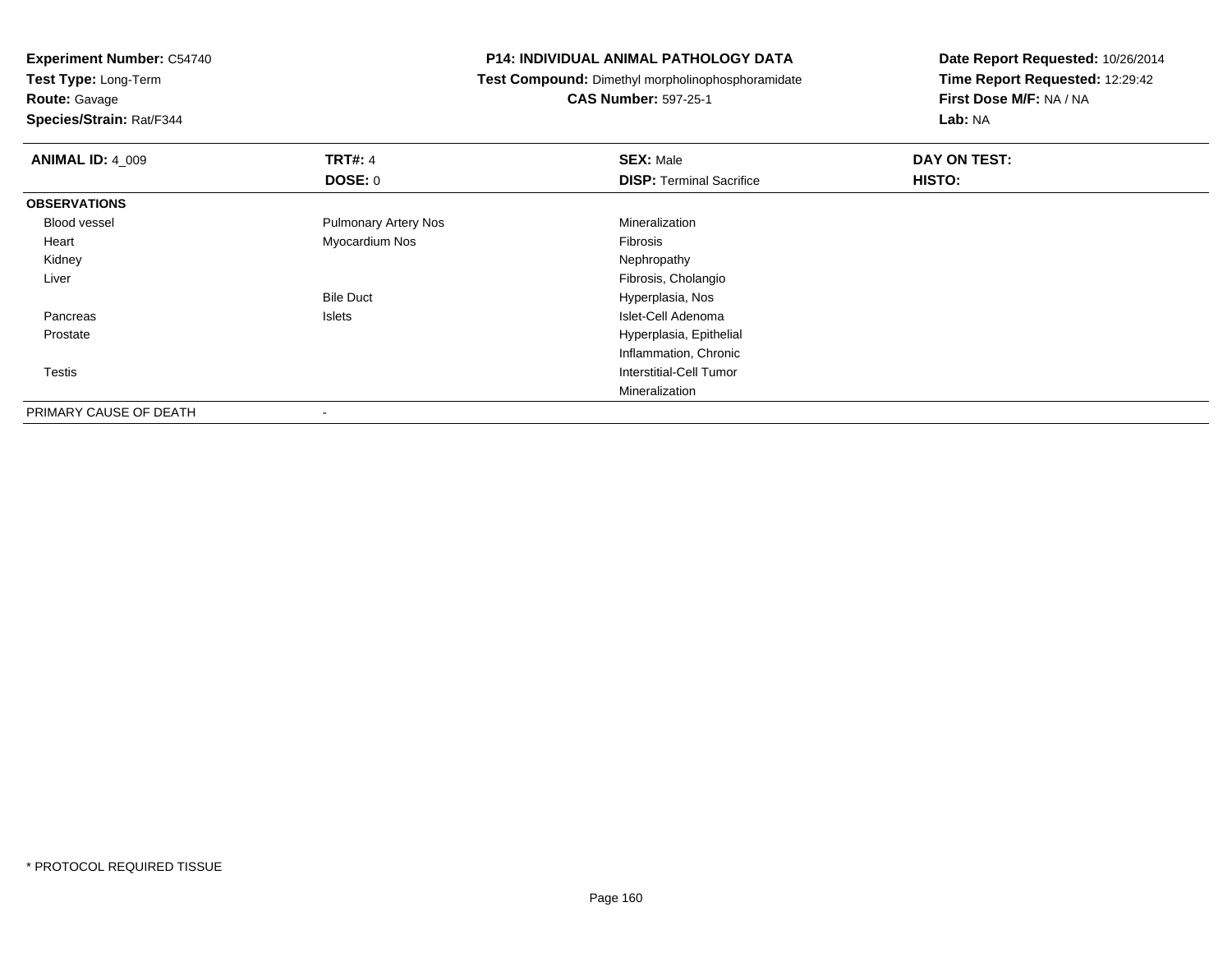**Experiment Number:** C54740
**Test Type:** Long-Term
**Route:** Gavage
**Species/Strain:** Rat/F344

**P14: INDIVIDUAL ANIMAL PATHOLOGY DATA**
**Test Compound:** Dimethyl morpholinophosphoramidate
**CAS Number:** 597-25-1

**Date Report Requested:** 10/26/2014
**Time Report Requested:** 12:29:42
**First Dose M/F:** NA / NA
**Lab:** NA

| **ANIMAL ID:** 4_009 | **TRT#:** 4 | **SEX:** Male | **DAY ON TEST:** |
|---|---|---|---|
| | **DOSE:** 0 | **DISP:** Terminal Sacrifice | **HISTO:** |
| **OBSERVATIONS** | | | |
| Blood vessel | Pulmonary Artery Nos | Mineralization | |
| Heart | Myocardium Nos | Fibrosis | |
| Kidney | | Nephropathy | |
| Liver | | Fibrosis, Cholangio | |
| | Bile Duct | Hyperplasia, Nos | |
| Pancreas | Islets | Islet-Cell Adenoma | |
| Prostate | | Hyperplasia, Epithelial | |
| | | Inflammation, Chronic | |
| Testis | | Interstitial-Cell Tumor | |
| | | Mineralization | |
| PRIMARY CAUSE OF DEATH | - | | |

* PROTOCOL REQUIRED TISSUE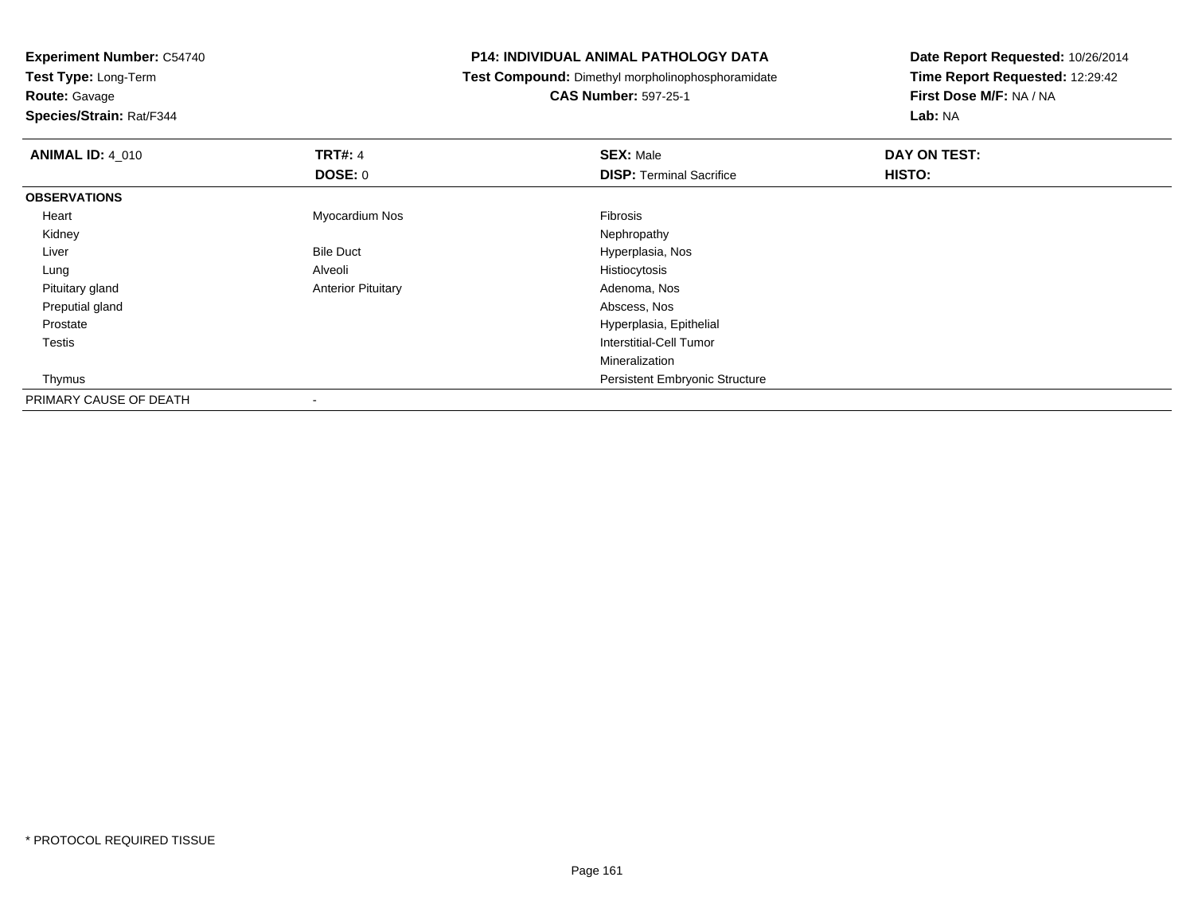**Experiment Number:** C54740
**Test Type:** Long-Term
**Route:** Gavage
**Species/Strain:** Rat/F344

# P14: INDIVIDUAL ANIMAL PATHOLOGY DATA

**Test Compound:** Dimethyl morpholinophosphoramidate
**CAS Number:** 597-25-1

**Date Report Requested:** 10/26/2014
**Time Report Requested:** 12:29:42
**First Dose M/F:** NA / NA
**Lab:** NA

| **ANIMAL ID:** 4_010 | **TRT#:** 4 | **SEX:** Male | **DAY ON TEST:** |
|---|---|---|---|
| | **DOSE:** 0 | **DISP:** Terminal Sacrifice | **HISTO:** |
| **OBSERVATIONS** | | | |
| Heart | Myocardium Nos | Fibrosis | |
| Kidney | | Nephropathy | |
| Liver | Bile Duct | Hyperplasia, Nos | |
| Lung | Alveoli | Histiocytosis | |
| Pituitary gland | Anterior Pituitary | Adenoma, Nos | |
| Preputial gland | | Abscess, Nos | |
| Prostate | | Hyperplasia, Epithelial | |
| Testis | | Interstitial-Cell Tumor | |
| | | Mineralization | |
| Thymus | | Persistent Embryonic Structure | |
| PRIMARY CAUSE OF DEATH | - | | |

* PROTOCOL REQUIRED TISSUE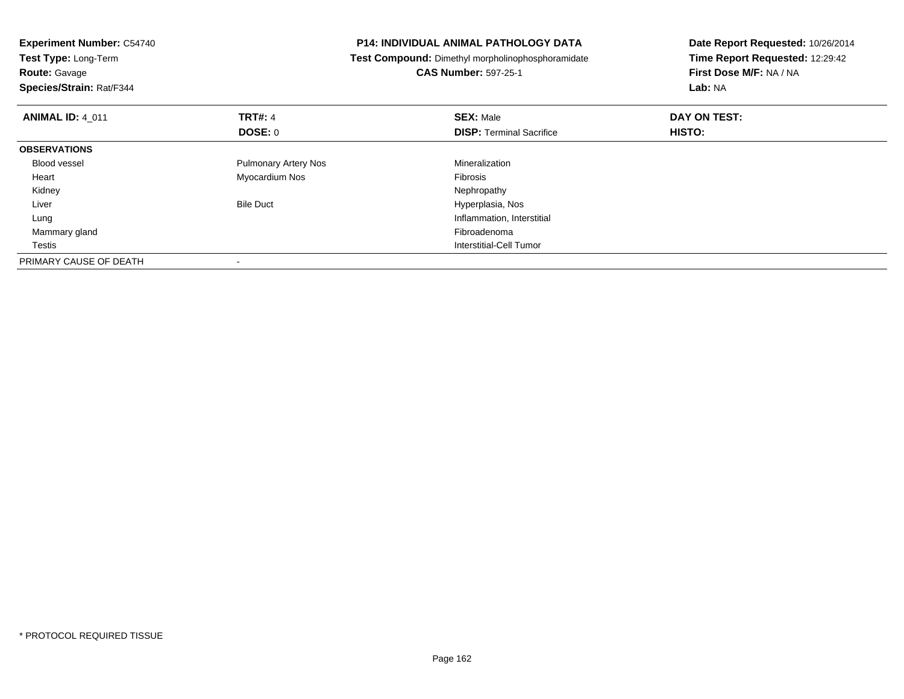**Experiment Number:** C54740
**Test Type:** Long-Term
**Route:** Gavage
**Species/Strain:** Rat/F344

**P14: INDIVIDUAL ANIMAL PATHOLOGY DATA**
**Test Compound:** Dimethyl morpholinophosphoramidate
**CAS Number:** 597-25-1

**Date Report Requested:** 10/26/2014
**Time Report Requested:** 12:29:42
**First Dose M/F:** NA / NA
**Lab:** NA

| **ANIMAL ID:** 4_011 | **TRT#:** 4 | **SEX:** Male | **DAY ON TEST:** |
|---|---|---|---|
| | **DOSE:** 0 | **DISP:** Terminal Sacrifice | **HISTO:** |
| **OBSERVATIONS** | | | |
| Blood vessel | Pulmonary Artery Nos | Mineralization | |
| Heart | Myocardium Nos | Fibrosis | |
| Kidney | | Nephropathy | |
| Liver | Bile Duct | Hyperplasia, Nos | |
| Lung | | Inflammation, Interstitial | |
| Mammary gland | | Fibroadenoma | |
| Testis | | Interstitial-Cell Tumor | |
| PRIMARY CAUSE OF DEATH | - | | |

* PROTOCOL REQUIRED TISSUE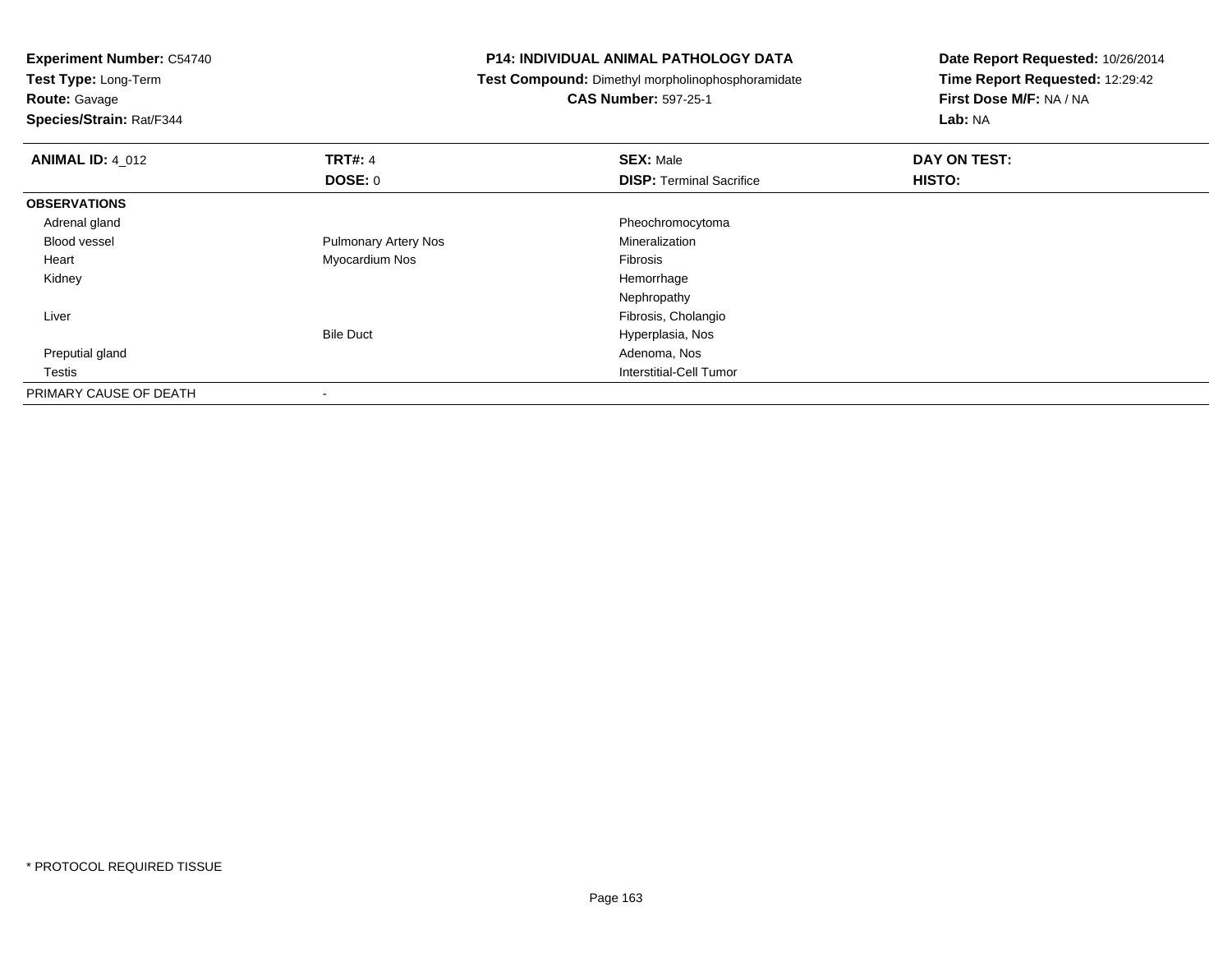**Experiment Number:** C54740
**Test Type:** Long-Term
**Route:** Gavage
**Species/Strain:** Rat/F344

**P14: INDIVIDUAL ANIMAL PATHOLOGY DATA**
**Test Compound:** Dimethyl morpholinophosphoramidate
**CAS Number:** 597-25-1

**Date Report Requested:** 10/26/2014
**Time Report Requested:** 12:29:42
**First Dose M/F:** NA / NA
**Lab:** NA

| **ANIMAL ID:** 4_012 | **TRT#:** 4 | **SEX:** Male | **DAY ON TEST:** |
|---|---|---|---|
| | **DOSE:** 0 | **DISP:** Terminal Sacrifice | **HISTO:** |
| **OBSERVATIONS** | | | |
| Adrenal gland | | Pheochromocytoma | |
| Blood vessel | Pulmonary Artery Nos | Mineralization | |
| Heart | Myocardium Nos | Fibrosis | |
| Kidney | | Hemorrhage | |
| | | Nephropathy | |
| Liver | | Fibrosis, Cholangio | |
| | Bile Duct | Hyperplasia, Nos | |
| Preputial gland | | Adenoma, Nos | |
| Testis | | Interstitial-Cell Tumor | |
| PRIMARY CAUSE OF DEATH | - | | |

* PROTOCOL REQUIRED TISSUE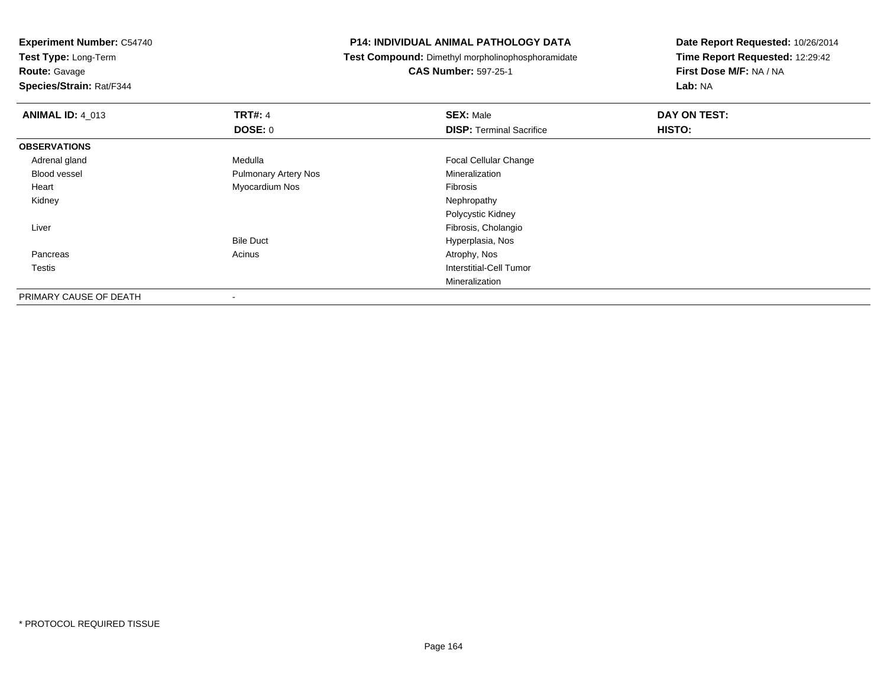**Experiment Number:** C54740
**Test Type:** Long-Term
**Route:** Gavage
**Species/Strain:** Rat/F344

## P14: INDIVIDUAL ANIMAL PATHOLOGY DATA

**Test Compound:** Dimethyl morpholinophosphoramidate
**CAS Number:** 597-25-1

**Date Report Requested:** 10/26/2014
**Time Report Requested:** 12:29:42
**First Dose M/F:** NA / NA
**Lab:** NA

| **ANIMAL ID:** 4_013 | **TRT#:** 4 | **SEX:** Male | **DAY ON TEST:** |
|---|---|---|---|
| | **DOSE:** 0 | **DISP:** Terminal Sacrifice | **HISTO:** |
| **OBSERVATIONS** | | | |
| Adrenal gland | Medulla | Focal Cellular Change | |
| Blood vessel | Pulmonary Artery Nos | Mineralization | |
| Heart | Myocardium Nos | Fibrosis | |
| Kidney | | Nephropathy | |
| | | Polycystic Kidney | |
| Liver | | Fibrosis, Cholangio | |
| | Bile Duct | Hyperplasia, Nos | |
| Pancreas | Acinus | Atrophy, Nos | |
| Testis | | Interstitial-Cell Tumor | |
| | | Mineralization | |
| PRIMARY CAUSE OF DEATH | - | | |

* PROTOCOL REQUIRED TISSUE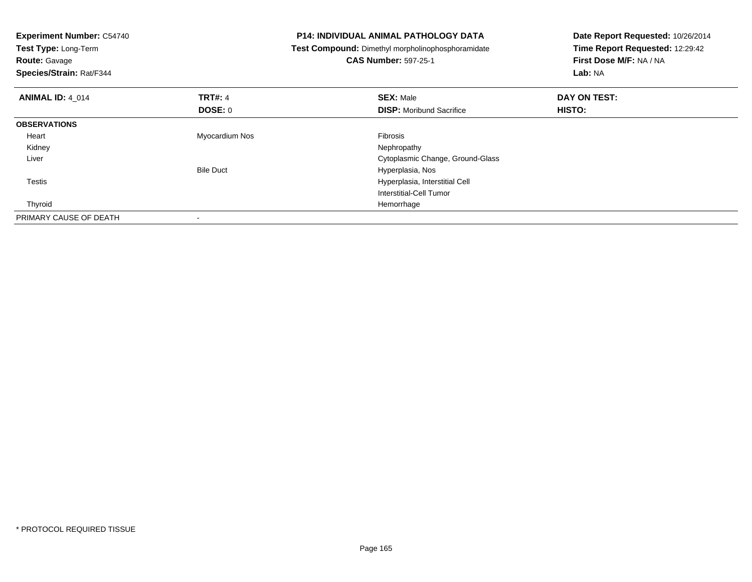**Experiment Number:** C54740
**Test Type:** Long-Term
**Route:** Gavage
**Species/Strain:** Rat/F344

**P14: INDIVIDUAL ANIMAL PATHOLOGY DATA**
**Test Compound:** Dimethyl morpholinophosphoramidate
**CAS Number:** 597-25-1

**Date Report Requested:** 10/26/2014
**Time Report Requested:** 12:29:42
**First Dose M/F:** NA / NA
**Lab:** NA

| **ANIMAL ID:** 4_014 | **TRT#:** 4 | **SEX:** Male | **DAY ON TEST:** |
|---|---|---|---|
| | **DOSE:** 0 | **DISP:** Moribund Sacrifice | **HISTO:** |
| **OBSERVATIONS** | | | |
| Heart | Myocardium Nos | Fibrosis | |
| Kidney | | Nephropathy | |
| Liver | | Cytoplasmic Change, Ground-Glass | |
| | Bile Duct | Hyperplasia, Nos | |
| Testis | | Hyperplasia, Interstitial Cell | |
| | | Interstitial-Cell Tumor | |
| Thyroid | | Hemorrhage | |
| PRIMARY CAUSE OF DEATH | - | | |

* PROTOCOL REQUIRED TISSUE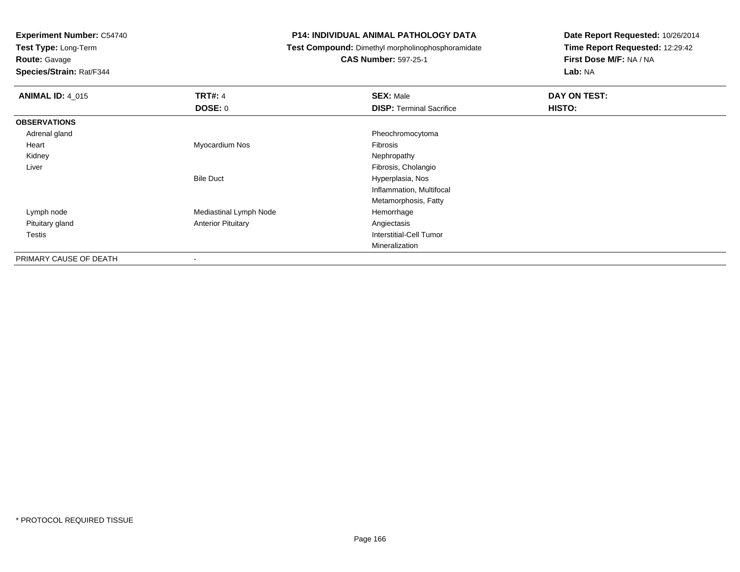**Experiment Number:** C54740
**Test Type:** Long-Term
**Route:** Gavage
**Species/Strain:** Rat/F344

**P14: INDIVIDUAL ANIMAL PATHOLOGY DATA**
**Test Compound:** Dimethyl morpholinophosphoramidate
**CAS Number:** 597-25-1

**Date Report Requested:** 10/26/2014
**Time Report Requested:** 12:29:42
**First Dose M/F:** NA / NA
**Lab:** NA

| **ANIMAL ID:** 4_015 | **TRT#:** 4 | **SEX:** Male | **DAY ON TEST:** |
|---|---|---|---|
| | **DOSE:** 0 | **DISP:** Terminal Sacrifice | **HISTO:** |
| **OBSERVATIONS** | | | |
| Adrenal gland | | Pheochromocytoma | |
| Heart | Myocardium Nos | Fibrosis | |
| Kidney | | Nephropathy | |
| Liver | | Fibrosis, Cholangio | |
| | Bile Duct | Hyperplasia, Nos | |
| | | Inflammation, Multifocal | |
| | | Metamorphosis, Fatty | |
| Lymph node | Mediastinal Lymph Node | Hemorrhage | |
| Pituitary gland | Anterior Pituitary | Angiectasis | |
| Testis | | Interstitial-Cell Tumor | |
| | | Mineralization | |
| PRIMARY CAUSE OF DEATH | - | | |

* PROTOCOL REQUIRED TISSUE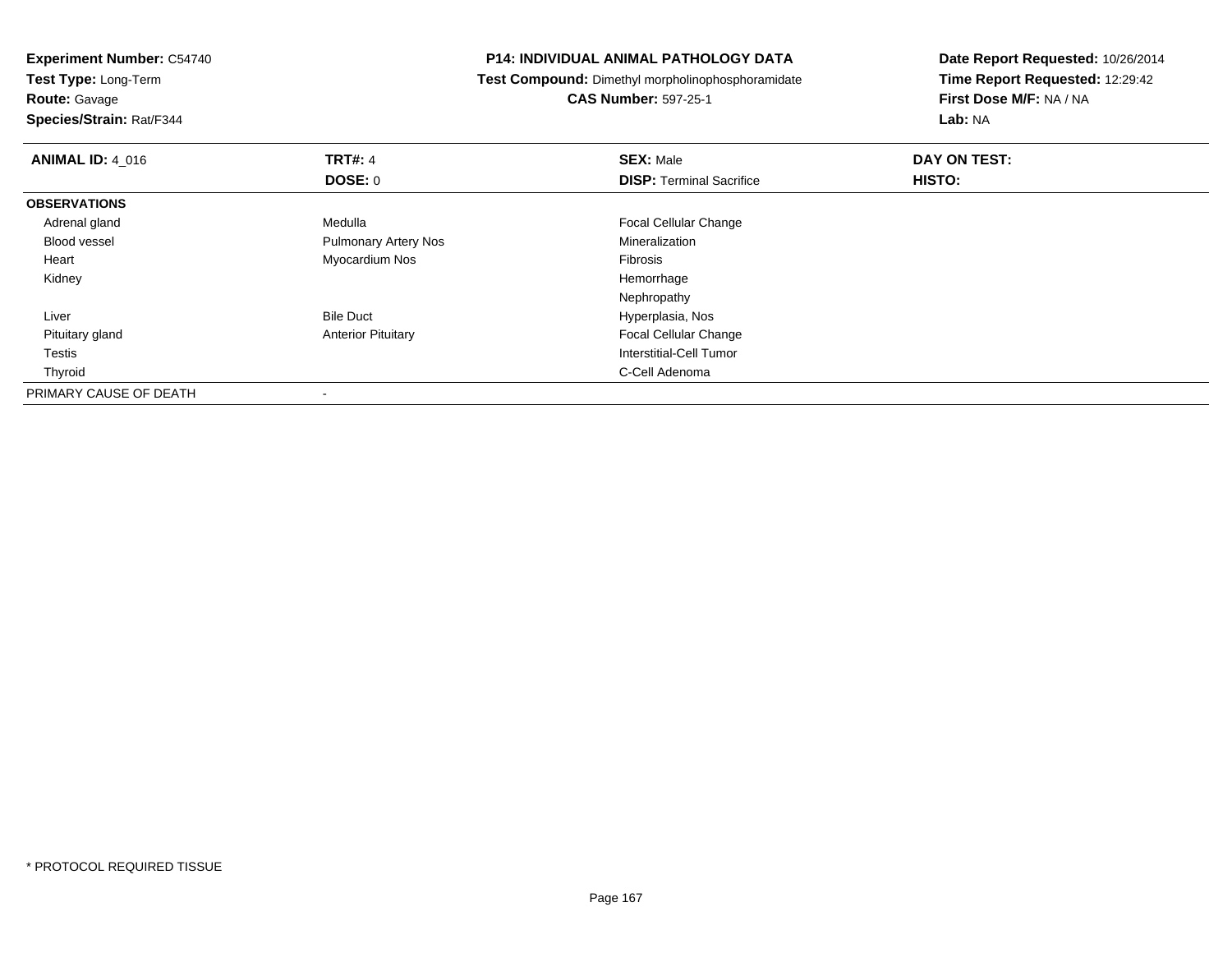**Experiment Number:** C54740
**Test Type:** Long-Term
**Route:** Gavage
**Species/Strain:** Rat/F344

**P14: INDIVIDUAL ANIMAL PATHOLOGY DATA**
**Test Compound:** Dimethyl morpholinophosphoramidate
**CAS Number:** 597-25-1

**Date Report Requested:** 10/26/2014
**Time Report Requested:** 12:29:42
**First Dose M/F:** NA / NA
**Lab:** NA

| **ANIMAL ID:** 4_016 | **TRT#:** 4 | **SEX:** Male | **DAY ON TEST:** |
|---|---|---|---|
| | **DOSE:** 0 | **DISP:** Terminal Sacrifice | **HISTO:** |
| **OBSERVATIONS** | | | |
| Adrenal gland | Medulla | Focal Cellular Change | |
| Blood vessel | Pulmonary Artery Nos | Mineralization | |
| Heart | Myocardium Nos | Fibrosis | |
| Kidney | | Hemorrhage | |
| | | Nephropathy | |
| Liver | Bile Duct | Hyperplasia, Nos | |
| Pituitary gland | Anterior Pituitary | Focal Cellular Change | |
| Testis | | Interstitial-Cell Tumor | |
| Thyroid | | C-Cell Adenoma | |
| PRIMARY CAUSE OF DEATH | - | | |

* PROTOCOL REQUIRED TISSUE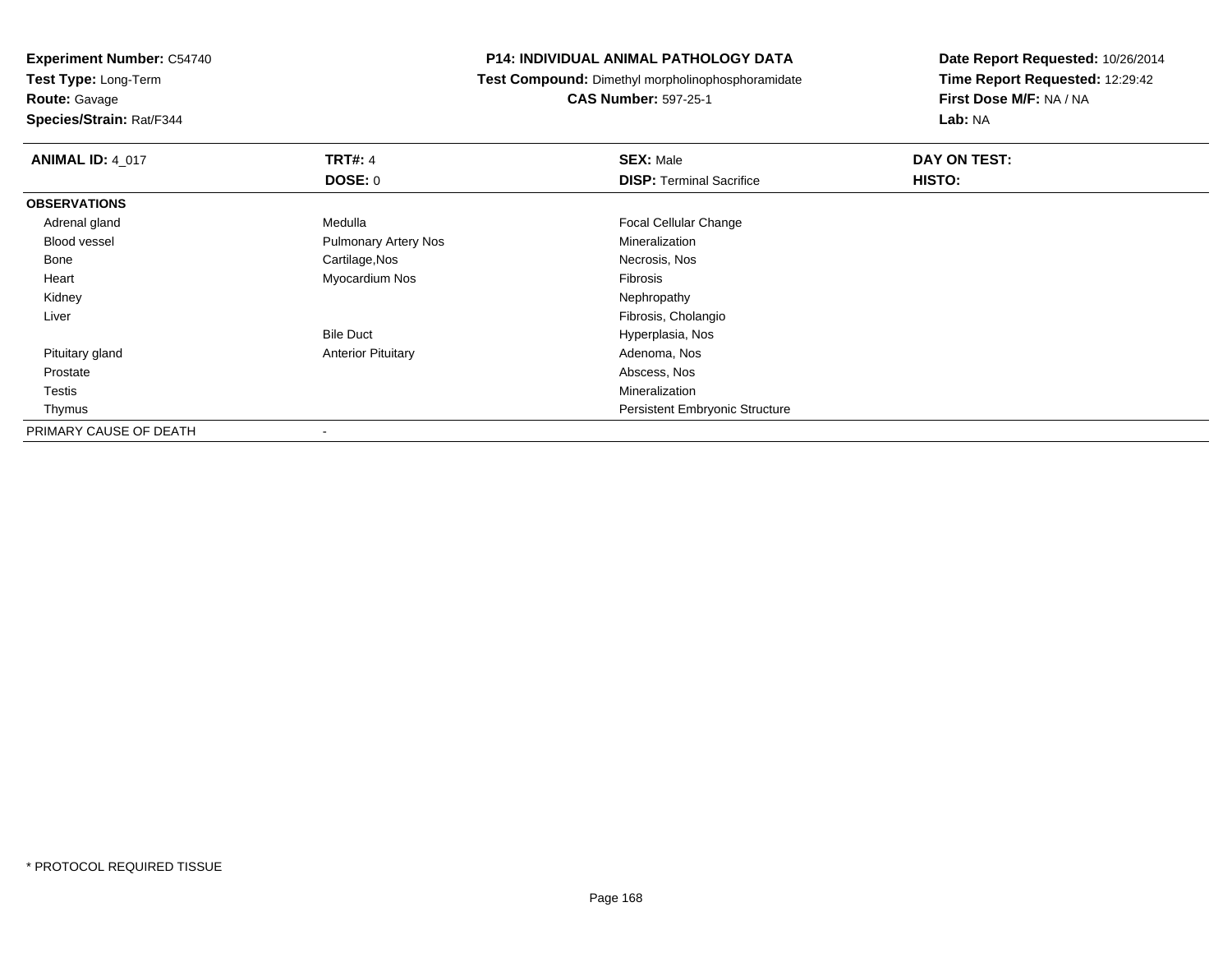**Experiment Number:** C54740
**Test Type:** Long-Term
**Route:** Gavage
**Species/Strain:** Rat/F344

**P14: INDIVIDUAL ANIMAL PATHOLOGY DATA**
**Test Compound:** Dimethyl morpholinophosphoramidate
**CAS Number:** 597-25-1

**Date Report Requested:** 10/26/2014
**Time Report Requested:** 12:29:42
**First Dose M/F:** NA / NA
**Lab:** NA

| **ANIMAL ID:** 4_017 | **TRT#:** 4 | **SEX:** Male | **DAY ON TEST:** |
|---|---|---|---|
| | **DOSE:** 0 | **DISP:** Terminal Sacrifice | **HISTO:** |
| **OBSERVATIONS** | | | |
| Adrenal gland | Medulla | Focal Cellular Change | |
| Blood vessel | Pulmonary Artery Nos | Mineralization | |
| Bone | Cartilage,Nos | Necrosis, Nos | |
| Heart | Myocardium Nos | Fibrosis | |
| Kidney | | Nephropathy | |
| Liver | | Fibrosis, Cholangio | |
| | Bile Duct | Hyperplasia, Nos | |
| Pituitary gland | Anterior Pituitary | Adenoma, Nos | |
| Prostate | | Abscess, Nos | |
| Testis | | Mineralization | |
| Thymus | | Persistent Embryonic Structure | |
| PRIMARY CAUSE OF DEATH | - | | |

\* PROTOCOL REQUIRED TISSUE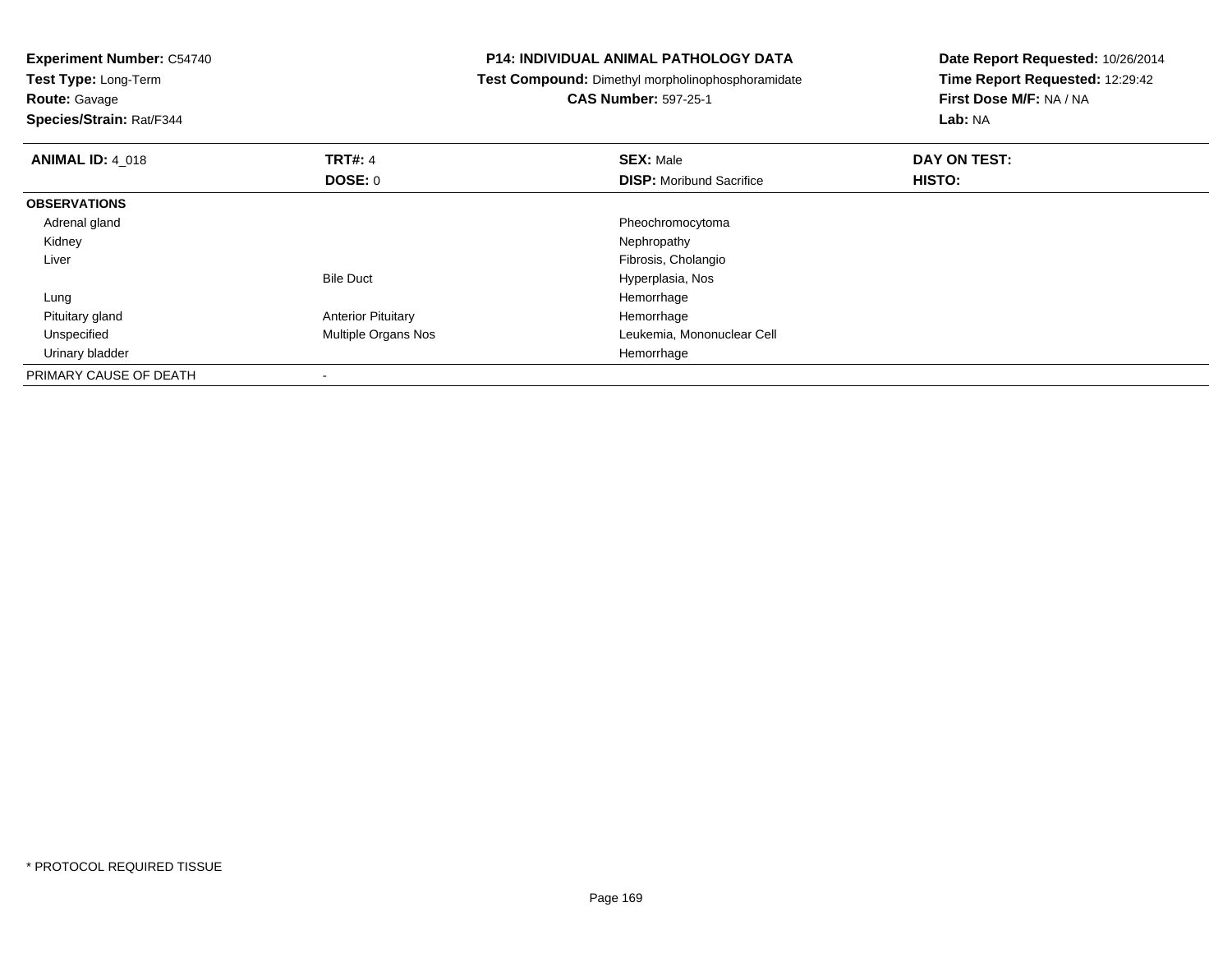**Experiment Number:** C54740
**Test Type:** Long-Term
**Route:** Gavage
**Species/Strain:** Rat/F344

**P14: INDIVIDUAL ANIMAL PATHOLOGY DATA**
**Test Compound:** Dimethyl morpholinophosphoramidate
**CAS Number:** 597-25-1

**Date Report Requested:** 10/26/2014
**Time Report Requested:** 12:29:42
**First Dose M/F:** NA / NA
**Lab:** NA

| **ANIMAL ID:** 4_018 | **TRT#:** 4 | **SEX:** Male | **DAY ON TEST:** |
|---|---|---|---|
| | **DOSE:** 0 | **DISP:** Moribund Sacrifice | **HISTO:** |
| **OBSERVATIONS** | | | |
| Adrenal gland | | Pheochromocytoma | |
| Kidney | | Nephropathy | |
| Liver | | Fibrosis, Cholangio | |
| | Bile Duct | Hyperplasia, Nos | |
| Lung | | Hemorrhage | |
| Pituitary gland | Anterior Pituitary | Hemorrhage | |
| Unspecified | Multiple Organs Nos | Leukemia, Mononuclear Cell | |
| Urinary bladder | | Hemorrhage | |
| PRIMARY CAUSE OF DEATH | - | | |

* PROTOCOL REQUIRED TISSUE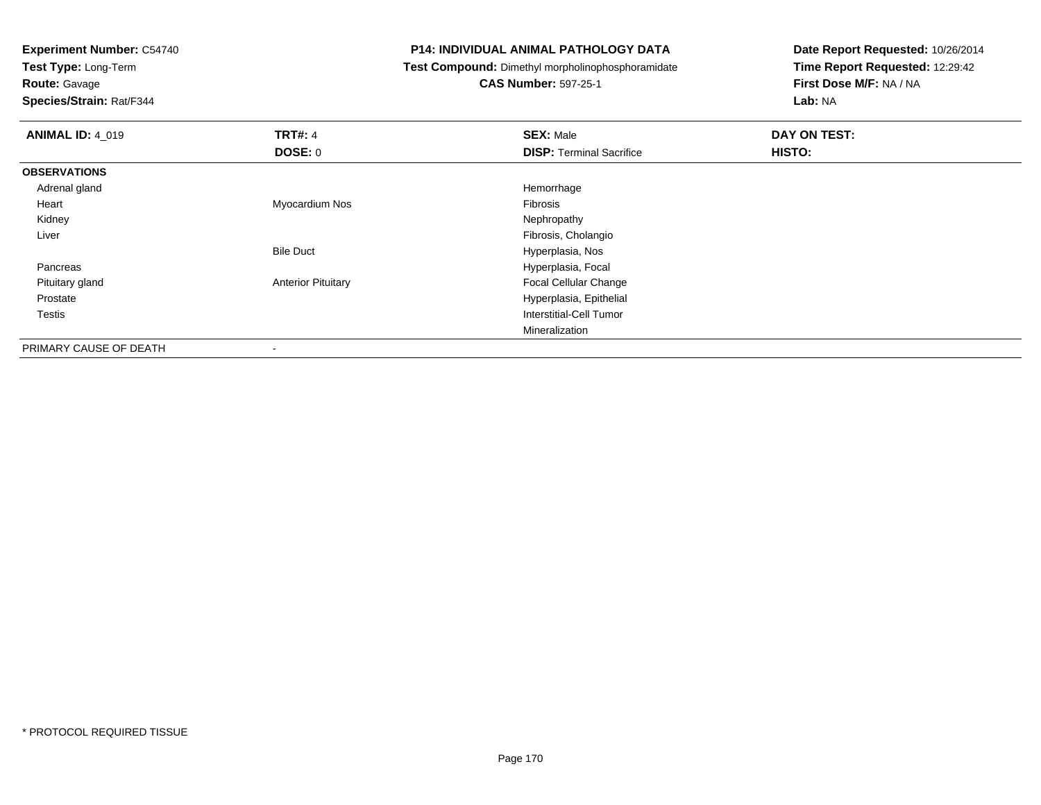**Experiment Number:** C54740
**Test Type:** Long-Term
**Route:** Gavage
**Species/Strain:** Rat/F344

**P14: INDIVIDUAL ANIMAL PATHOLOGY DATA**
**Test Compound:** Dimethyl morpholinophosphoramidate
**CAS Number:** 597-25-1

**Date Report Requested:** 10/26/2014
**Time Report Requested:** 12:29:42
**First Dose M/F:** NA / NA
**Lab:** NA

| **ANIMAL ID:** 4_019 | **TRT#:** 4 | **SEX:** Male | **DAY ON TEST:** |
|---|---|---|---|
| | **DOSE:** 0 | **DISP:** Terminal Sacrifice | **HISTO:** |
| **OBSERVATIONS** | | | |
| Adrenal gland | | Hemorrhage | |
| Heart | Myocardium Nos | Fibrosis | |
| Kidney | | Nephropathy | |
| Liver | | Fibrosis, Cholangio | |
| | Bile Duct | Hyperplasia, Nos | |
| Pancreas | | Hyperplasia, Focal | |
| Pituitary gland | Anterior Pituitary | Focal Cellular Change | |
| Prostate | | Hyperplasia, Epithelial | |
| Testis | | Interstitial-Cell Tumor | |
| | | Mineralization | |
| PRIMARY CAUSE OF DEATH | - | | |

* PROTOCOL REQUIRED TISSUE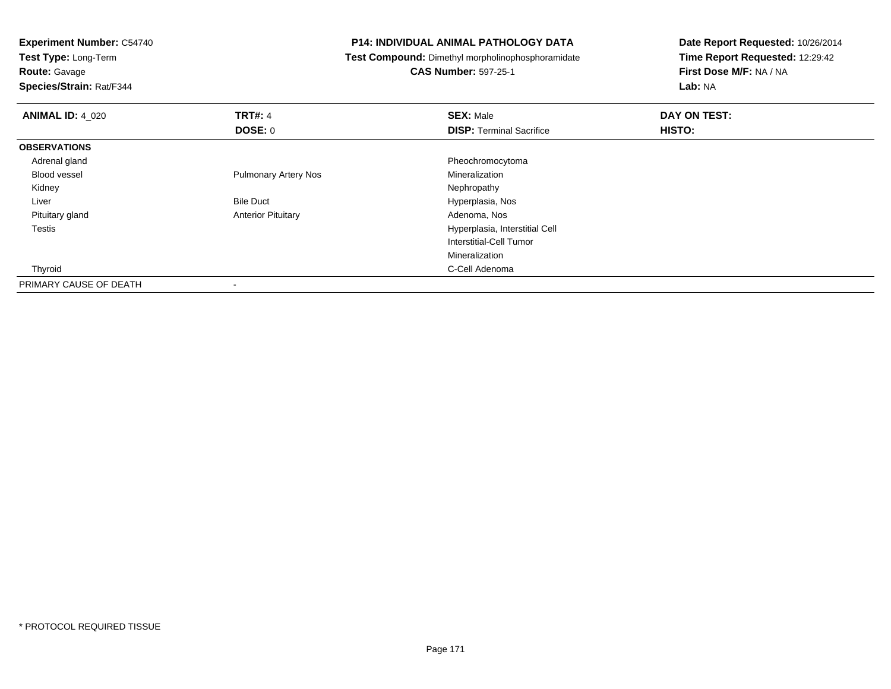**Experiment Number:** C54740
**Test Type:** Long-Term
**Route:** Gavage
**Species/Strain:** Rat/F344

**P14: INDIVIDUAL ANIMAL PATHOLOGY DATA**
**Test Compound:** Dimethyl morpholinophosphoramidate
**CAS Number:** 597-25-1

**Date Report Requested:** 10/26/2014
**Time Report Requested:** 12:29:42
**First Dose M/F:** NA / NA
**Lab:** NA

| **ANIMAL ID:** 4_020 | **TRT#:** 4 | **SEX:** Male | **DAY ON TEST:** |
|---|---|---|---|
| | **DOSE:** 0 | **DISP:** Terminal Sacrifice | **HISTO:** |
| **OBSERVATIONS** | | | |
| Adrenal gland | | Pheochromocytoma | |
| Blood vessel | Pulmonary Artery Nos | Mineralization | |
| Kidney | | Nephropathy | |
| Liver | Bile Duct | Hyperplasia, Nos | |
| Pituitary gland | Anterior Pituitary | Adenoma, Nos | |
| Testis | | Hyperplasia, Interstitial Cell | |
| | | Interstitial-Cell Tumor | |
| | | Mineralization | |
| Thyroid | | C-Cell Adenoma | |
| PRIMARY CAUSE OF DEATH | - | | |

* PROTOCOL REQUIRED TISSUE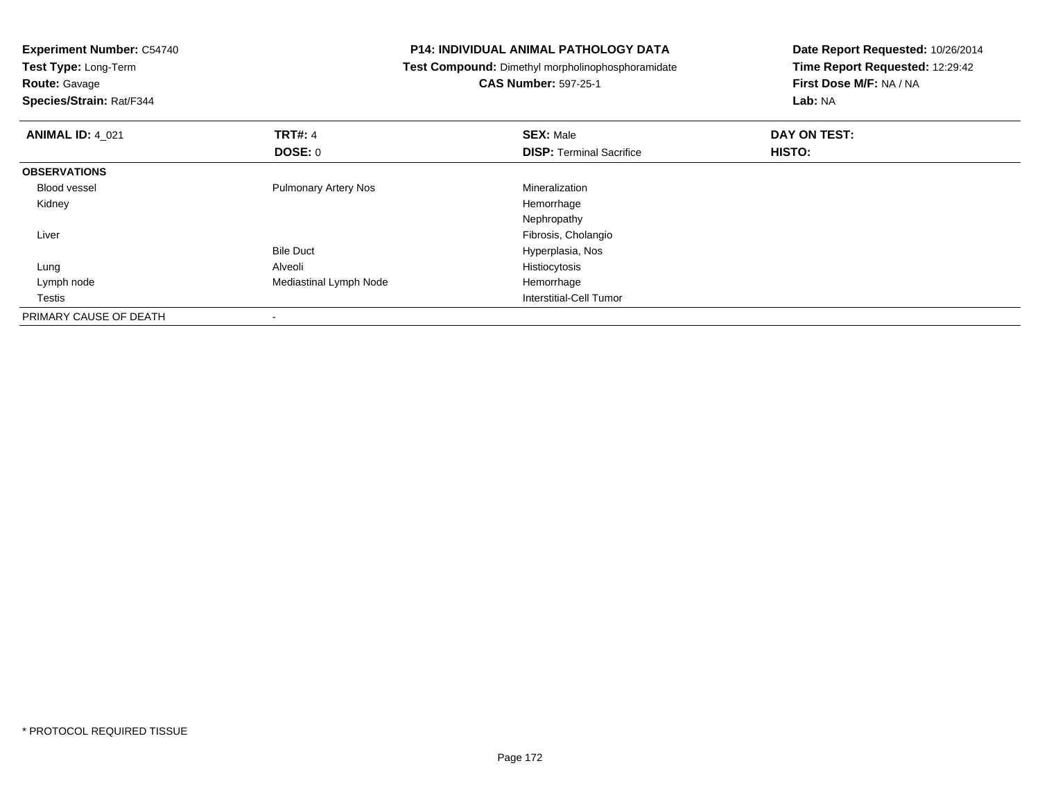**Experiment Number:** C54740
**Test Type:** Long-Term
**Route:** Gavage
**Species/Strain:** Rat/F344

**P14: INDIVIDUAL ANIMAL PATHOLOGY DATA**
**Test Compound:** Dimethyl morpholinophosphoramidate
**CAS Number:** 597-25-1

**Date Report Requested:** 10/26/2014
**Time Report Requested:** 12:29:42
**First Dose M/F:** NA / NA
**Lab:** NA

| **ANIMAL ID:** 4_021 | **TRT#:** 4 | **SEX:** Male | **DAY ON TEST:** |
|---|---|---|---|
| | **DOSE:** 0 | **DISP:** Terminal Sacrifice | **HISTO:** |
| **OBSERVATIONS** | | | |
| Blood vessel | Pulmonary Artery Nos | Mineralization | |
| Kidney | | Hemorrhage | |
| | | Nephropathy | |
| Liver | | Fibrosis, Cholangio | |
| | Bile Duct | Hyperplasia, Nos | |
| Lung | Alveoli | Histiocytosis | |
| Lymph node | Mediastinal Lymph Node | Hemorrhage | |
| Testis | | Interstitial-Cell Tumor | |
| PRIMARY CAUSE OF DEATH | - | | |

* PROTOCOL REQUIRED TISSUE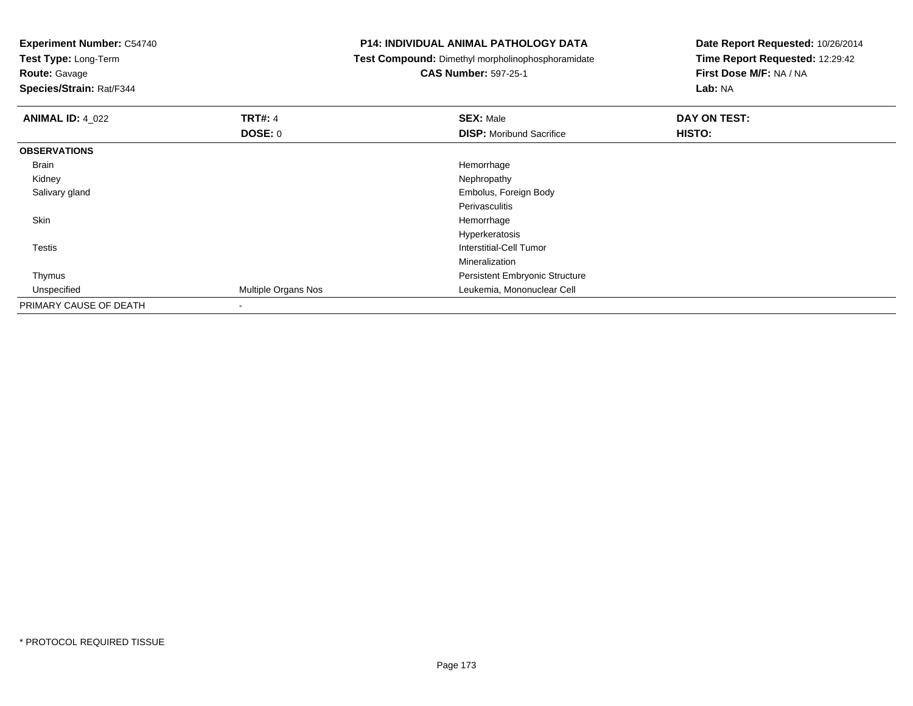**Experiment Number:** C54740
**Test Type:** Long-Term
**Route:** Gavage
**Species/Strain:** Rat/F344

**P14: INDIVIDUAL ANIMAL PATHOLOGY DATA**
**Test Compound:** Dimethyl morpholinophosphoramidate
**CAS Number:** 597-25-1

**Date Report Requested:** 10/26/2014
**Time Report Requested:** 12:29:42
**First Dose M/F:** NA / NA
**Lab:** NA

| **ANIMAL ID:** 4_022 | **TRT#:** 4 | **SEX:** Male | **DAY ON TEST:** |
|---|---|---|---|
| | **DOSE:** 0 | **DISP:** Moribund Sacrifice | **HISTO:** |
| **OBSERVATIONS** | | | |
| Brain | | Hemorrhage | |
| Kidney | | Nephropathy | |
| Salivary gland | | Embolus, Foreign Body | |
| | | Perivasculitis | |
| Skin | | Hemorrhage | |
| | | Hyperkeratosis | |
| Testis | | Interstitial-Cell Tumor | |
| | | Mineralization | |
| Thymus | | Persistent Embryonic Structure | |
| Unspecified | Multiple Organs Nos | Leukemia, Mononuclear Cell | |
| PRIMARY CAUSE OF DEATH | - | | |

* PROTOCOL REQUIRED TISSUE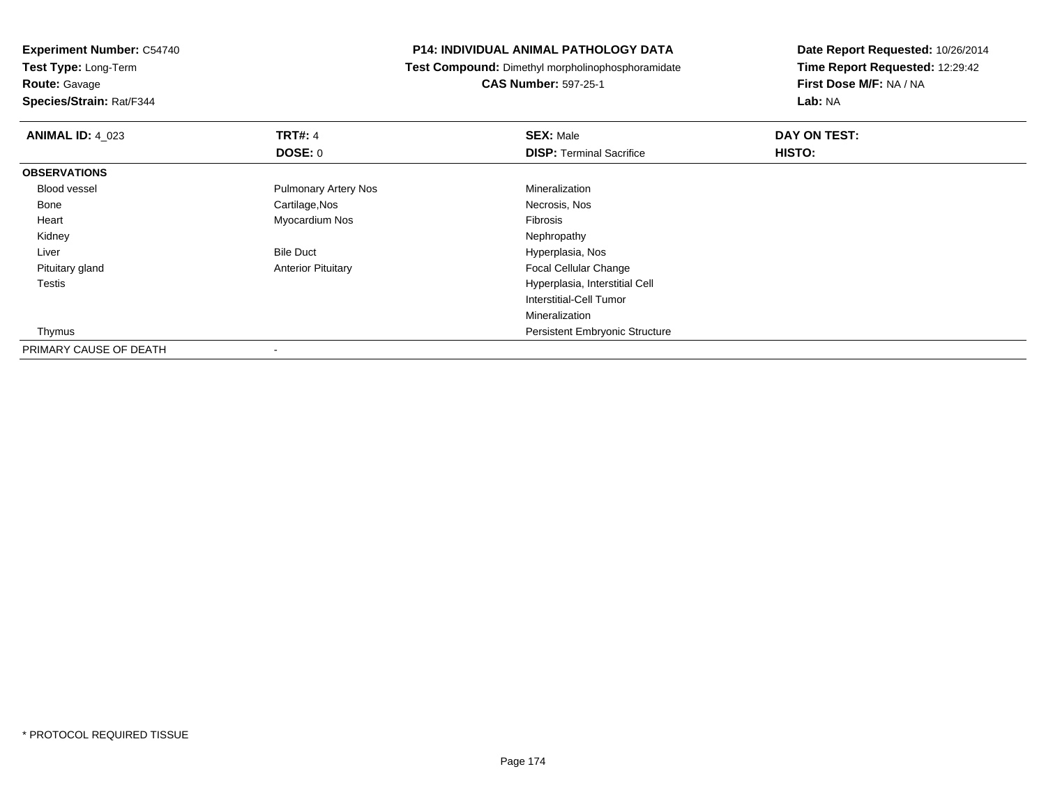**Experiment Number:** C54740
**Test Type:** Long-Term
**Route:** Gavage
**Species/Strain:** Rat/F344

**P14: INDIVIDUAL ANIMAL PATHOLOGY DATA**
**Test Compound:** Dimethyl morpholinophosphoramidate
**CAS Number:** 597-25-1

**Date Report Requested:** 10/26/2014
**Time Report Requested:** 12:29:42
**First Dose M/F:** NA / NA
**Lab:** NA

| **ANIMAL ID:** 4_023 | **TRT#:** 4 | **SEX:** Male | **DAY ON TEST:** |
|---|---|---|---|
| | **DOSE:** 0 | **DISP:** Terminal Sacrifice | **HISTO:** |
| **OBSERVATIONS** | | | |
| Blood vessel | Pulmonary Artery Nos | Mineralization | |
| Bone | Cartilage,Nos | Necrosis, Nos | |
| Heart | Myocardium Nos | Fibrosis | |
| Kidney | | Nephropathy | |
| Liver | Bile Duct | Hyperplasia, Nos | |
| Pituitary gland | Anterior Pituitary | Focal Cellular Change | |
| Testis | | Hyperplasia, Interstitial Cell | |
| | | Interstitial-Cell Tumor | |
| | | Mineralization | |
| Thymus | | Persistent Embryonic Structure | |
| PRIMARY CAUSE OF DEATH | - | | |

* PROTOCOL REQUIRED TISSUE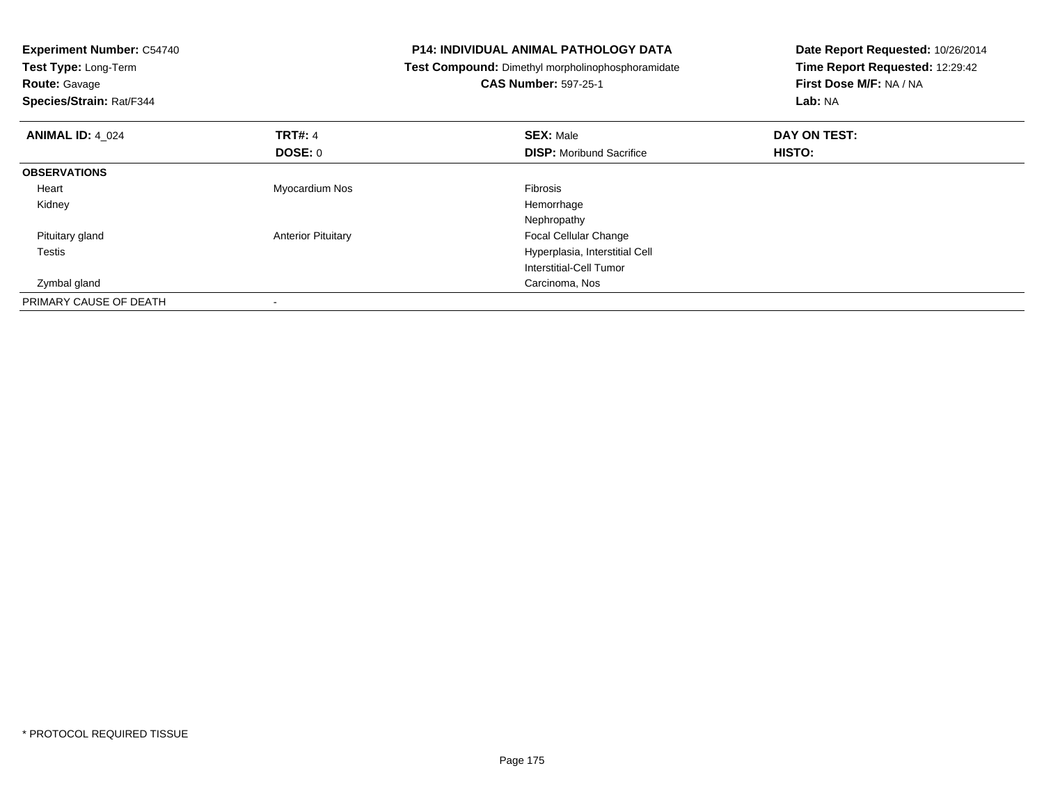**Experiment Number:** C54740
**Test Type:** Long-Term
**Route:** Gavage
**Species/Strain:** Rat/F344

**P14: INDIVIDUAL ANIMAL PATHOLOGY DATA**
**Test Compound:** Dimethyl morpholinophosphoramidate
**CAS Number:** 597-25-1

**Date Report Requested:** 10/26/2014
**Time Report Requested:** 12:29:42
**First Dose M/F:** NA / NA
**Lab:** NA

| **ANIMAL ID:** 4_024 | **TRT#:** 4 | **SEX:** Male | **DAY ON TEST:** |
|---|---|---|---|
| | **DOSE:** 0 | **DISP:** Moribund Sacrifice | **HISTO:** |
| **OBSERVATIONS** | | | |
| Heart | Myocardium Nos | Fibrosis | |
| Kidney | | Hemorrhage | |
| | | Nephropathy | |
| Pituitary gland | Anterior Pituitary | Focal Cellular Change | |
| Testis | | Hyperplasia, Interstitial Cell | |
| | | Interstitial-Cell Tumor | |
| Zymbal gland | | Carcinoma, Nos | |
| PRIMARY CAUSE OF DEATH | - | | |

\* PROTOCOL REQUIRED TISSUE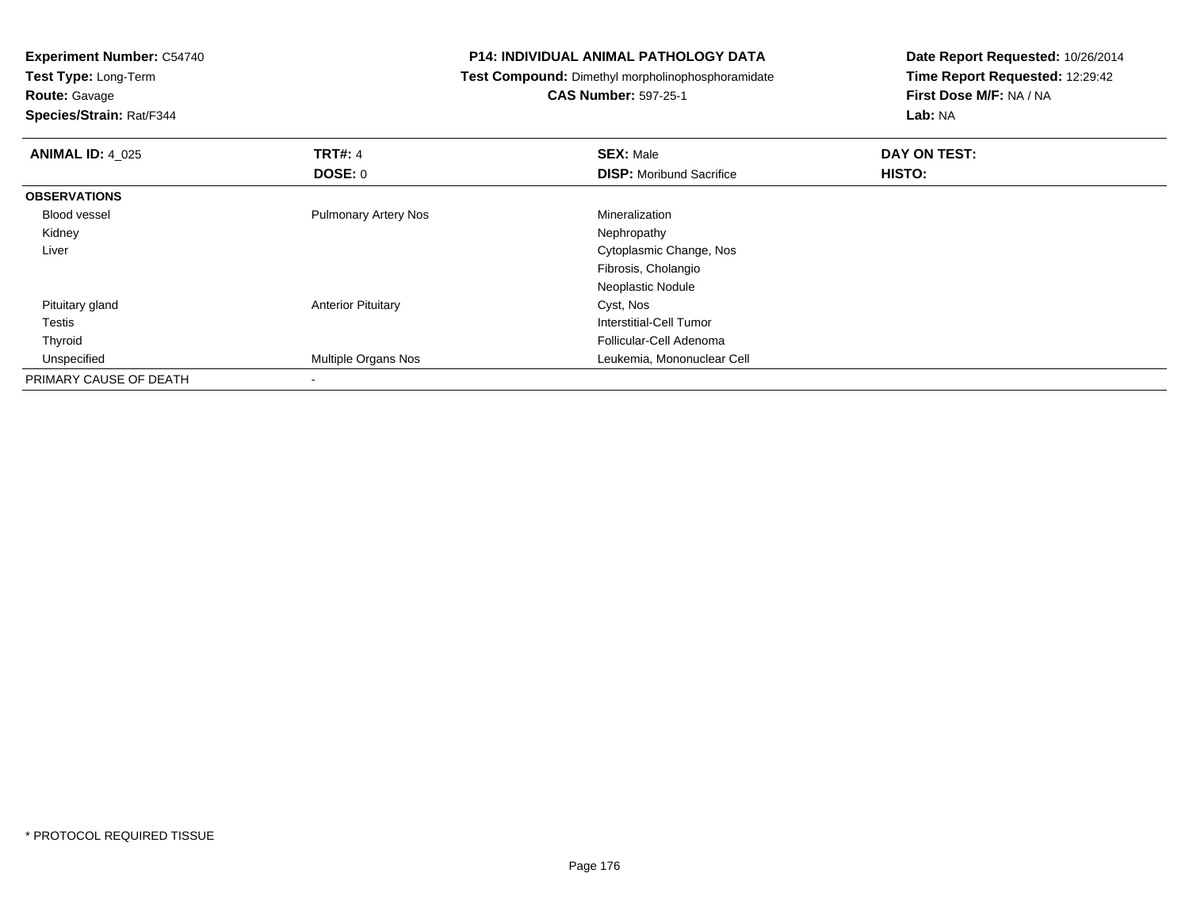**Experiment Number:** C54740
**Test Type:** Long-Term
**Route:** Gavage
**Species/Strain:** Rat/F344

**P14: INDIVIDUAL ANIMAL PATHOLOGY DATA**
**Test Compound:** Dimethyl morpholinophosphoramidate
**CAS Number:** 597-25-1

**Date Report Requested:** 10/26/2014
**Time Report Requested:** 12:29:42
**First Dose M/F:** NA / NA
**Lab:** NA

| **ANIMAL ID:** 4_025 | **TRT#:** 4 | **SEX:** Male | **DAY ON TEST:** |
|---|---|---|---|
| | **DOSE:** 0 | **DISP:** Moribund Sacrifice | **HISTO:** |
| **OBSERVATIONS** | | | |
| Blood vessel | Pulmonary Artery Nos | Mineralization | |
| Kidney | | Nephropathy | |
| Liver | | Cytoplasmic Change, Nos | |
| | | Fibrosis, Cholangio | |
| | | Neoplastic Nodule | |
| Pituitary gland | Anterior Pituitary | Cyst, Nos | |
| Testis | | Interstitial-Cell Tumor | |
| Thyroid | | Follicular-Cell Adenoma | |
| Unspecified | Multiple Organs Nos | Leukemia, Mononuclear Cell | |
| PRIMARY CAUSE OF DEATH | - | | |

* PROTOCOL REQUIRED TISSUE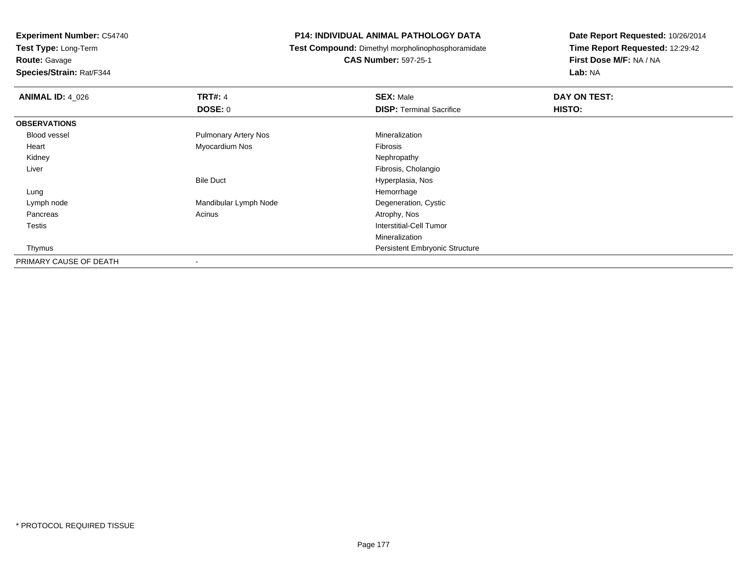**Experiment Number:** C54740
**Test Type:** Long-Term
**Route:** Gavage
**Species/Strain:** Rat/F344

# P14: INDIVIDUAL ANIMAL PATHOLOGY DATA

**Test Compound:** Dimethyl morpholinophosphoramidate
**CAS Number:** 597-25-1

**Date Report Requested:** 10/26/2014
**Time Report Requested:** 12:29:42
**First Dose M/F:** NA / NA
**Lab:** NA

| **ANIMAL ID:** 4_026 | **TRT#:** 4 | **SEX:** Male | **DAY ON TEST:** |
|---|---|---|---|
| | **DOSE:** 0 | **DISP:** Terminal Sacrifice | **HISTO:** |
| **OBSERVATIONS** | | | |
| Blood vessel | Pulmonary Artery Nos | Mineralization | |
| Heart | Myocardium Nos | Fibrosis | |
| Kidney | | Nephropathy | |
| Liver | | Fibrosis, Cholangio | |
| | Bile Duct | Hyperplasia, Nos | |
| Lung | | Hemorrhage | |
| Lymph node | Mandibular Lymph Node | Degeneration, Cystic | |
| Pancreas | Acinus | Atrophy, Nos | |
| Testis | | Interstitial-Cell Tumor | |
| | | Mineralization | |
| Thymus | | Persistent Embryonic Structure | |
| PRIMARY CAUSE OF DEATH | - | | |

* PROTOCOL REQUIRED TISSUE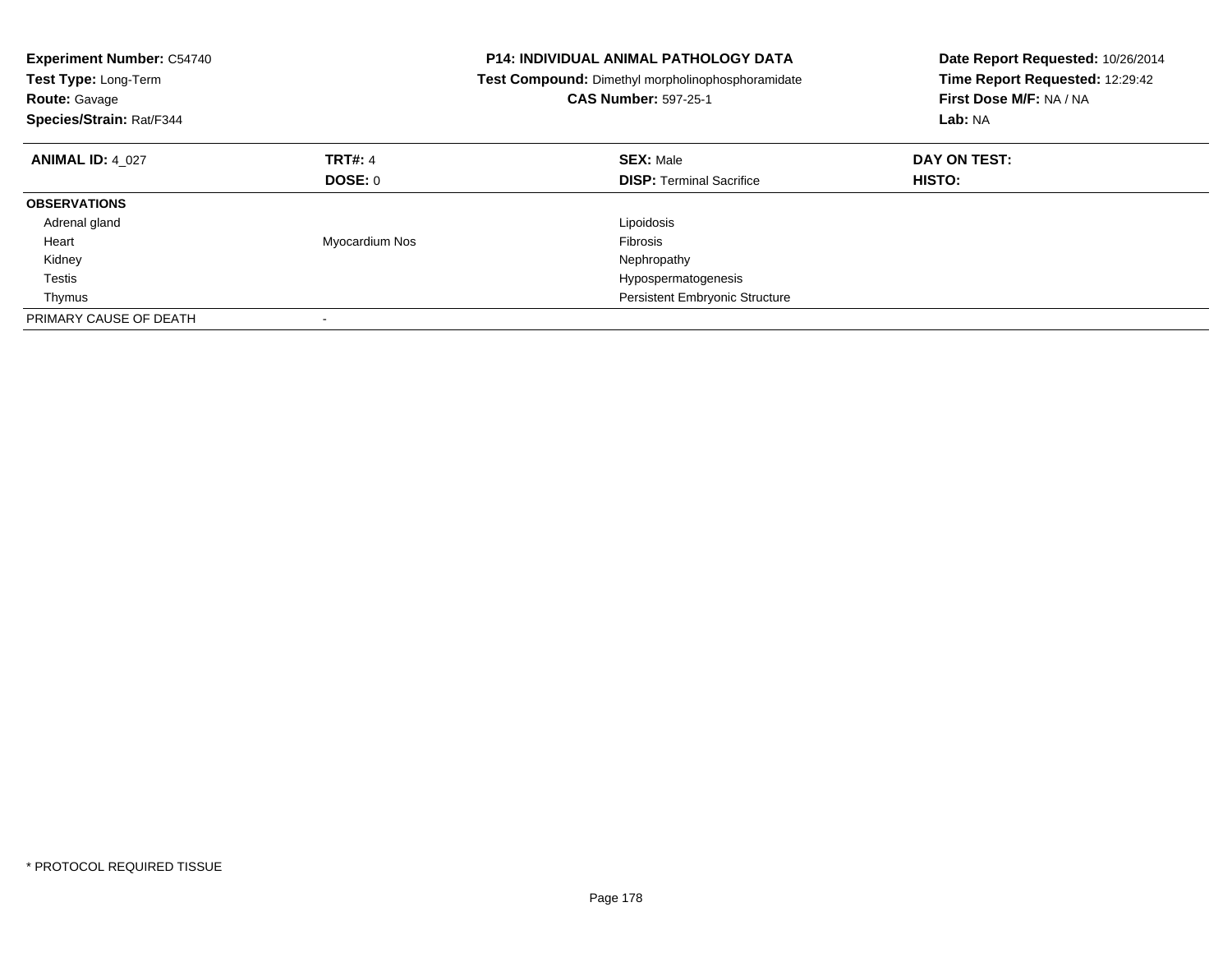**Experiment Number:** C54740
**Test Type:** Long-Term
**Route:** Gavage
**Species/Strain:** Rat/F344

**P14: INDIVIDUAL ANIMAL PATHOLOGY DATA**
**Test Compound:** Dimethyl morpholinophosphoramidate
**CAS Number:** 597-25-1

**Date Report Requested:** 10/26/2014
**Time Report Requested:** 12:29:42
**First Dose M/F:** NA / NA
**Lab:** NA

| **ANIMAL ID:** 4_027 | **TRT#:** 4 | **SEX:** Male | **DAY ON TEST:** |
|---|---|---|---|
| | **DOSE:** 0 | **DISP:** Terminal Sacrifice | **HISTO:** |
| **OBSERVATIONS** | | | |
| Adrenal gland | | Lipoidosis | |
| Heart | Myocardium Nos | Fibrosis | |
| Kidney | | Nephropathy | |
| Testis | | Hypospermatogenesis | |
| Thymus | | Persistent Embryonic Structure | |
| PRIMARY CAUSE OF DEATH | - | | |

* PROTOCOL REQUIRED TISSUE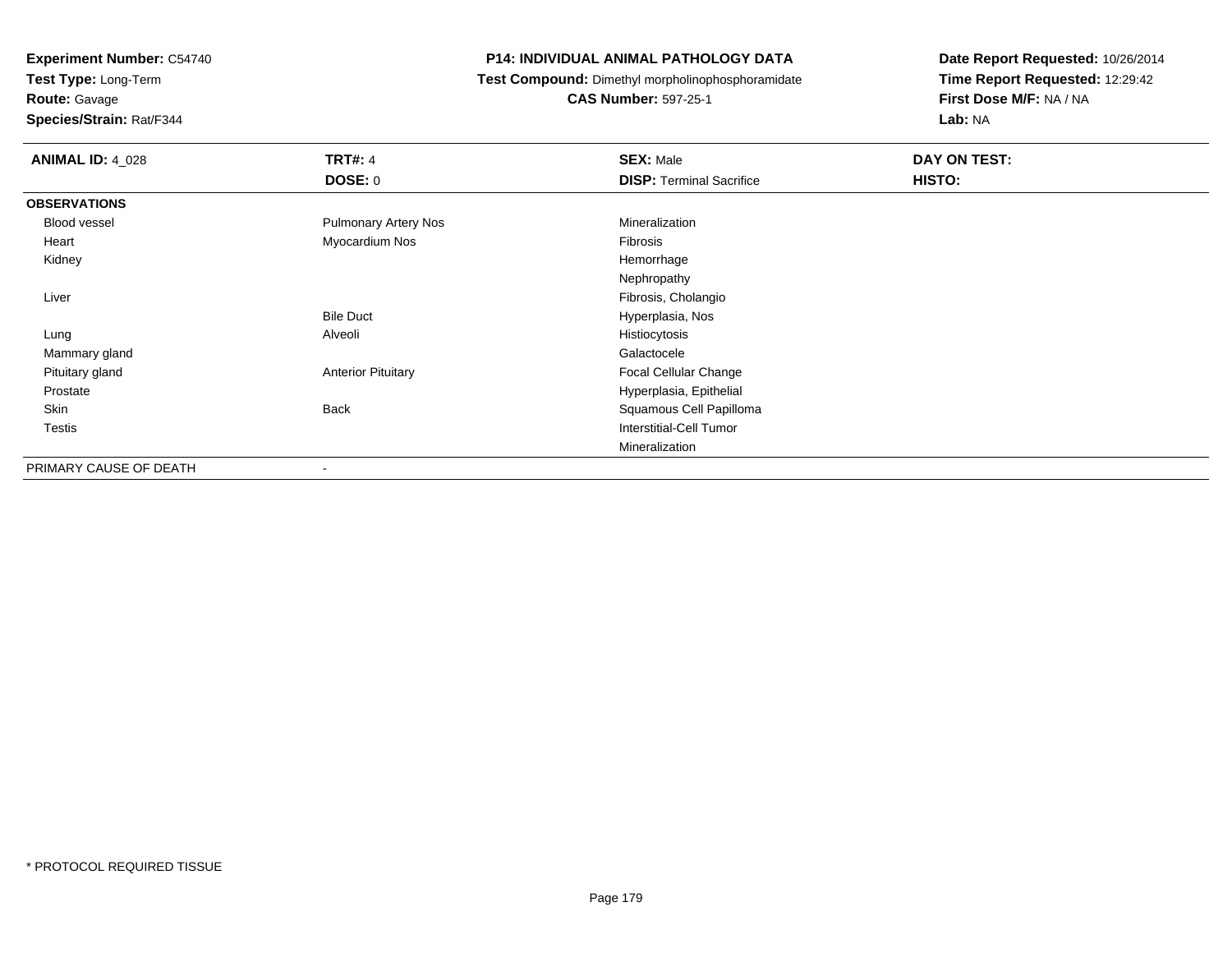**Experiment Number:** C54740
**Test Type:** Long-Term
**Route:** Gavage
**Species/Strain:** Rat/F344

**P14: INDIVIDUAL ANIMAL PATHOLOGY DATA**
**Test Compound:** Dimethyl morpholinophosphoramidate
**CAS Number:** 597-25-1

**Date Report Requested:** 10/26/2014
**Time Report Requested:** 12:29:42
**First Dose M/F:** NA / NA
**Lab:** NA

| **ANIMAL ID:** 4_028 | **TRT#:** 4 | **SEX:** Male | **DAY ON TEST:** |
|---|---|---|---|
| | **DOSE:** 0 | **DISP:** Terminal Sacrifice | **HISTO:** |
| **OBSERVATIONS** | | | |
| Blood vessel | Pulmonary Artery Nos | Mineralization | |
| Heart | Myocardium Nos | Fibrosis | |
| Kidney | | Hemorrhage | |
| | | Nephropathy | |
| Liver | | Fibrosis, Cholangio | |
| | Bile Duct | Hyperplasia, Nos | |
| Lung | Alveoli | Histiocytosis | |
| Mammary gland | | Galactocele | |
| Pituitary gland | Anterior Pituitary | Focal Cellular Change | |
| Prostate | | Hyperplasia, Epithelial | |
| Skin | Back | Squamous Cell Papilloma | |
| Testis | | Interstitial-Cell Tumor | |
| | | Mineralization | |
| PRIMARY CAUSE OF DEATH | - | | |

* PROTOCOL REQUIRED TISSUE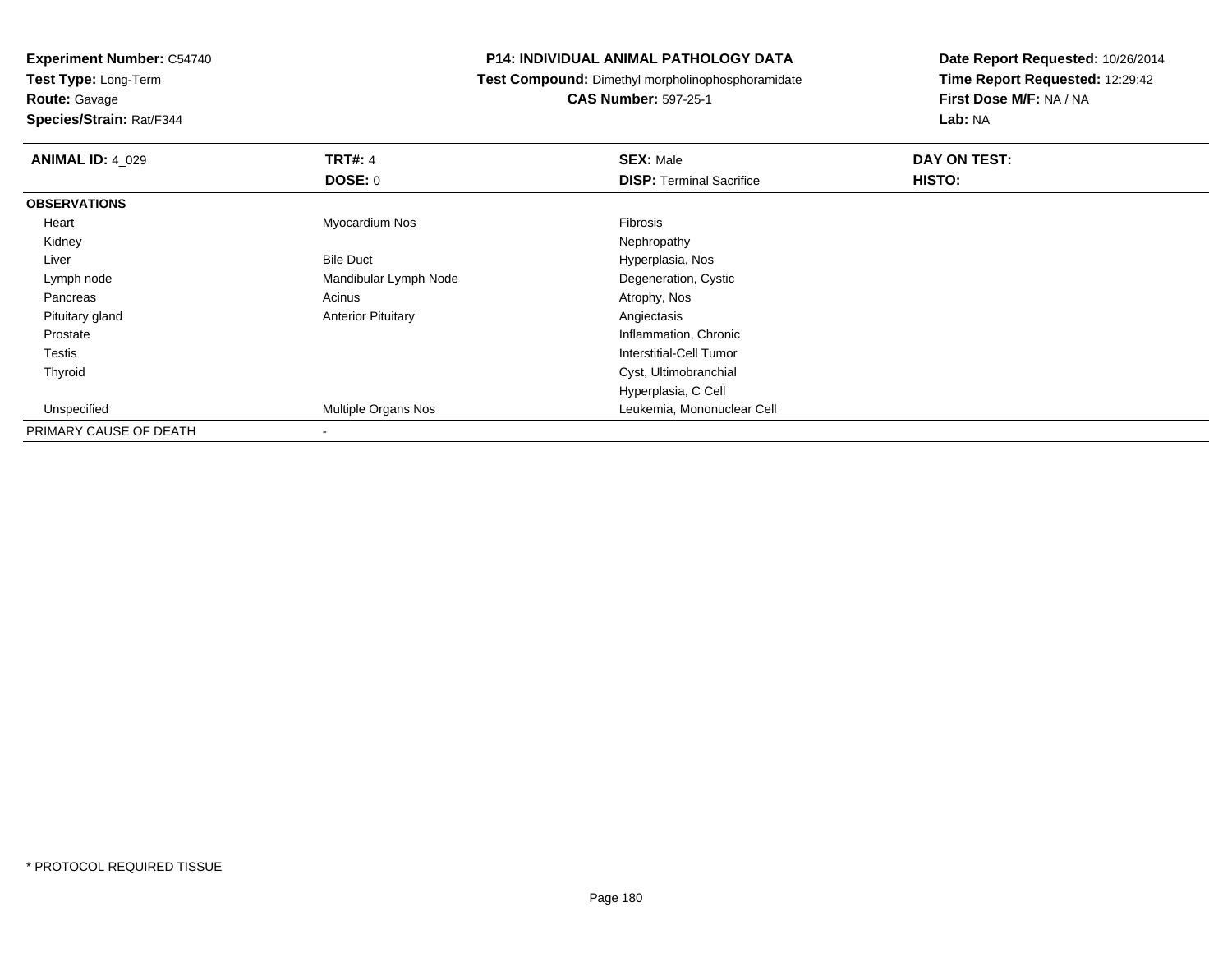**Experiment Number:** C54740
**Test Type:** Long-Term
**Route:** Gavage
**Species/Strain:** Rat/F344

# P14: INDIVIDUAL ANIMAL PATHOLOGY DATA

**Test Compound:** Dimethyl morpholinophosphoramidate
**CAS Number:** 597-25-1

**Date Report Requested:** 10/26/2014
**Time Report Requested:** 12:29:42
**First Dose M/F:** NA / NA
**Lab:** NA

| **ANIMAL ID:** 4_029 | **TRT#:** 4 | **SEX:** Male | **DAY ON TEST:** |
|---|---|---|---|
| | **DOSE:** 0 | **DISP:** Terminal Sacrifice | **HISTO:** |
| **OBSERVATIONS** | | | |
| Heart | Myocardium Nos | Fibrosis | |
| Kidney | | Nephropathy | |
| Liver | Bile Duct | Hyperplasia, Nos | |
| Lymph node | Mandibular Lymph Node | Degeneration, Cystic | |
| Pancreas | Acinus | Atrophy, Nos | |
| Pituitary gland | Anterior Pituitary | Angiectasis | |
| Prostate | | Inflammation, Chronic | |
| Testis | | Interstitial-Cell Tumor | |
| Thyroid | | Cyst, Ultimobranchial | |
| | | Hyperplasia, C Cell | |
| Unspecified | Multiple Organs Nos | Leukemia, Mononuclear Cell | |
| PRIMARY CAUSE OF DEATH | - | | |

* PROTOCOL REQUIRED TISSUE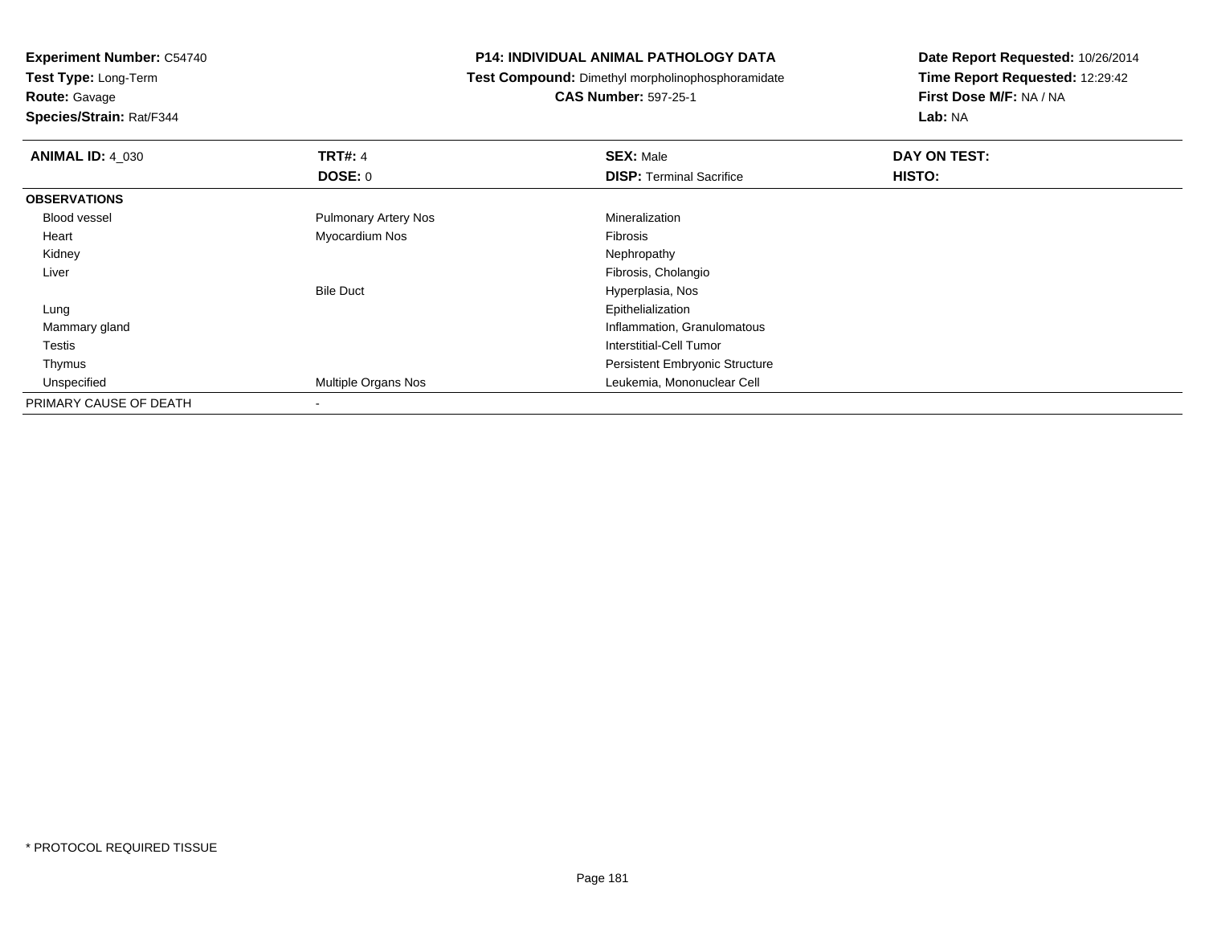**Experiment Number:** C54740
**Test Type:** Long-Term
**Route:** Gavage
**Species/Strain:** Rat/F344

**P14: INDIVIDUAL ANIMAL PATHOLOGY DATA**
**Test Compound:** Dimethyl morpholinophosphoramidate
**CAS Number:** 597-25-1

**Date Report Requested:** 10/26/2014
**Time Report Requested:** 12:29:42
**First Dose M/F:** NA / NA
**Lab:** NA

| **ANIMAL ID:** 4_030 | **TRT#:** 4 | **SEX:** Male | **DAY ON TEST:** |
|---|---|---|---|
| | **DOSE:** 0 | **DISP:** Terminal Sacrifice | **HISTO:** |
| **OBSERVATIONS** | | | |
| Blood vessel | Pulmonary Artery Nos | Mineralization | |
| Heart | Myocardium Nos | Fibrosis | |
| Kidney | | Nephropathy | |
| Liver | | Fibrosis, Cholangio | |
| | Bile Duct | Hyperplasia, Nos | |
| Lung | | Epithelialization | |
| Mammary gland | | Inflammation, Granulomatous | |
| Testis | | Interstitial-Cell Tumor | |
| Thymus | | Persistent Embryonic Structure | |
| Unspecified | Multiple Organs Nos | Leukemia, Mononuclear Cell | |
| PRIMARY CAUSE OF DEATH | - | | |

* PROTOCOL REQUIRED TISSUE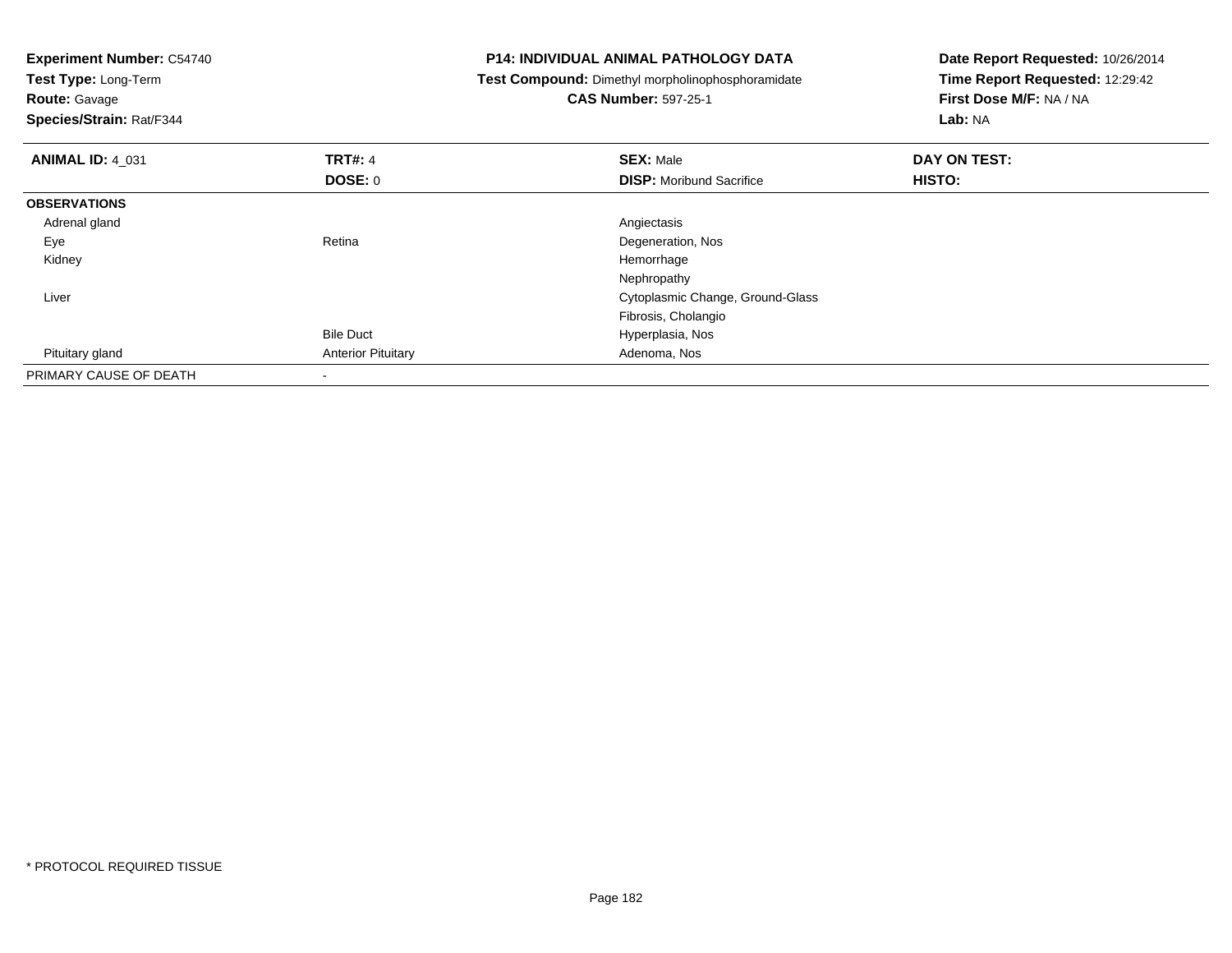**Experiment Number:** C54740
**Test Type:** Long-Term
**Route:** Gavage
**Species/Strain:** Rat/F344

**P14: INDIVIDUAL ANIMAL PATHOLOGY DATA**
**Test Compound:** Dimethyl morpholinophosphoramidate
**CAS Number:** 597-25-1

**Date Report Requested:** 10/26/2014
**Time Report Requested:** 12:29:42
**First Dose M/F:** NA / NA
**Lab:** NA

| **ANIMAL ID:** 4_031 | **TRT#:** 4 | **SEX:** Male | **DAY ON TEST:** |
|---|---|---|---|
| | **DOSE:** 0 | **DISP:** Moribund Sacrifice | **HISTO:** |
| **OBSERVATIONS** | | | |
| Adrenal gland | | Angiectasis | |
| Eye | Retina | Degeneration, Nos | |
| Kidney | | Hemorrhage | |
| | | Nephropathy | |
| Liver | | Cytoplasmic Change, Ground-Glass | |
| | | Fibrosis, Cholangio | |
| | Bile Duct | Hyperplasia, Nos | |
| Pituitary gland | Anterior Pituitary | Adenoma, Nos | |
| PRIMARY CAUSE OF DEATH | - | | |

* PROTOCOL REQUIRED TISSUE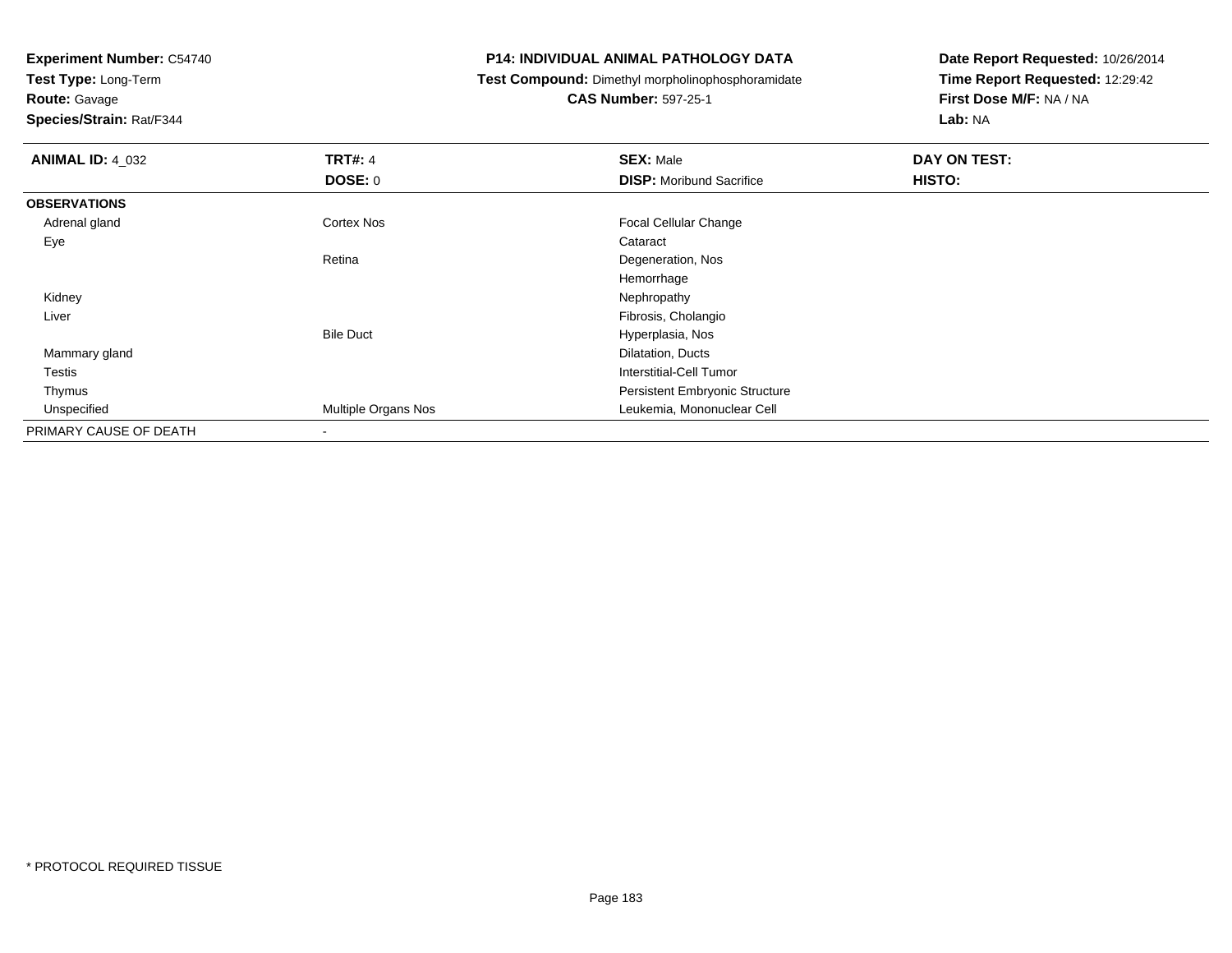**Experiment Number:** C54740
**Test Type:** Long-Term
**Route:** Gavage
**Species/Strain:** Rat/F344

**P14: INDIVIDUAL ANIMAL PATHOLOGY DATA**
**Test Compound:** Dimethyl morpholinophosphoramidate
**CAS Number:** 597-25-1

**Date Report Requested:** 10/26/2014
**Time Report Requested:** 12:29:42
**First Dose M/F:** NA / NA
**Lab:** NA

| **ANIMAL ID:** 4_032 | **TRT#:** 4 | **SEX:** Male | **DAY ON TEST:** |
|---|---|---|---|
| | **DOSE:** 0 | **DISP:** Moribund Sacrifice | **HISTO:** |
| **OBSERVATIONS** | | | |
| Adrenal gland | Cortex Nos | Focal Cellular Change | |
| Eye | | Cataract | |
| | Retina | Degeneration, Nos | |
| | | Hemorrhage | |
| Kidney | | Nephropathy | |
| Liver | | Fibrosis, Cholangio | |
| | Bile Duct | Hyperplasia, Nos | |
| Mammary gland | | Dilatation, Ducts | |
| Testis | | Interstitial-Cell Tumor | |
| Thymus | | Persistent Embryonic Structure | |
| Unspecified | Multiple Organs Nos | Leukemia, Mononuclear Cell | |
| PRIMARY CAUSE OF DEATH | - | | |

* PROTOCOL REQUIRED TISSUE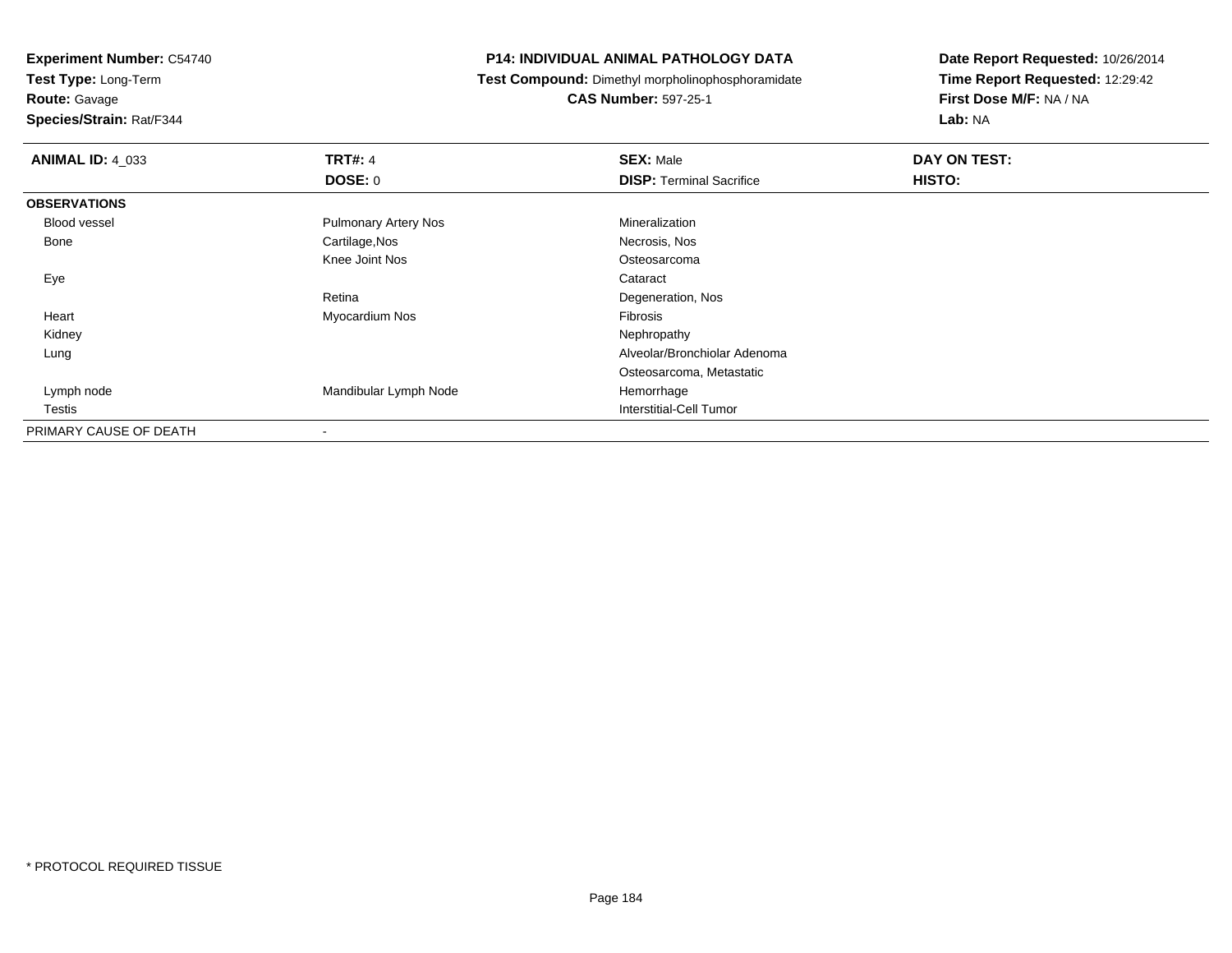**Experiment Number:** C54740
**Test Type:** Long-Term
**Route:** Gavage
**Species/Strain:** Rat/F344

# P14: INDIVIDUAL ANIMAL PATHOLOGY DATA

**Test Compound:** Dimethyl morpholinophosphoramidate
**CAS Number:** 597-25-1

**Date Report Requested:** 10/26/2014
**Time Report Requested:** 12:29:42
**First Dose M/F:** NA / NA
**Lab:** NA

| **ANIMAL ID:** 4_033 | **TRT#:** 4 | **SEX:** Male | **DAY ON TEST:** |
|---|---|---|---|
| | **DOSE:** 0 | **DISP:** Terminal Sacrifice | **HISTO:** |
| **OBSERVATIONS** | | | |
| Blood vessel | Pulmonary Artery Nos | Mineralization | |
| Bone | Cartilage,Nos | Necrosis, Nos | |
| | Knee Joint Nos | Osteosarcoma | |
| Eye | | Cataract | |
| | Retina | Degeneration, Nos | |
| Heart | Myocardium Nos | Fibrosis | |
| Kidney | | Nephropathy | |
| Lung | | Alveolar/Bronchiolar Adenoma | |
| | | Osteosarcoma, Metastatic | |
| Lymph node | Mandibular Lymph Node | Hemorrhage | |
| Testis | | Interstitial-Cell Tumor | |
| PRIMARY CAUSE OF DEATH | - | | |

* PROTOCOL REQUIRED TISSUE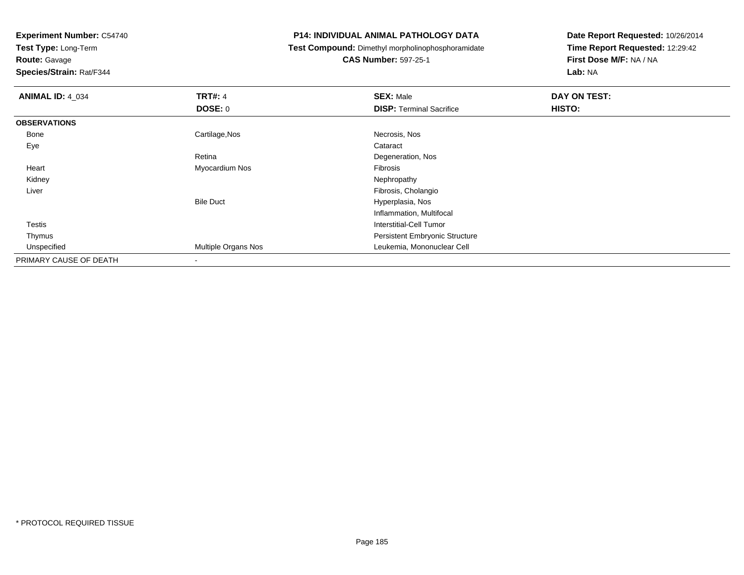**Experiment Number:** C54740
**Test Type:** Long-Term
**Route:** Gavage
**Species/Strain:** Rat/F344

**P14: INDIVIDUAL ANIMAL PATHOLOGY DATA**
**Test Compound:** Dimethyl morpholinophosphoramidate
**CAS Number:** 597-25-1

**Date Report Requested:** 10/26/2014
**Time Report Requested:** 12:29:42
**First Dose M/F:** NA / NA
**Lab:** NA

| **ANIMAL ID:** 4_034 | **TRT#:** 4 | **SEX:** Male | **DAY ON TEST:** |
|---|---|---|---|
| | **DOSE:** 0 | **DISP:** Terminal Sacrifice | **HISTO:** |
| **OBSERVATIONS** | | | |
| Bone | Cartilage,Nos | Necrosis, Nos | |
| Eye | | Cataract | |
| | Retina | Degeneration, Nos | |
| Heart | Myocardium Nos | Fibrosis | |
| Kidney | | Nephropathy | |
| Liver | | Fibrosis, Cholangio | |
| | Bile Duct | Hyperplasia, Nos | |
| | | Inflammation, Multifocal | |
| Testis | | Interstitial-Cell Tumor | |
| Thymus | | Persistent Embryonic Structure | |
| Unspecified | Multiple Organs Nos | Leukemia, Mononuclear Cell | |
| PRIMARY CAUSE OF DEATH | - | | |

* PROTOCOL REQUIRED TISSUE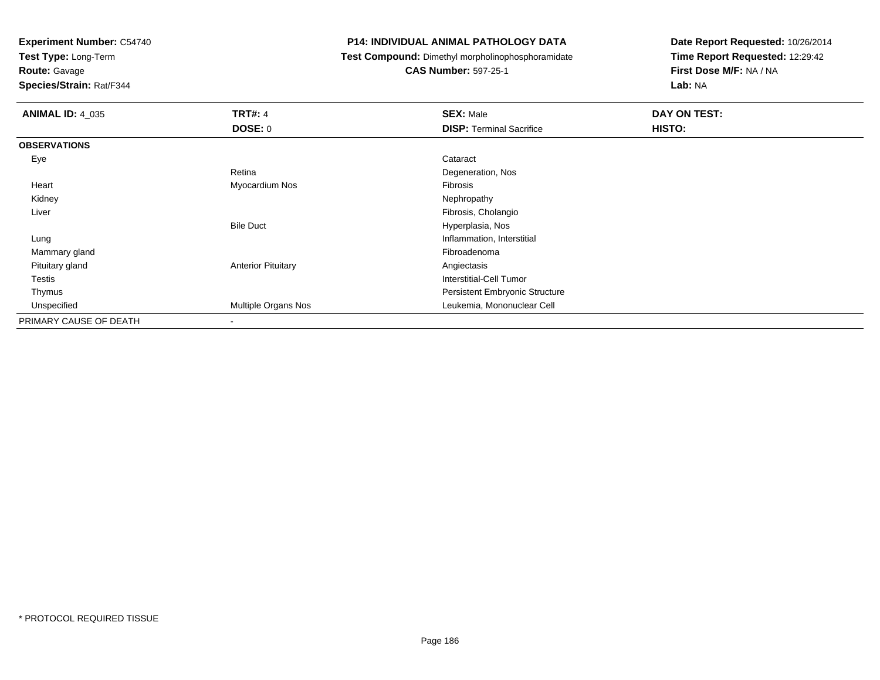**Experiment Number:** C54740
**Test Type:** Long-Term
**Route:** Gavage
**Species/Strain:** Rat/F344

**P14: INDIVIDUAL ANIMAL PATHOLOGY DATA**
**Test Compound:** Dimethyl morpholinophosphoramidate
**CAS Number:** 597-25-1

**Date Report Requested:** 10/26/2014
**Time Report Requested:** 12:29:42
**First Dose M/F:** NA / NA
**Lab:** NA

| **ANIMAL ID:** 4_035 | **TRT#:** 4 | **SEX:** Male | **DAY ON TEST:** |
|---|---|---|---|
| | **DOSE:** 0 | **DISP:** Terminal Sacrifice | **HISTO:** |
| **OBSERVATIONS** | | | |
| Eye | | Cataract | |
| | Retina | Degeneration, Nos | |
| Heart | Myocardium Nos | Fibrosis | |
| Kidney | | Nephropathy | |
| Liver | | Fibrosis, Cholangio | |
| | Bile Duct | Hyperplasia, Nos | |
| Lung | | Inflammation, Interstitial | |
| Mammary gland | | Fibroadenoma | |
| Pituitary gland | Anterior Pituitary | Angiectasis | |
| Testis | | Interstitial-Cell Tumor | |
| Thymus | | Persistent Embryonic Structure | |
| Unspecified | Multiple Organs Nos | Leukemia, Mononuclear Cell | |
| PRIMARY CAUSE OF DEATH | - | | |

* PROTOCOL REQUIRED TISSUE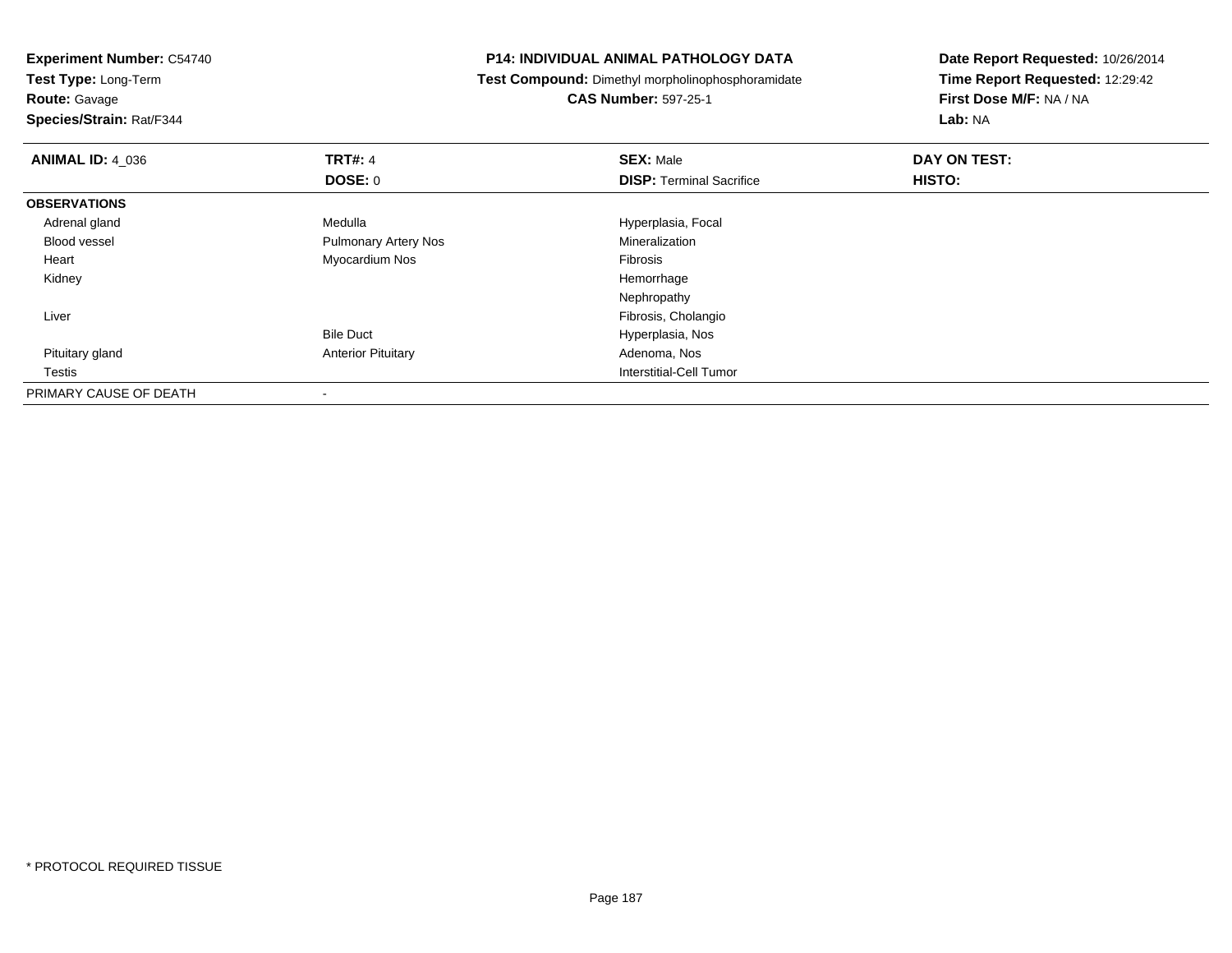**Experiment Number:** C54740
**Test Type:** Long-Term
**Route:** Gavage
**Species/Strain:** Rat/F344

**P14: INDIVIDUAL ANIMAL PATHOLOGY DATA**
**Test Compound:** Dimethyl morpholinophosphoramidate
**CAS Number:** 597-25-1

**Date Report Requested:** 10/26/2014
**Time Report Requested:** 12:29:42
**First Dose M/F:** NA / NA
**Lab:** NA

| **ANIMAL ID:** 4_036 | **TRT#:** 4 | **SEX:** Male | **DAY ON TEST:** |
|---|---|---|---|
| | **DOSE:** 0 | **DISP:** Terminal Sacrifice | **HISTO:** |
| **OBSERVATIONS** | | | |
| Adrenal gland | Medulla | Hyperplasia, Focal | |
| Blood vessel | Pulmonary Artery Nos | Mineralization | |
| Heart | Myocardium Nos | Fibrosis | |
| Kidney | | Hemorrhage | |
| | | Nephropathy | |
| Liver | | Fibrosis, Cholangio | |
| | Bile Duct | Hyperplasia, Nos | |
| Pituitary gland | Anterior Pituitary | Adenoma, Nos | |
| Testis | | Interstitial-Cell Tumor | |
| PRIMARY CAUSE OF DEATH | - | | |

* PROTOCOL REQUIRED TISSUE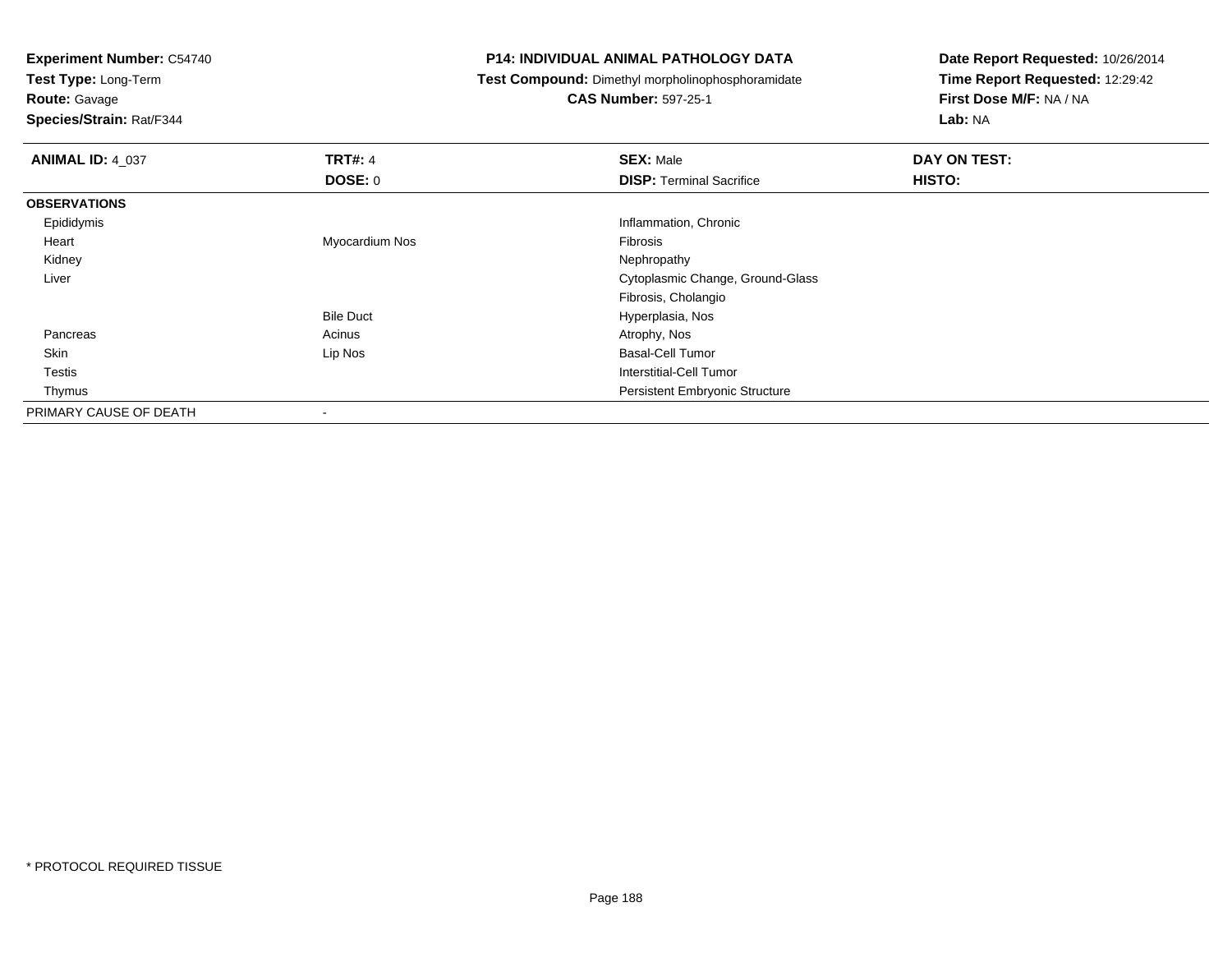**Experiment Number:** C54740
**Test Type:** Long-Term
**Route:** Gavage
**Species/Strain:** Rat/F344

**P14: INDIVIDUAL ANIMAL PATHOLOGY DATA**
**Test Compound:** Dimethyl morpholinophosphoramidate
**CAS Number:** 597-25-1

**Date Report Requested:** 10/26/2014
**Time Report Requested:** 12:29:42
**First Dose M/F:** NA / NA
**Lab:** NA

| **ANIMAL ID:** 4_037 | **TRT#:** 4 | **SEX:** Male | **DAY ON TEST:** |
|---|---|---|---|
| | **DOSE:** 0 | **DISP:** Terminal Sacrifice | **HISTO:** |
| **OBSERVATIONS** | | | |
| Epididymis | | Inflammation, Chronic | |
| Heart | Myocardium Nos | Fibrosis | |
| Kidney | | Nephropathy | |
| Liver | | Cytoplasmic Change, Ground-Glass | |
| | | Fibrosis, Cholangio | |
| | Bile Duct | Hyperplasia, Nos | |
| Pancreas | Acinus | Atrophy, Nos | |
| Skin | Lip Nos | Basal-Cell Tumor | |
| Testis | | Interstitial-Cell Tumor | |
| Thymus | | Persistent Embryonic Structure | |
| PRIMARY CAUSE OF DEATH | - | | |

* PROTOCOL REQUIRED TISSUE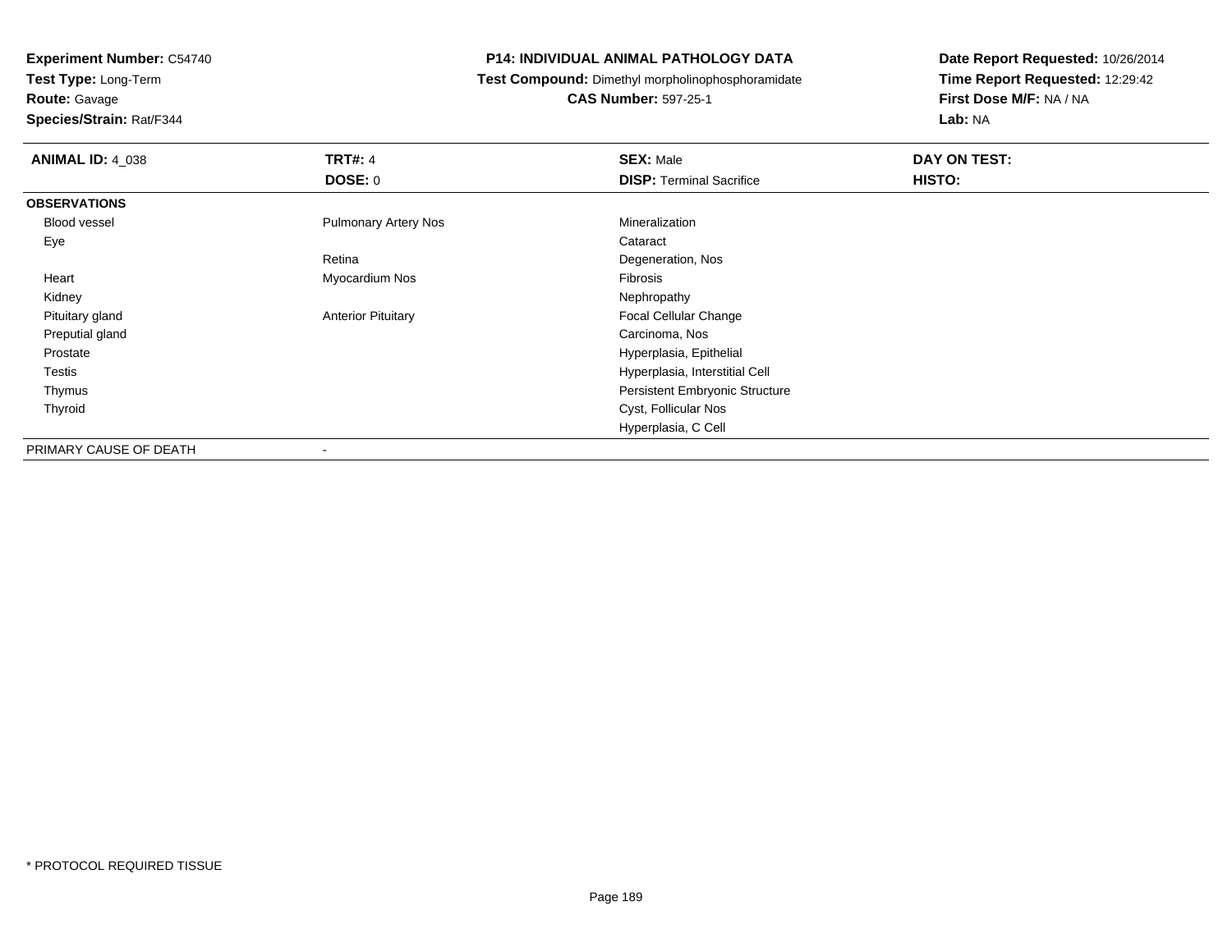**Experiment Number:** C54740
**Test Type:** Long-Term
**Route:** Gavage
**Species/Strain:** Rat/F344

**P14: INDIVIDUAL ANIMAL PATHOLOGY DATA**
**Test Compound:** Dimethyl morpholinophosphoramidate
**CAS Number:** 597-25-1

**Date Report Requested:** 10/26/2014
**Time Report Requested:** 12:29:42
**First Dose M/F:** NA / NA
**Lab:** NA

| **ANIMAL ID:** 4_038 | **TRT#:** 4 | **SEX:** Male | **DAY ON TEST:** |
|---|---|---|---|
| | **DOSE:** 0 | **DISP:** Terminal Sacrifice | **HISTO:** |
| **OBSERVATIONS** | | | |
| Blood vessel | Pulmonary Artery Nos | Mineralization | |
| Eye | | Cataract | |
| | Retina | Degeneration, Nos | |
| Heart | Myocardium Nos | Fibrosis | |
| Kidney | | Nephropathy | |
| Pituitary gland | Anterior Pituitary | Focal Cellular Change | |
| Preputial gland | | Carcinoma, Nos | |
| Prostate | | Hyperplasia, Epithelial | |
| Testis | | Hyperplasia, Interstitial Cell | |
| Thymus | | Persistent Embryonic Structure | |
| Thyroid | | Cyst, Follicular Nos | |
| | | Hyperplasia, C Cell | |
| PRIMARY CAUSE OF DEATH | - | | |

* PROTOCOL REQUIRED TISSUE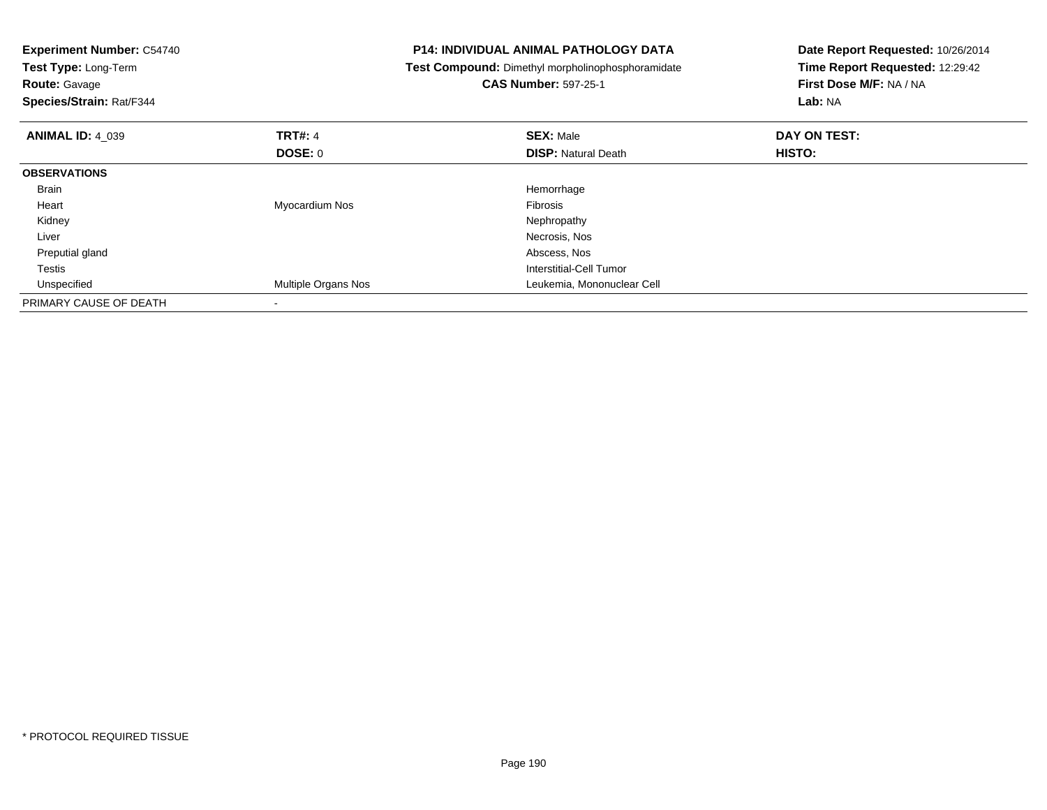**Experiment Number:** C54740
**Test Type:** Long-Term
**Route:** Gavage
**Species/Strain:** Rat/F344

**P14: INDIVIDUAL ANIMAL PATHOLOGY DATA**
**Test Compound:** Dimethyl morpholinophosphoramidate
**CAS Number:** 597-25-1

**Date Report Requested:** 10/26/2014
**Time Report Requested:** 12:29:42
**First Dose M/F:** NA / NA
**Lab:** NA

| **ANIMAL ID:** 4_039 | **TRT#:** 4 | **SEX:** Male | **DAY ON TEST:** |
|---|---|---|---|
| | **DOSE:** 0 | **DISP:** Natural Death | **HISTO:** |
| **OBSERVATIONS** | | | |
| Brain | | Hemorrhage | |
| Heart | Myocardium Nos | Fibrosis | |
| Kidney | | Nephropathy | |
| Liver | | Necrosis, Nos | |
| Preputial gland | | Abscess, Nos | |
| Testis | | Interstitial-Cell Tumor | |
| Unspecified | Multiple Organs Nos | Leukemia, Mononuclear Cell | |
| PRIMARY CAUSE OF DEATH | - | | |

* PROTOCOL REQUIRED TISSUE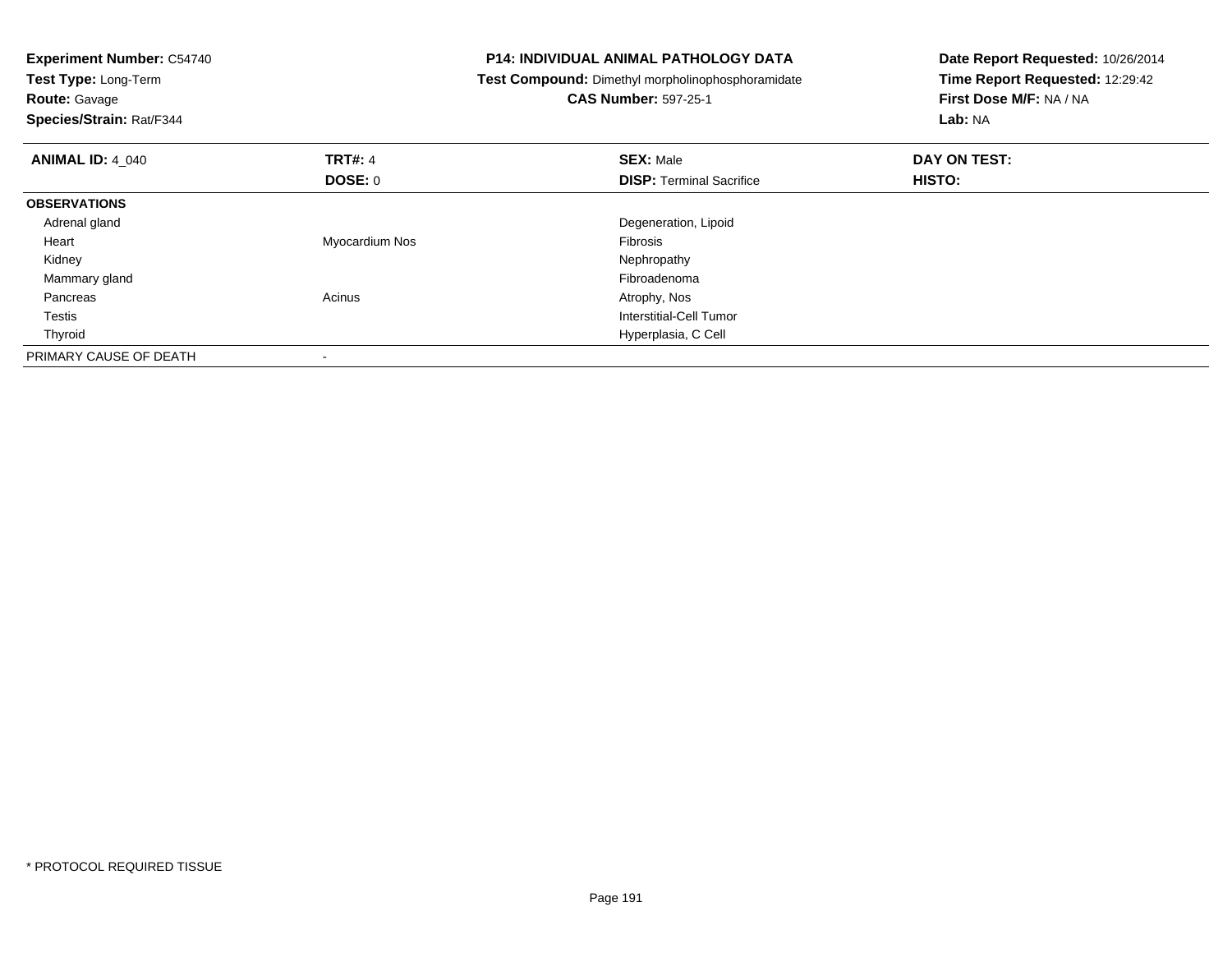**Experiment Number:** C54740
**Test Type:** Long-Term
**Route:** Gavage
**Species/Strain:** Rat/F344

**P14: INDIVIDUAL ANIMAL PATHOLOGY DATA**
**Test Compound:** Dimethyl morpholinophosphoramidate
**CAS Number:** 597-25-1

**Date Report Requested:** 10/26/2014
**Time Report Requested:** 12:29:42
**First Dose M/F:** NA / NA
**Lab:** NA

| **ANIMAL ID:** 4_040 | **TRT#:** 4<br>**DOSE:** 0 | **SEX:** Male<br>**DISP:** Terminal Sacrifice | **DAY ON TEST:**<br>**HISTO:** |
|---|---|---|---|
| **OBSERVATIONS** | | | |
| Adrenal gland | | Degeneration, Lipoid | |
| Heart | Myocardium Nos | Fibrosis | |
| Kidney | | Nephropathy | |
| Mammary gland | | Fibroadenoma | |
| Pancreas | Acinus | Atrophy, Nos | |
| Testis | | Interstitial-Cell Tumor | |
| Thyroid | | Hyperplasia, C Cell | |
| PRIMARY CAUSE OF DEATH | - | | |

* PROTOCOL REQUIRED TISSUE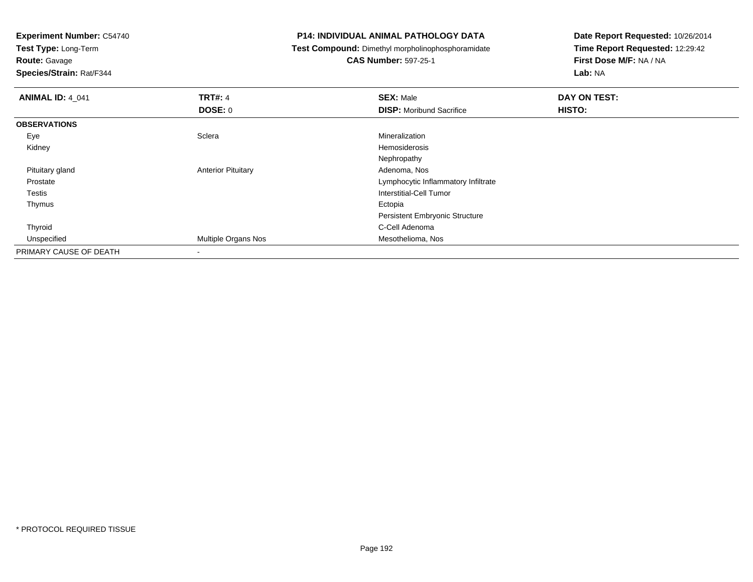**Experiment Number:** C54740
**Test Type:** Long-Term
**Route:** Gavage
**Species/Strain:** Rat/F344

**P14: INDIVIDUAL ANIMAL PATHOLOGY DATA**
**Test Compound:** Dimethyl morpholinophosphoramidate
**CAS Number:** 597-25-1

**Date Report Requested:** 10/26/2014
**Time Report Requested:** 12:29:42
**First Dose M/F:** NA / NA
**Lab:** NA

| **ANIMAL ID:** 4_041 | **TRT#:** 4 | **SEX:** Male | **DAY ON TEST:** |
|---|---|---|---|
| | **DOSE:** 0 | **DISP:** Moribund Sacrifice | **HISTO:** |
| **OBSERVATIONS** | | | |
| Eye | Sclera | Mineralization | |
| Kidney | | Hemosiderosis | |
| | | Nephropathy | |
| Pituitary gland | Anterior Pituitary | Adenoma, Nos | |
| Prostate | | Lymphocytic Inflammatory Infiltrate | |
| Testis | | Interstitial-Cell Tumor | |
| Thymus | | Ectopia | |
| | | Persistent Embryonic Structure | |
| Thyroid | | C-Cell Adenoma | |
| Unspecified | Multiple Organs Nos | Mesothelioma, Nos | |
| PRIMARY CAUSE OF DEATH | - | | |

* PROTOCOL REQUIRED TISSUE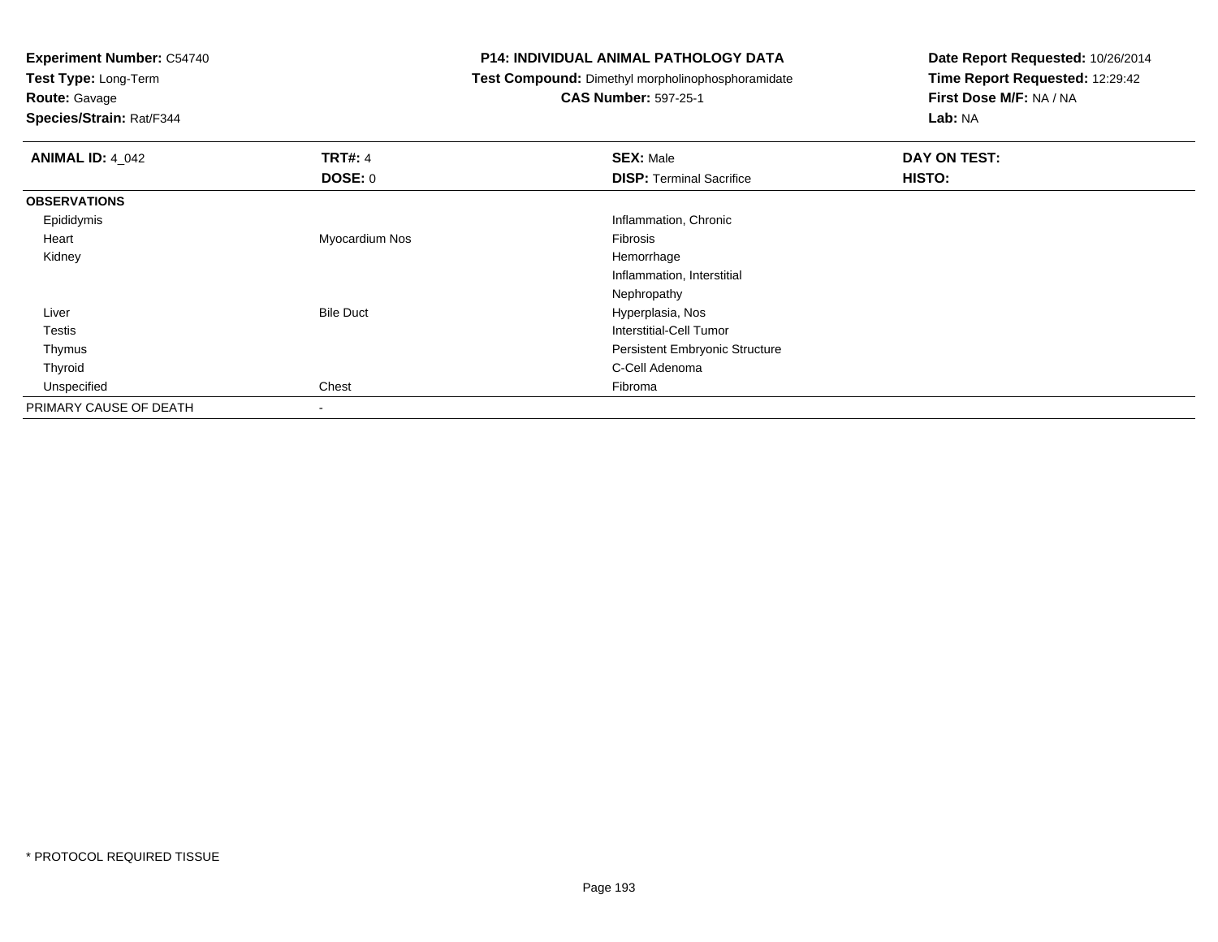**Experiment Number:** C54740
**Test Type:** Long-Term
**Route:** Gavage
**Species/Strain:** Rat/F344

**P14: INDIVIDUAL ANIMAL PATHOLOGY DATA**
**Test Compound:** Dimethyl morpholinophosphoramidate
**CAS Number:** 597-25-1

**Date Report Requested:** 10/26/2014
**Time Report Requested:** 12:29:42
**First Dose M/F:** NA / NA
**Lab:** NA

| **ANIMAL ID:** 4_042 | **TRT#:** 4 | **SEX:** Male | **DAY ON TEST:** |
|---|---|---|---|
| | **DOSE:** 0 | **DISP:** Terminal Sacrifice | **HISTO:** |
| **OBSERVATIONS** | | | |
| Epididymis | | Inflammation, Chronic | |
| Heart | Myocardium Nos | Fibrosis | |
| Kidney | | Hemorrhage | |
| | | Inflammation, Interstitial | |
| | | Nephropathy | |
| Liver | Bile Duct | Hyperplasia, Nos | |
| Testis | | Interstitial-Cell Tumor | |
| Thymus | | Persistent Embryonic Structure | |
| Thyroid | | C-Cell Adenoma | |
| Unspecified | Chest | Fibroma | |
| PRIMARY CAUSE OF DEATH | - | | |

* PROTOCOL REQUIRED TISSUE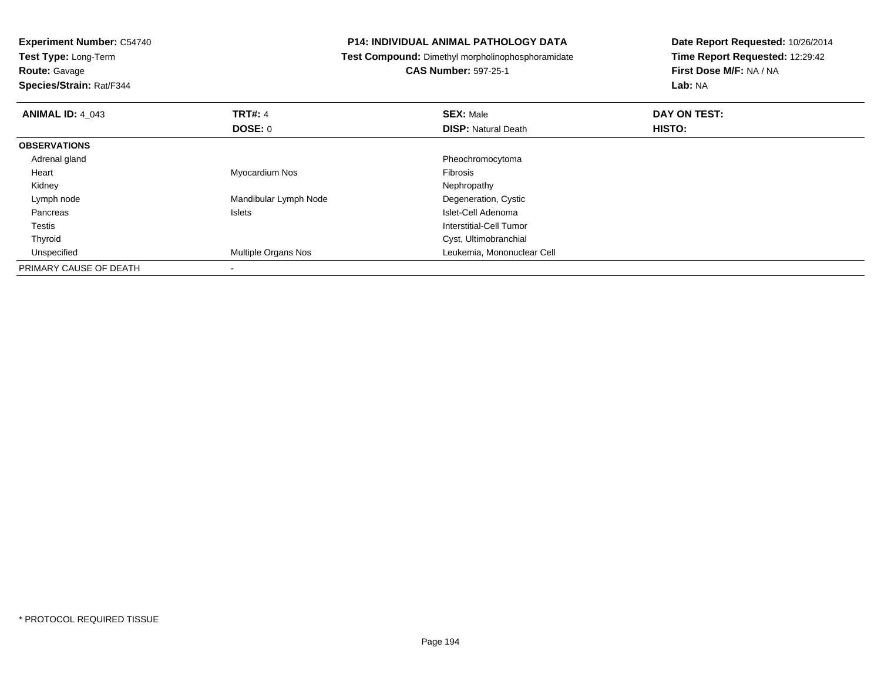**Experiment Number:** C54740
**Test Type:** Long-Term
**Route:** Gavage
**Species/Strain:** Rat/F344

**P14: INDIVIDUAL ANIMAL PATHOLOGY DATA**
**Test Compound:** Dimethyl morpholinophosphoramidate
**CAS Number:** 597-25-1

**Date Report Requested:** 10/26/2014
**Time Report Requested:** 12:29:42
**First Dose M/F:** NA / NA
**Lab:** NA

| **ANIMAL ID:** 4_043 | **TRT#:** 4 | **SEX:** Male | **DAY ON TEST:** |
|---|---|---|---|
| | **DOSE:** 0 | **DISP:** Natural Death | **HISTO:** |
| **OBSERVATIONS** | | | |
| Adrenal gland | | Pheochromocytoma | |
| Heart | Myocardium Nos | Fibrosis | |
| Kidney | | Nephropathy | |
| Lymph node | Mandibular Lymph Node | Degeneration, Cystic | |
| Pancreas | Islets | Islet-Cell Adenoma | |
| Testis | | Interstitial-Cell Tumor | |
| Thyroid | | Cyst, Ultimobranchial | |
| Unspecified | Multiple Organs Nos | Leukemia, Mononuclear Cell | |
| PRIMARY CAUSE OF DEATH | - | | |

* PROTOCOL REQUIRED TISSUE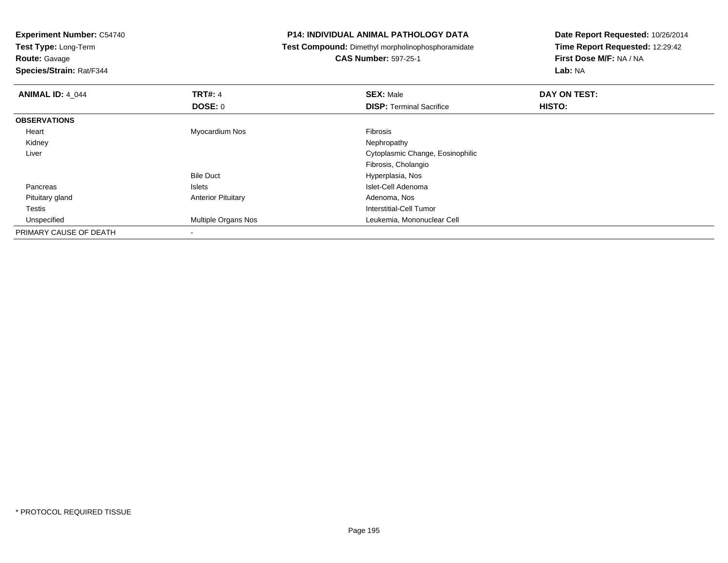**Experiment Number:** C54740
**Test Type:** Long-Term
**Route:** Gavage
**Species/Strain:** Rat/F344

**P14: INDIVIDUAL ANIMAL PATHOLOGY DATA**
**Test Compound:** Dimethyl morpholinophosphoramidate
**CAS Number:** 597-25-1

**Date Report Requested:** 10/26/2014
**Time Report Requested:** 12:29:42
**First Dose M/F:** NA / NA
**Lab:** NA

| **ANIMAL ID:** 4_044 | **TRT#:** 4 | **SEX:** Male | **DAY ON TEST:** |
|---|---|---|---|
| | **DOSE:** 0 | **DISP:** Terminal Sacrifice | **HISTO:** |
| **OBSERVATIONS** | | | |
| Heart | Myocardium Nos | Fibrosis | |
| Kidney | | Nephropathy | |
| Liver | | Cytoplasmic Change, Eosinophilic | |
| | | Fibrosis, Cholangio | |
| | Bile Duct | Hyperplasia, Nos | |
| Pancreas | Islets | Islet-Cell Adenoma | |
| Pituitary gland | Anterior Pituitary | Adenoma, Nos | |
| Testis | | Interstitial-Cell Tumor | |
| Unspecified | Multiple Organs Nos | Leukemia, Mononuclear Cell | |
| PRIMARY CAUSE OF DEATH | - | | |

* PROTOCOL REQUIRED TISSUE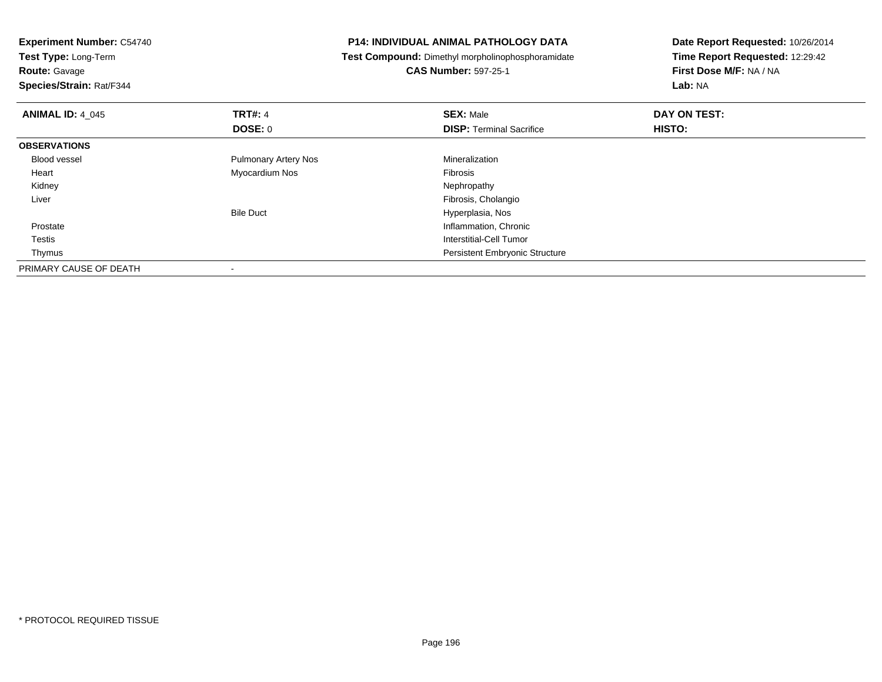**Experiment Number:** C54740
**Test Type:** Long-Term
**Route:** Gavage
**Species/Strain:** Rat/F344

**P14: INDIVIDUAL ANIMAL PATHOLOGY DATA**
**Test Compound:** Dimethyl morpholinophosphoramidate
**CAS Number:** 597-25-1

**Date Report Requested:** 10/26/2014
**Time Report Requested:** 12:29:42
**First Dose M/F:** NA / NA
**Lab:** NA

| **ANIMAL ID:** 4_045 | **TRT#:** 4 | **SEX:** Male | **DAY ON TEST:** |
|---|---|---|---|
| | **DOSE:** 0 | **DISP:** Terminal Sacrifice | **HISTO:** |
| **OBSERVATIONS** | | | |
| Blood vessel | Pulmonary Artery Nos | Mineralization | |
| Heart | Myocardium Nos | Fibrosis | |
| Kidney | | Nephropathy | |
| Liver | | Fibrosis, Cholangio | |
| | Bile Duct | Hyperplasia, Nos | |
| Prostate | | Inflammation, Chronic | |
| Testis | | Interstitial-Cell Tumor | |
| Thymus | | Persistent Embryonic Structure | |
| PRIMARY CAUSE OF DEATH | - | | |

* PROTOCOL REQUIRED TISSUE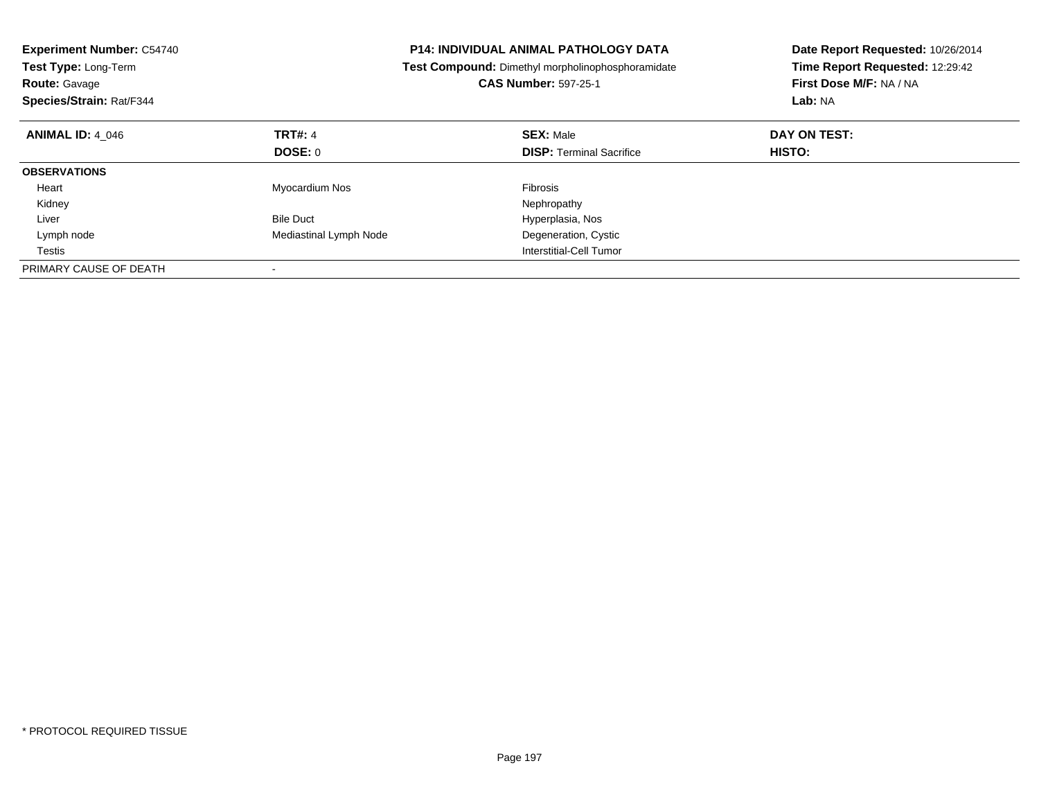**Experiment Number:** C54740
**Test Type:** Long-Term
**Route:** Gavage
**Species/Strain:** Rat/F344

**P14: INDIVIDUAL ANIMAL PATHOLOGY DATA**
**Test Compound:** Dimethyl morpholinophosphoramidate
**CAS Number:** 597-25-1

**Date Report Requested:** 10/26/2014
**Time Report Requested:** 12:29:42
**First Dose M/F:** NA / NA
**Lab:** NA

| **ANIMAL ID:** 4_046 | **TRT#:** 4 | **SEX:** Male | **DAY ON TEST:** |
|---|---|---|---|
| | **DOSE:** 0 | **DISP:** Terminal Sacrifice | **HISTO:** |
| **OBSERVATIONS** | | | |
| Heart | Myocardium Nos | Fibrosis | |
| Kidney | | Nephropathy | |
| Liver | Bile Duct | Hyperplasia, Nos | |
| Lymph node | Mediastinal Lymph Node | Degeneration, Cystic | |
| Testis | | Interstitial-Cell Tumor | |
| PRIMARY CAUSE OF DEATH | - | | |

* PROTOCOL REQUIRED TISSUE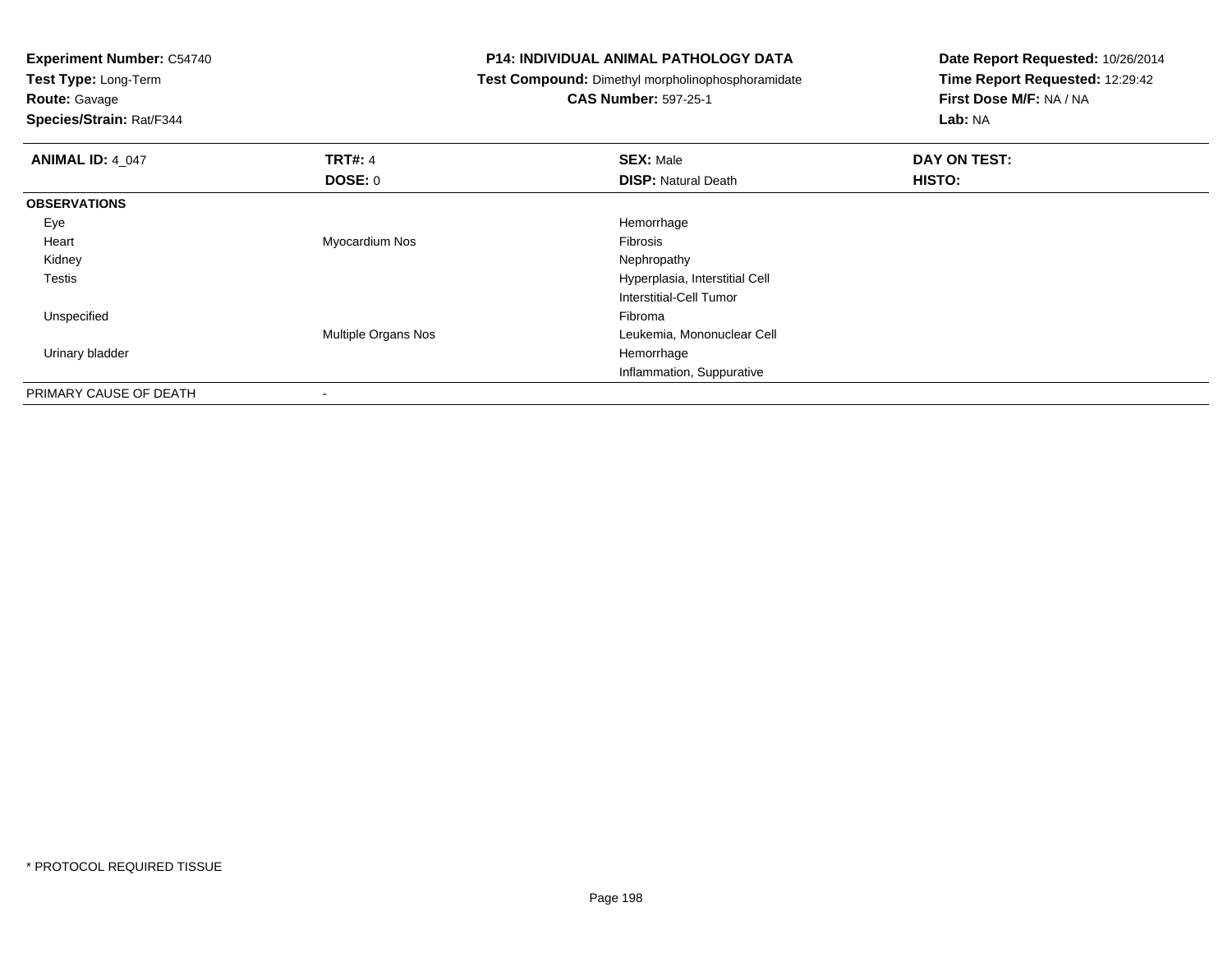**Experiment Number:** C54740
**Test Type:** Long-Term
**Route:** Gavage
**Species/Strain:** Rat/F344

**P14: INDIVIDUAL ANIMAL PATHOLOGY DATA**
**Test Compound:** Dimethyl morpholinophosphoramidate
**CAS Number:** 597-25-1

**Date Report Requested:** 10/26/2014
**Time Report Requested:** 12:29:42
**First Dose M/F:** NA / NA
**Lab:** NA

| **ANIMAL ID:** 4_047 | **TRT#:** 4 | **SEX:** Male | **DAY ON TEST:** |
|---|---|---|---|
| | **DOSE:** 0 | **DISP:** Natural Death | **HISTO:** |
| **OBSERVATIONS** | | | |
| Eye | | Hemorrhage | |
| Heart | Myocardium Nos | Fibrosis | |
| Kidney | | Nephropathy | |
| Testis | | Hyperplasia, Interstitial Cell | |
| | | Interstitial-Cell Tumor | |
| Unspecified | | Fibroma | |
| | Multiple Organs Nos | Leukemia, Mononuclear Cell | |
| Urinary bladder | | Hemorrhage | |
| | | Inflammation, Suppurative | |
| PRIMARY CAUSE OF DEATH | - | | |

\* PROTOCOL REQUIRED TISSUE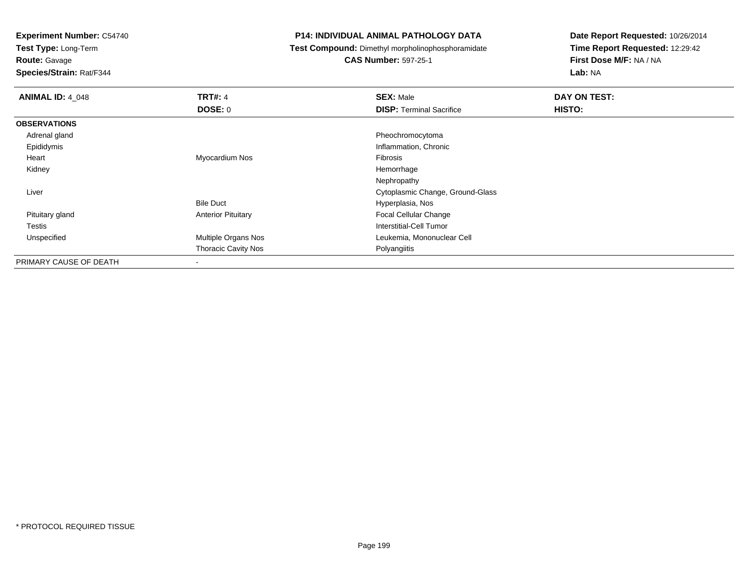**Experiment Number:** C54740
**Test Type:** Long-Term
**Route:** Gavage
**Species/Strain:** Rat/F344

**P14: INDIVIDUAL ANIMAL PATHOLOGY DATA**
**Test Compound:** Dimethyl morpholinophosphoramidate
**CAS Number:** 597-25-1

**Date Report Requested:** 10/26/2014
**Time Report Requested:** 12:29:42
**First Dose M/F:** NA / NA
**Lab:** NA

| **ANIMAL ID:** 4_048 | **TRT#:** 4 | **SEX:** Male | **DAY ON TEST:** |
|---|---|---|---|
| | **DOSE:** 0 | **DISP:** Terminal Sacrifice | **HISTO:** |
| **OBSERVATIONS** | | | |
| Adrenal gland | | Pheochromocytoma | |
| Epididymis | | Inflammation, Chronic | |
| Heart | Myocardium Nos | Fibrosis | |
| Kidney | | Hemorrhage | |
| | | Nephropathy | |
| Liver | | Cytoplasmic Change, Ground-Glass | |
| | Bile Duct | Hyperplasia, Nos | |
| Pituitary gland | Anterior Pituitary | Focal Cellular Change | |
| Testis | | Interstitial-Cell Tumor | |
| Unspecified | Multiple Organs Nos | Leukemia, Mononuclear Cell | |
| | Thoracic Cavity Nos | Polyangiitis | |
| PRIMARY CAUSE OF DEATH | - | | |

* PROTOCOL REQUIRED TISSUE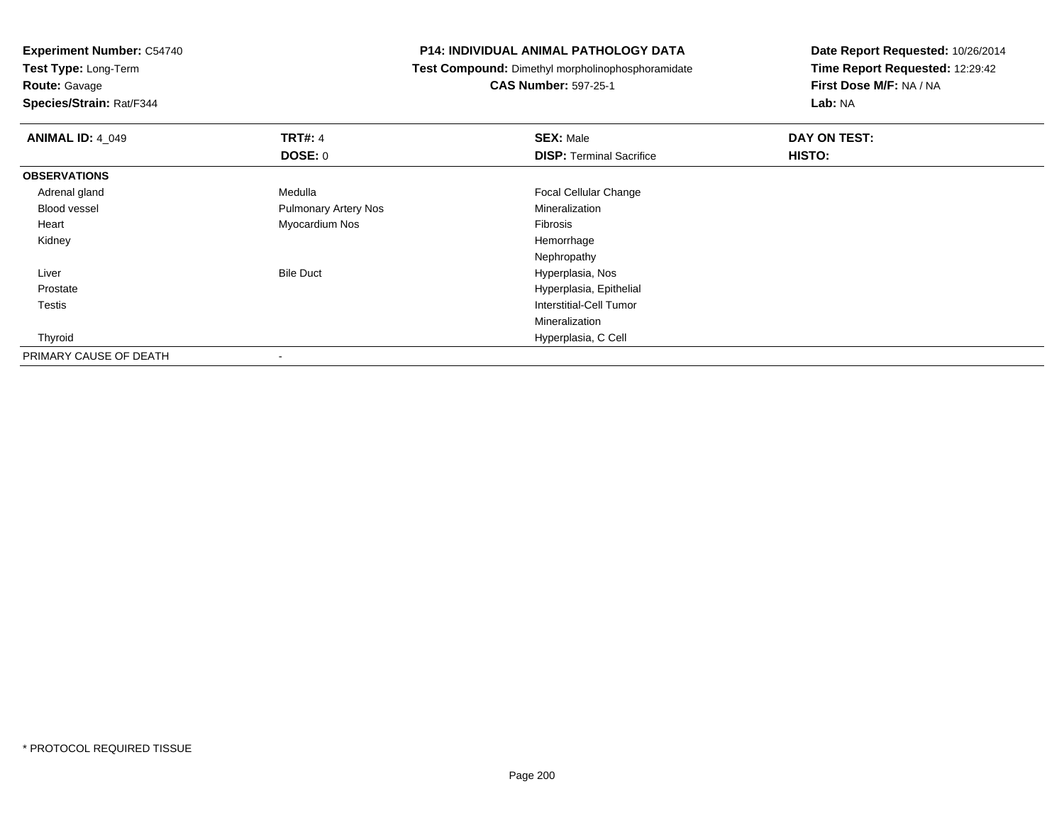**Experiment Number:** C54740
**Test Type:** Long-Term
**Route:** Gavage
**Species/Strain:** Rat/F344

**P14: INDIVIDUAL ANIMAL PATHOLOGY DATA**
**Test Compound:** Dimethyl morpholinophosphoramidate
**CAS Number:** 597-25-1

**Date Report Requested:** 10/26/2014
**Time Report Requested:** 12:29:42
**First Dose M/F:** NA / NA
**Lab:** NA

| **ANIMAL ID:** 4_049 | **TRT#:** 4 | **SEX:** Male | **DAY ON TEST:** |
|---|---|---|---|
| | **DOSE:** 0 | **DISP:** Terminal Sacrifice | **HISTO:** |
| **OBSERVATIONS** | | | |
| Adrenal gland | Medulla | Focal Cellular Change | |
| Blood vessel | Pulmonary Artery Nos | Mineralization | |
| Heart | Myocardium Nos | Fibrosis | |
| Kidney | | Hemorrhage | |
| | | Nephropathy | |
| Liver | Bile Duct | Hyperplasia, Nos | |
| Prostate | | Hyperplasia, Epithelial | |
| Testis | | Interstitial-Cell Tumor | |
| | | Mineralization | |
| Thyroid | | Hyperplasia, C Cell | |
| PRIMARY CAUSE OF DEATH | - | | |

* PROTOCOL REQUIRED TISSUE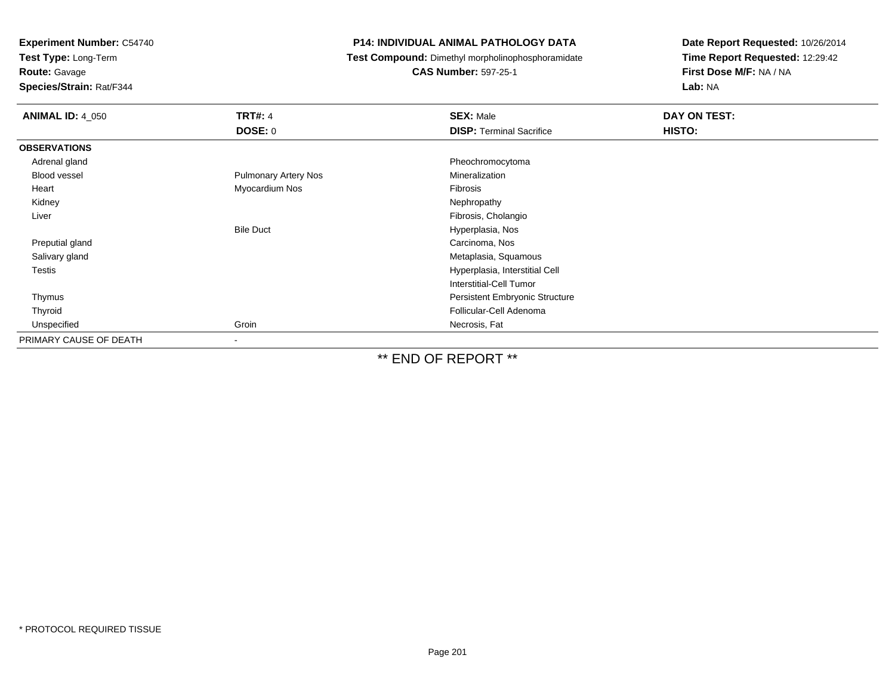**Experiment Number:** C54740
**Test Type:** Long-Term
**Route:** Gavage
**Species/Strain:** Rat/F344

**P14: INDIVIDUAL ANIMAL PATHOLOGY DATA**
**Test Compound:** Dimethyl morpholinophosphoramidate
**CAS Number:** 597-25-1

**Date Report Requested:** 10/26/2014
**Time Report Requested:** 12:29:42
**First Dose M/F:** NA / NA
**Lab:** NA

| **ANIMAL ID:** 4_050 | **TRT#:** 4 | **SEX:** Male | **DAY ON TEST:** |
|---|---|---|---|
| | **DOSE:** 0 | **DISP:** Terminal Sacrifice | **HISTO:** |
| **OBSERVATIONS** | | | |
| Adrenal gland | | Pheochromocytoma | |
| Blood vessel | Pulmonary Artery Nos | Mineralization | |
| Heart | Myocardium Nos | Fibrosis | |
| Kidney | | Nephropathy | |
| Liver | | Fibrosis, Cholangio | |
| | Bile Duct | Hyperplasia, Nos | |
| Preputial gland | | Carcinoma, Nos | |
| Salivary gland | | Metaplasia, Squamous | |
| Testis | | Hyperplasia, Interstitial Cell | |
| | | Interstitial-Cell Tumor | |
| Thymus | | Persistent Embryonic Structure | |
| Thyroid | | Follicular-Cell Adenoma | |
| Unspecified | Groin | Necrosis, Fat | |
| PRIMARY CAUSE OF DEATH | - | | |

** END OF REPORT **

* PROTOCOL REQUIRED TISSUE